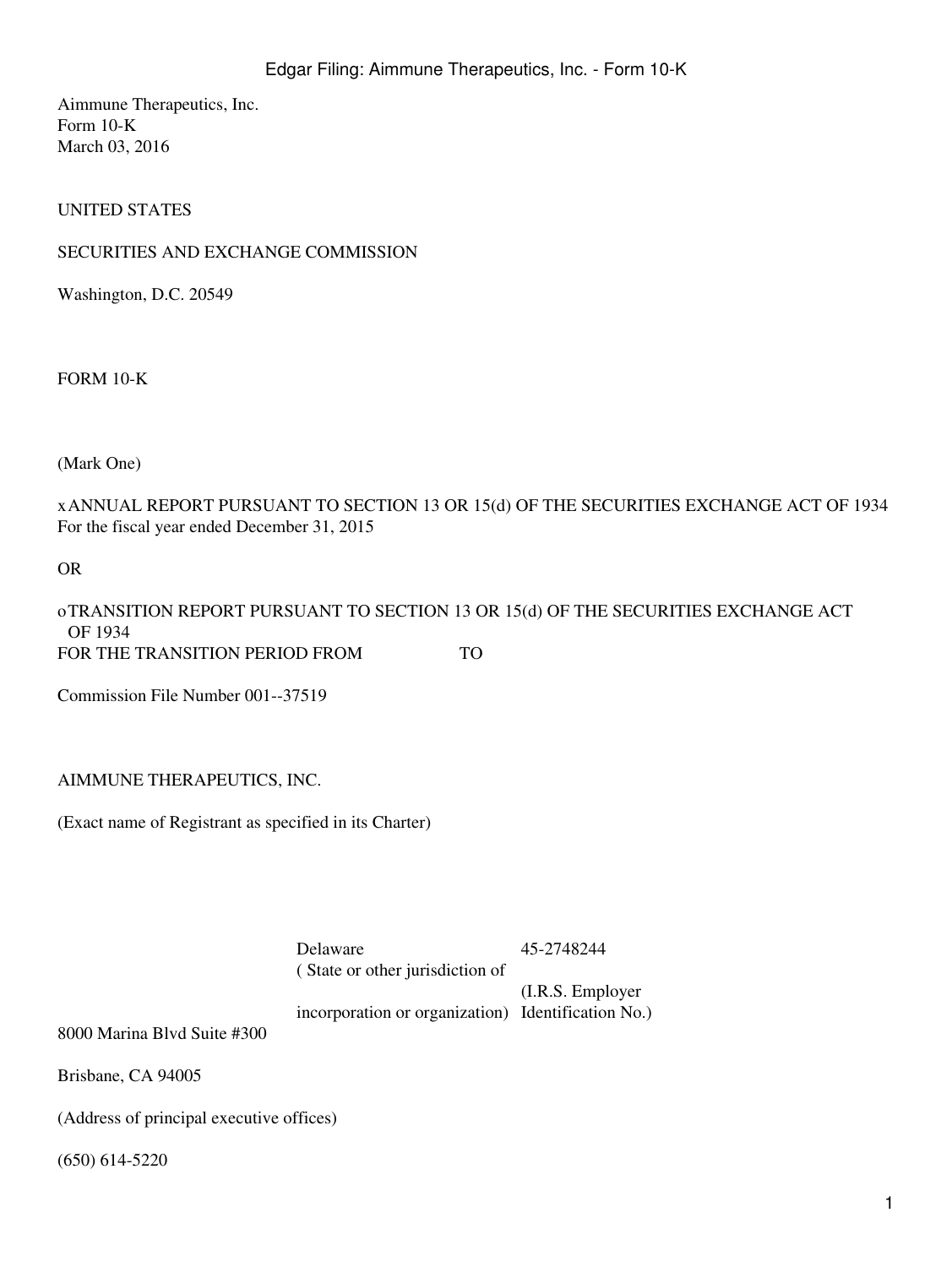Aimmune Therapeutics, Inc.
Form 10-K
March 03, 2016

UNITED STATES

SECURITIES AND EXCHANGE COMMISSION

Washington, D.C. 20549

FORM 10-K

(Mark One)

x ANNUAL REPORT PURSUANT TO SECTION 13 OR 15(d) OF THE SECURITIES EXCHANGE ACT OF 1934
For the fiscal year ended December 31, 2015

OR

o TRANSITION REPORT PURSUANT TO SECTION 13 OR 15(d) OF THE SECURITIES EXCHANGE ACT OF 1934
FOR THE TRANSITION PERIOD FROM TO

Commission File Number 001--37519

AIMMUNE THERAPEUTICS, INC.

(Exact name of Registrant as specified in its Charter)

| Delaware | 45-2748244 |
|---|---|
| ( State or other jurisdiction of incorporation or organization) | (I.R.S. Employer Identification No.) |

8000 Marina Blvd Suite #300

Brisbane, CA 94005

(Address of principal executive offices)

(650) 614-5220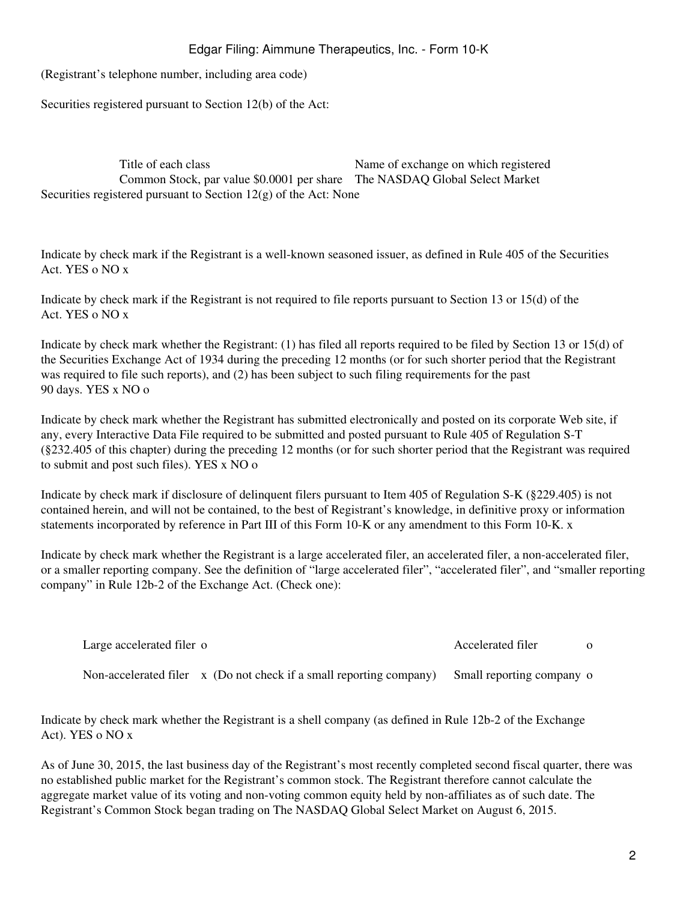(Registrant's telephone number, including area code)

Securities registered pursuant to Section 12(b) of the Act:

| Title of each class | Name of exchange on which registered |
| --- | --- |
| Common Stock, par value $0.0001 per share | The NASDAQ Global Select Market |

Securities registered pursuant to Section 12(g) of the Act: None

Indicate by check mark if the Registrant is a well-known seasoned issuer, as defined in Rule 405 of the Securities Act. YES o NO x

Indicate by check mark if the Registrant is not required to file reports pursuant to Section 13 or 15(d) of the Act. YES o NO x

Indicate by check mark whether the Registrant: (1) has filed all reports required to be filed by Section 13 or 15(d) of the Securities Exchange Act of 1934 during the preceding 12 months (or for such shorter period that the Registrant was required to file such reports), and (2) has been subject to such filing requirements for the past 90 days. YES x NO o

Indicate by check mark whether the Registrant has submitted electronically and posted on its corporate Web site, if any, every Interactive Data File required to be submitted and posted pursuant to Rule 405 of Regulation S-T (§232.405 of this chapter) during the preceding 12 months (or for such shorter period that the Registrant was required to submit and post such files). YES x NO o

Indicate by check mark if disclosure of delinquent filers pursuant to Item 405 of Regulation S-K (§229.405) is not contained herein, and will not be contained, to the best of Registrant's knowledge, in definitive proxy or information statements incorporated by reference in Part III of this Form 10-K or any amendment to this Form 10-K. x

Indicate by check mark whether the Registrant is a large accelerated filer, an accelerated filer, a non-accelerated filer, or a smaller reporting company. See the definition of "large accelerated filer", "accelerated filer", and "smaller reporting company" in Rule 12b-2 of the Exchange Act. (Check one):

| | |
| --- | --- |
| Large accelerated filer o | Accelerated filer o |
| Non-accelerated filer x (Do not check if a small reporting company) | Small reporting company o |

Indicate by check mark whether the Registrant is a shell company (as defined in Rule 12b-2 of the Exchange Act). YES o NO x

As of June 30, 2015, the last business day of the Registrant's most recently completed second fiscal quarter, there was no established public market for the Registrant's common stock. The Registrant therefore cannot calculate the aggregate market value of its voting and non-voting common equity held by non-affiliates as of such date. The Registrant's Common Stock began trading on The NASDAQ Global Select Market on August 6, 2015.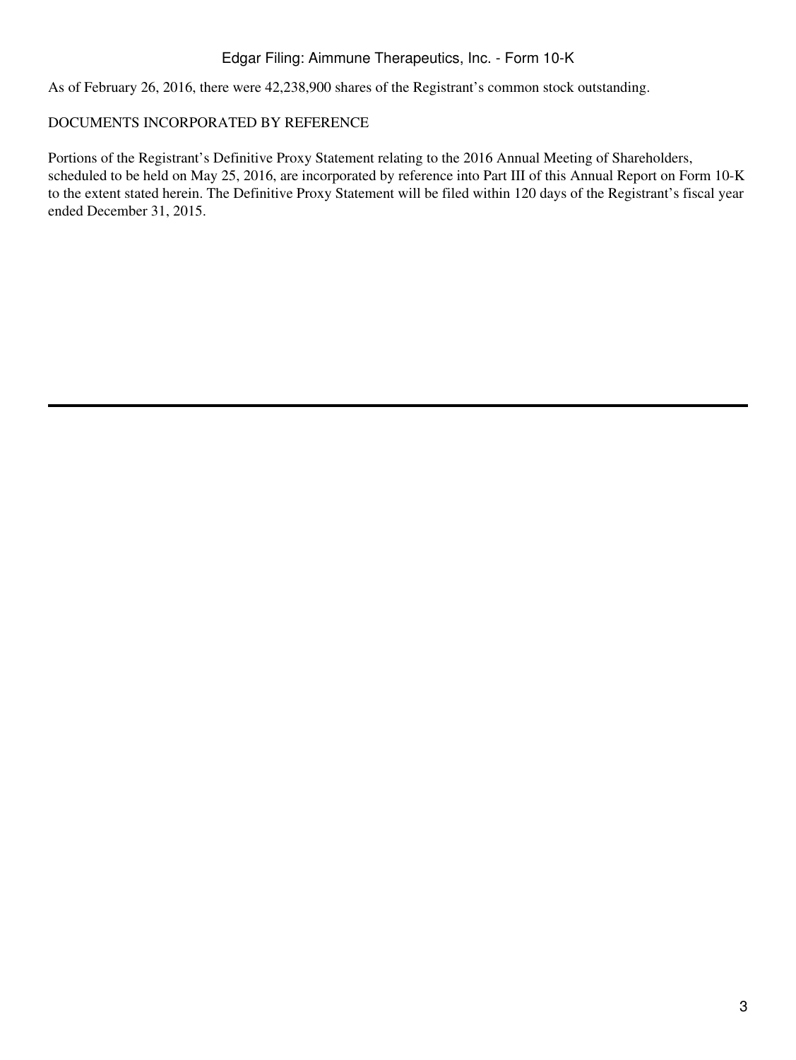As of February 26, 2016, there were 42,238,900 shares of the Registrant's common stock outstanding.

DOCUMENTS INCORPORATED BY REFERENCE

Portions of the Registrant's Definitive Proxy Statement relating to the 2016 Annual Meeting of Shareholders, scheduled to be held on May 25, 2016, are incorporated by reference into Part III of this Annual Report on Form 10-K to the extent stated herein. The Definitive Proxy Statement will be filed within 120 days of the Registrant's fiscal year ended December 31, 2015.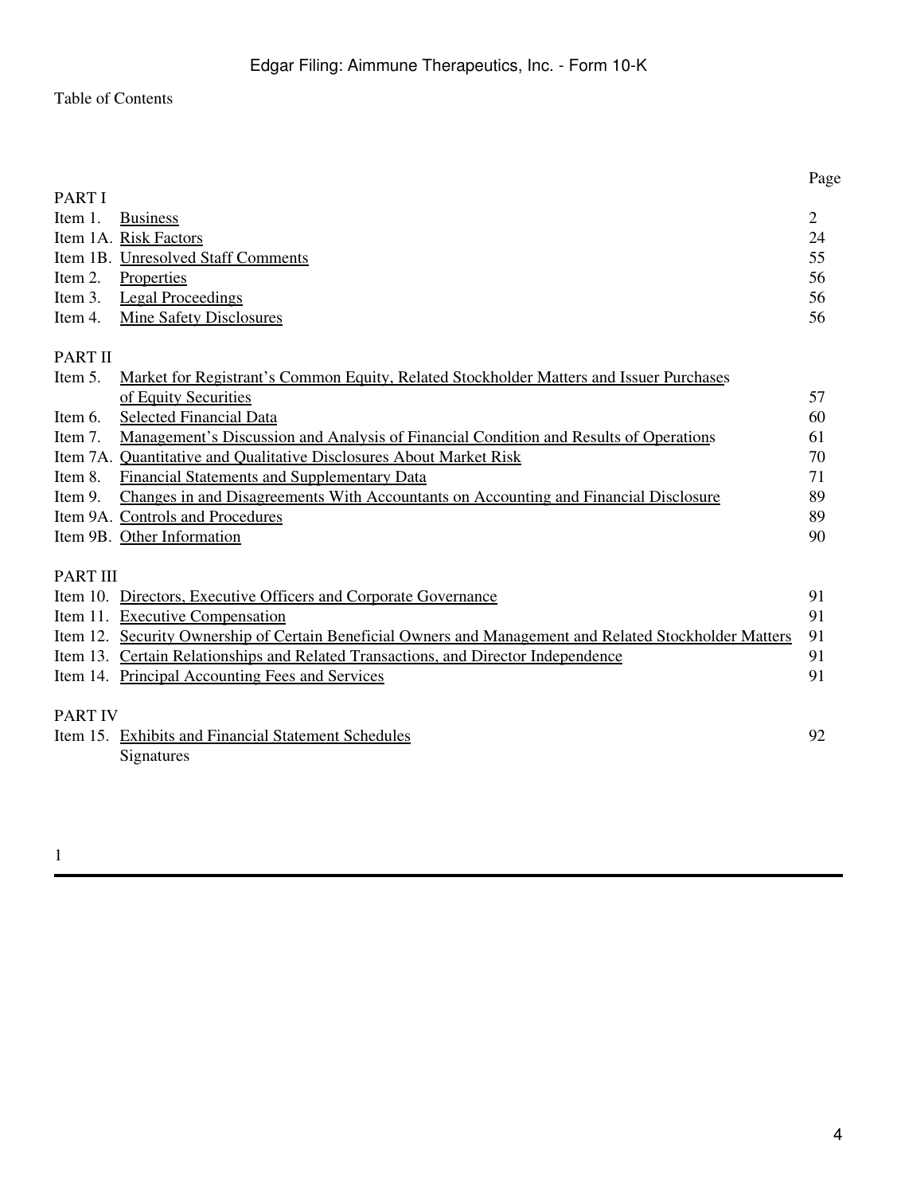Table of Contents

| | | Page |
|---|---|---|
| PART I | | |
| Item 1. | Business | 2 |
| Item 1A. | Risk Factors | 24 |
| Item 1B. | Unresolved Staff Comments | 55 |
| Item 2. | Properties | 56 |
| Item 3. | Legal Proceedings | 56 |
| Item 4. | Mine Safety Disclosures | 56 |
| PART II | | |
| Item 5. | Market for Registrant's Common Equity, Related Stockholder Matters and Issuer Purchases of Equity Securities | 57 |
| Item 6. | Selected Financial Data | 60 |
| Item 7. | Management's Discussion and Analysis of Financial Condition and Results of Operations | 61 |
| Item 7A. | Quantitative and Qualitative Disclosures About Market Risk | 70 |
| Item 8. | Financial Statements and Supplementary Data | 71 |
| Item 9. | Changes in and Disagreements With Accountants on Accounting and Financial Disclosure | 89 |
| Item 9A. | Controls and Procedures | 89 |
| Item 9B. | Other Information | 90 |
| PART III | | |
| Item 10. | Directors, Executive Officers and Corporate Governance | 91 |
| Item 11. | Executive Compensation | 91 |
| Item 12. | Security Ownership of Certain Beneficial Owners and Management and Related Stockholder Matters | 91 |
| Item 13. | Certain Relationships and Related Transactions, and Director Independence | 91 |
| Item 14. | Principal Accounting Fees and Services | 91 |
| PART IV | | |
| Item 15. | Exhibits and Financial Statement Schedules | 92 |
| | Signatures | |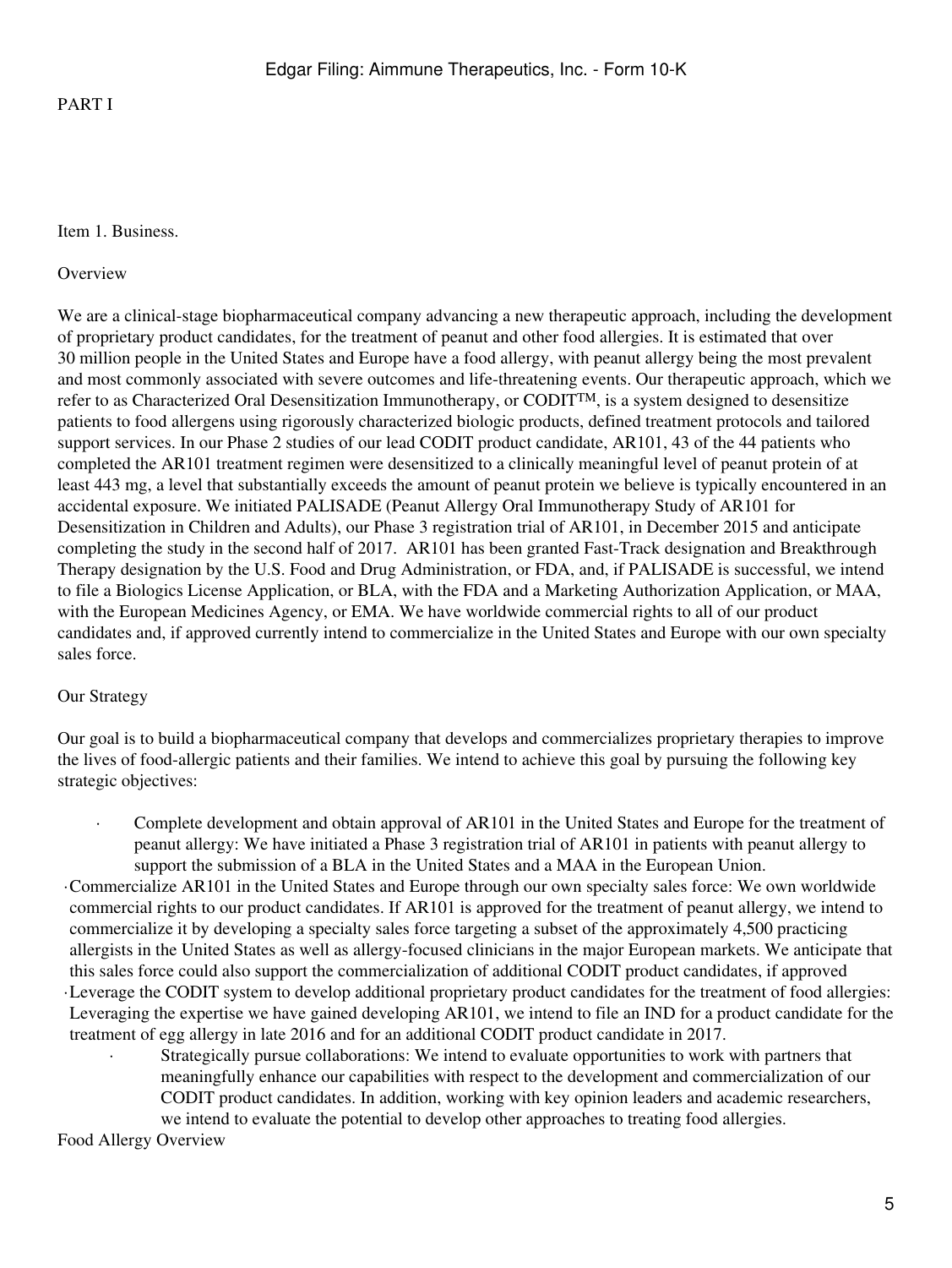# PART I

## Item 1. Business.

### Overview

We are a clinical-stage biopharmaceutical company advancing a new therapeutic approach, including the development of proprietary product candidates, for the treatment of peanut and other food allergies. It is estimated that over 30 million people in the United States and Europe have a food allergy, with peanut allergy being the most prevalent and most commonly associated with severe outcomes and life-threatening events. Our therapeutic approach, which we refer to as Characterized Oral Desensitization Immunotherapy, or CODIT™, is a system designed to desensitize patients to food allergens using rigorously characterized biologic products, defined treatment protocols and tailored support services. In our Phase 2 studies of our lead CODIT product candidate, AR101, 43 of the 44 patients who completed the AR101 treatment regimen were desensitized to a clinically meaningful level of peanut protein of at least 443 mg, a level that substantially exceeds the amount of peanut protein we believe is typically encountered in an accidental exposure. We initiated PALISADE (Peanut Allergy Oral Immunotherapy Study of AR101 for Desensitization in Children and Adults), our Phase 3 registration trial of AR101, in December 2015 and anticipate completing the study in the second half of 2017. AR101 has been granted Fast-Track designation and Breakthrough Therapy designation by the U.S. Food and Drug Administration, or FDA, and, if PALISADE is successful, we intend to file a Biologics License Application, or BLA, with the FDA and a Marketing Authorization Application, or MAA, with the European Medicines Agency, or EMA. We have worldwide commercial rights to all of our product candidates and, if approved currently intend to commercialize in the United States and Europe with our own specialty sales force.

### Our Strategy

Our goal is to build a biopharmaceutical company that develops and commercializes proprietary therapies to improve the lives of food-allergic patients and their families. We intend to achieve this goal by pursuing the following key strategic objectives:

- Complete development and obtain approval of AR101 in the United States and Europe for the treatment of peanut allergy: We have initiated a Phase 3 registration trial of AR101 in patients with peanut allergy to support the submission of a BLA in the United States and a MAA in the European Union.
- Commercialize AR101 in the United States and Europe through our own specialty sales force: We own worldwide commercial rights to our product candidates. If AR101 is approved for the treatment of peanut allergy, we intend to commercialize it by developing a specialty sales force targeting a subset of the approximately 4,500 practicing allergists in the United States as well as allergy-focused clinicians in the major European markets. We anticipate that this sales force could also support the commercialization of additional CODIT product candidates, if approved
- Leverage the CODIT system to develop additional proprietary product candidates for the treatment of food allergies: Leveraging the expertise we have gained developing AR101, we intend to file an IND for a product candidate for the treatment of egg allergy in late 2016 and for an additional CODIT product candidate in 2017.
- Strategically pursue collaborations: We intend to evaluate opportunities to work with partners that meaningfully enhance our capabilities with respect to the development and commercialization of our CODIT product candidates. In addition, working with key opinion leaders and academic researchers, we intend to evaluate the potential to develop other approaches to treating food allergies.

### Food Allergy Overview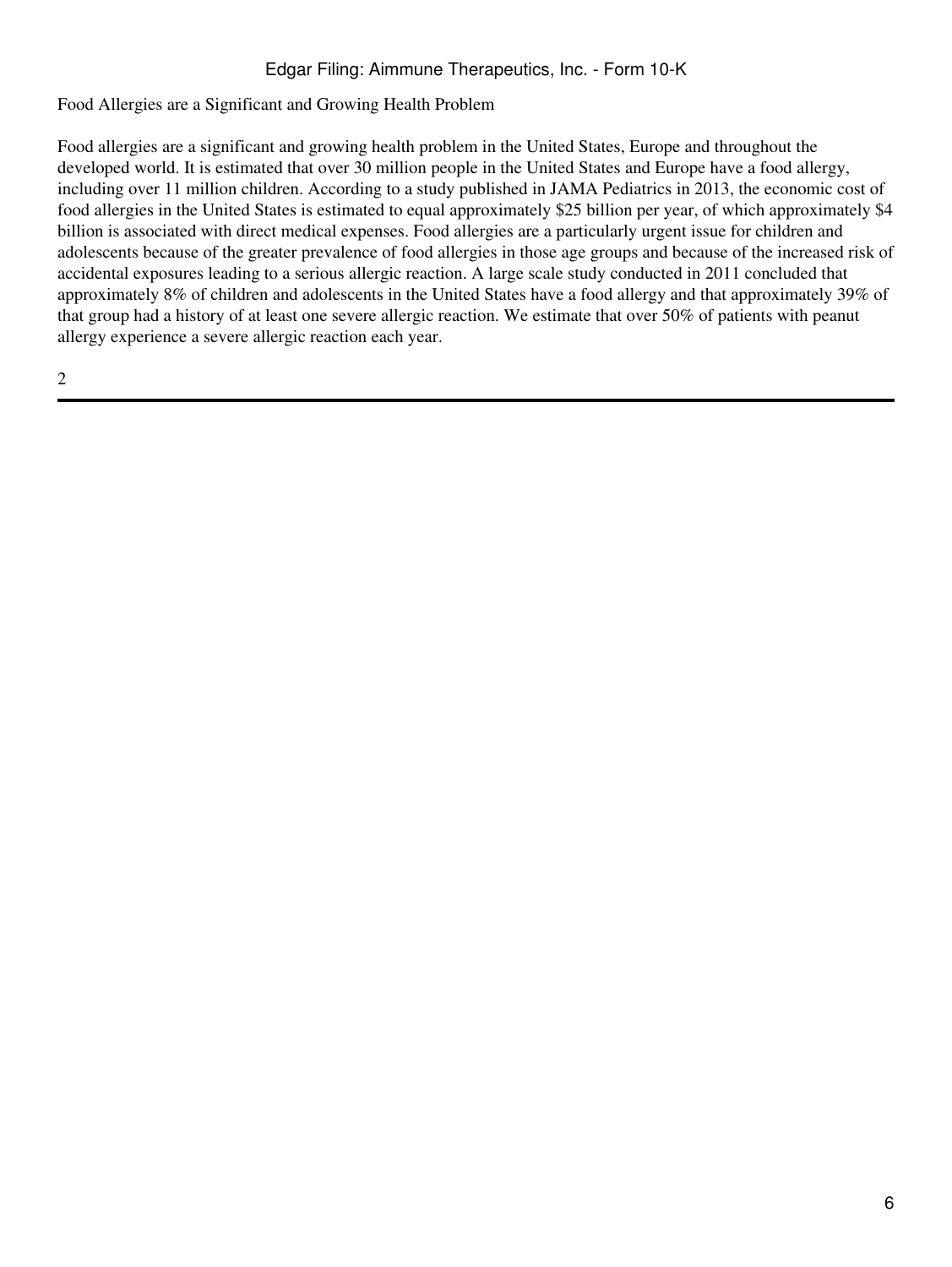## Food Allergies are a Significant and Growing Health Problem

Food allergies are a significant and growing health problem in the United States, Europe and throughout the developed world. It is estimated that over 30 million people in the United States and Europe have a food allergy, including over 11 million children. According to a study published in JAMA Pediatrics in 2013, the economic cost of food allergies in the United States is estimated to equal approximately $25 billion per year, of which approximately $4 billion is associated with direct medical expenses. Food allergies are a particularly urgent issue for children and adolescents because of the greater prevalence of food allergies in those age groups and because of the increased risk of accidental exposures leading to a serious allergic reaction. A large scale study conducted in 2011 concluded that approximately 8% of children and adolescents in the United States have a food allergy and that approximately 39% of that group had a history of at least one severe allergic reaction. We estimate that over 50% of patients with peanut allergy experience a severe allergic reaction each year.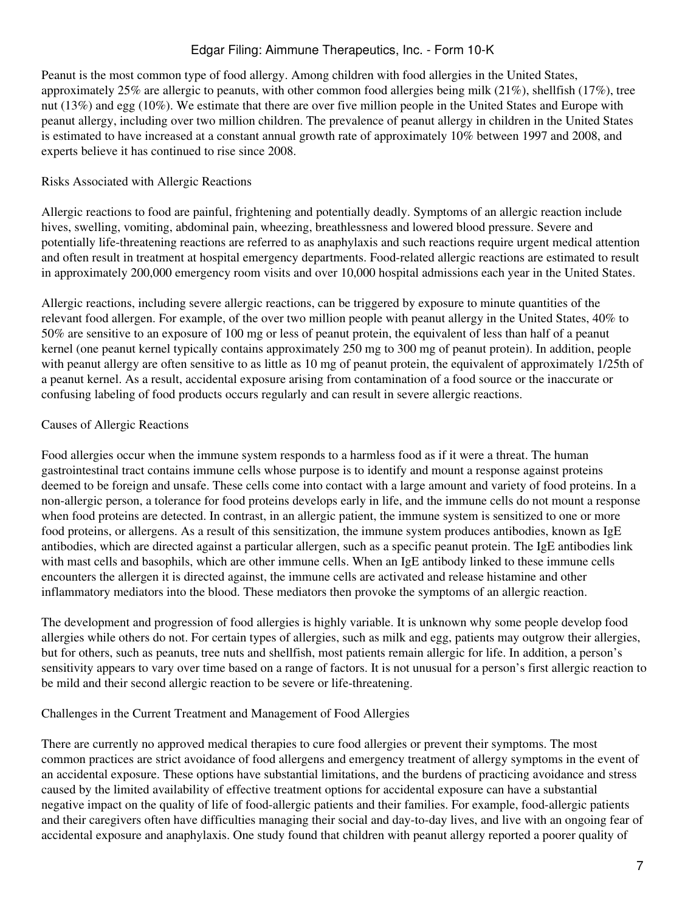Peanut is the most common type of food allergy. Among children with food allergies in the United States, approximately 25% are allergic to peanuts, with other common food allergies being milk (21%), shellfish (17%), tree nut (13%) and egg (10%). We estimate that there are over five million people in the United States and Europe with peanut allergy, including over two million children. The prevalence of peanut allergy in children in the United States is estimated to have increased at a constant annual growth rate of approximately 10% between 1997 and 2008, and experts believe it has continued to rise since 2008.

### Risks Associated with Allergic Reactions

Allergic reactions to food are painful, frightening and potentially deadly. Symptoms of an allergic reaction include hives, swelling, vomiting, abdominal pain, wheezing, breathlessness and lowered blood pressure. Severe and potentially life-threatening reactions are referred to as anaphylaxis and such reactions require urgent medical attention and often result in treatment at hospital emergency departments. Food-related allergic reactions are estimated to result in approximately 200,000 emergency room visits and over 10,000 hospital admissions each year in the United States.

Allergic reactions, including severe allergic reactions, can be triggered by exposure to minute quantities of the relevant food allergen. For example, of the over two million people with peanut allergy in the United States, 40% to 50% are sensitive to an exposure of 100 mg or less of peanut protein, the equivalent of less than half of a peanut kernel (one peanut kernel typically contains approximately 250 mg to 300 mg of peanut protein). In addition, people with peanut allergy are often sensitive to as little as 10 mg of peanut protein, the equivalent of approximately 1/25th of a peanut kernel. As a result, accidental exposure arising from contamination of a food source or the inaccurate or confusing labeling of food products occurs regularly and can result in severe allergic reactions.

### Causes of Allergic Reactions

Food allergies occur when the immune system responds to a harmless food as if it were a threat. The human gastrointestinal tract contains immune cells whose purpose is to identify and mount a response against proteins deemed to be foreign and unsafe. These cells come into contact with a large amount and variety of food proteins. In a non-allergic person, a tolerance for food proteins develops early in life, and the immune cells do not mount a response when food proteins are detected. In contrast, in an allergic patient, the immune system is sensitized to one or more food proteins, or allergens. As a result of this sensitization, the immune system produces antibodies, known as IgE antibodies, which are directed against a particular allergen, such as a specific peanut protein. The IgE antibodies link with mast cells and basophils, which are other immune cells. When an IgE antibody linked to these immune cells encounters the allergen it is directed against, the immune cells are activated and release histamine and other inflammatory mediators into the blood. These mediators then provoke the symptoms of an allergic reaction.

The development and progression of food allergies is highly variable. It is unknown why some people develop food allergies while others do not. For certain types of allergies, such as milk and egg, patients may outgrow their allergies, but for others, such as peanuts, tree nuts and shellfish, most patients remain allergic for life. In addition, a person's sensitivity appears to vary over time based on a range of factors. It is not unusual for a person's first allergic reaction to be mild and their second allergic reaction to be severe or life-threatening.

### Challenges in the Current Treatment and Management of Food Allergies

There are currently no approved medical therapies to cure food allergies or prevent their symptoms. The most common practices are strict avoidance of food allergens and emergency treatment of allergy symptoms in the event of an accidental exposure. These options have substantial limitations, and the burdens of practicing avoidance and stress caused by the limited availability of effective treatment options for accidental exposure can have a substantial negative impact on the quality of life of food-allergic patients and their families. For example, food-allergic patients and their caregivers often have difficulties managing their social and day-to-day lives, and live with an ongoing fear of accidental exposure and anaphylaxis. One study found that children with peanut allergy reported a poorer quality of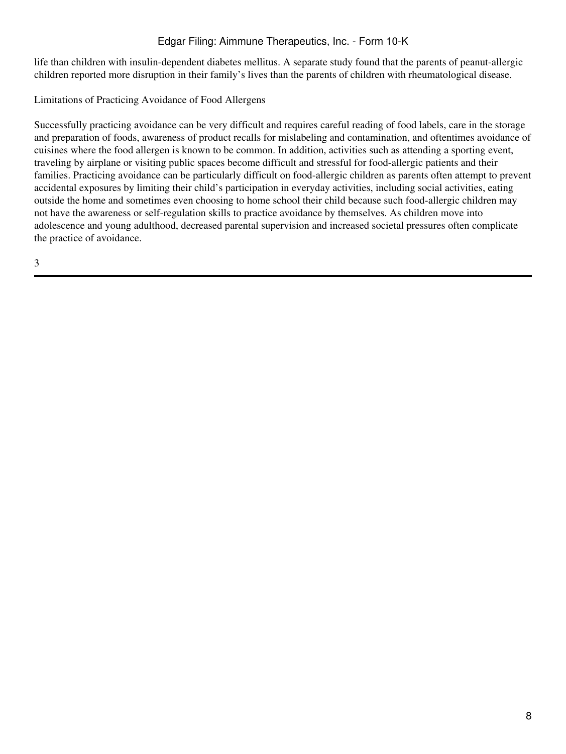life than children with insulin-dependent diabetes mellitus. A separate study found that the parents of peanut-allergic children reported more disruption in their family's lives than the parents of children with rheumatological disease.

### Limitations of Practicing Avoidance of Food Allergens

Successfully practicing avoidance can be very difficult and requires careful reading of food labels, care in the storage and preparation of foods, awareness of product recalls for mislabeling and contamination, and oftentimes avoidance of cuisines where the food allergen is known to be common. In addition, activities such as attending a sporting event, traveling by airplane or visiting public spaces become difficult and stressful for food-allergic patients and their families. Practicing avoidance can be particularly difficult on food-allergic children as parents often attempt to prevent accidental exposures by limiting their child's participation in everyday activities, including social activities, eating outside the home and sometimes even choosing to home school their child because such food-allergic children may not have the awareness or self-regulation skills to practice avoidance by themselves. As children move into adolescence and young adulthood, decreased parental supervision and increased societal pressures often complicate the practice of avoidance.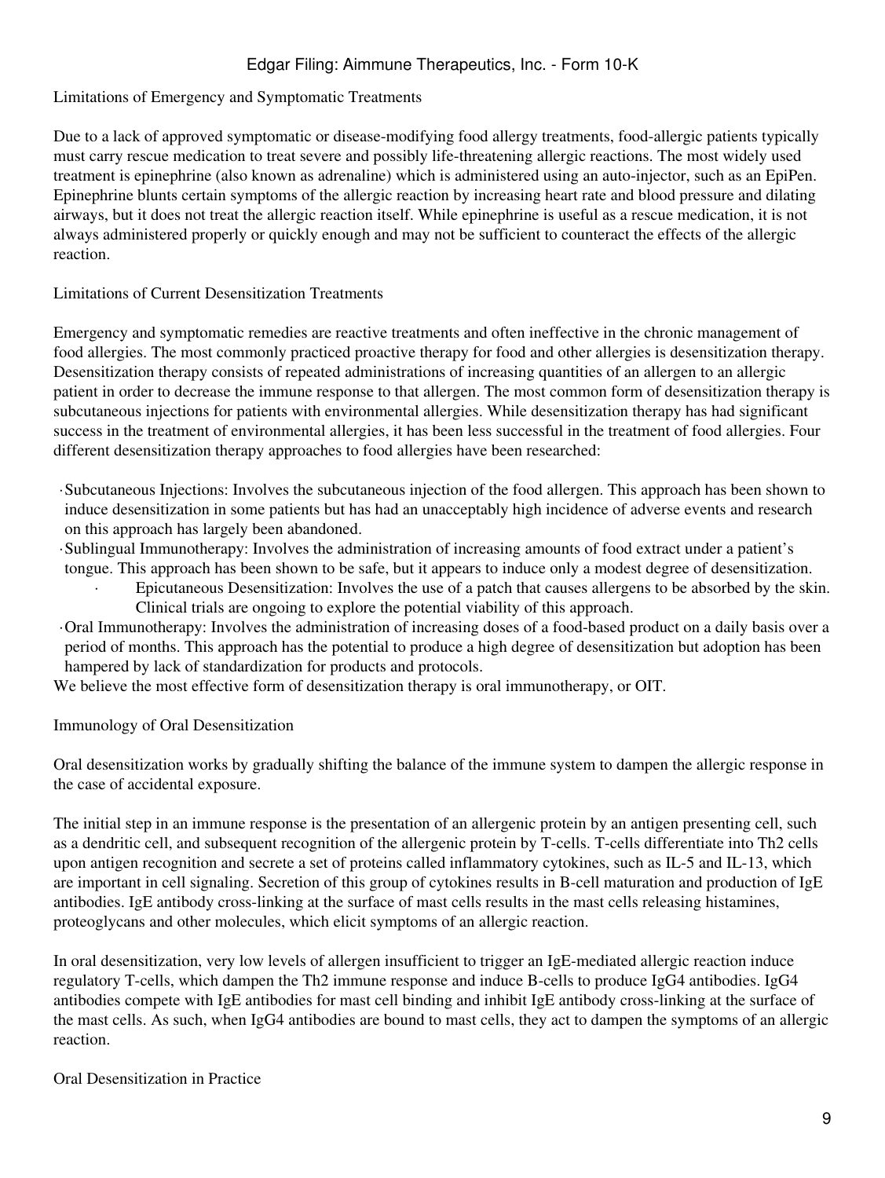### Limitations of Emergency and Symptomatic Treatments

Due to a lack of approved symptomatic or disease-modifying food allergy treatments, food-allergic patients typically must carry rescue medication to treat severe and possibly life-threatening allergic reactions. The most widely used treatment is epinephrine (also known as adrenaline) which is administered using an auto-injector, such as an EpiPen. Epinephrine blunts certain symptoms of the allergic reaction by increasing heart rate and blood pressure and dilating airways, but it does not treat the allergic reaction itself. While epinephrine is useful as a rescue medication, it is not always administered properly or quickly enough and may not be sufficient to counteract the effects of the allergic reaction.

### Limitations of Current Desensitization Treatments

Emergency and symptomatic remedies are reactive treatments and often ineffective in the chronic management of food allergies. The most commonly practiced proactive therapy for food and other allergies is desensitization therapy. Desensitization therapy consists of repeated administrations of increasing quantities of an allergen to an allergic patient in order to decrease the immune response to that allergen. The most common form of desensitization therapy is subcutaneous injections for patients with environmental allergies. While desensitization therapy has had significant success in the treatment of environmental allergies, it has been less successful in the treatment of food allergies. Four different desensitization therapy approaches to food allergies have been researched:

- Subcutaneous Injections: Involves the subcutaneous injection of the food allergen. This approach has been shown to induce desensitization in some patients but has had an unacceptably high incidence of adverse events and research on this approach has largely been abandoned.
- Sublingual Immunotherapy: Involves the administration of increasing amounts of food extract under a patient's tongue. This approach has been shown to be safe, but it appears to induce only a modest degree of desensitization.
- Epicutaneous Desensitization: Involves the use of a patch that causes allergens to be absorbed by the skin. Clinical trials are ongoing to explore the potential viability of this approach.
- Oral Immunotherapy: Involves the administration of increasing doses of a food-based product on a daily basis over a period of months. This approach has the potential to produce a high degree of desensitization but adoption has been hampered by lack of standardization for products and protocols.

We believe the most effective form of desensitization therapy is oral immunotherapy, or OIT.

### Immunology of Oral Desensitization

Oral desensitization works by gradually shifting the balance of the immune system to dampen the allergic response in the case of accidental exposure.

The initial step in an immune response is the presentation of an allergenic protein by an antigen presenting cell, such as a dendritic cell, and subsequent recognition of the allergenic protein by T-cells. T-cells differentiate into Th2 cells upon antigen recognition and secrete a set of proteins called inflammatory cytokines, such as IL-5 and IL-13, which are important in cell signaling. Secretion of this group of cytokines results in B-cell maturation and production of IgE antibodies. IgE antibody cross-linking at the surface of mast cells results in the mast cells releasing histamines, proteoglycans and other molecules, which elicit symptoms of an allergic reaction.

In oral desensitization, very low levels of allergen insufficient to trigger an IgE-mediated allergic reaction induce regulatory T-cells, which dampen the Th2 immune response and induce B-cells to produce IgG4 antibodies. IgG4 antibodies compete with IgE antibodies for mast cell binding and inhibit IgE antibody cross-linking at the surface of the mast cells. As such, when IgG4 antibodies are bound to mast cells, they act to dampen the symptoms of an allergic reaction.

### Oral Desensitization in Practice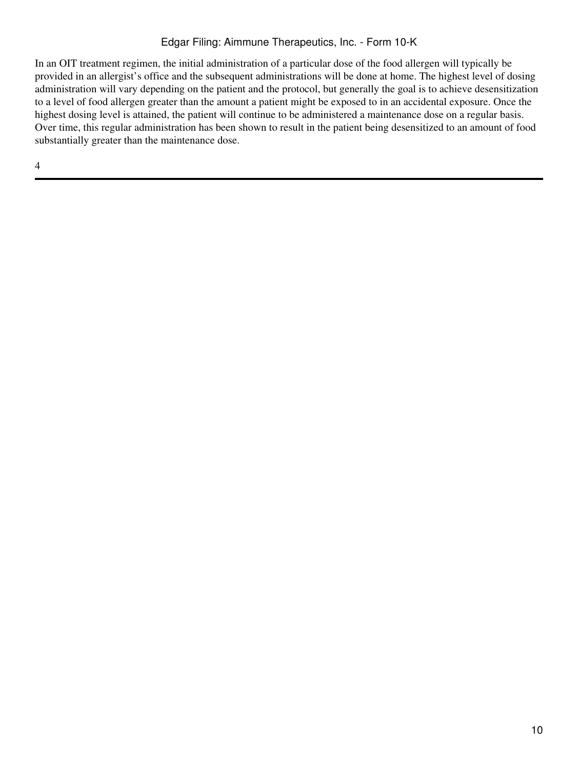In an OIT treatment regimen, the initial administration of a particular dose of the food allergen will typically be provided in an allergist's office and the subsequent administrations will be done at home. The highest level of dosing administration will vary depending on the patient and the protocol, but generally the goal is to achieve desensitization to a level of food allergen greater than the amount a patient might be exposed to in an accidental exposure. Once the highest dosing level is attained, the patient will continue to be administered a maintenance dose on a regular basis. Over time, this regular administration has been shown to result in the patient being desensitized to an amount of food substantially greater than the maintenance dose.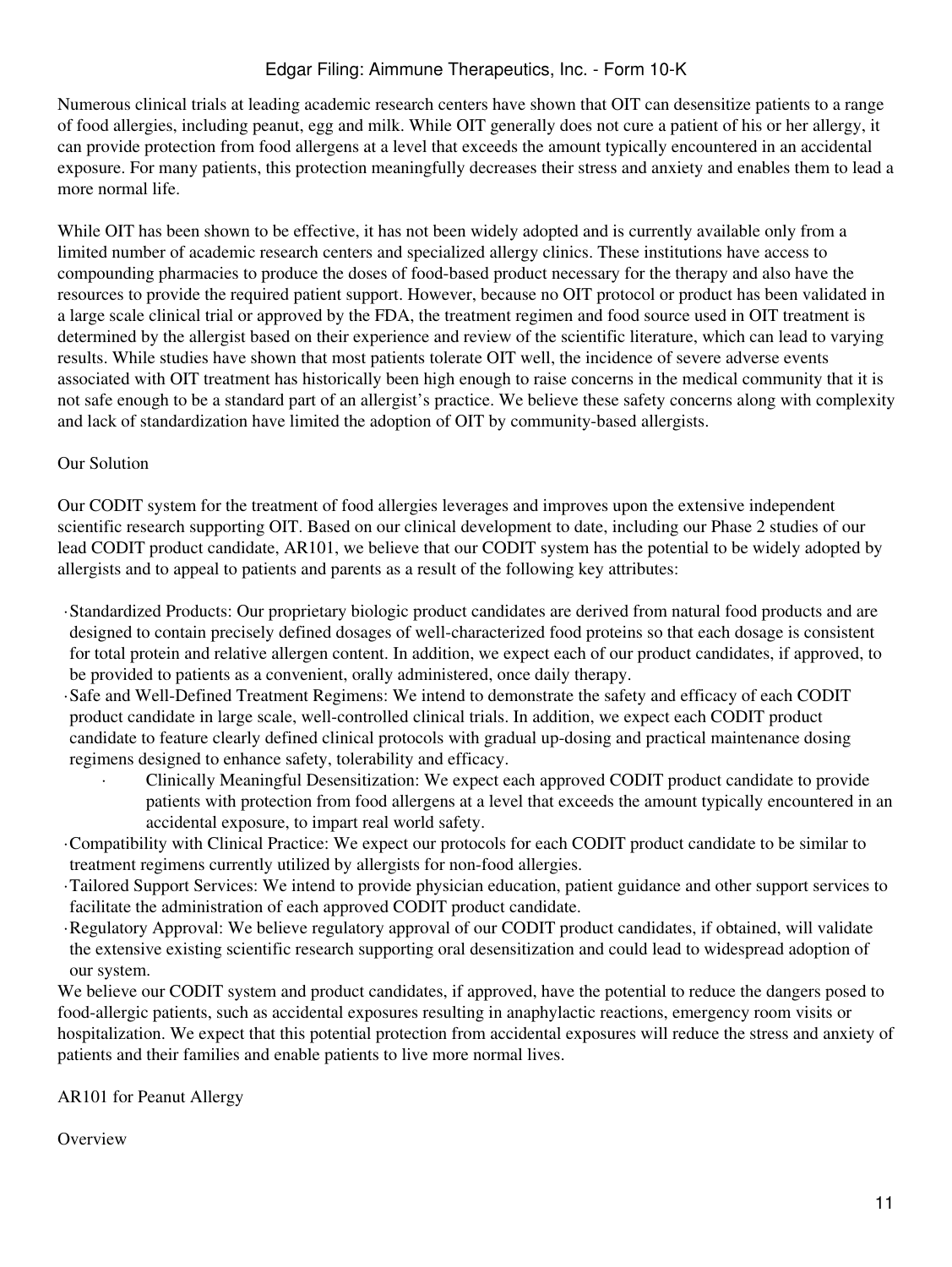Numerous clinical trials at leading academic research centers have shown that OIT can desensitize patients to a range of food allergies, including peanut, egg and milk. While OIT generally does not cure a patient of his or her allergy, it can provide protection from food allergens at a level that exceeds the amount typically encountered in an accidental exposure. For many patients, this protection meaningfully decreases their stress and anxiety and enables them to lead a more normal life.

While OIT has been shown to be effective, it has not been widely adopted and is currently available only from a limited number of academic research centers and specialized allergy clinics. These institutions have access to compounding pharmacies to produce the doses of food-based product necessary for the therapy and also have the resources to provide the required patient support. However, because no OIT protocol or product has been validated in a large scale clinical trial or approved by the FDA, the treatment regimen and food source used in OIT treatment is determined by the allergist based on their experience and review of the scientific literature, which can lead to varying results. While studies have shown that most patients tolerate OIT well, the incidence of severe adverse events associated with OIT treatment has historically been high enough to raise concerns in the medical community that it is not safe enough to be a standard part of an allergist's practice. We believe these safety concerns along with complexity and lack of standardization have limited the adoption of OIT by community-based allergists.

## Our Solution

Our CODIT system for the treatment of food allergies leverages and improves upon the extensive independent scientific research supporting OIT. Based on our clinical development to date, including our Phase 2 studies of our lead CODIT product candidate, AR101, we believe that our CODIT system has the potential to be widely adopted by allergists and to appeal to patients and parents as a result of the following key attributes:

- Standardized Products: Our proprietary biologic product candidates are derived from natural food products and are designed to contain precisely defined dosages of well-characterized food proteins so that each dosage is consistent for total protein and relative allergen content. In addition, we expect each of our product candidates, if approved, to be provided to patients as a convenient, orally administered, once daily therapy.
- Safe and Well-Defined Treatment Regimens: We intend to demonstrate the safety and efficacy of each CODIT product candidate in large scale, well-controlled clinical trials. In addition, we expect each CODIT product candidate to feature clearly defined clinical protocols with gradual up-dosing and practical maintenance dosing regimens designed to enhance safety, tolerability and efficacy.
  - Clinically Meaningful Desensitization: We expect each approved CODIT product candidate to provide patients with protection from food allergens at a level that exceeds the amount typically encountered in an accidental exposure, to impart real world safety.
- Compatibility with Clinical Practice: We expect our protocols for each CODIT product candidate to be similar to treatment regimens currently utilized by allergists for non-food allergies.
- Tailored Support Services: We intend to provide physician education, patient guidance and other support services to facilitate the administration of each approved CODIT product candidate.
- Regulatory Approval: We believe regulatory approval of our CODIT product candidates, if obtained, will validate the extensive existing scientific research supporting oral desensitization and could lead to widespread adoption of our system.

We believe our CODIT system and product candidates, if approved, have the potential to reduce the dangers posed to food-allergic patients, such as accidental exposures resulting in anaphylactic reactions, emergency room visits or hospitalization. We expect that this potential protection from accidental exposures will reduce the stress and anxiety of patients and their families and enable patients to live more normal lives.

## AR101 for Peanut Allergy

### Overview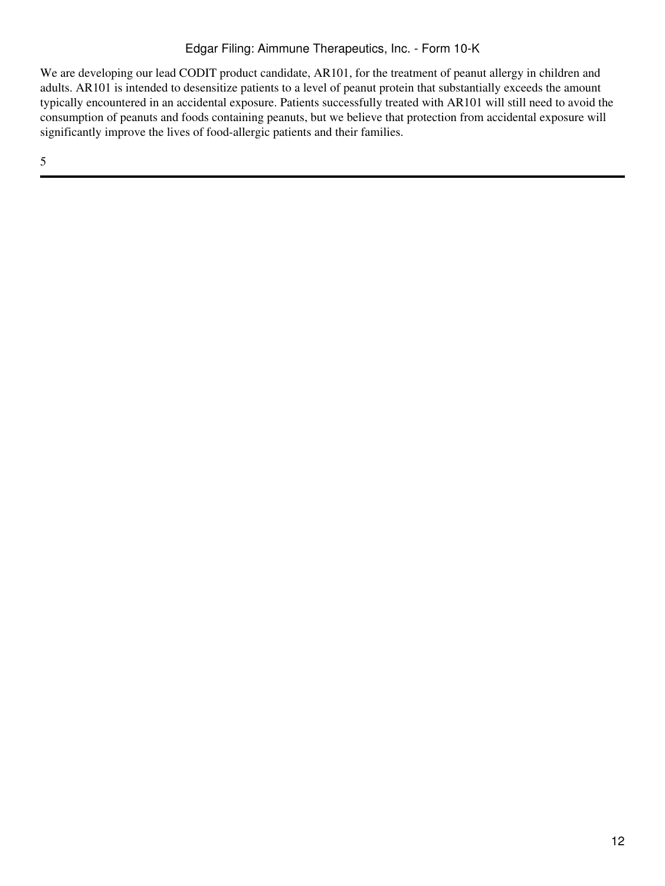We are developing our lead CODIT product candidate, AR101, for the treatment of peanut allergy in children and adults. AR101 is intended to desensitize patients to a level of peanut protein that substantially exceeds the amount typically encountered in an accidental exposure. Patients successfully treated with AR101 will still need to avoid the consumption of peanuts and foods containing peanuts, but we believe that protection from accidental exposure will significantly improve the lives of food-allergic patients and their families.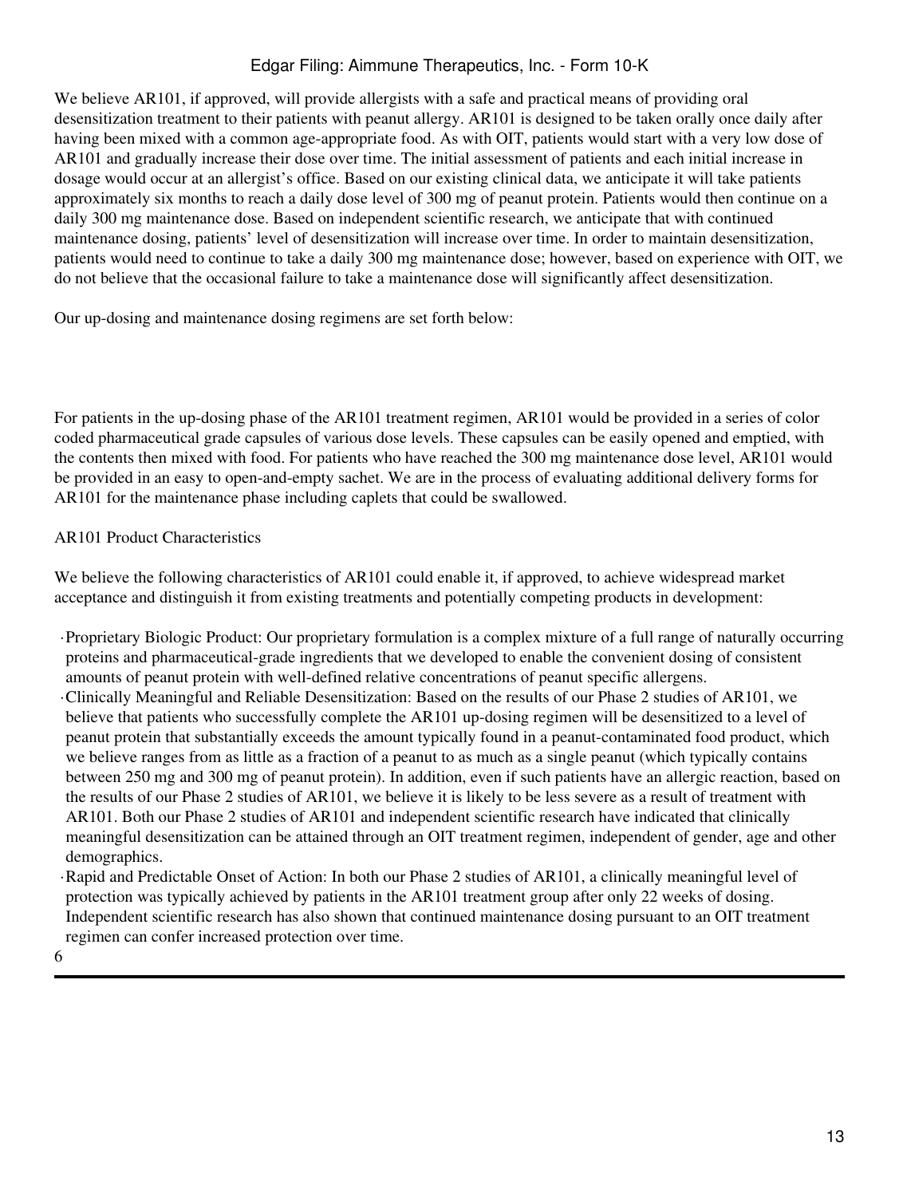We believe AR101, if approved, will provide allergists with a safe and practical means of providing oral desensitization treatment to their patients with peanut allergy. AR101 is designed to be taken orally once daily after having been mixed with a common age-appropriate food. As with OIT, patients would start with a very low dose of AR101 and gradually increase their dose over time. The initial assessment of patients and each initial increase in dosage would occur at an allergist's office. Based on our existing clinical data, we anticipate it will take patients approximately six months to reach a daily dose level of 300 mg of peanut protein. Patients would then continue on a daily 300 mg maintenance dose. Based on independent scientific research, we anticipate that with continued maintenance dosing, patients' level of desensitization will increase over time. In order to maintain desensitization, patients would need to continue to take a daily 300 mg maintenance dose; however, based on experience with OIT, we do not believe that the occasional failure to take a maintenance dose will significantly affect desensitization.

Our up-dosing and maintenance dosing regimens are set forth below:

For patients in the up-dosing phase of the AR101 treatment regimen, AR101 would be provided in a series of color coded pharmaceutical grade capsules of various dose levels. These capsules can be easily opened and emptied, with the contents then mixed with food. For patients who have reached the 300 mg maintenance dose level, AR101 would be provided in an easy to open-and-empty sachet. We are in the process of evaluating additional delivery forms for AR101 for the maintenance phase including caplets that could be swallowed.

AR101 Product Characteristics

We believe the following characteristics of AR101 could enable it, if approved, to achieve widespread market acceptance and distinguish it from existing treatments and potentially competing products in development:

- Proprietary Biologic Product: Our proprietary formulation is a complex mixture of a full range of naturally occurring proteins and pharmaceutical-grade ingredients that we developed to enable the convenient dosing of consistent amounts of peanut protein with well-defined relative concentrations of peanut specific allergens.
- Clinically Meaningful and Reliable Desensitization: Based on the results of our Phase 2 studies of AR101, we believe that patients who successfully complete the AR101 up-dosing regimen will be desensitized to a level of peanut protein that substantially exceeds the amount typically found in a peanut-contaminated food product, which we believe ranges from as little as a fraction of a peanut to as much as a single peanut (which typically contains between 250 mg and 300 mg of peanut protein). In addition, even if such patients have an allergic reaction, based on the results of our Phase 2 studies of AR101, we believe it is likely to be less severe as a result of treatment with AR101. Both our Phase 2 studies of AR101 and independent scientific research have indicated that clinically meaningful desensitization can be attained through an OIT treatment regimen, independent of gender, age and other demographics.
- Rapid and Predictable Onset of Action: In both our Phase 2 studies of AR101, a clinically meaningful level of protection was typically achieved by patients in the AR101 treatment group after only 22 weeks of dosing. Independent scientific research has also shown that continued maintenance dosing pursuant to an OIT treatment regimen can confer increased protection over time.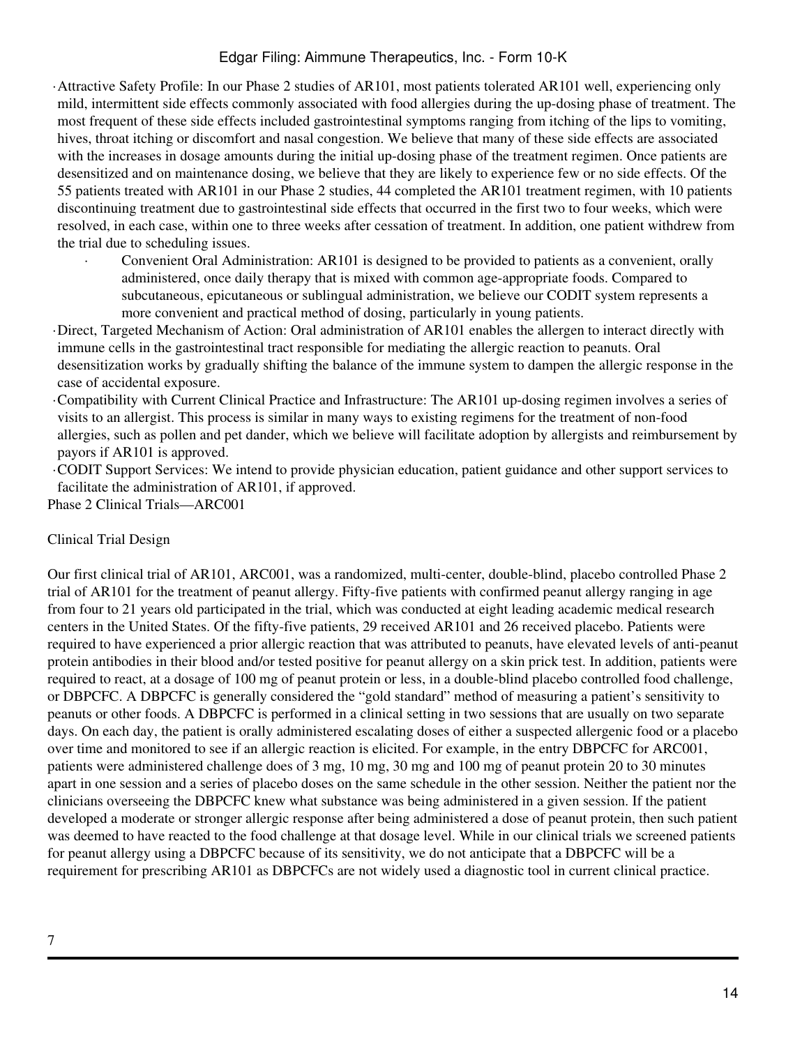- Attractive Safety Profile: In our Phase 2 studies of AR101, most patients tolerated AR101 well, experiencing only mild, intermittent side effects commonly associated with food allergies during the up-dosing phase of treatment. The most frequent of these side effects included gastrointestinal symptoms ranging from itching of the lips to vomiting, hives, throat itching or discomfort and nasal congestion. We believe that many of these side effects are associated with the increases in dosage amounts during the initial up-dosing phase of the treatment regimen. Once patients are desensitized and on maintenance dosing, we believe that they are likely to experience few or no side effects. Of the 55 patients treated with AR101 in our Phase 2 studies, 44 completed the AR101 treatment regimen, with 10 patients discontinuing treatment due to gastrointestinal side effects that occurred in the first two to four weeks, which were resolved, in each case, within one to three weeks after cessation of treatment. In addition, one patient withdrew from the trial due to scheduling issues.
- Convenient Oral Administration: AR101 is designed to be provided to patients as a convenient, orally administered, once daily therapy that is mixed with common age-appropriate foods. Compared to subcutaneous, epicutaneous or sublingual administration, we believe our CODIT system represents a more convenient and practical method of dosing, particularly in young patients.
- Direct, Targeted Mechanism of Action: Oral administration of AR101 enables the allergen to interact directly with immune cells in the gastrointestinal tract responsible for mediating the allergic reaction to peanuts. Oral desensitization works by gradually shifting the balance of the immune system to dampen the allergic response in the case of accidental exposure.
- Compatibility with Current Clinical Practice and Infrastructure: The AR101 up-dosing regimen involves a series of visits to an allergist. This process is similar in many ways to existing regimens for the treatment of non-food allergies, such as pollen and pet dander, which we believe will facilitate adoption by allergists and reimbursement by payors if AR101 is approved.
- CODIT Support Services: We intend to provide physician education, patient guidance and other support services to facilitate the administration of AR101, if approved.

## Phase 2 Clinical Trials—ARC001

### Clinical Trial Design

Our first clinical trial of AR101, ARC001, was a randomized, multi-center, double-blind, placebo controlled Phase 2 trial of AR101 for the treatment of peanut allergy. Fifty-five patients with confirmed peanut allergy ranging in age from four to 21 years old participated in the trial, which was conducted at eight leading academic medical research centers in the United States. Of the fifty-five patients, 29 received AR101 and 26 received placebo. Patients were required to have experienced a prior allergic reaction that was attributed to peanuts, have elevated levels of anti-peanut protein antibodies in their blood and/or tested positive for peanut allergy on a skin prick test. In addition, patients were required to react, at a dosage of 100 mg of peanut protein or less, in a double-blind placebo controlled food challenge, or DBPCFC. A DBPCFC is generally considered the "gold standard" method of measuring a patient's sensitivity to peanuts or other foods. A DBPCFC is performed in a clinical setting in two sessions that are usually on two separate days. On each day, the patient is orally administered escalating doses of either a suspected allergenic food or a placebo over time and monitored to see if an allergic reaction is elicited. For example, in the entry DBPCFC for ARC001, patients were administered challenge does of 3 mg, 10 mg, 30 mg and 100 mg of peanut protein 20 to 30 minutes apart in one session and a series of placebo doses on the same schedule in the other session. Neither the patient nor the clinicians overseeing the DBPCFC knew what substance was being administered in a given session. If the patient developed a moderate or stronger allergic response after being administered a dose of peanut protein, then such patient was deemed to have reacted to the food challenge at that dosage level. While in our clinical trials we screened patients for peanut allergy using a DBPCFC because of its sensitivity, we do not anticipate that a DBPCFC will be a requirement for prescribing AR101 as DBPCFCs are not widely used a diagnostic tool in current clinical practice.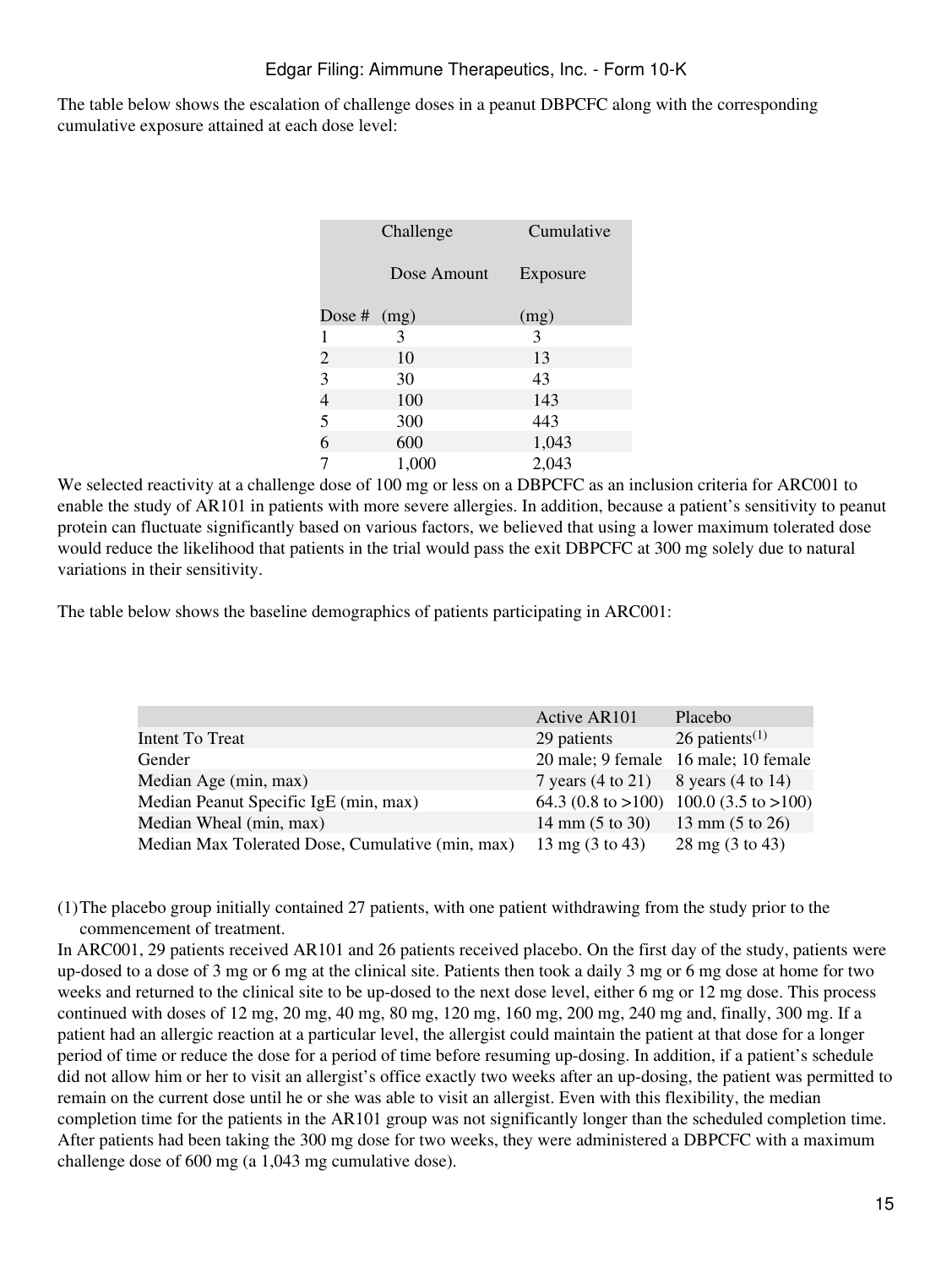The table below shows the escalation of challenge doses in a peanut DBPCFC along with the corresponding cumulative exposure attained at each dose level:

| Dose # | Challenge Dose Amount (mg) | Cumulative Exposure (mg) |
|---|---|---|
| 1 | 3 | 3 |
| 2 | 10 | 13 |
| 3 | 30 | 43 |
| 4 | 100 | 143 |
| 5 | 300 | 443 |
| 6 | 600 | 1,043 |
| 7 | 1,000 | 2,043 |

We selected reactivity at a challenge dose of 100 mg or less on a DBPCFC as an inclusion criteria for ARC001 to enable the study of AR101 in patients with more severe allergies. In addition, because a patient's sensitivity to peanut protein can fluctuate significantly based on various factors, we believed that using a lower maximum tolerated dose would reduce the likelihood that patients in the trial would pass the exit DBPCFC at 300 mg solely due to natural variations in their sensitivity.

The table below shows the baseline demographics of patients participating in ARC001:

| | Active AR101 | Placebo |
|---|---|---|
| Intent To Treat | 29 patients | 26 patients[(1)] |
| Gender | 20 male; 9 female | 16 male; 10 female |
| Median Age (min, max) | 7 years (4 to 21) | 8 years (4 to 14) |
| Median Peanut Specific IgE (min, max) | 64.3 (0.8 to >100) | 100.0 (3.5 to >100) |
| Median Wheal (min, max) | 14 mm (5 to 30) | 13 mm (5 to 26) |
| Median Max Tolerated Dose, Cumulative (min, max) | 13 mg (3 to 43) | 28 mg (3 to 43) |

(1) The placebo group initially contained 27 patients, with one patient withdrawing from the study prior to the commencement of treatment.

In ARC001, 29 patients received AR101 and 26 patients received placebo. On the first day of the study, patients were up-dosed to a dose of 3 mg or 6 mg at the clinical site. Patients then took a daily 3 mg or 6 mg dose at home for two weeks and returned to the clinical site to be up-dosed to the next dose level, either 6 mg or 12 mg dose. This process continued with doses of 12 mg, 20 mg, 40 mg, 80 mg, 120 mg, 160 mg, 200 mg, 240 mg and, finally, 300 mg. If a patient had an allergic reaction at a particular level, the allergist could maintain the patient at that dose for a longer period of time or reduce the dose for a period of time before resuming up-dosing. In addition, if a patient's schedule did not allow him or her to visit an allergist's office exactly two weeks after an up-dosing, the patient was permitted to remain on the current dose until he or she was able to visit an allergist. Even with this flexibility, the median completion time for the patients in the AR101 group was not significantly longer than the scheduled completion time. After patients had been taking the 300 mg dose for two weeks, they were administered a DBPCFC with a maximum challenge dose of 600 mg (a 1,043 mg cumulative dose).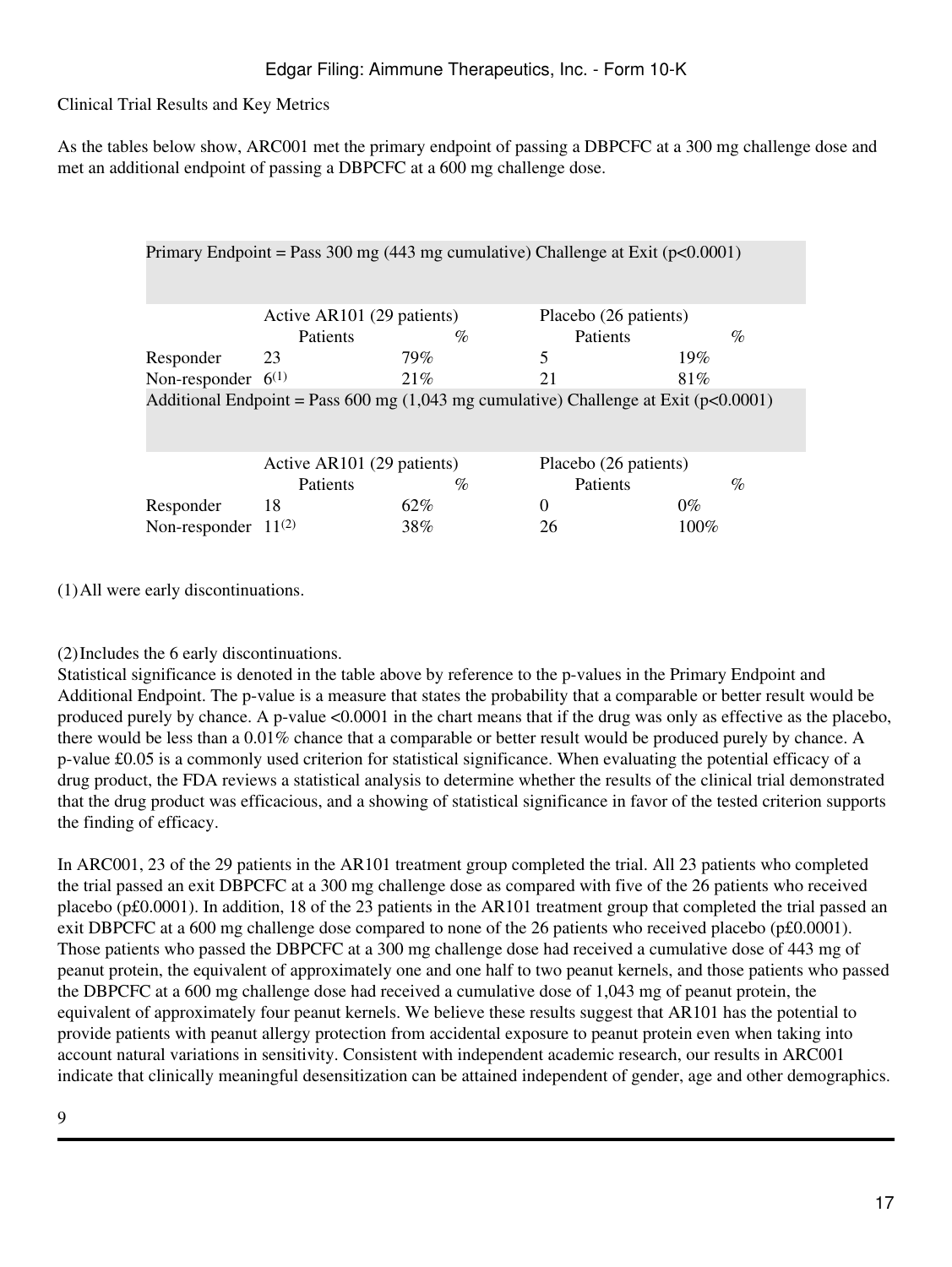Clinical Trial Results and Key Metrics

As the tables below show, ARC001 met the primary endpoint of passing a DBPCFC at a 300 mg challenge dose and met an additional endpoint of passing a DBPCFC at a 600 mg challenge dose.

| Primary Endpoint = Pass 300 mg (443 mg cumulative) Challenge at Exit (p<0.0001) | | | | |
|---|---|---|---|---|
| | Active AR101 (29 patients) | | Placebo (26 patients) | |
| | Patients | % | Patients | % |
| Responder | 23 | 79% | 5 | 19% |
| Non-responder | 6(1) | 21% | 21 | 81% |
| **Additional Endpoint = Pass 600 mg (1,043 mg cumulative) Challenge at Exit (p<0.0001)** | | | | |
| | Active AR101 (29 patients) | | Placebo (26 patients) | |
| | Patients | % | Patients | % |
| Responder | 18 | 62% | 0 | 0% |
| Non-responder | 11(2) | 38% | 26 | 100% |

(1) All were early discontinuations.

(2) Includes the 6 early discontinuations.

Statistical significance is denoted in the table above by reference to the p-values in the Primary Endpoint and Additional Endpoint. The p-value is a measure that states the probability that a comparable or better result would be produced purely by chance. A p-value <0.0001 in the chart means that if the drug was only as effective as the placebo, there would be less than a 0.01% chance that a comparable or better result would be produced purely by chance. A p-value £0.05 is a commonly used criterion for statistical significance. When evaluating the potential efficacy of a drug product, the FDA reviews a statistical analysis to determine whether the results of the clinical trial demonstrated that the drug product was efficacious, and a showing of statistical significance in favor of the tested criterion supports the finding of efficacy.

In ARC001, 23 of the 29 patients in the AR101 treatment group completed the trial. All 23 patients who completed the trial passed an exit DBPCFC at a 300 mg challenge dose as compared with five of the 26 patients who received placebo (p£0.0001). In addition, 18 of the 23 patients in the AR101 treatment group that completed the trial passed an exit DBPCFC at a 600 mg challenge dose compared to none of the 26 patients who received placebo (p£0.0001). Those patients who passed the DBPCFC at a 300 mg challenge dose had received a cumulative dose of 443 mg of peanut protein, the equivalent of approximately one and one half to two peanut kernels, and those patients who passed the DBPCFC at a 600 mg challenge dose had received a cumulative dose of 1,043 mg of peanut protein, the equivalent of approximately four peanut kernels. We believe these results suggest that AR101 has the potential to provide patients with peanut allergy protection from accidental exposure to peanut protein even when taking into account natural variations in sensitivity. Consistent with independent academic research, our results in ARC001 indicate that clinically meaningful desensitization can be attained independent of gender, age and other demographics.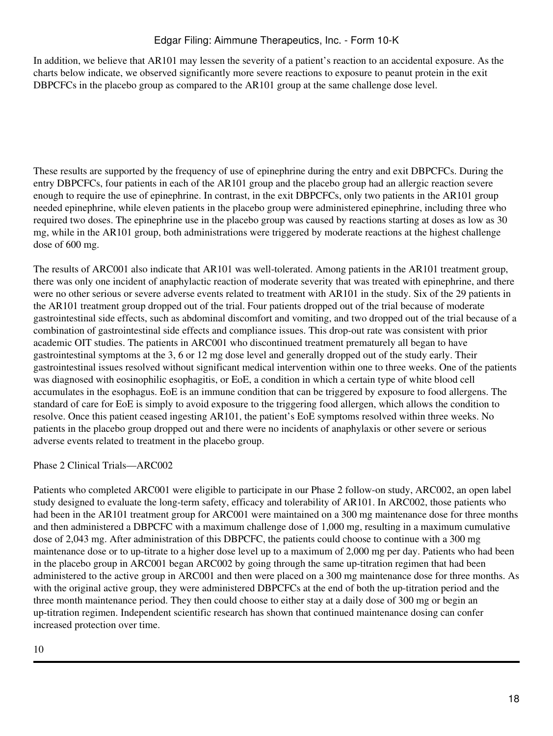In addition, we believe that AR101 may lessen the severity of a patient's reaction to an accidental exposure. As the charts below indicate, we observed significantly more severe reactions to exposure to peanut protein in the exit DBPCFCs in the placebo group as compared to the AR101 group at the same challenge dose level.

These results are supported by the frequency of use of epinephrine during the entry and exit DBPCFCs. During the entry DBPCFCs, four patients in each of the AR101 group and the placebo group had an allergic reaction severe enough to require the use of epinephrine. In contrast, in the exit DBPCFCs, only two patients in the AR101 group needed epinephrine, while eleven patients in the placebo group were administered epinephrine, including three who required two doses. The epinephrine use in the placebo group was caused by reactions starting at doses as low as 30 mg, while in the AR101 group, both administrations were triggered by moderate reactions at the highest challenge dose of 600 mg.

The results of ARC001 also indicate that AR101 was well-tolerated. Among patients in the AR101 treatment group, there was only one incident of anaphylactic reaction of moderate severity that was treated with epinephrine, and there were no other serious or severe adverse events related to treatment with AR101 in the study. Six of the 29 patients in the AR101 treatment group dropped out of the trial. Four patients dropped out of the trial because of moderate gastrointestinal side effects, such as abdominal discomfort and vomiting, and two dropped out of the trial because of a combination of gastrointestinal side effects and compliance issues. This drop-out rate was consistent with prior academic OIT studies. The patients in ARC001 who discontinued treatment prematurely all began to have gastrointestinal symptoms at the 3, 6 or 12 mg dose level and generally dropped out of the study early. Their gastrointestinal issues resolved without significant medical intervention within one to three weeks. One of the patients was diagnosed with eosinophilic esophagitis, or EoE, a condition in which a certain type of white blood cell accumulates in the esophagus. EoE is an immune condition that can be triggered by exposure to food allergens. The standard of care for EoE is simply to avoid exposure to the triggering food allergen, which allows the condition to resolve. Once this patient ceased ingesting AR101, the patient's EoE symptoms resolved within three weeks. No patients in the placebo group dropped out and there were no incidents of anaphylaxis or other severe or serious adverse events related to treatment in the placebo group.

Phase 2 Clinical Trials—ARC002

Patients who completed ARC001 were eligible to participate in our Phase 2 follow-on study, ARC002, an open label study designed to evaluate the long-term safety, efficacy and tolerability of AR101. In ARC002, those patients who had been in the AR101 treatment group for ARC001 were maintained on a 300 mg maintenance dose for three months and then administered a DBPCFC with a maximum challenge dose of 1,000 mg, resulting in a maximum cumulative dose of 2,043 mg. After administration of this DBPCFC, the patients could choose to continue with a 300 mg maintenance dose or to up-titrate to a higher dose level up to a maximum of 2,000 mg per day. Patients who had been in the placebo group in ARC001 began ARC002 by going through the same up-titration regimen that had been administered to the active group in ARC001 and then were placed on a 300 mg maintenance dose for three months. As with the original active group, they were administered DBPCFCs at the end of both the up-titration period and the three month maintenance period. They then could choose to either stay at a daily dose of 300 mg or begin an up-titration regimen. Independent scientific research has shown that continued maintenance dosing can confer increased protection over time.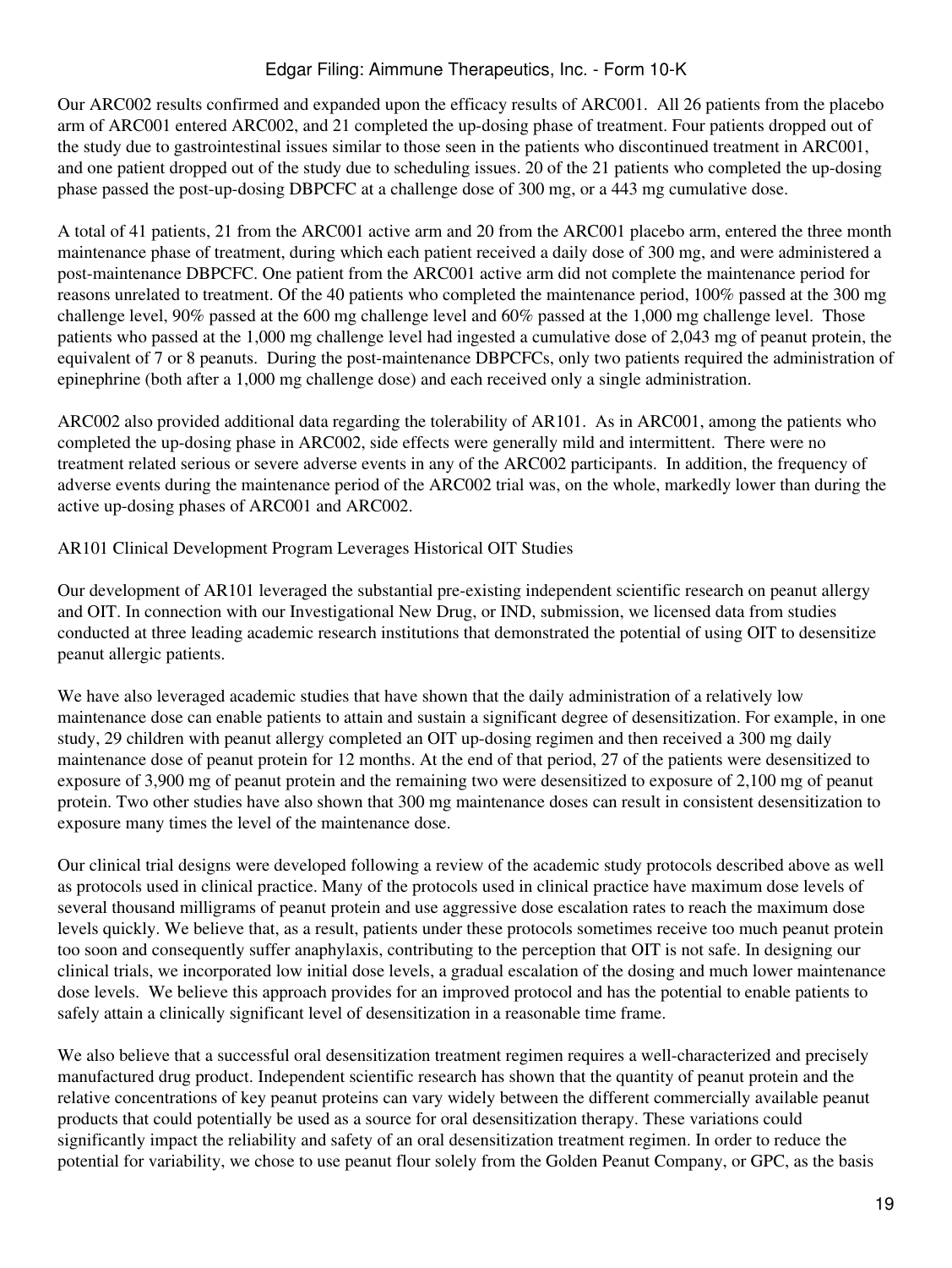Our ARC002 results confirmed and expanded upon the efficacy results of ARC001. All 26 patients from the placebo arm of ARC001 entered ARC002, and 21 completed the up-dosing phase of treatment. Four patients dropped out of the study due to gastrointestinal issues similar to those seen in the patients who discontinued treatment in ARC001, and one patient dropped out of the study due to scheduling issues. 20 of the 21 patients who completed the up-dosing phase passed the post-up-dosing DBPCFC at a challenge dose of 300 mg, or a 443 mg cumulative dose.

A total of 41 patients, 21 from the ARC001 active arm and 20 from the ARC001 placebo arm, entered the three month maintenance phase of treatment, during which each patient received a daily dose of 300 mg, and were administered a post-maintenance DBPCFC. One patient from the ARC001 active arm did not complete the maintenance period for reasons unrelated to treatment. Of the 40 patients who completed the maintenance period, 100% passed at the 300 mg challenge level, 90% passed at the 600 mg challenge level and 60% passed at the 1,000 mg challenge level. Those patients who passed at the 1,000 mg challenge level had ingested a cumulative dose of 2,043 mg of peanut protein, the equivalent of 7 or 8 peanuts. During the post-maintenance DBPCFCs, only two patients required the administration of epinephrine (both after a 1,000 mg challenge dose) and each received only a single administration.

ARC002 also provided additional data regarding the tolerability of AR101. As in ARC001, among the patients who completed the up-dosing phase in ARC002, side effects were generally mild and intermittent. There were no treatment related serious or severe adverse events in any of the ARC002 participants. In addition, the frequency of adverse events during the maintenance period of the ARC002 trial was, on the whole, markedly lower than during the active up-dosing phases of ARC001 and ARC002.

AR101 Clinical Development Program Leverages Historical OIT Studies

Our development of AR101 leveraged the substantial pre-existing independent scientific research on peanut allergy and OIT. In connection with our Investigational New Drug, or IND, submission, we licensed data from studies conducted at three leading academic research institutions that demonstrated the potential of using OIT to desensitize peanut allergic patients.

We have also leveraged academic studies that have shown that the daily administration of a relatively low maintenance dose can enable patients to attain and sustain a significant degree of desensitization. For example, in one study, 29 children with peanut allergy completed an OIT up-dosing regimen and then received a 300 mg daily maintenance dose of peanut protein for 12 months. At the end of that period, 27 of the patients were desensitized to exposure of 3,900 mg of peanut protein and the remaining two were desensitized to exposure of 2,100 mg of peanut protein. Two other studies have also shown that 300 mg maintenance doses can result in consistent desensitization to exposure many times the level of the maintenance dose.

Our clinical trial designs were developed following a review of the academic study protocols described above as well as protocols used in clinical practice. Many of the protocols used in clinical practice have maximum dose levels of several thousand milligrams of peanut protein and use aggressive dose escalation rates to reach the maximum dose levels quickly. We believe that, as a result, patients under these protocols sometimes receive too much peanut protein too soon and consequently suffer anaphylaxis, contributing to the perception that OIT is not safe. In designing our clinical trials, we incorporated low initial dose levels, a gradual escalation of the dosing and much lower maintenance dose levels. We believe this approach provides for an improved protocol and has the potential to enable patients to safely attain a clinically significant level of desensitization in a reasonable time frame.

We also believe that a successful oral desensitization treatment regimen requires a well-characterized and precisely manufactured drug product. Independent scientific research has shown that the quantity of peanut protein and the relative concentrations of key peanut proteins can vary widely between the different commercially available peanut products that could potentially be used as a source for oral desensitization therapy. These variations could significantly impact the reliability and safety of an oral desensitization treatment regimen. In order to reduce the potential for variability, we chose to use peanut flour solely from the Golden Peanut Company, or GPC, as the basis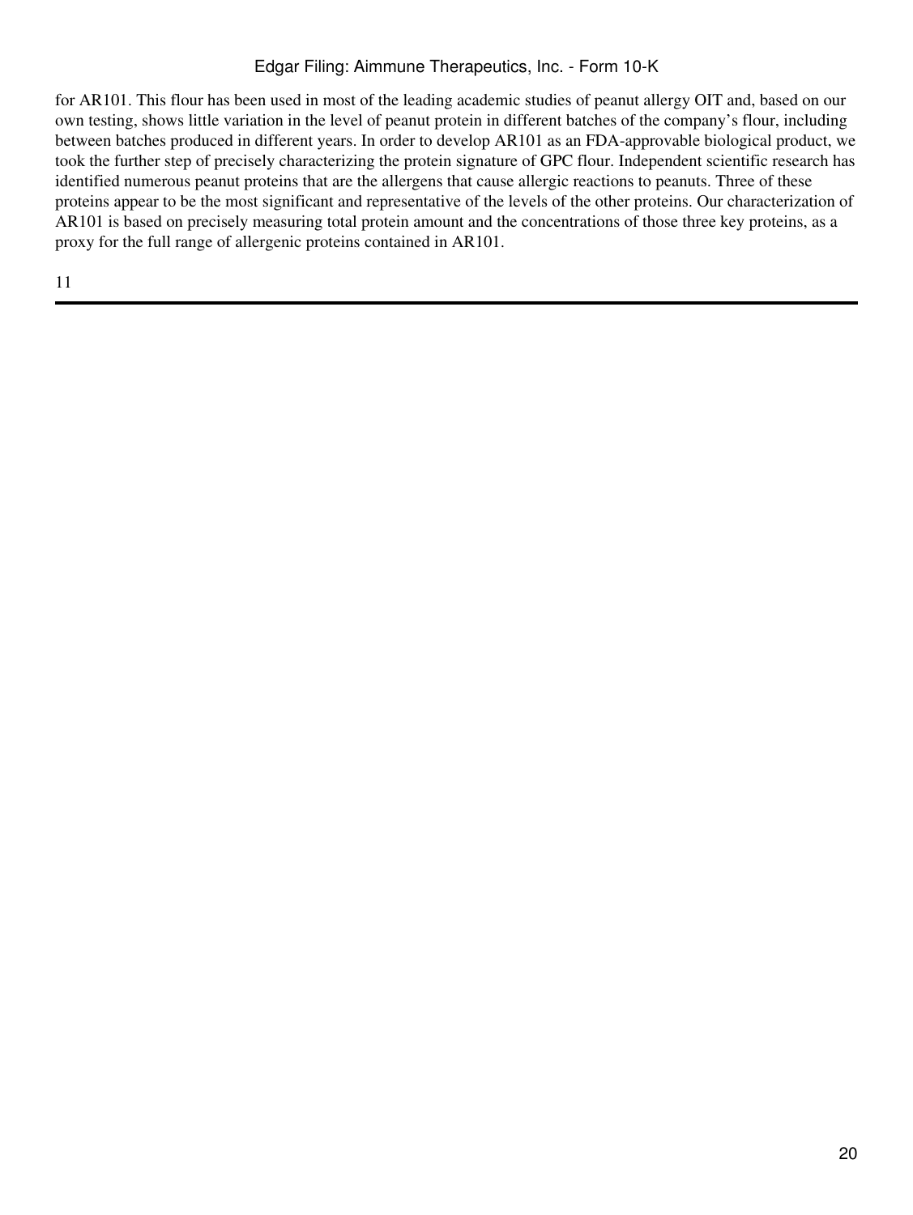for AR101. This flour has been used in most of the leading academic studies of peanut allergy OIT and, based on our own testing, shows little variation in the level of peanut protein in different batches of the company's flour, including between batches produced in different years. In order to develop AR101 as an FDA-approvable biological product, we took the further step of precisely characterizing the protein signature of GPC flour. Independent scientific research has identified numerous peanut proteins that are the allergens that cause allergic reactions to peanuts. Three of these proteins appear to be the most significant and representative of the levels of the other proteins. Our characterization of AR101 is based on precisely measuring total protein amount and the concentrations of those three key proteins, as a proxy for the full range of allergenic proteins contained in AR101.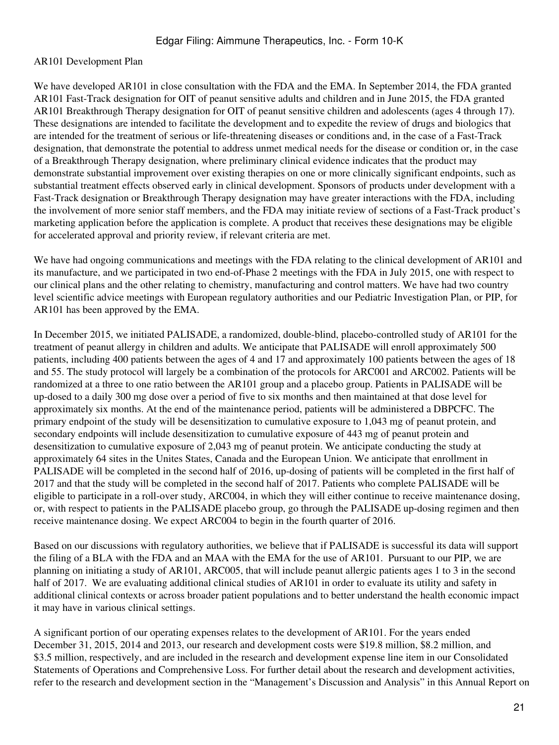AR101 Development Plan

We have developed AR101 in close consultation with the FDA and the EMA. In September 2014, the FDA granted AR101 Fast-Track designation for OIT of peanut sensitive adults and children and in June 2015, the FDA granted AR101 Breakthrough Therapy designation for OIT of peanut sensitive children and adolescents (ages 4 through 17). These designations are intended to facilitate the development and to expedite the review of drugs and biologics that are intended for the treatment of serious or life-threatening diseases or conditions and, in the case of a Fast-Track designation, that demonstrate the potential to address unmet medical needs for the disease or condition or, in the case of a Breakthrough Therapy designation, where preliminary clinical evidence indicates that the product may demonstrate substantial improvement over existing therapies on one or more clinically significant endpoints, such as substantial treatment effects observed early in clinical development. Sponsors of products under development with a Fast-Track designation or Breakthrough Therapy designation may have greater interactions with the FDA, including the involvement of more senior staff members, and the FDA may initiate review of sections of a Fast-Track product's marketing application before the application is complete. A product that receives these designations may be eligible for accelerated approval and priority review, if relevant criteria are met.

We have had ongoing communications and meetings with the FDA relating to the clinical development of AR101 and its manufacture, and we participated in two end-of-Phase 2 meetings with the FDA in July 2015, one with respect to our clinical plans and the other relating to chemistry, manufacturing and control matters. We have had two country level scientific advice meetings with European regulatory authorities and our Pediatric Investigation Plan, or PIP, for AR101 has been approved by the EMA.

In December 2015, we initiated PALISADE, a randomized, double-blind, placebo-controlled study of AR101 for the treatment of peanut allergy in children and adults. We anticipate that PALISADE will enroll approximately 500 patients, including 400 patients between the ages of 4 and 17 and approximately 100 patients between the ages of 18 and 55. The study protocol will largely be a combination of the protocols for ARC001 and ARC002. Patients will be randomized at a three to one ratio between the AR101 group and a placebo group. Patients in PALISADE will be up-dosed to a daily 300 mg dose over a period of five to six months and then maintained at that dose level for approximately six months. At the end of the maintenance period, patients will be administered a DBPCFC. The primary endpoint of the study will be desensitization to cumulative exposure to 1,043 mg of peanut protein, and secondary endpoints will include desensitization to cumulative exposure of 443 mg of peanut protein and desensitization to cumulative exposure of 2,043 mg of peanut protein. We anticipate conducting the study at approximately 64 sites in the Unites States, Canada and the European Union. We anticipate that enrollment in PALISADE will be completed in the second half of 2016, up-dosing of patients will be completed in the first half of 2017 and that the study will be completed in the second half of 2017. Patients who complete PALISADE will be eligible to participate in a roll-over study, ARC004, in which they will either continue to receive maintenance dosing, or, with respect to patients in the PALISADE placebo group, go through the PALISADE up-dosing regimen and then receive maintenance dosing. We expect ARC004 to begin in the fourth quarter of 2016.

Based on our discussions with regulatory authorities, we believe that if PALISADE is successful its data will support the filing of a BLA with the FDA and an MAA with the EMA for the use of AR101. Pursuant to our PIP, we are planning on initiating a study of AR101, ARC005, that will include peanut allergic patients ages 1 to 3 in the second half of 2017. We are evaluating additional clinical studies of AR101 in order to evaluate its utility and safety in additional clinical contexts or across broader patient populations and to better understand the health economic impact it may have in various clinical settings.

A significant portion of our operating expenses relates to the development of AR101. For the years ended December 31, 2015, 2014 and 2013, our research and development costs were $19.8 million, $8.2 million, and $3.5 million, respectively, and are included in the research and development expense line item in our Consolidated Statements of Operations and Comprehensive Loss. For further detail about the research and development activities, refer to the research and development section in the "Management's Discussion and Analysis" in this Annual Report on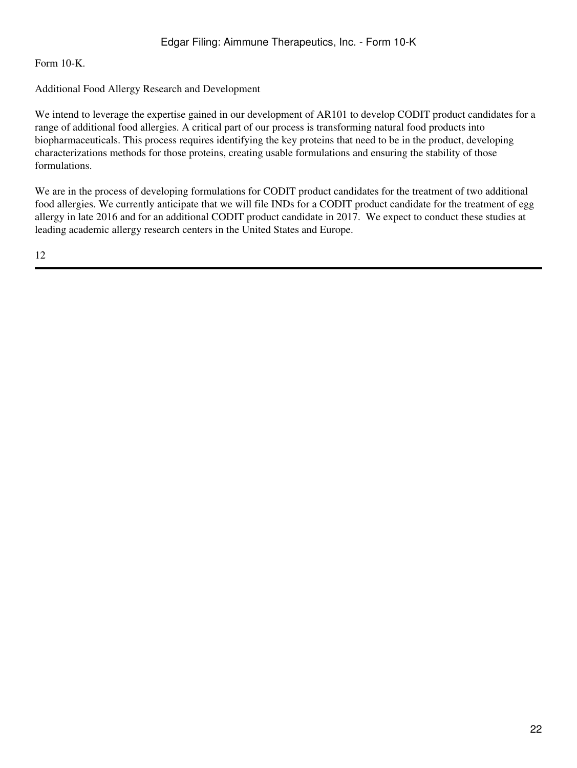Form 10-K.

Additional Food Allergy Research and Development

We intend to leverage the expertise gained in our development of AR101 to develop CODIT product candidates for a range of additional food allergies. A critical part of our process is transforming natural food products into biopharmaceuticals. This process requires identifying the key proteins that need to be in the product, developing characterizations methods for those proteins, creating usable formulations and ensuring the stability of those formulations.

We are in the process of developing formulations for CODIT product candidates for the treatment of two additional food allergies. We currently anticipate that we will file INDs for a CODIT product candidate for the treatment of egg allergy in late 2016 and for an additional CODIT product candidate in 2017. We expect to conduct these studies at leading academic allergy research centers in the United States and Europe.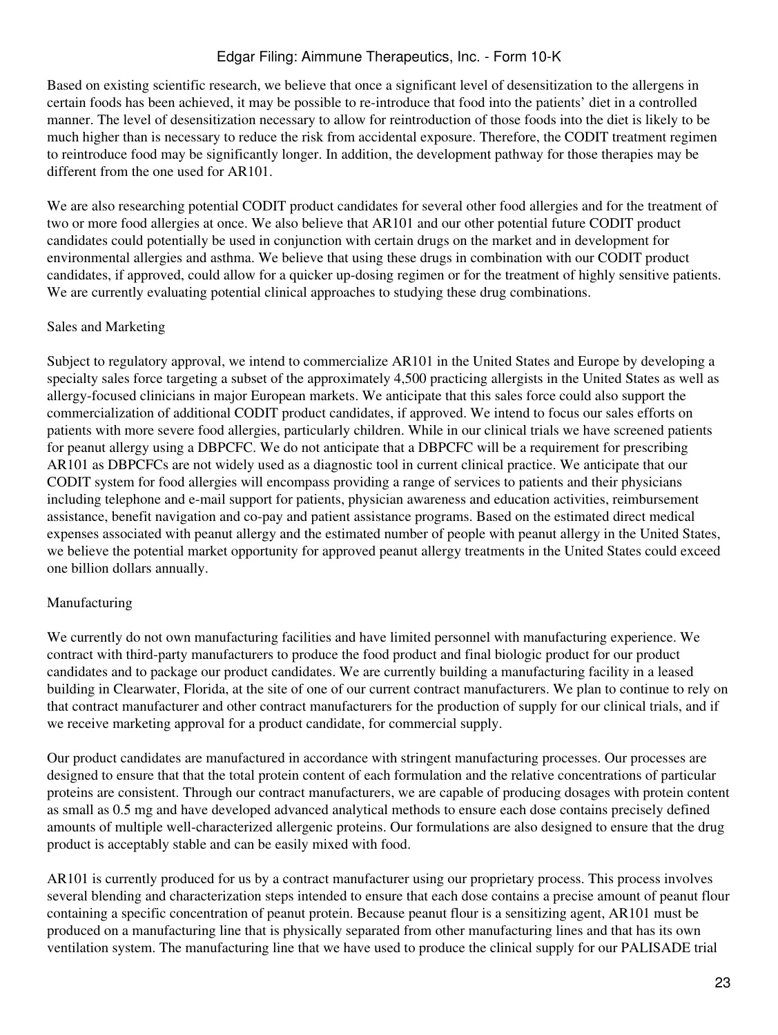Based on existing scientific research, we believe that once a significant level of desensitization to the allergens in certain foods has been achieved, it may be possible to re-introduce that food into the patients' diet in a controlled manner. The level of desensitization necessary to allow for reintroduction of those foods into the diet is likely to be much higher than is necessary to reduce the risk from accidental exposure. Therefore, the CODIT treatment regimen to reintroduce food may be significantly longer. In addition, the development pathway for those therapies may be different from the one used for AR101.

We are also researching potential CODIT product candidates for several other food allergies and for the treatment of two or more food allergies at once. We also believe that AR101 and our other potential future CODIT product candidates could potentially be used in conjunction with certain drugs on the market and in development for environmental allergies and asthma. We believe that using these drugs in combination with our CODIT product candidates, if approved, could allow for a quicker up-dosing regimen or for the treatment of highly sensitive patients. We are currently evaluating potential clinical approaches to studying these drug combinations.

## Sales and Marketing

Subject to regulatory approval, we intend to commercialize AR101 in the United States and Europe by developing a specialty sales force targeting a subset of the approximately 4,500 practicing allergists in the United States as well as allergy-focused clinicians in major European markets. We anticipate that this sales force could also support the commercialization of additional CODIT product candidates, if approved. We intend to focus our sales efforts on patients with more severe food allergies, particularly children. While in our clinical trials we have screened patients for peanut allergy using a DBPCFC. We do not anticipate that a DBPCFC will be a requirement for prescribing AR101 as DBPCFCs are not widely used as a diagnostic tool in current clinical practice. We anticipate that our CODIT system for food allergies will encompass providing a range of services to patients and their physicians including telephone and e-mail support for patients, physician awareness and education activities, reimbursement assistance, benefit navigation and co-pay and patient assistance programs. Based on the estimated direct medical expenses associated with peanut allergy and the estimated number of people with peanut allergy in the United States, we believe the potential market opportunity for approved peanut allergy treatments in the United States could exceed one billion dollars annually.

## Manufacturing

We currently do not own manufacturing facilities and have limited personnel with manufacturing experience. We contract with third-party manufacturers to produce the food product and final biologic product for our product candidates and to package our product candidates. We are currently building a manufacturing facility in a leased building in Clearwater, Florida, at the site of one of our current contract manufacturers. We plan to continue to rely on that contract manufacturer and other contract manufacturers for the production of supply for our clinical trials, and if we receive marketing approval for a product candidate, for commercial supply.

Our product candidates are manufactured in accordance with stringent manufacturing processes. Our processes are designed to ensure that that the total protein content of each formulation and the relative concentrations of particular proteins are consistent. Through our contract manufacturers, we are capable of producing dosages with protein content as small as 0.5 mg and have developed advanced analytical methods to ensure each dose contains precisely defined amounts of multiple well-characterized allergenic proteins. Our formulations are also designed to ensure that the drug product is acceptably stable and can be easily mixed with food.

AR101 is currently produced for us by a contract manufacturer using our proprietary process. This process involves several blending and characterization steps intended to ensure that each dose contains a precise amount of peanut flour containing a specific concentration of peanut protein. Because peanut flour is a sensitizing agent, AR101 must be produced on a manufacturing line that is physically separated from other manufacturing lines and that has its own ventilation system. The manufacturing line that we have used to produce the clinical supply for our PALISADE trial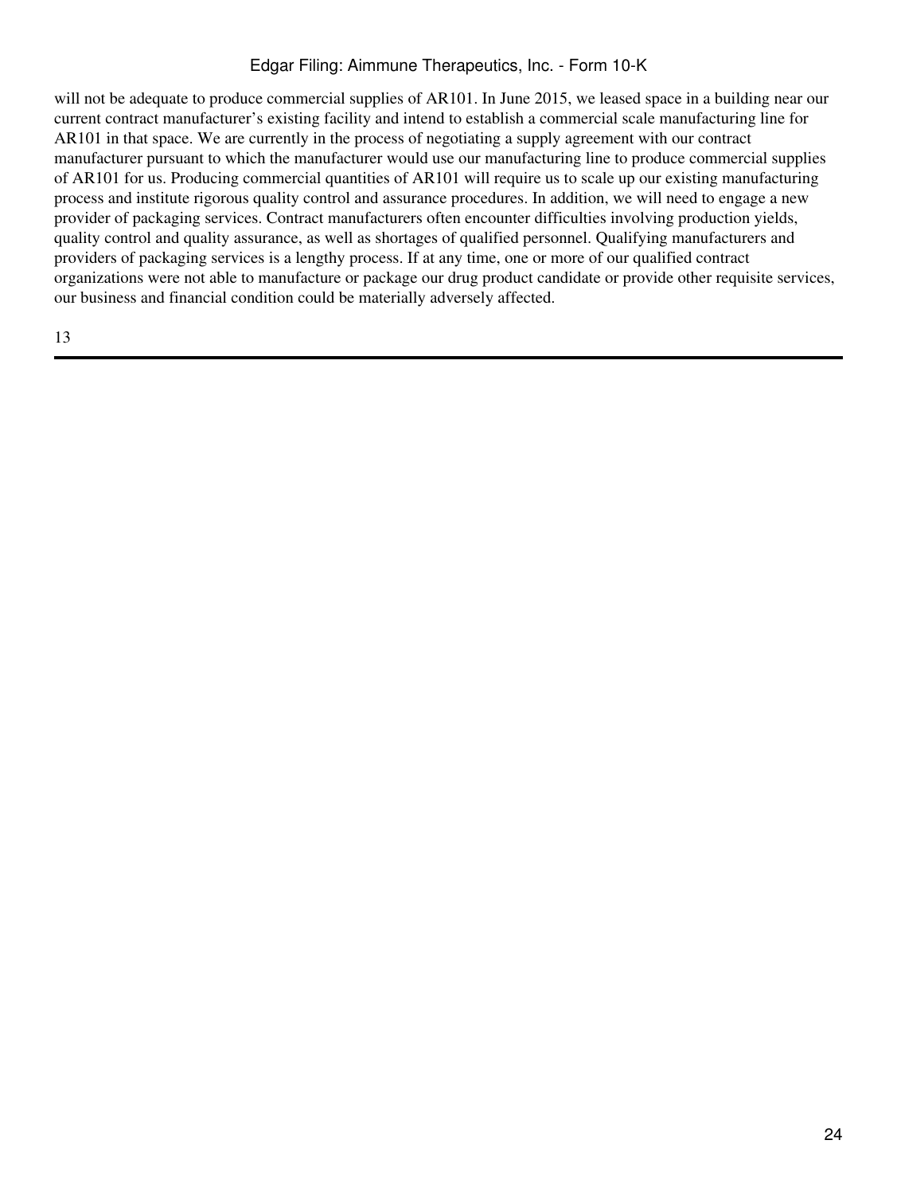will not be adequate to produce commercial supplies of AR101. In June 2015, we leased space in a building near our current contract manufacturer's existing facility and intend to establish a commercial scale manufacturing line for AR101 in that space. We are currently in the process of negotiating a supply agreement with our contract manufacturer pursuant to which the manufacturer would use our manufacturing line to produce commercial supplies of AR101 for us. Producing commercial quantities of AR101 will require us to scale up our existing manufacturing process and institute rigorous quality control and assurance procedures. In addition, we will need to engage a new provider of packaging services. Contract manufacturers often encounter difficulties involving production yields, quality control and quality assurance, as well as shortages of qualified personnel. Qualifying manufacturers and providers of packaging services is a lengthy process. If at any time, one or more of our qualified contract organizations were not able to manufacture or package our drug product candidate or provide other requisite services, our business and financial condition could be materially adversely affected.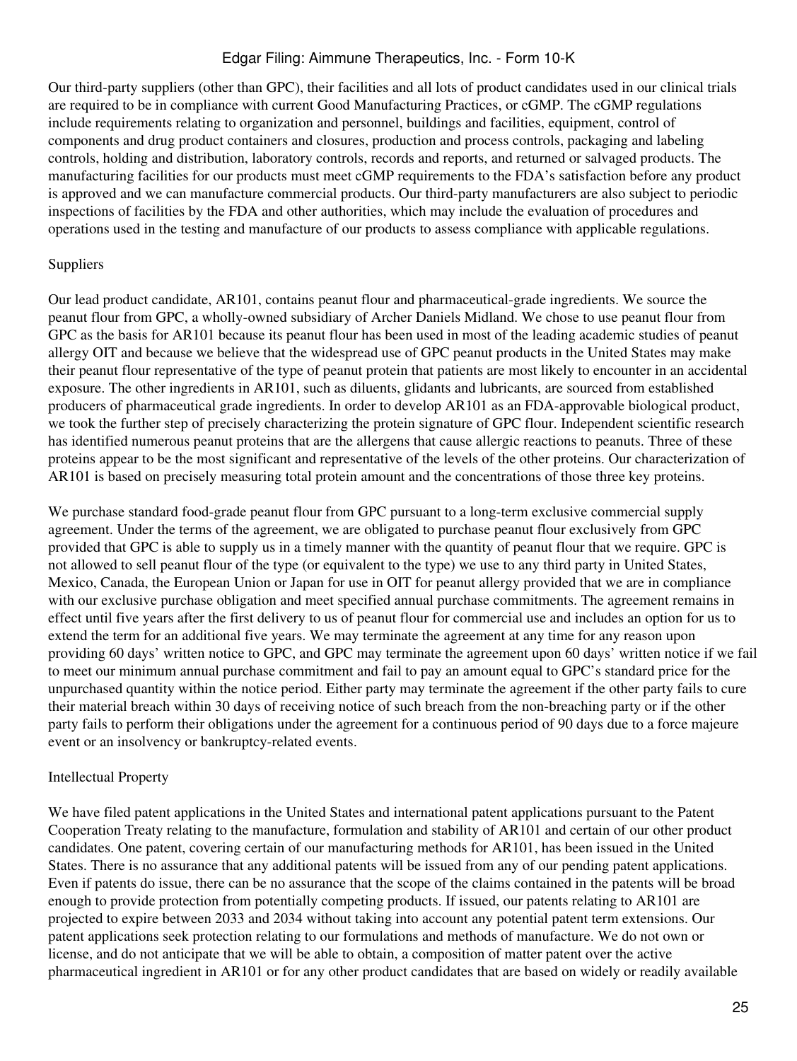Our third-party suppliers (other than GPC), their facilities and all lots of product candidates used in our clinical trials are required to be in compliance with current Good Manufacturing Practices, or cGMP. The cGMP regulations include requirements relating to organization and personnel, buildings and facilities, equipment, control of components and drug product containers and closures, production and process controls, packaging and labeling controls, holding and distribution, laboratory controls, records and reports, and returned or salvaged products. The manufacturing facilities for our products must meet cGMP requirements to the FDA's satisfaction before any product is approved and we can manufacture commercial products. Our third-party manufacturers are also subject to periodic inspections of facilities by the FDA and other authorities, which may include the evaluation of procedures and operations used in the testing and manufacture of our products to assess compliance with applicable regulations.

## Suppliers

Our lead product candidate, AR101, contains peanut flour and pharmaceutical-grade ingredients. We source the peanut flour from GPC, a wholly-owned subsidiary of Archer Daniels Midland. We chose to use peanut flour from GPC as the basis for AR101 because its peanut flour has been used in most of the leading academic studies of peanut allergy OIT and because we believe that the widespread use of GPC peanut products in the United States may make their peanut flour representative of the type of peanut protein that patients are most likely to encounter in an accidental exposure. The other ingredients in AR101, such as diluents, glidants and lubricants, are sourced from established producers of pharmaceutical grade ingredients. In order to develop AR101 as an FDA-approvable biological product, we took the further step of precisely characterizing the protein signature of GPC flour. Independent scientific research has identified numerous peanut proteins that are the allergens that cause allergic reactions to peanuts. Three of these proteins appear to be the most significant and representative of the levels of the other proteins. Our characterization of AR101 is based on precisely measuring total protein amount and the concentrations of those three key proteins.

We purchase standard food-grade peanut flour from GPC pursuant to a long-term exclusive commercial supply agreement. Under the terms of the agreement, we are obligated to purchase peanut flour exclusively from GPC provided that GPC is able to supply us in a timely manner with the quantity of peanut flour that we require. GPC is not allowed to sell peanut flour of the type (or equivalent to the type) we use to any third party in United States, Mexico, Canada, the European Union or Japan for use in OIT for peanut allergy provided that we are in compliance with our exclusive purchase obligation and meet specified annual purchase commitments. The agreement remains in effect until five years after the first delivery to us of peanut flour for commercial use and includes an option for us to extend the term for an additional five years. We may terminate the agreement at any time for any reason upon providing 60 days' written notice to GPC, and GPC may terminate the agreement upon 60 days' written notice if we fail to meet our minimum annual purchase commitment and fail to pay an amount equal to GPC's standard price for the unpurchased quantity within the notice period. Either party may terminate the agreement if the other party fails to cure their material breach within 30 days of receiving notice of such breach from the non-breaching party or if the other party fails to perform their obligations under the agreement for a continuous period of 90 days due to a force majeure event or an insolvency or bankruptcy-related events.

## Intellectual Property

We have filed patent applications in the United States and international patent applications pursuant to the Patent Cooperation Treaty relating to the manufacture, formulation and stability of AR101 and certain of our other product candidates. One patent, covering certain of our manufacturing methods for AR101, has been issued in the United States. There is no assurance that any additional patents will be issued from any of our pending patent applications. Even if patents do issue, there can be no assurance that the scope of the claims contained in the patents will be broad enough to provide protection from potentially competing products. If issued, our patents relating to AR101 are projected to expire between 2033 and 2034 without taking into account any potential patent term extensions. Our patent applications seek protection relating to our formulations and methods of manufacture. We do not own or license, and do not anticipate that we will be able to obtain, a composition of matter patent over the active pharmaceutical ingredient in AR101 or for any other product candidates that are based on widely or readily available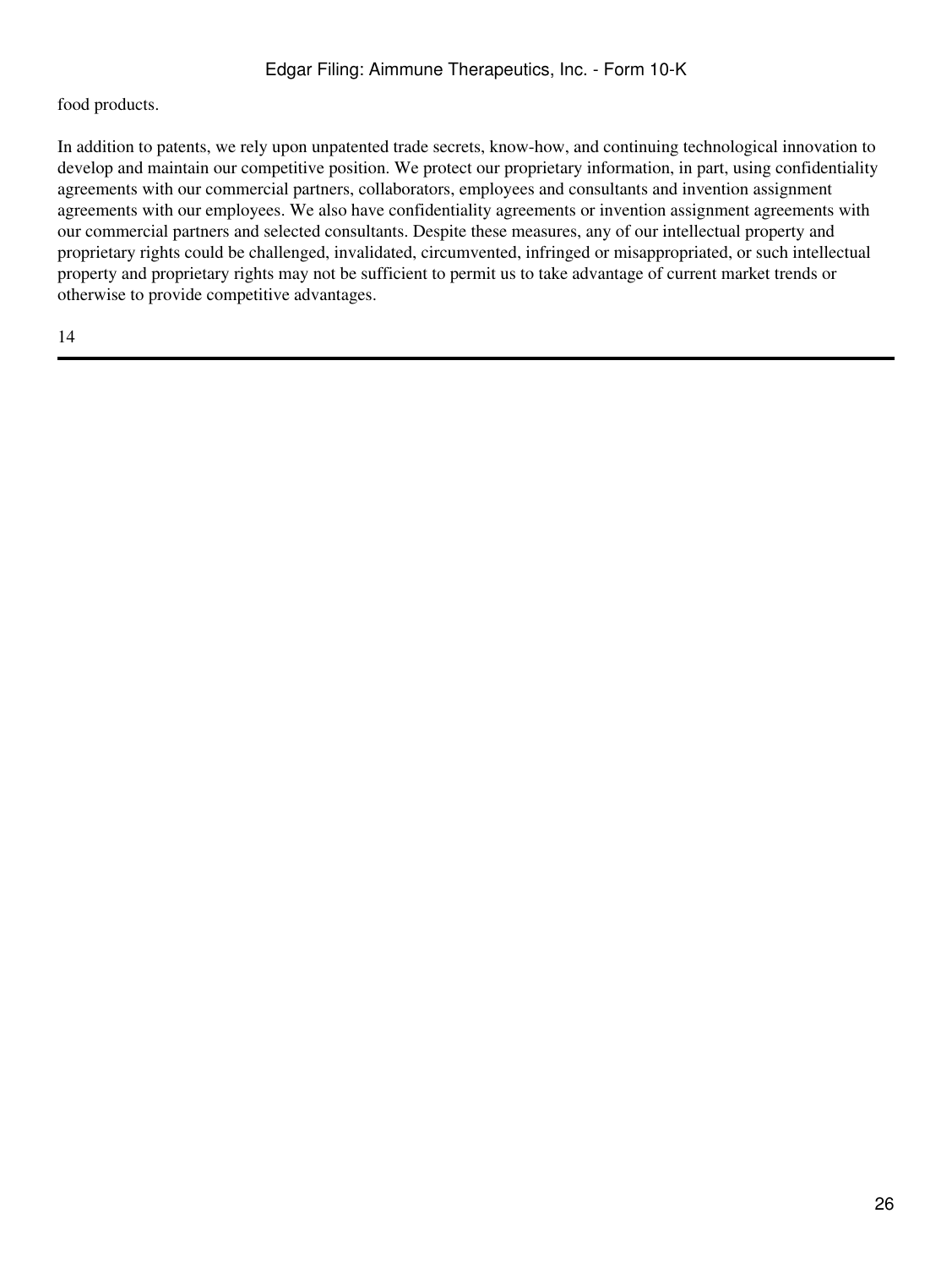food products.

In addition to patents, we rely upon unpatented trade secrets, know-how, and continuing technological innovation to develop and maintain our competitive position. We protect our proprietary information, in part, using confidentiality agreements with our commercial partners, collaborators, employees and consultants and invention assignment agreements with our employees. We also have confidentiality agreements or invention assignment agreements with our commercial partners and selected consultants. Despite these measures, any of our intellectual property and proprietary rights could be challenged, invalidated, circumvented, infringed or misappropriated, or such intellectual property and proprietary rights may not be sufficient to permit us to take advantage of current market trends or otherwise to provide competitive advantages.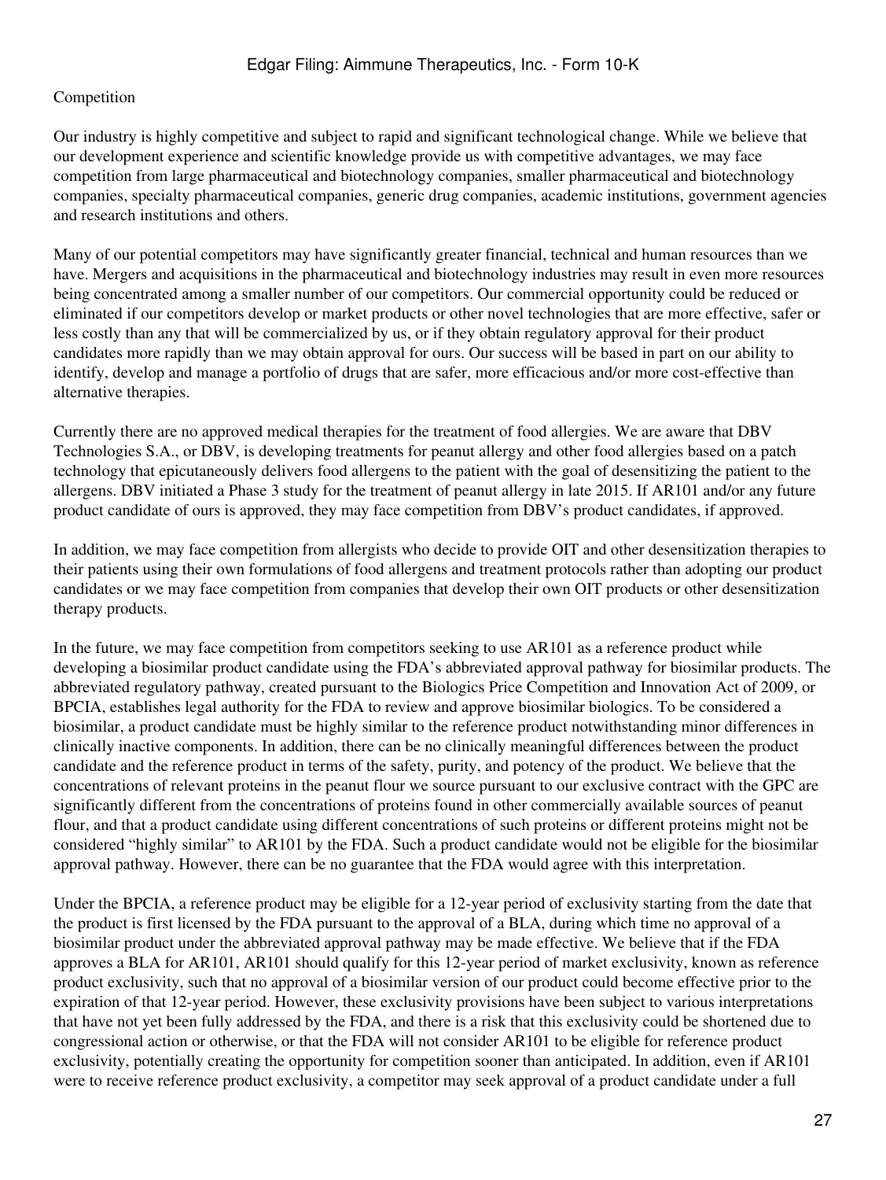Competition

Our industry is highly competitive and subject to rapid and significant technological change. While we believe that our development experience and scientific knowledge provide us with competitive advantages, we may face competition from large pharmaceutical and biotechnology companies, smaller pharmaceutical and biotechnology companies, specialty pharmaceutical companies, generic drug companies, academic institutions, government agencies and research institutions and others.

Many of our potential competitors may have significantly greater financial, technical and human resources than we have. Mergers and acquisitions in the pharmaceutical and biotechnology industries may result in even more resources being concentrated among a smaller number of our competitors. Our commercial opportunity could be reduced or eliminated if our competitors develop or market products or other novel technologies that are more effective, safer or less costly than any that will be commercialized by us, or if they obtain regulatory approval for their product candidates more rapidly than we may obtain approval for ours. Our success will be based in part on our ability to identify, develop and manage a portfolio of drugs that are safer, more efficacious and/or more cost-effective than alternative therapies.

Currently there are no approved medical therapies for the treatment of food allergies. We are aware that DBV Technologies S.A., or DBV, is developing treatments for peanut allergy and other food allergies based on a patch technology that epicutaneously delivers food allergens to the patient with the goal of desensitizing the patient to the allergens. DBV initiated a Phase 3 study for the treatment of peanut allergy in late 2015. If AR101 and/or any future product candidate of ours is approved, they may face competition from DBV's product candidates, if approved.

In addition, we may face competition from allergists who decide to provide OIT and other desensitization therapies to their patients using their own formulations of food allergens and treatment protocols rather than adopting our product candidates or we may face competition from companies that develop their own OIT products or other desensitization therapy products.

In the future, we may face competition from competitors seeking to use AR101 as a reference product while developing a biosimilar product candidate using the FDA's abbreviated approval pathway for biosimilar products. The abbreviated regulatory pathway, created pursuant to the Biologics Price Competition and Innovation Act of 2009, or BPCIA, establishes legal authority for the FDA to review and approve biosimilar biologics. To be considered a biosimilar, a product candidate must be highly similar to the reference product notwithstanding minor differences in clinically inactive components. In addition, there can be no clinically meaningful differences between the product candidate and the reference product in terms of the safety, purity, and potency of the product. We believe that the concentrations of relevant proteins in the peanut flour we source pursuant to our exclusive contract with the GPC are significantly different from the concentrations of proteins found in other commercially available sources of peanut flour, and that a product candidate using different concentrations of such proteins or different proteins might not be considered "highly similar" to AR101 by the FDA. Such a product candidate would not be eligible for the biosimilar approval pathway. However, there can be no guarantee that the FDA would agree with this interpretation.

Under the BPCIA, a reference product may be eligible for a 12-year period of exclusivity starting from the date that the product is first licensed by the FDA pursuant to the approval of a BLA, during which time no approval of a biosimilar product under the abbreviated approval pathway may be made effective. We believe that if the FDA approves a BLA for AR101, AR101 should qualify for this 12-year period of market exclusivity, known as reference product exclusivity, such that no approval of a biosimilar version of our product could become effective prior to the expiration of that 12-year period. However, these exclusivity provisions have been subject to various interpretations that have not yet been fully addressed by the FDA, and there is a risk that this exclusivity could be shortened due to congressional action or otherwise, or that the FDA will not consider AR101 to be eligible for reference product exclusivity, potentially creating the opportunity for competition sooner than anticipated. In addition, even if AR101 were to receive reference product exclusivity, a competitor may seek approval of a product candidate under a full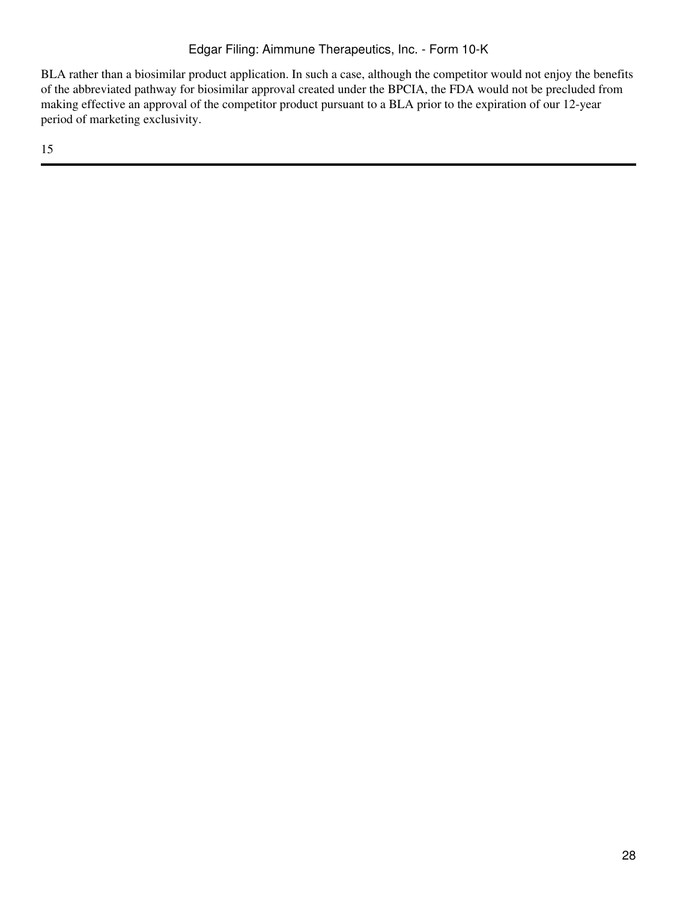BLA rather than a biosimilar product application. In such a case, although the competitor would not enjoy the benefits of the abbreviated pathway for biosimilar approval created under the BPCIA, the FDA would not be precluded from making effective an approval of the competitor product pursuant to a BLA prior to the expiration of our 12-year period of marketing exclusivity.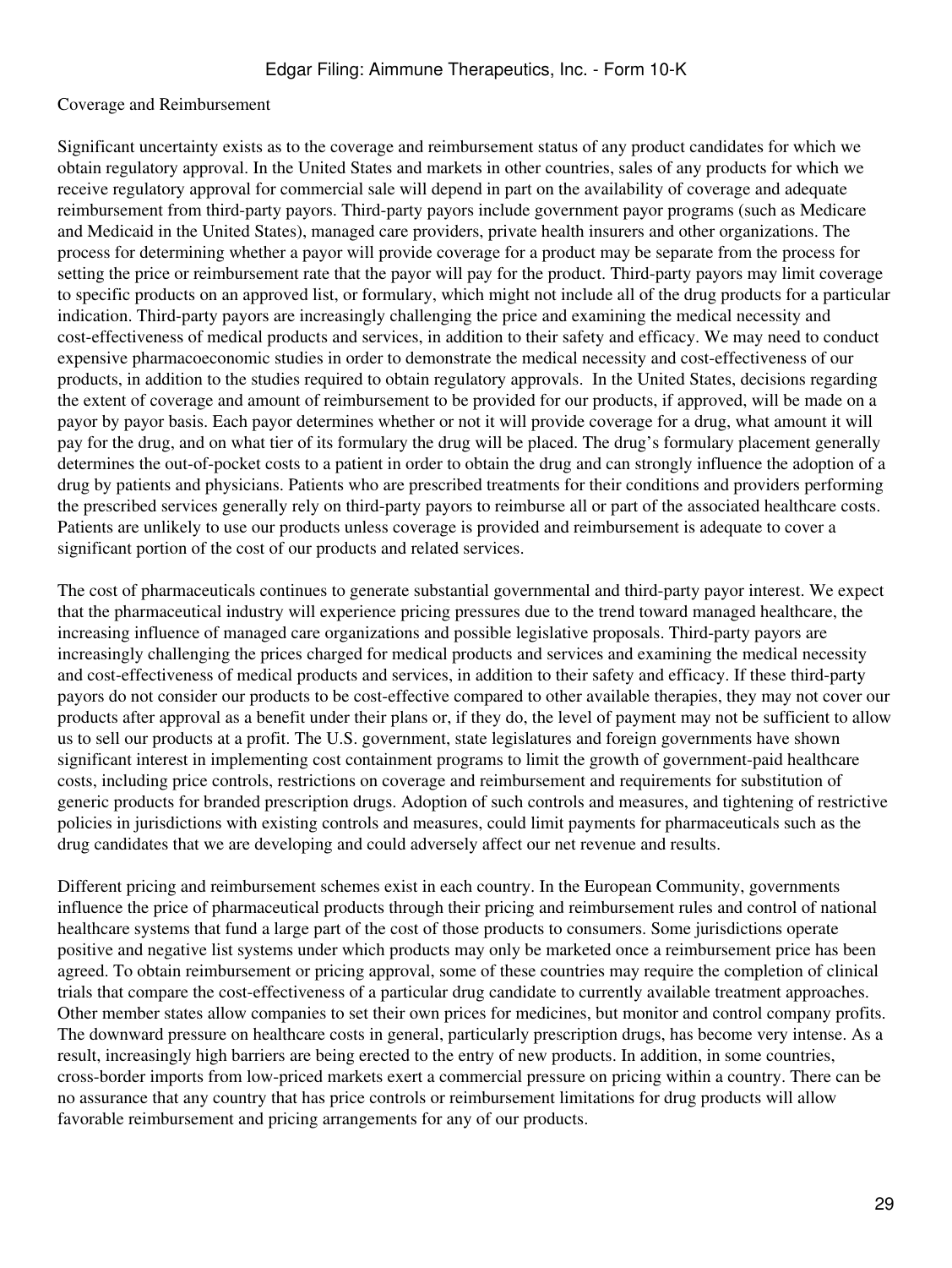Coverage and Reimbursement

Significant uncertainty exists as to the coverage and reimbursement status of any product candidates for which we obtain regulatory approval. In the United States and markets in other countries, sales of any products for which we receive regulatory approval for commercial sale will depend in part on the availability of coverage and adequate reimbursement from third-party payors. Third-party payors include government payor programs (such as Medicare and Medicaid in the United States), managed care providers, private health insurers and other organizations. The process for determining whether a payor will provide coverage for a product may be separate from the process for setting the price or reimbursement rate that the payor will pay for the product. Third-party payors may limit coverage to specific products on an approved list, or formulary, which might not include all of the drug products for a particular indication. Third-party payors are increasingly challenging the price and examining the medical necessity and cost-effectiveness of medical products and services, in addition to their safety and efficacy. We may need to conduct expensive pharmacoeconomic studies in order to demonstrate the medical necessity and cost-effectiveness of our products, in addition to the studies required to obtain regulatory approvals. In the United States, decisions regarding the extent of coverage and amount of reimbursement to be provided for our products, if approved, will be made on a payor by payor basis. Each payor determines whether or not it will provide coverage for a drug, what amount it will pay for the drug, and on what tier of its formulary the drug will be placed. The drug's formulary placement generally determines the out-of-pocket costs to a patient in order to obtain the drug and can strongly influence the adoption of a drug by patients and physicians. Patients who are prescribed treatments for their conditions and providers performing the prescribed services generally rely on third-party payors to reimburse all or part of the associated healthcare costs. Patients are unlikely to use our products unless coverage is provided and reimbursement is adequate to cover a significant portion of the cost of our products and related services.

The cost of pharmaceuticals continues to generate substantial governmental and third-party payor interest. We expect that the pharmaceutical industry will experience pricing pressures due to the trend toward managed healthcare, the increasing influence of managed care organizations and possible legislative proposals. Third-party payors are increasingly challenging the prices charged for medical products and services and examining the medical necessity and cost-effectiveness of medical products and services, in addition to their safety and efficacy. If these third-party payors do not consider our products to be cost-effective compared to other available therapies, they may not cover our products after approval as a benefit under their plans or, if they do, the level of payment may not be sufficient to allow us to sell our products at a profit. The U.S. government, state legislatures and foreign governments have shown significant interest in implementing cost containment programs to limit the growth of government-paid healthcare costs, including price controls, restrictions on coverage and reimbursement and requirements for substitution of generic products for branded prescription drugs. Adoption of such controls and measures, and tightening of restrictive policies in jurisdictions with existing controls and measures, could limit payments for pharmaceuticals such as the drug candidates that we are developing and could adversely affect our net revenue and results.

Different pricing and reimbursement schemes exist in each country. In the European Community, governments influence the price of pharmaceutical products through their pricing and reimbursement rules and control of national healthcare systems that fund a large part of the cost of those products to consumers. Some jurisdictions operate positive and negative list systems under which products may only be marketed once a reimbursement price has been agreed. To obtain reimbursement or pricing approval, some of these countries may require the completion of clinical trials that compare the cost-effectiveness of a particular drug candidate to currently available treatment approaches. Other member states allow companies to set their own prices for medicines, but monitor and control company profits. The downward pressure on healthcare costs in general, particularly prescription drugs, has become very intense. As a result, increasingly high barriers are being erected to the entry of new products. In addition, in some countries, cross-border imports from low-priced markets exert a commercial pressure on pricing within a country. There can be no assurance that any country that has price controls or reimbursement limitations for drug products will allow favorable reimbursement and pricing arrangements for any of our products.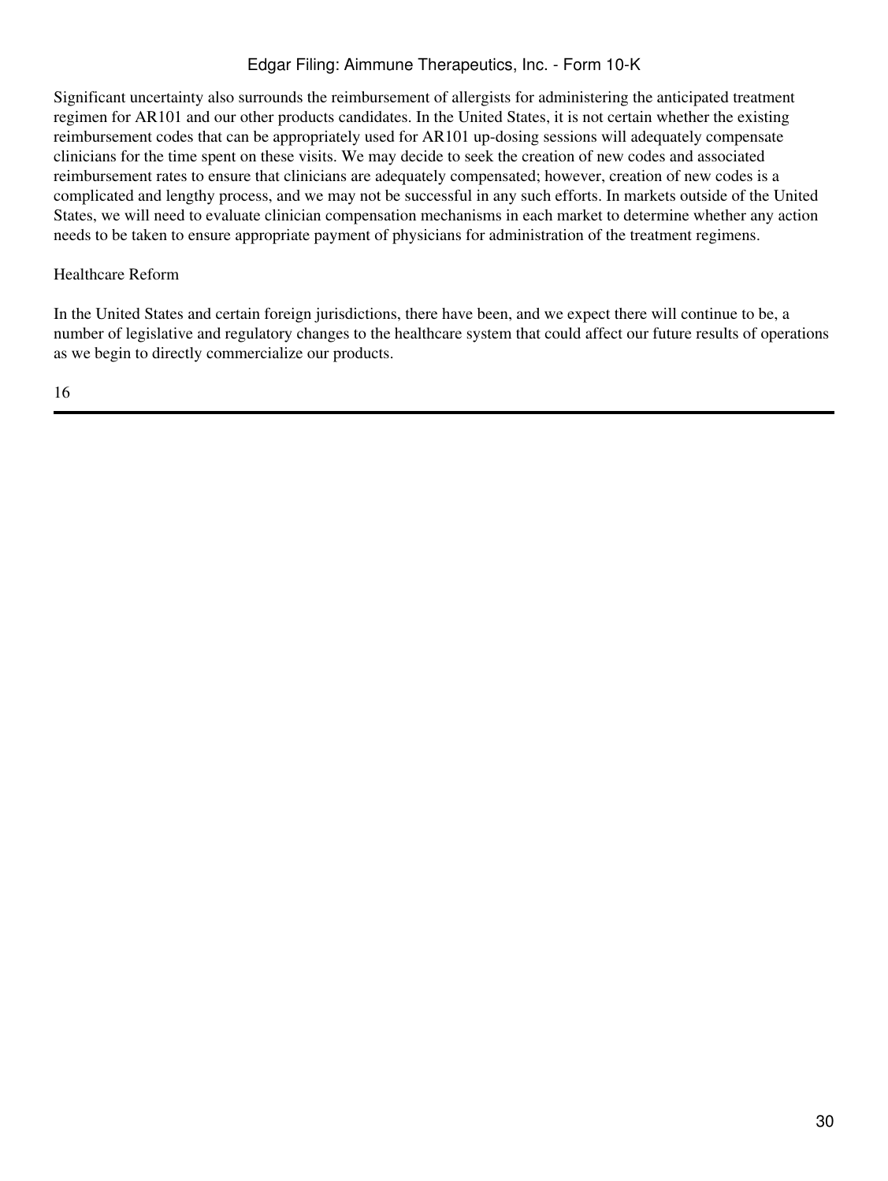Significant uncertainty also surrounds the reimbursement of allergists for administering the anticipated treatment regimen for AR101 and our other products candidates. In the United States, it is not certain whether the existing reimbursement codes that can be appropriately used for AR101 up-dosing sessions will adequately compensate clinicians for the time spent on these visits. We may decide to seek the creation of new codes and associated reimbursement rates to ensure that clinicians are adequately compensated; however, creation of new codes is a complicated and lengthy process, and we may not be successful in any such efforts. In markets outside of the United States, we will need to evaluate clinician compensation mechanisms in each market to determine whether any action needs to be taken to ensure appropriate payment of physicians for administration of the treatment regimens.

Healthcare Reform

In the United States and certain foreign jurisdictions, there have been, and we expect there will continue to be, a number of legislative and regulatory changes to the healthcare system that could affect our future results of operations as we begin to directly commercialize our products.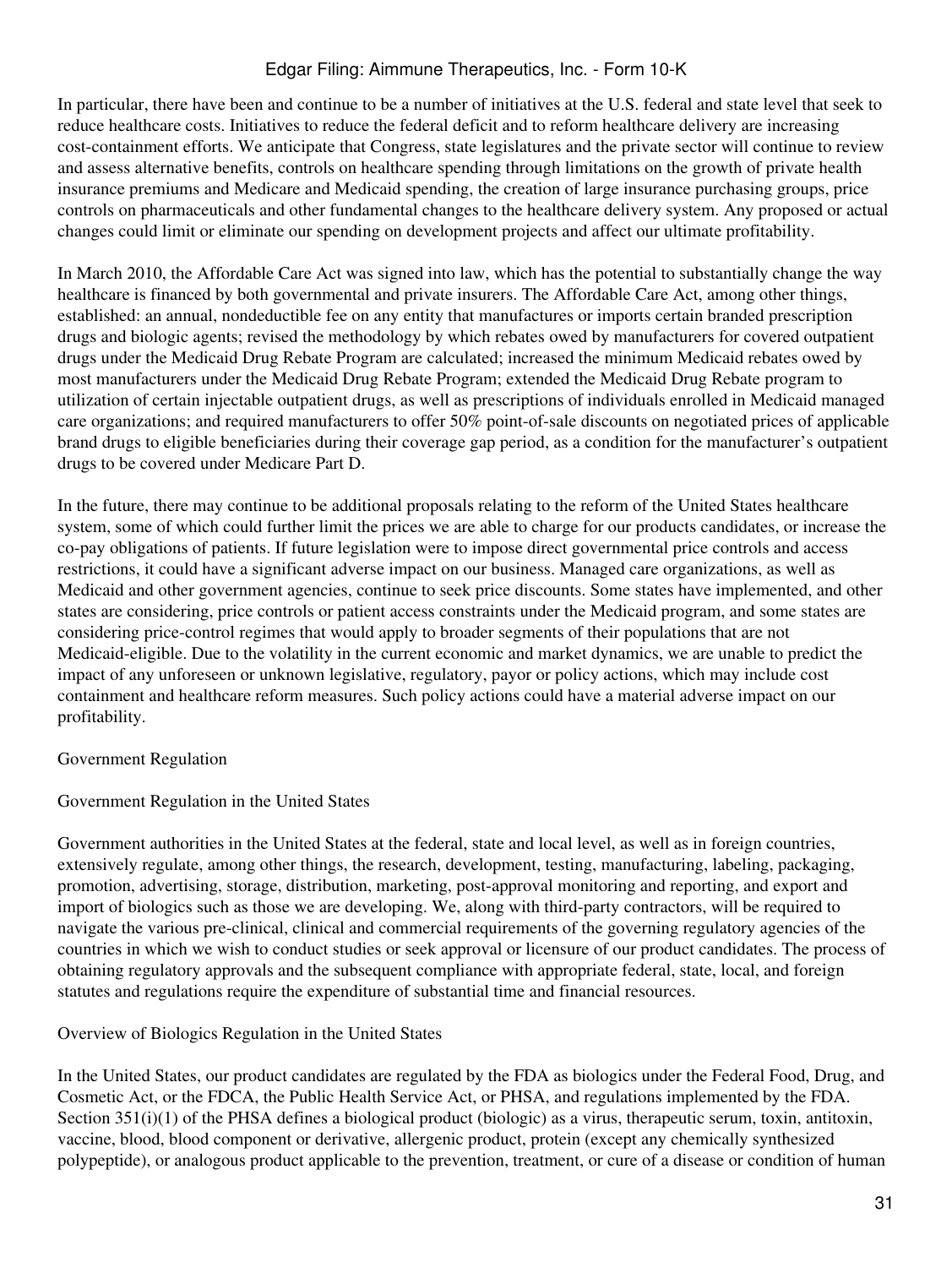In particular, there have been and continue to be a number of initiatives at the U.S. federal and state level that seek to reduce healthcare costs. Initiatives to reduce the federal deficit and to reform healthcare delivery are increasing cost-containment efforts. We anticipate that Congress, state legislatures and the private sector will continue to review and assess alternative benefits, controls on healthcare spending through limitations on the growth of private health insurance premiums and Medicare and Medicaid spending, the creation of large insurance purchasing groups, price controls on pharmaceuticals and other fundamental changes to the healthcare delivery system. Any proposed or actual changes could limit or eliminate our spending on development projects and affect our ultimate profitability.

In March 2010, the Affordable Care Act was signed into law, which has the potential to substantially change the way healthcare is financed by both governmental and private insurers. The Affordable Care Act, among other things, established: an annual, nondeductible fee on any entity that manufactures or imports certain branded prescription drugs and biologic agents; revised the methodology by which rebates owed by manufacturers for covered outpatient drugs under the Medicaid Drug Rebate Program are calculated; increased the minimum Medicaid rebates owed by most manufacturers under the Medicaid Drug Rebate Program; extended the Medicaid Drug Rebate program to utilization of certain injectable outpatient drugs, as well as prescriptions of individuals enrolled in Medicaid managed care organizations; and required manufacturers to offer 50% point-of-sale discounts on negotiated prices of applicable brand drugs to eligible beneficiaries during their coverage gap period, as a condition for the manufacturer's outpatient drugs to be covered under Medicare Part D.

In the future, there may continue to be additional proposals relating to the reform of the United States healthcare system, some of which could further limit the prices we are able to charge for our products candidates, or increase the co-pay obligations of patients. If future legislation were to impose direct governmental price controls and access restrictions, it could have a significant adverse impact on our business. Managed care organizations, as well as Medicaid and other government agencies, continue to seek price discounts. Some states have implemented, and other states are considering, price controls or patient access constraints under the Medicaid program, and some states are considering price-control regimes that would apply to broader segments of their populations that are not Medicaid-eligible. Due to the volatility in the current economic and market dynamics, we are unable to predict the impact of any unforeseen or unknown legislative, regulatory, payor or policy actions, which may include cost containment and healthcare reform measures. Such policy actions could have a material adverse impact on our profitability.

## Government Regulation

### Government Regulation in the United States

Government authorities in the United States at the federal, state and local level, as well as in foreign countries, extensively regulate, among other things, the research, development, testing, manufacturing, labeling, packaging, promotion, advertising, storage, distribution, marketing, post-approval monitoring and reporting, and export and import of biologics such as those we are developing. We, along with third-party contractors, will be required to navigate the various pre-clinical, clinical and commercial requirements of the governing regulatory agencies of the countries in which we wish to conduct studies or seek approval or licensure of our product candidates. The process of obtaining regulatory approvals and the subsequent compliance with appropriate federal, state, local, and foreign statutes and regulations require the expenditure of substantial time and financial resources.

### Overview of Biologics Regulation in the United States

In the United States, our product candidates are regulated by the FDA as biologics under the Federal Food, Drug, and Cosmetic Act, or the FDCA, the Public Health Service Act, or PHSA, and regulations implemented by the FDA. Section 351(i)(1) of the PHSA defines a biological product (biologic) as a virus, therapeutic serum, toxin, antitoxin, vaccine, blood, blood component or derivative, allergenic product, protein (except any chemically synthesized polypeptide), or analogous product applicable to the prevention, treatment, or cure of a disease or condition of human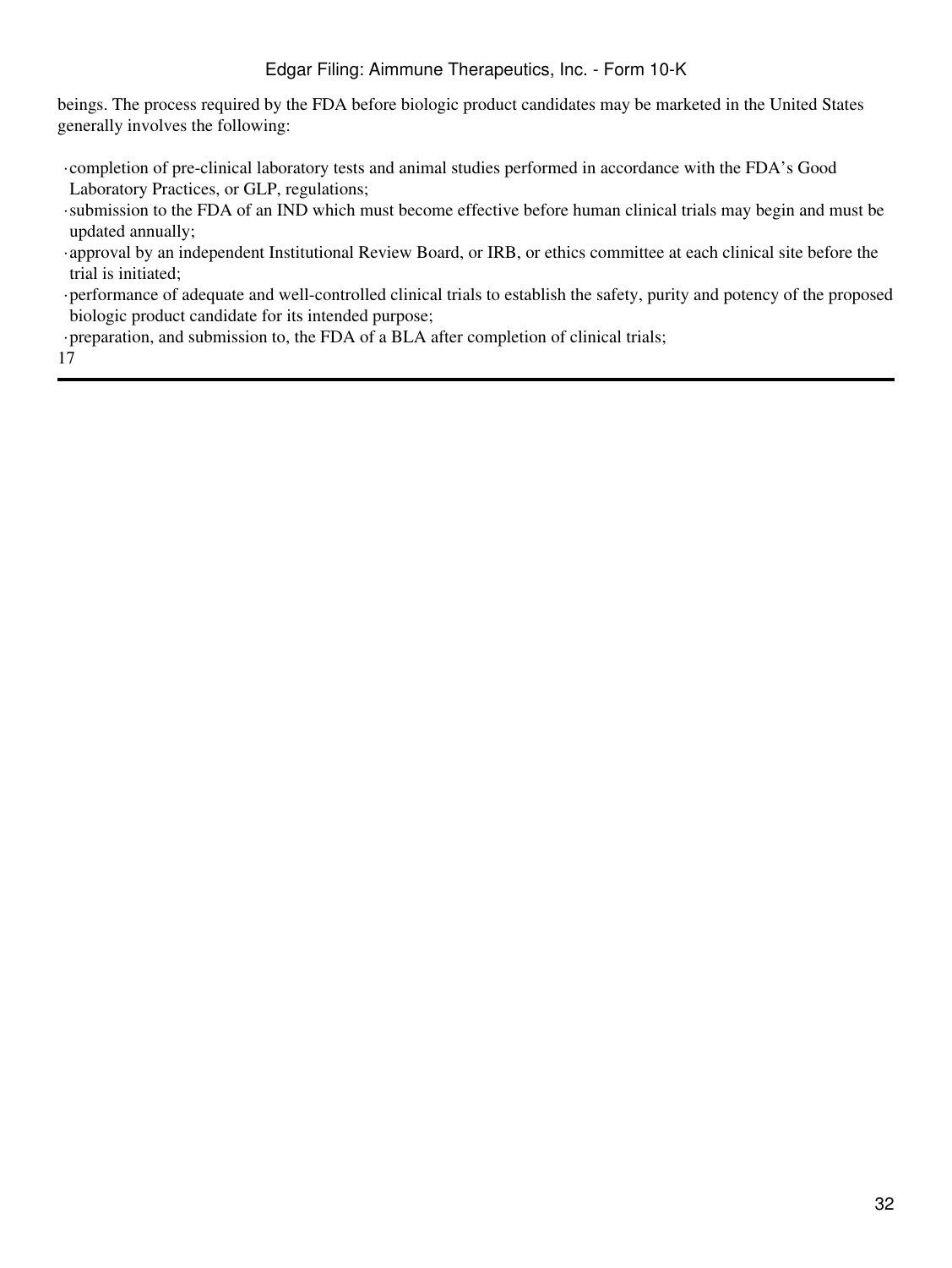beings. The process required by the FDA before biologic product candidates may be marketed in the United States generally involves the following:

- completion of pre-clinical laboratory tests and animal studies performed in accordance with the FDA's Good Laboratory Practices, or GLP, regulations;
- submission to the FDA of an IND which must become effective before human clinical trials may begin and must be updated annually;
- approval by an independent Institutional Review Board, or IRB, or ethics committee at each clinical site before the trial is initiated;
- performance of adequate and well-controlled clinical trials to establish the safety, purity and potency of the proposed biologic product candidate for its intended purpose;
- preparation, and submission to, the FDA of a BLA after completion of clinical trials;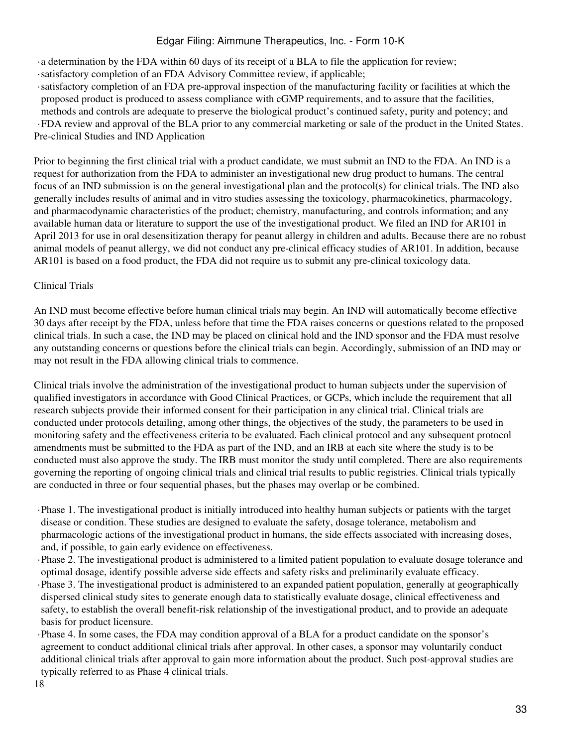- a determination by the FDA within 60 days of its receipt of a BLA to file the application for review;
- satisfactory completion of an FDA Advisory Committee review, if applicable;
- satisfactory completion of an FDA pre-approval inspection of the manufacturing facility or facilities at which the proposed product is produced to assess compliance with cGMP requirements, and to assure that the facilities, methods and controls are adequate to preserve the biological product's continued safety, purity and potency; and
- FDA review and approval of the BLA prior to any commercial marketing or sale of the product in the United States.

Pre-clinical Studies and IND Application

Prior to beginning the first clinical trial with a product candidate, we must submit an IND to the FDA. An IND is a request for authorization from the FDA to administer an investigational new drug product to humans. The central focus of an IND submission is on the general investigational plan and the protocol(s) for clinical trials. The IND also generally includes results of animal and in vitro studies assessing the toxicology, pharmacokinetics, pharmacology, and pharmacodynamic characteristics of the product; chemistry, manufacturing, and controls information; and any available human data or literature to support the use of the investigational product. We filed an IND for AR101 in April 2013 for use in oral desensitization therapy for peanut allergy in children and adults. Because there are no robust animal models of peanut allergy, we did not conduct any pre-clinical efficacy studies of AR101. In addition, because AR101 is based on a food product, the FDA did not require us to submit any pre-clinical toxicology data.

Clinical Trials

An IND must become effective before human clinical trials may begin. An IND will automatically become effective 30 days after receipt by the FDA, unless before that time the FDA raises concerns or questions related to the proposed clinical trials. In such a case, the IND may be placed on clinical hold and the IND sponsor and the FDA must resolve any outstanding concerns or questions before the clinical trials can begin. Accordingly, submission of an IND may or may not result in the FDA allowing clinical trials to commence.

Clinical trials involve the administration of the investigational product to human subjects under the supervision of qualified investigators in accordance with Good Clinical Practices, or GCPs, which include the requirement that all research subjects provide their informed consent for their participation in any clinical trial. Clinical trials are conducted under protocols detailing, among other things, the objectives of the study, the parameters to be used in monitoring safety and the effectiveness criteria to be evaluated. Each clinical protocol and any subsequent protocol amendments must be submitted to the FDA as part of the IND, and an IRB at each site where the study is to be conducted must also approve the study. The IRB must monitor the study until completed. There are also requirements governing the reporting of ongoing clinical trials and clinical trial results to public registries. Clinical trials typically are conducted in three or four sequential phases, but the phases may overlap or be combined.

- Phase 1. The investigational product is initially introduced into healthy human subjects or patients with the target disease or condition. These studies are designed to evaluate the safety, dosage tolerance, metabolism and pharmacologic actions of the investigational product in humans, the side effects associated with increasing doses, and, if possible, to gain early evidence on effectiveness.
- Phase 2. The investigational product is administered to a limited patient population to evaluate dosage tolerance and optimal dosage, identify possible adverse side effects and safety risks and preliminarily evaluate efficacy.
- Phase 3. The investigational product is administered to an expanded patient population, generally at geographically dispersed clinical study sites to generate enough data to statistically evaluate dosage, clinical effectiveness and safety, to establish the overall benefit-risk relationship of the investigational product, and to provide an adequate basis for product licensure.
- Phase 4. In some cases, the FDA may condition approval of a BLA for a product candidate on the sponsor's agreement to conduct additional clinical trials after approval. In other cases, a sponsor may voluntarily conduct additional clinical trials after approval to gain more information about the product. Such post-approval studies are typically referred to as Phase 4 clinical trials.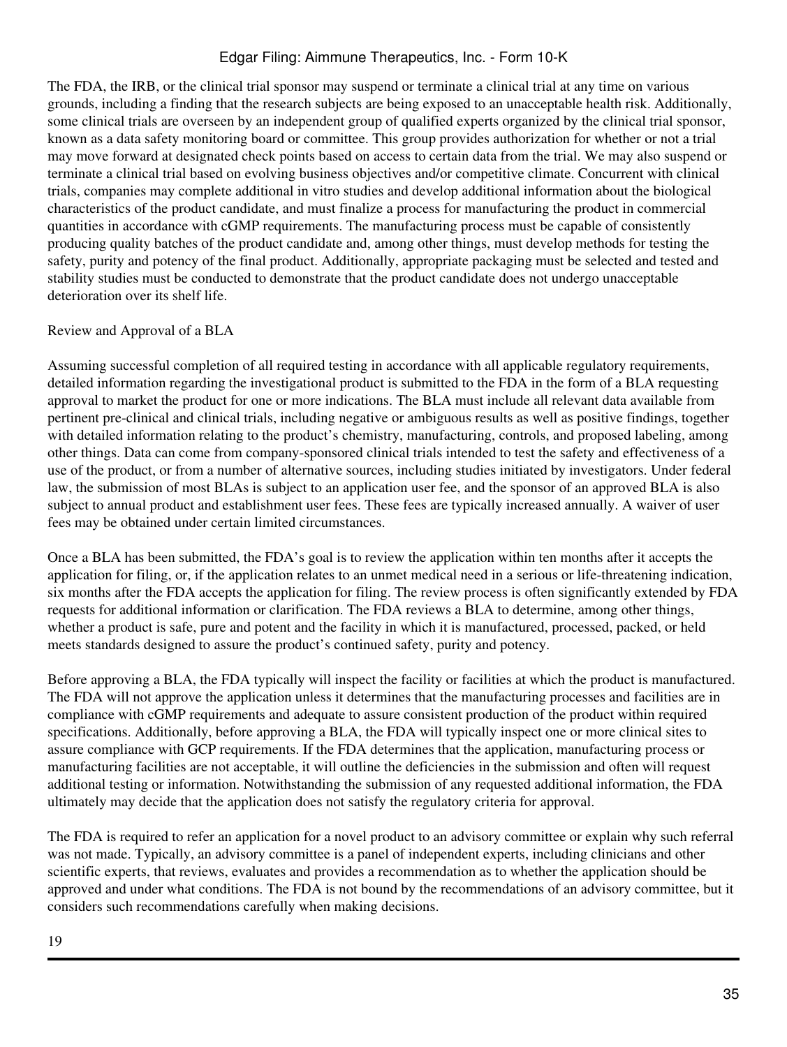The FDA, the IRB, or the clinical trial sponsor may suspend or terminate a clinical trial at any time on various grounds, including a finding that the research subjects are being exposed to an unacceptable health risk. Additionally, some clinical trials are overseen by an independent group of qualified experts organized by the clinical trial sponsor, known as a data safety monitoring board or committee. This group provides authorization for whether or not a trial may move forward at designated check points based on access to certain data from the trial. We may also suspend or terminate a clinical trial based on evolving business objectives and/or competitive climate. Concurrent with clinical trials, companies may complete additional in vitro studies and develop additional information about the biological characteristics of the product candidate, and must finalize a process for manufacturing the product in commercial quantities in accordance with cGMP requirements. The manufacturing process must be capable of consistently producing quality batches of the product candidate and, among other things, must develop methods for testing the safety, purity and potency of the final product. Additionally, appropriate packaging must be selected and tested and stability studies must be conducted to demonstrate that the product candidate does not undergo unacceptable deterioration over its shelf life.

### Review and Approval of a BLA

Assuming successful completion of all required testing in accordance with all applicable regulatory requirements, detailed information regarding the investigational product is submitted to the FDA in the form of a BLA requesting approval to market the product for one or more indications. The BLA must include all relevant data available from pertinent pre-clinical and clinical trials, including negative or ambiguous results as well as positive findings, together with detailed information relating to the product's chemistry, manufacturing, controls, and proposed labeling, among other things. Data can come from company-sponsored clinical trials intended to test the safety and effectiveness of a use of the product, or from a number of alternative sources, including studies initiated by investigators. Under federal law, the submission of most BLAs is subject to an application user fee, and the sponsor of an approved BLA is also subject to annual product and establishment user fees. These fees are typically increased annually. A waiver of user fees may be obtained under certain limited circumstances.

Once a BLA has been submitted, the FDA's goal is to review the application within ten months after it accepts the application for filing, or, if the application relates to an unmet medical need in a serious or life-threatening indication, six months after the FDA accepts the application for filing. The review process is often significantly extended by FDA requests for additional information or clarification. The FDA reviews a BLA to determine, among other things, whether a product is safe, pure and potent and the facility in which it is manufactured, processed, packed, or held meets standards designed to assure the product's continued safety, purity and potency.

Before approving a BLA, the FDA typically will inspect the facility or facilities at which the product is manufactured. The FDA will not approve the application unless it determines that the manufacturing processes and facilities are in compliance with cGMP requirements and adequate to assure consistent production of the product within required specifications. Additionally, before approving a BLA, the FDA will typically inspect one or more clinical sites to assure compliance with GCP requirements. If the FDA determines that the application, manufacturing process or manufacturing facilities are not acceptable, it will outline the deficiencies in the submission and often will request additional testing or information. Notwithstanding the submission of any requested additional information, the FDA ultimately may decide that the application does not satisfy the regulatory criteria for approval.

The FDA is required to refer an application for a novel product to an advisory committee or explain why such referral was not made. Typically, an advisory committee is a panel of independent experts, including clinicians and other scientific experts, that reviews, evaluates and provides a recommendation as to whether the application should be approved and under what conditions. The FDA is not bound by the recommendations of an advisory committee, but it considers such recommendations carefully when making decisions.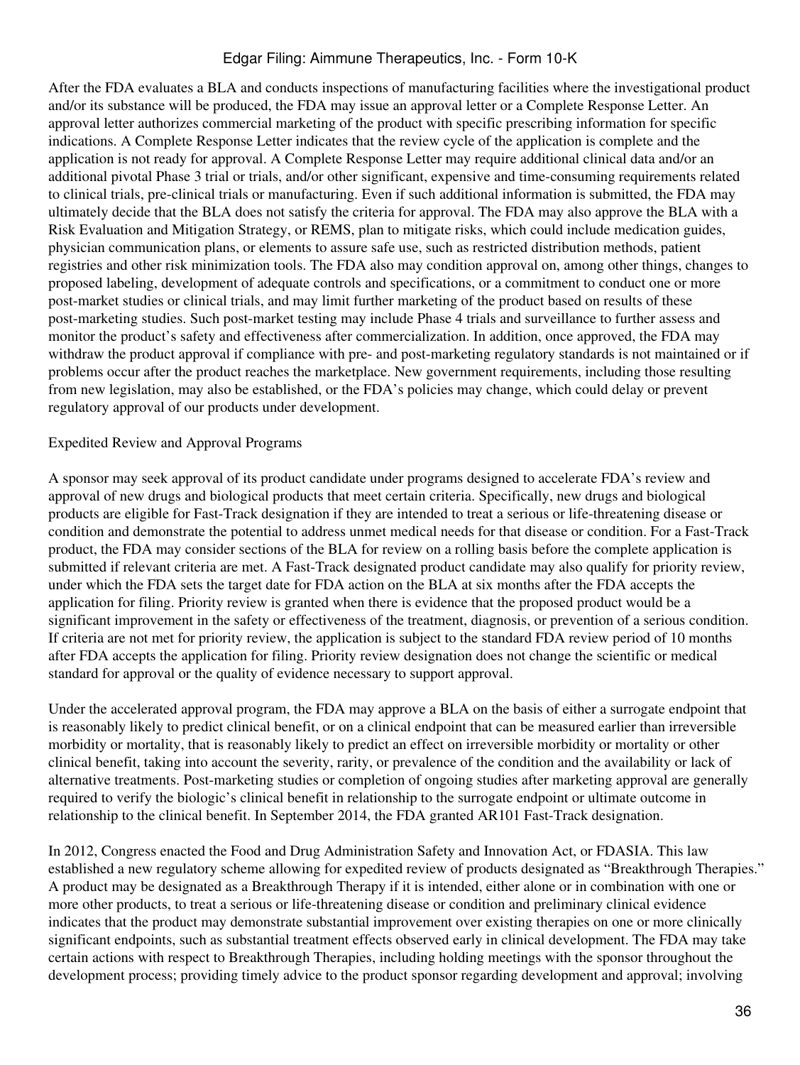After the FDA evaluates a BLA and conducts inspections of manufacturing facilities where the investigational product and/or its substance will be produced, the FDA may issue an approval letter or a Complete Response Letter. An approval letter authorizes commercial marketing of the product with specific prescribing information for specific indications. A Complete Response Letter indicates that the review cycle of the application is complete and the application is not ready for approval. A Complete Response Letter may require additional clinical data and/or an additional pivotal Phase 3 trial or trials, and/or other significant, expensive and time-consuming requirements related to clinical trials, pre-clinical trials or manufacturing. Even if such additional information is submitted, the FDA may ultimately decide that the BLA does not satisfy the criteria for approval. The FDA may also approve the BLA with a Risk Evaluation and Mitigation Strategy, or REMS, plan to mitigate risks, which could include medication guides, physician communication plans, or elements to assure safe use, such as restricted distribution methods, patient registries and other risk minimization tools. The FDA also may condition approval on, among other things, changes to proposed labeling, development of adequate controls and specifications, or a commitment to conduct one or more post-market studies or clinical trials, and may limit further marketing of the product based on results of these post-marketing studies. Such post-market testing may include Phase 4 trials and surveillance to further assess and monitor the product's safety and effectiveness after commercialization. In addition, once approved, the FDA may withdraw the product approval if compliance with pre- and post-marketing regulatory standards is not maintained or if problems occur after the product reaches the marketplace. New government requirements, including those resulting from new legislation, may also be established, or the FDA's policies may change, which could delay or prevent regulatory approval of our products under development.

Expedited Review and Approval Programs

A sponsor may seek approval of its product candidate under programs designed to accelerate FDA's review and approval of new drugs and biological products that meet certain criteria. Specifically, new drugs and biological products are eligible for Fast-Track designation if they are intended to treat a serious or life-threatening disease or condition and demonstrate the potential to address unmet medical needs for that disease or condition. For a Fast-Track product, the FDA may consider sections of the BLA for review on a rolling basis before the complete application is submitted if relevant criteria are met. A Fast-Track designated product candidate may also qualify for priority review, under which the FDA sets the target date for FDA action on the BLA at six months after the FDA accepts the application for filing. Priority review is granted when there is evidence that the proposed product would be a significant improvement in the safety or effectiveness of the treatment, diagnosis, or prevention of a serious condition. If criteria are not met for priority review, the application is subject to the standard FDA review period of 10 months after FDA accepts the application for filing. Priority review designation does not change the scientific or medical standard for approval or the quality of evidence necessary to support approval.

Under the accelerated approval program, the FDA may approve a BLA on the basis of either a surrogate endpoint that is reasonably likely to predict clinical benefit, or on a clinical endpoint that can be measured earlier than irreversible morbidity or mortality, that is reasonably likely to predict an effect on irreversible morbidity or mortality or other clinical benefit, taking into account the severity, rarity, or prevalence of the condition and the availability or lack of alternative treatments. Post-marketing studies or completion of ongoing studies after marketing approval are generally required to verify the biologic's clinical benefit in relationship to the surrogate endpoint or ultimate outcome in relationship to the clinical benefit. In September 2014, the FDA granted AR101 Fast-Track designation.

In 2012, Congress enacted the Food and Drug Administration Safety and Innovation Act, or FDASIA. This law established a new regulatory scheme allowing for expedited review of products designated as "Breakthrough Therapies." A product may be designated as a Breakthrough Therapy if it is intended, either alone or in combination with one or more other products, to treat a serious or life-threatening disease or condition and preliminary clinical evidence indicates that the product may demonstrate substantial improvement over existing therapies on one or more clinically significant endpoints, such as substantial treatment effects observed early in clinical development. The FDA may take certain actions with respect to Breakthrough Therapies, including holding meetings with the sponsor throughout the development process; providing timely advice to the product sponsor regarding development and approval; involving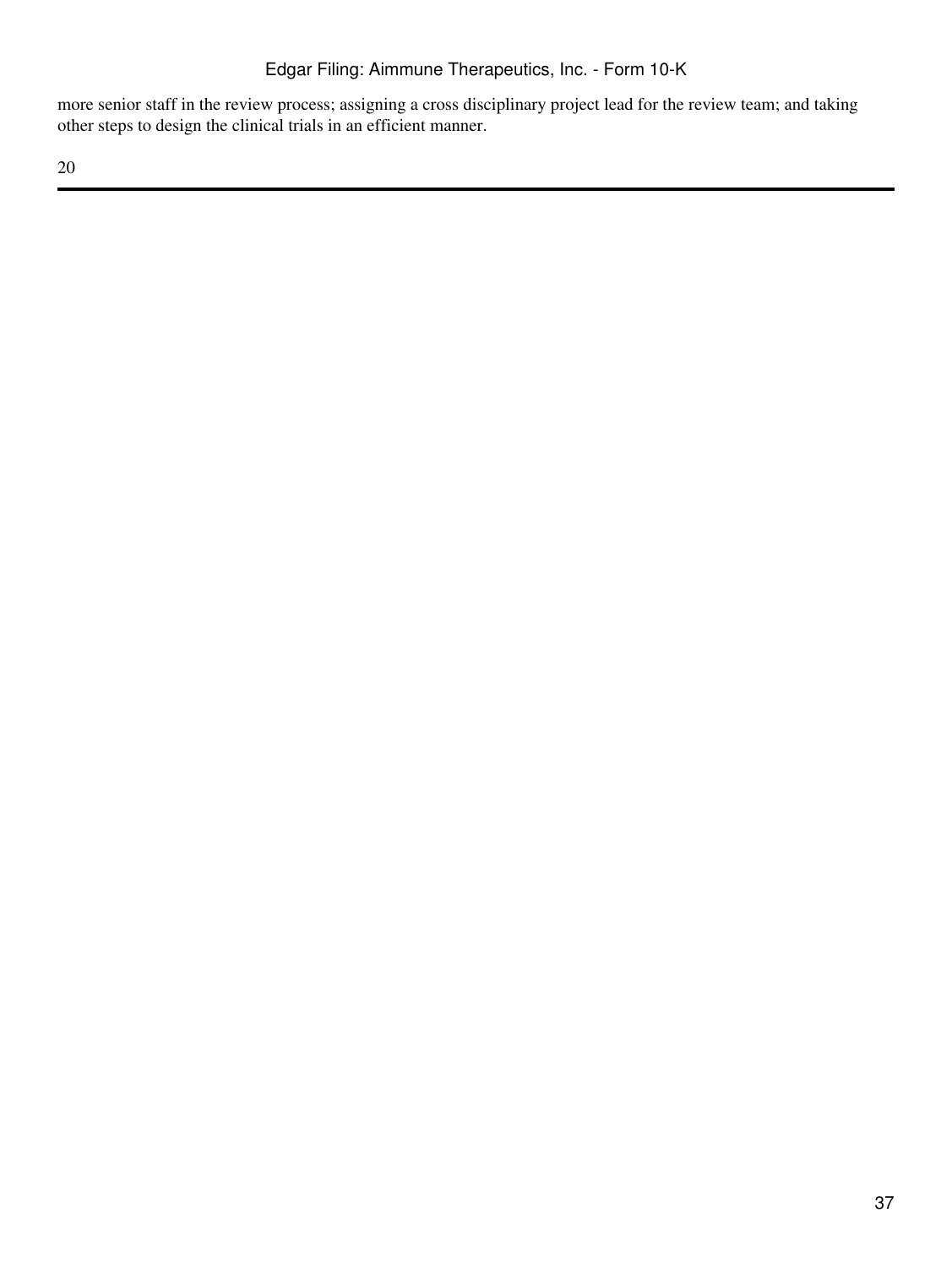more senior staff in the review process; assigning a cross disciplinary project lead for the review team; and taking other steps to design the clinical trials in an efficient manner.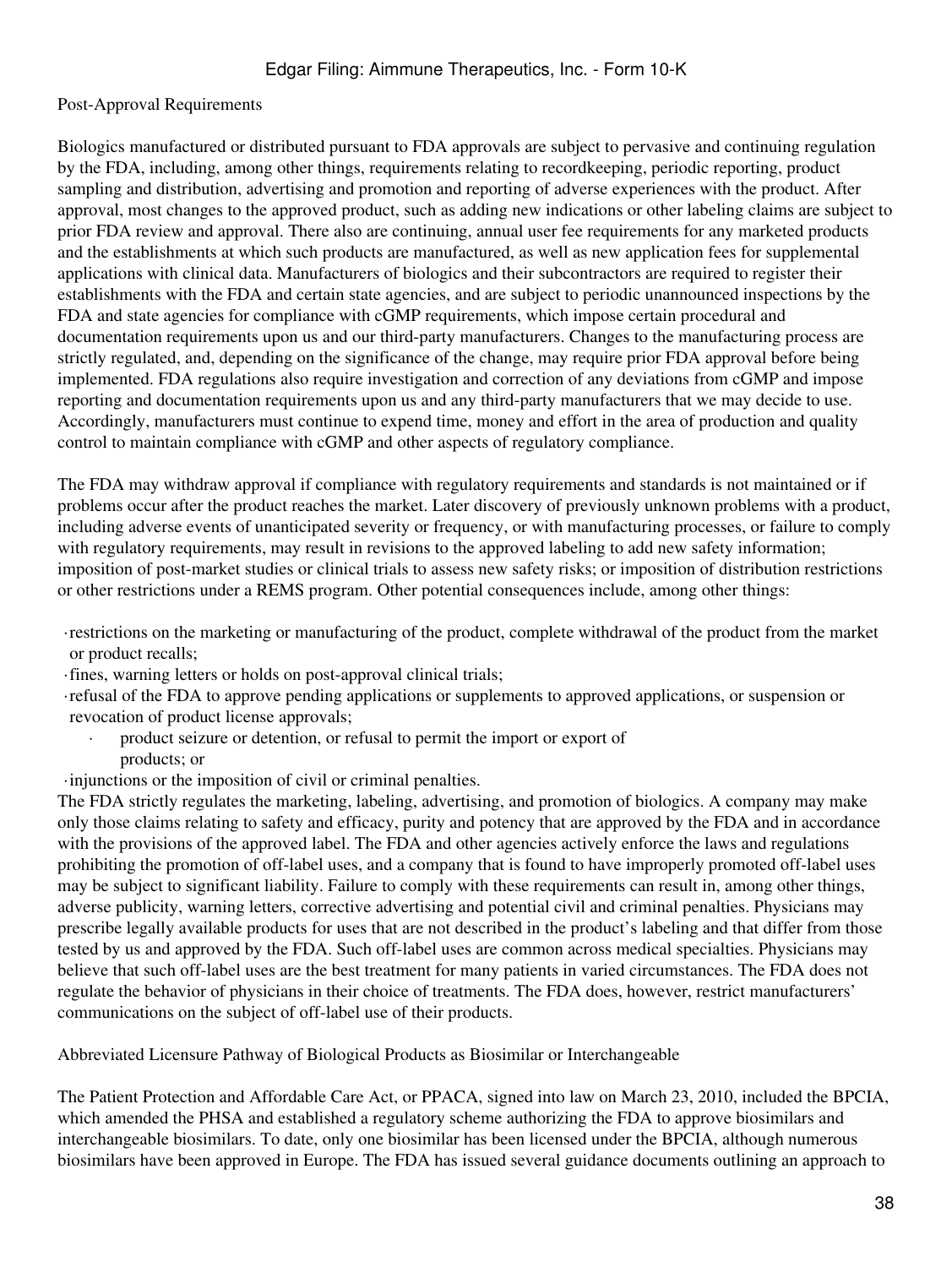### Post-Approval Requirements

Biologics manufactured or distributed pursuant to FDA approvals are subject to pervasive and continuing regulation by the FDA, including, among other things, requirements relating to recordkeeping, periodic reporting, product sampling and distribution, advertising and promotion and reporting of adverse experiences with the product. After approval, most changes to the approved product, such as adding new indications or other labeling claims are subject to prior FDA review and approval. There also are continuing, annual user fee requirements for any marketed products and the establishments at which such products are manufactured, as well as new application fees for supplemental applications with clinical data. Manufacturers of biologics and their subcontractors are required to register their establishments with the FDA and certain state agencies, and are subject to periodic unannounced inspections by the FDA and state agencies for compliance with cGMP requirements, which impose certain procedural and documentation requirements upon us and our third-party manufacturers. Changes to the manufacturing process are strictly regulated, and, depending on the significance of the change, may require prior FDA approval before being implemented. FDA regulations also require investigation and correction of any deviations from cGMP and impose reporting and documentation requirements upon us and any third-party manufacturers that we may decide to use. Accordingly, manufacturers must continue to expend time, money and effort in the area of production and quality control to maintain compliance with cGMP and other aspects of regulatory compliance.

The FDA may withdraw approval if compliance with regulatory requirements and standards is not maintained or if problems occur after the product reaches the market. Later discovery of previously unknown problems with a product, including adverse events of unanticipated severity or frequency, or with manufacturing processes, or failure to comply with regulatory requirements, may result in revisions to the approved labeling to add new safety information; imposition of post-market studies or clinical trials to assess new safety risks; or imposition of distribution restrictions or other restrictions under a REMS program. Other potential consequences include, among other things:

- restrictions on the marketing or manufacturing of the product, complete withdrawal of the product from the market or product recalls;
- fines, warning letters or holds on post-approval clinical trials;
- refusal of the FDA to approve pending applications or supplements to approved applications, or suspension or revocation of product license approvals;
- product seizure or detention, or refusal to permit the import or export of products; or
- injunctions or the imposition of civil or criminal penalties.

The FDA strictly regulates the marketing, labeling, advertising, and promotion of biologics. A company may make only those claims relating to safety and efficacy, purity and potency that are approved by the FDA and in accordance with the provisions of the approved label. The FDA and other agencies actively enforce the laws and regulations prohibiting the promotion of off-label uses, and a company that is found to have improperly promoted off-label uses may be subject to significant liability. Failure to comply with these requirements can result in, among other things, adverse publicity, warning letters, corrective advertising and potential civil and criminal penalties. Physicians may prescribe legally available products for uses that are not described in the product's labeling and that differ from those tested by us and approved by the FDA. Such off-label uses are common across medical specialties. Physicians may believe that such off-label uses are the best treatment for many patients in varied circumstances. The FDA does not regulate the behavior of physicians in their choice of treatments. The FDA does, however, restrict manufacturers' communications on the subject of off-label use of their products.

### Abbreviated Licensure Pathway of Biological Products as Biosimilar or Interchangeable

The Patient Protection and Affordable Care Act, or PPACA, signed into law on March 23, 2010, included the BPCIA, which amended the PHSA and established a regulatory scheme authorizing the FDA to approve biosimilars and interchangeable biosimilars. To date, only one biosimilar has been licensed under the BPCIA, although numerous biosimilars have been approved in Europe. The FDA has issued several guidance documents outlining an approach to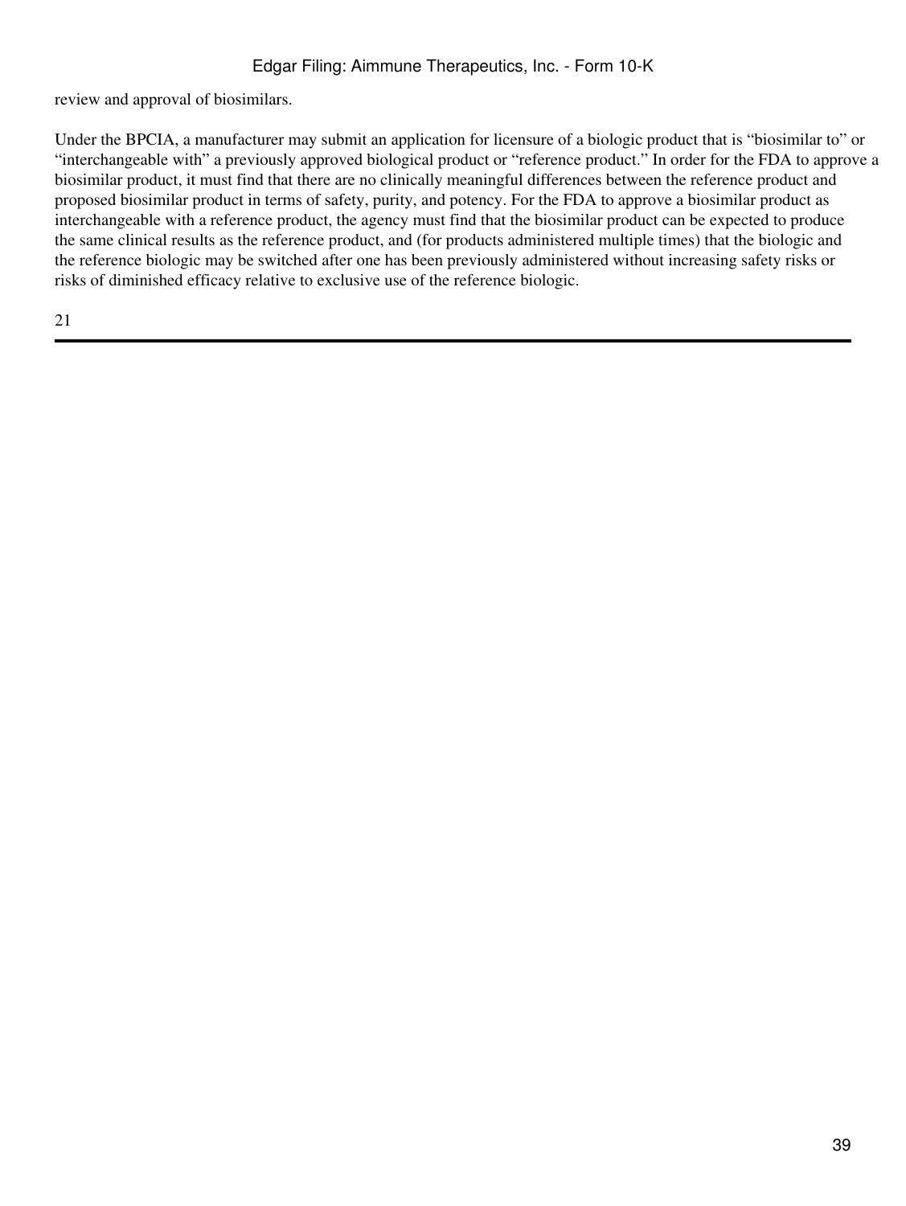review and approval of biosimilars.

Under the BPCIA, a manufacturer may submit an application for licensure of a biologic product that is "biosimilar to" or "interchangeable with" a previously approved biological product or "reference product." In order for the FDA to approve a biosimilar product, it must find that there are no clinically meaningful differences between the reference product and proposed biosimilar product in terms of safety, purity, and potency. For the FDA to approve a biosimilar product as interchangeable with a reference product, the agency must find that the biosimilar product can be expected to produce the same clinical results as the reference product, and (for products administered multiple times) that the biologic and the reference biologic may be switched after one has been previously administered without increasing safety risks or risks of diminished efficacy relative to exclusive use of the reference biologic.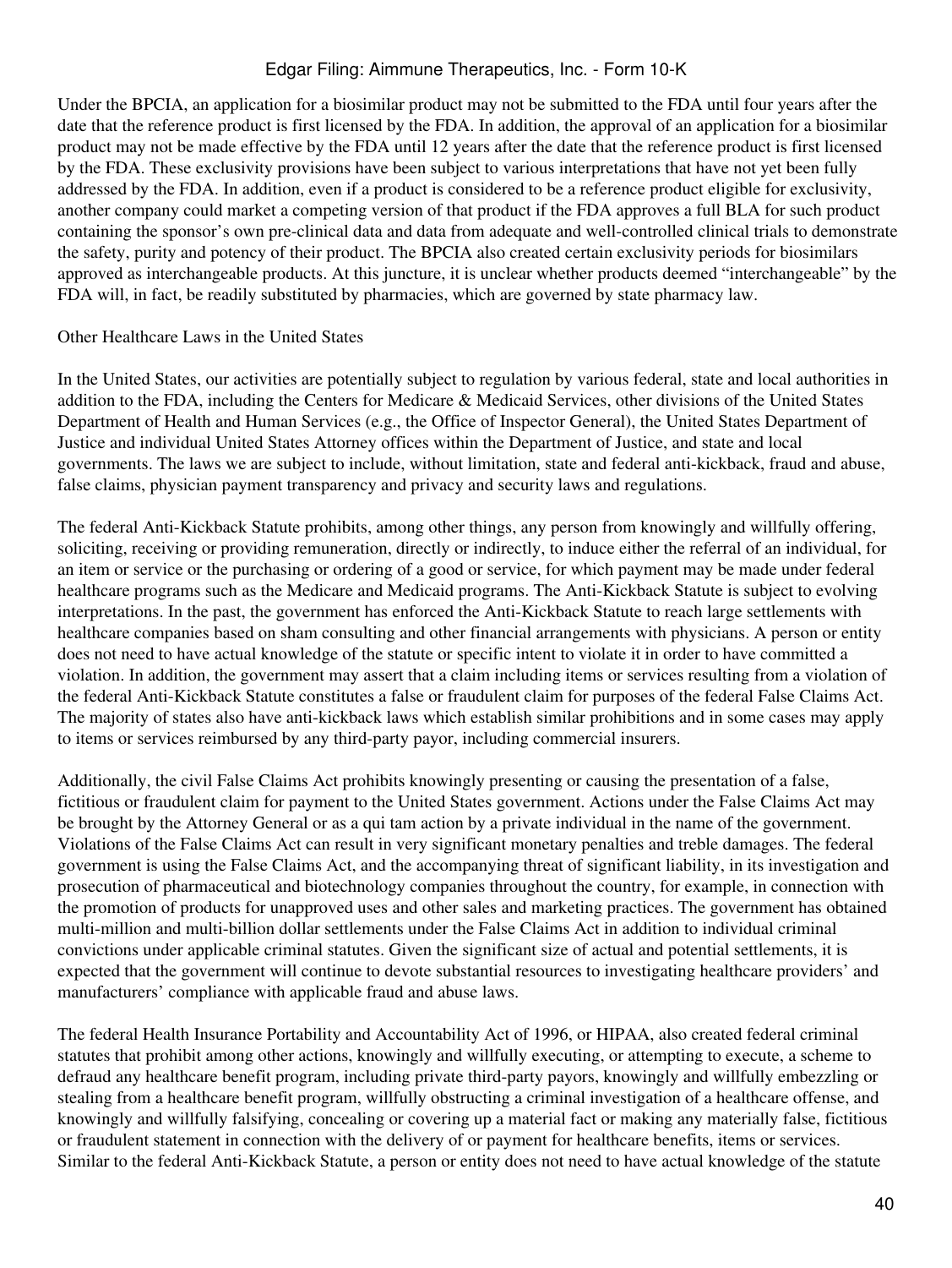Under the BPCIA, an application for a biosimilar product may not be submitted to the FDA until four years after the date that the reference product is first licensed by the FDA. In addition, the approval of an application for a biosimilar product may not be made effective by the FDA until 12 years after the date that the reference product is first licensed by the FDA. These exclusivity provisions have been subject to various interpretations that have not yet been fully addressed by the FDA. In addition, even if a product is considered to be a reference product eligible for exclusivity, another company could market a competing version of that product if the FDA approves a full BLA for such product containing the sponsor's own pre-clinical data and data from adequate and well-controlled clinical trials to demonstrate the safety, purity and potency of their product. The BPCIA also created certain exclusivity periods for biosimilars approved as interchangeable products. At this juncture, it is unclear whether products deemed "interchangeable" by the FDA will, in fact, be readily substituted by pharmacies, which are governed by state pharmacy law.

Other Healthcare Laws in the United States

In the United States, our activities are potentially subject to regulation by various federal, state and local authorities in addition to the FDA, including the Centers for Medicare & Medicaid Services, other divisions of the United States Department of Health and Human Services (e.g., the Office of Inspector General), the United States Department of Justice and individual United States Attorney offices within the Department of Justice, and state and local governments. The laws we are subject to include, without limitation, state and federal anti-kickback, fraud and abuse, false claims, physician payment transparency and privacy and security laws and regulations.

The federal Anti-Kickback Statute prohibits, among other things, any person from knowingly and willfully offering, soliciting, receiving or providing remuneration, directly or indirectly, to induce either the referral of an individual, for an item or service or the purchasing or ordering of a good or service, for which payment may be made under federal healthcare programs such as the Medicare and Medicaid programs. The Anti-Kickback Statute is subject to evolving interpretations. In the past, the government has enforced the Anti-Kickback Statute to reach large settlements with healthcare companies based on sham consulting and other financial arrangements with physicians. A person or entity does not need to have actual knowledge of the statute or specific intent to violate it in order to have committed a violation. In addition, the government may assert that a claim including items or services resulting from a violation of the federal Anti-Kickback Statute constitutes a false or fraudulent claim for purposes of the federal False Claims Act. The majority of states also have anti-kickback laws which establish similar prohibitions and in some cases may apply to items or services reimbursed by any third-party payor, including commercial insurers.

Additionally, the civil False Claims Act prohibits knowingly presenting or causing the presentation of a false, fictitious or fraudulent claim for payment to the United States government. Actions under the False Claims Act may be brought by the Attorney General or as a qui tam action by a private individual in the name of the government. Violations of the False Claims Act can result in very significant monetary penalties and treble damages. The federal government is using the False Claims Act, and the accompanying threat of significant liability, in its investigation and prosecution of pharmaceutical and biotechnology companies throughout the country, for example, in connection with the promotion of products for unapproved uses and other sales and marketing practices. The government has obtained multi-million and multi-billion dollar settlements under the False Claims Act in addition to individual criminal convictions under applicable criminal statutes. Given the significant size of actual and potential settlements, it is expected that the government will continue to devote substantial resources to investigating healthcare providers' and manufacturers' compliance with applicable fraud and abuse laws.

The federal Health Insurance Portability and Accountability Act of 1996, or HIPAA, also created federal criminal statutes that prohibit among other actions, knowingly and willfully executing, or attempting to execute, a scheme to defraud any healthcare benefit program, including private third-party payors, knowingly and willfully embezzling or stealing from a healthcare benefit program, willfully obstructing a criminal investigation of a healthcare offense, and knowingly and willfully falsifying, concealing or covering up a material fact or making any materially false, fictitious or fraudulent statement in connection with the delivery of or payment for healthcare benefits, items or services. Similar to the federal Anti-Kickback Statute, a person or entity does not need to have actual knowledge of the statute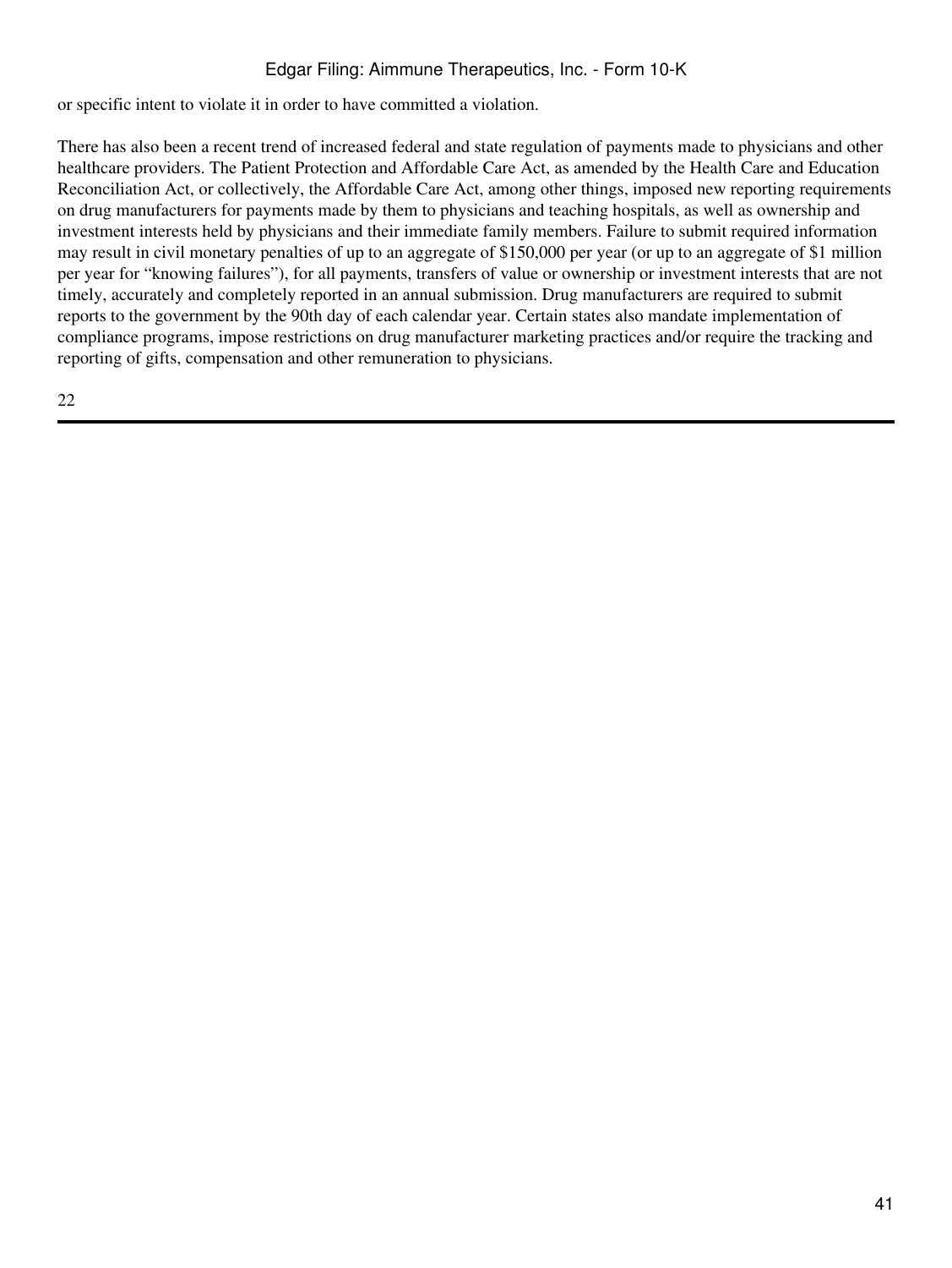or specific intent to violate it in order to have committed a violation.

There has also been a recent trend of increased federal and state regulation of payments made to physicians and other healthcare providers. The Patient Protection and Affordable Care Act, as amended by the Health Care and Education Reconciliation Act, or collectively, the Affordable Care Act, among other things, imposed new reporting requirements on drug manufacturers for payments made by them to physicians and teaching hospitals, as well as ownership and investment interests held by physicians and their immediate family members. Failure to submit required information may result in civil monetary penalties of up to an aggregate of $150,000 per year (or up to an aggregate of $1 million per year for "knowing failures"), for all payments, transfers of value or ownership or investment interests that are not timely, accurately and completely reported in an annual submission. Drug manufacturers are required to submit reports to the government by the 90th day of each calendar year. Certain states also mandate implementation of compliance programs, impose restrictions on drug manufacturer marketing practices and/or require the tracking and reporting of gifts, compensation and other remuneration to physicians.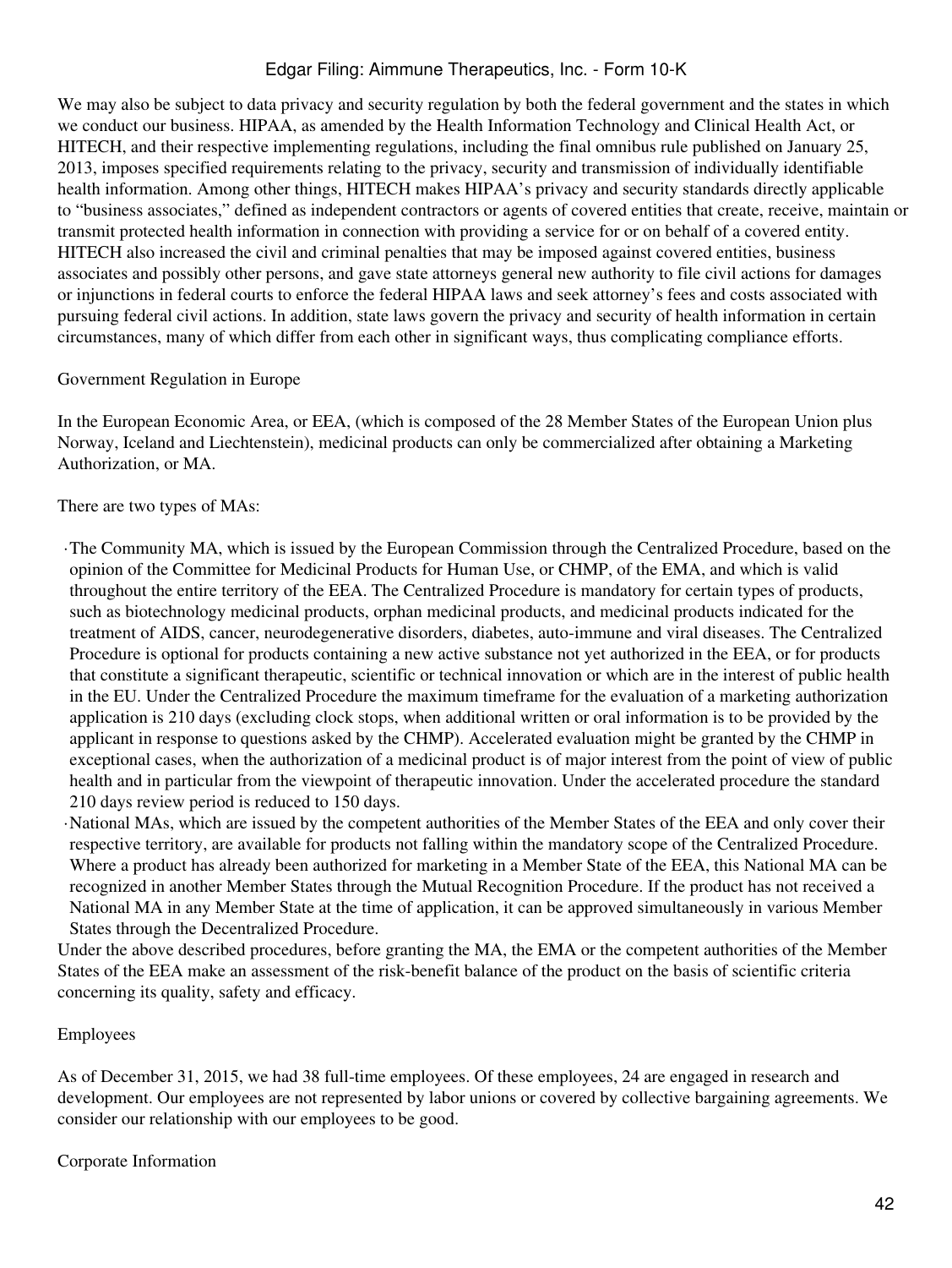We may also be subject to data privacy and security regulation by both the federal government and the states in which we conduct our business. HIPAA, as amended by the Health Information Technology and Clinical Health Act, or HITECH, and their respective implementing regulations, including the final omnibus rule published on January 25, 2013, imposes specified requirements relating to the privacy, security and transmission of individually identifiable health information. Among other things, HITECH makes HIPAA's privacy and security standards directly applicable to "business associates," defined as independent contractors or agents of covered entities that create, receive, maintain or transmit protected health information in connection with providing a service for or on behalf of a covered entity. HITECH also increased the civil and criminal penalties that may be imposed against covered entities, business associates and possibly other persons, and gave state attorneys general new authority to file civil actions for damages or injunctions in federal courts to enforce the federal HIPAA laws and seek attorney's fees and costs associated with pursuing federal civil actions. In addition, state laws govern the privacy and security of health information in certain circumstances, many of which differ from each other in significant ways, thus complicating compliance efforts.

## Government Regulation in Europe

In the European Economic Area, or EEA, (which is composed of the 28 Member States of the European Union plus Norway, Iceland and Liechtenstein), medicinal products can only be commercialized after obtaining a Marketing Authorization, or MA.

There are two types of MAs:

- The Community MA, which is issued by the European Commission through the Centralized Procedure, based on the opinion of the Committee for Medicinal Products for Human Use, or CHMP, of the EMA, and which is valid throughout the entire territory of the EEA. The Centralized Procedure is mandatory for certain types of products, such as biotechnology medicinal products, orphan medicinal products, and medicinal products indicated for the treatment of AIDS, cancer, neurodegenerative disorders, diabetes, auto-immune and viral diseases. The Centralized Procedure is optional for products containing a new active substance not yet authorized in the EEA, or for products that constitute a significant therapeutic, scientific or technical innovation or which are in the interest of public health in the EU. Under the Centralized Procedure the maximum timeframe for the evaluation of a marketing authorization application is 210 days (excluding clock stops, when additional written or oral information is to be provided by the applicant in response to questions asked by the CHMP). Accelerated evaluation might be granted by the CHMP in exceptional cases, when the authorization of a medicinal product is of major interest from the point of view of public health and in particular from the viewpoint of therapeutic innovation. Under the accelerated procedure the standard 210 days review period is reduced to 150 days.
- National MAs, which are issued by the competent authorities of the Member States of the EEA and only cover their respective territory, are available for products not falling within the mandatory scope of the Centralized Procedure. Where a product has already been authorized for marketing in a Member State of the EEA, this National MA can be recognized in another Member States through the Mutual Recognition Procedure. If the product has not received a National MA in any Member State at the time of application, it can be approved simultaneously in various Member States through the Decentralized Procedure.

Under the above described procedures, before granting the MA, the EMA or the competent authorities of the Member States of the EEA make an assessment of the risk-benefit balance of the product on the basis of scientific criteria concerning its quality, safety and efficacy.

## Employees

As of December 31, 2015, we had 38 full-time employees. Of these employees, 24 are engaged in research and development. Our employees are not represented by labor unions or covered by collective bargaining agreements. We consider our relationship with our employees to be good.

## Corporate Information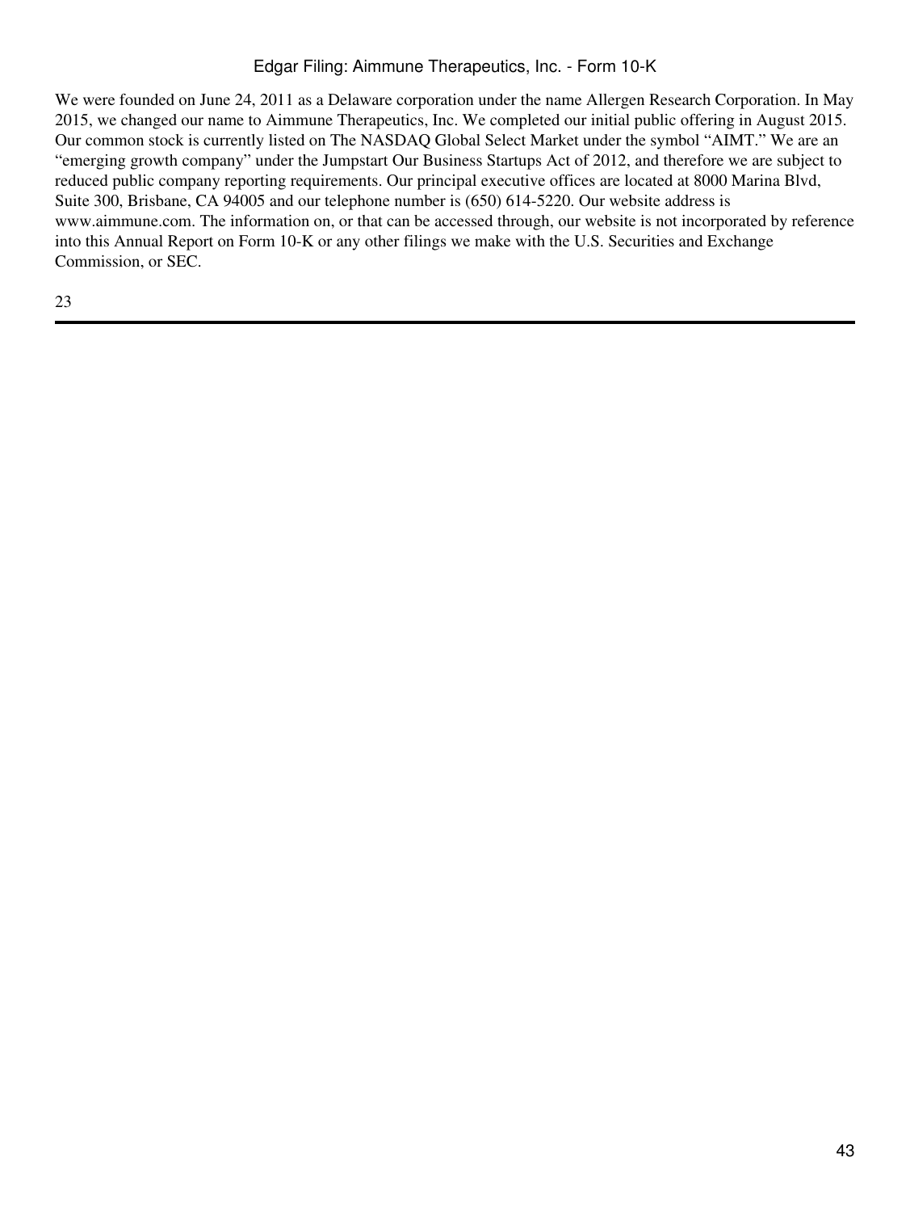We were founded on June 24, 2011 as a Delaware corporation under the name Allergen Research Corporation. In May 2015, we changed our name to Aimmune Therapeutics, Inc. We completed our initial public offering in August 2015. Our common stock is currently listed on The NASDAQ Global Select Market under the symbol "AIMT." We are an "emerging growth company" under the Jumpstart Our Business Startups Act of 2012, and therefore we are subject to reduced public company reporting requirements. Our principal executive offices are located at 8000 Marina Blvd, Suite 300, Brisbane, CA 94005 and our telephone number is (650) 614-5220. Our website address is www.aimmune.com. The information on, or that can be accessed through, our website is not incorporated by reference into this Annual Report on Form 10-K or any other filings we make with the U.S. Securities and Exchange Commission, or SEC.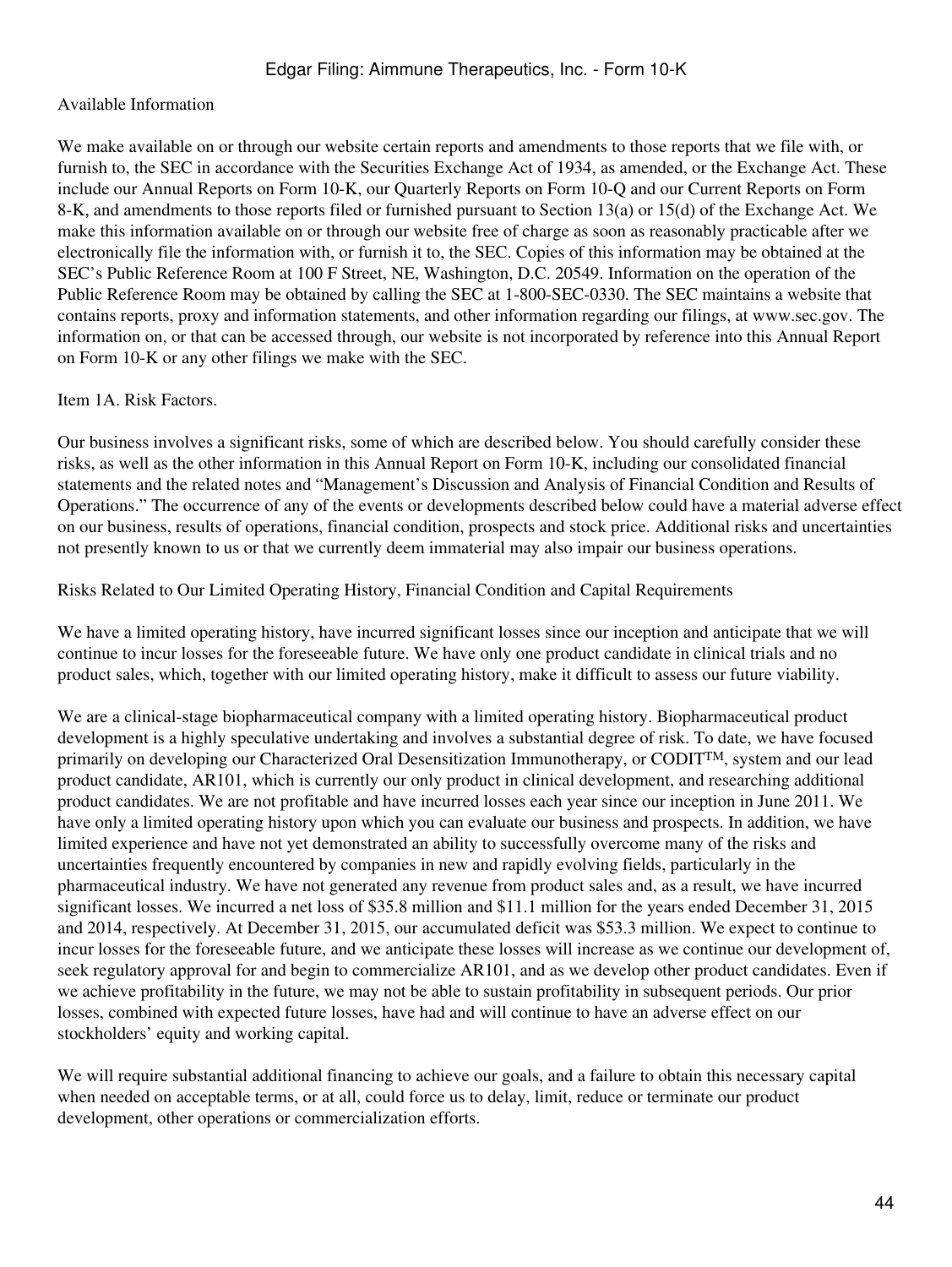Available Information

We make available on or through our website certain reports and amendments to those reports that we file with, or furnish to, the SEC in accordance with the Securities Exchange Act of 1934, as amended, or the Exchange Act. These include our Annual Reports on Form 10-K, our Quarterly Reports on Form 10-Q and our Current Reports on Form 8-K, and amendments to those reports filed or furnished pursuant to Section 13(a) or 15(d) of the Exchange Act. We make this information available on or through our website free of charge as soon as reasonably practicable after we electronically file the information with, or furnish it to, the SEC. Copies of this information may be obtained at the SEC's Public Reference Room at 100 F Street, NE, Washington, D.C. 20549. Information on the operation of the Public Reference Room may be obtained by calling the SEC at 1-800-SEC-0330. The SEC maintains a website that contains reports, proxy and information statements, and other information regarding our filings, at www.sec.gov. The information on, or that can be accessed through, our website is not incorporated by reference into this Annual Report on Form 10-K or any other filings we make with the SEC.

## Item 1A. Risk Factors.

Our business involves a significant risks, some of which are described below. You should carefully consider these risks, as well as the other information in this Annual Report on Form 10-K, including our consolidated financial statements and the related notes and "Management's Discussion and Analysis of Financial Condition and Results of Operations." The occurrence of any of the events or developments described below could have a material adverse effect on our business, results of operations, financial condition, prospects and stock price. Additional risks and uncertainties not presently known to us or that we currently deem immaterial may also impair our business operations.

### Risks Related to Our Limited Operating History, Financial Condition and Capital Requirements

We have a limited operating history, have incurred significant losses since our inception and anticipate that we will continue to incur losses for the foreseeable future. We have only one product candidate in clinical trials and no product sales, which, together with our limited operating history, make it difficult to assess our future viability.

We are a clinical-stage biopharmaceutical company with a limited operating history. Biopharmaceutical product development is a highly speculative undertaking and involves a substantial degree of risk. To date, we have focused primarily on developing our Characterized Oral Desensitization Immunotherapy, or CODIT™, system and our lead product candidate, AR101, which is currently our only product in clinical development, and researching additional product candidates. We are not profitable and have incurred losses each year since our inception in June 2011. We have only a limited operating history upon which you can evaluate our business and prospects. In addition, we have limited experience and have not yet demonstrated an ability to successfully overcome many of the risks and uncertainties frequently encountered by companies in new and rapidly evolving fields, particularly in the pharmaceutical industry. We have not generated any revenue from product sales and, as a result, we have incurred significant losses. We incurred a net loss of $35.8 million and $11.1 million for the years ended December 31, 2015 and 2014, respectively. At December 31, 2015, our accumulated deficit was $53.3 million. We expect to continue to incur losses for the foreseeable future, and we anticipate these losses will increase as we continue our development of, seek regulatory approval for and begin to commercialize AR101, and as we develop other product candidates. Even if we achieve profitability in the future, we may not be able to sustain profitability in subsequent periods. Our prior losses, combined with expected future losses, have had and will continue to have an adverse effect on our stockholders' equity and working capital.

We will require substantial additional financing to achieve our goals, and a failure to obtain this necessary capital when needed on acceptable terms, or at all, could force us to delay, limit, reduce or terminate our product development, other operations or commercialization efforts.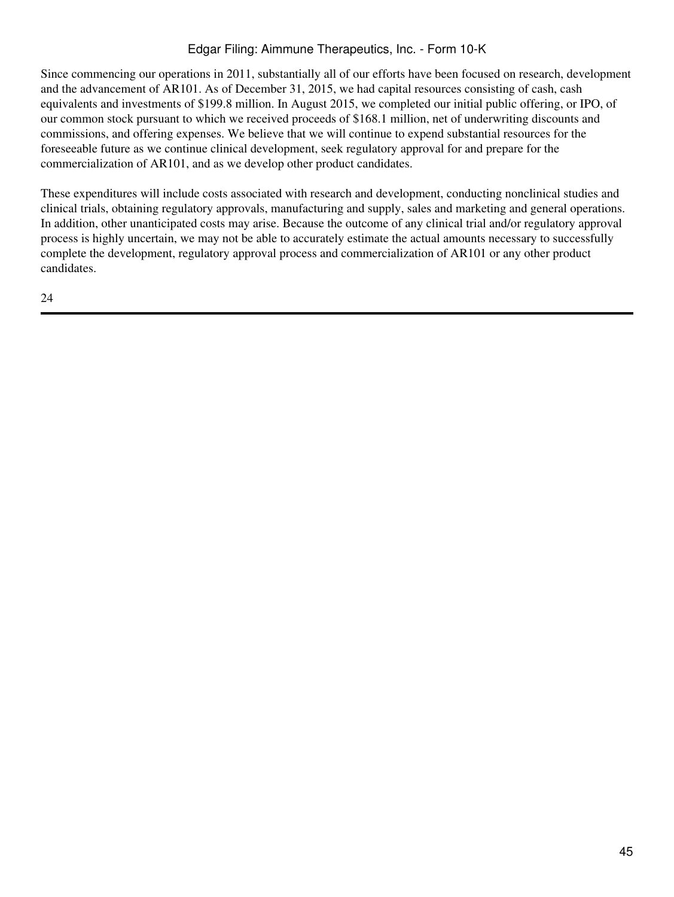Since commencing our operations in 2011, substantially all of our efforts have been focused on research, development and the advancement of AR101. As of December 31, 2015, we had capital resources consisting of cash, cash equivalents and investments of $199.8 million. In August 2015, we completed our initial public offering, or IPO, of our common stock pursuant to which we received proceeds of $168.1 million, net of underwriting discounts and commissions, and offering expenses. We believe that we will continue to expend substantial resources for the foreseeable future as we continue clinical development, seek regulatory approval for and prepare for the commercialization of AR101, and as we develop other product candidates.

These expenditures will include costs associated with research and development, conducting nonclinical studies and clinical trials, obtaining regulatory approvals, manufacturing and supply, sales and marketing and general operations. In addition, other unanticipated costs may arise. Because the outcome of any clinical trial and/or regulatory approval process is highly uncertain, we may not be able to accurately estimate the actual amounts necessary to successfully complete the development, regulatory approval process and commercialization of AR101 or any other product candidates.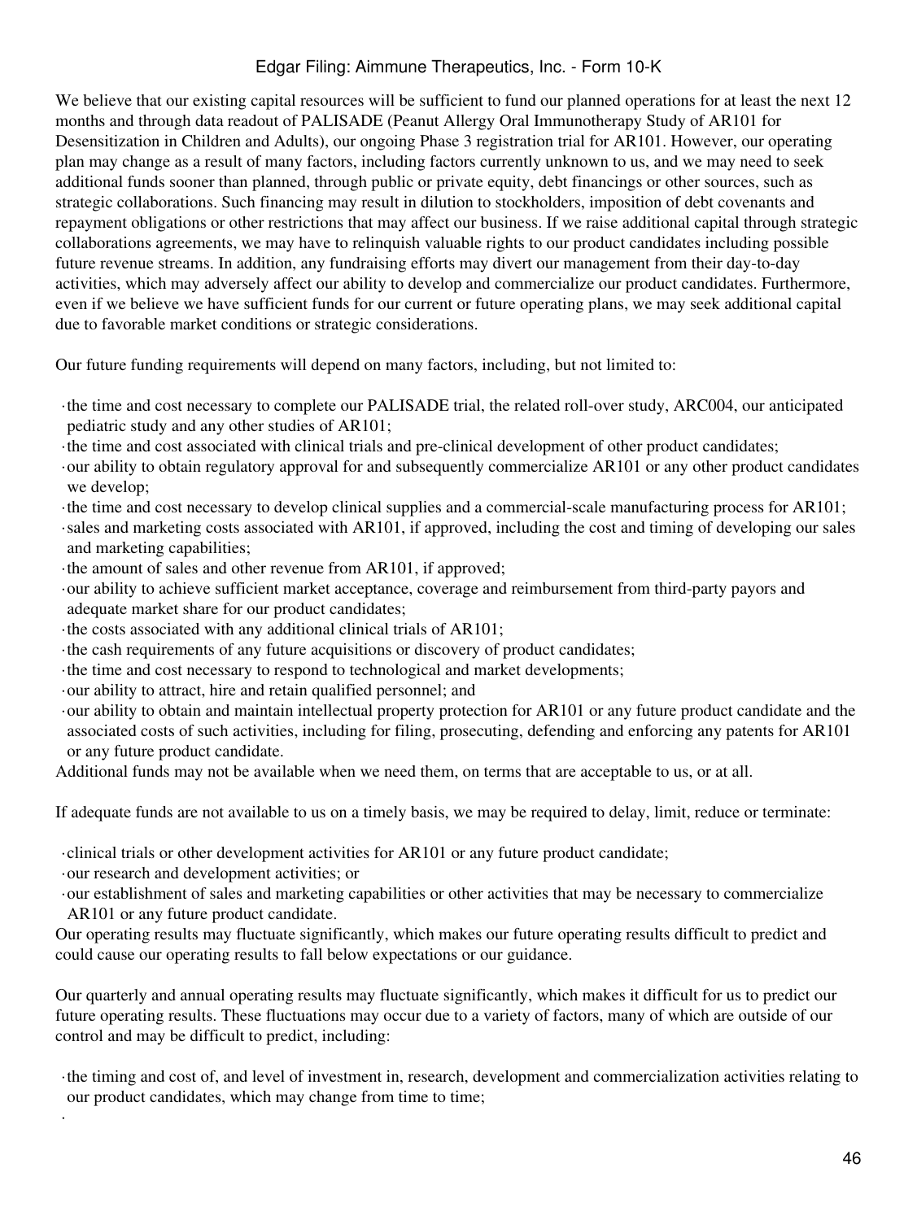We believe that our existing capital resources will be sufficient to fund our planned operations for at least the next 12 months and through data readout of PALISADE (Peanut Allergy Oral Immunotherapy Study of AR101 for Desensitization in Children and Adults), our ongoing Phase 3 registration trial for AR101. However, our operating plan may change as a result of many factors, including factors currently unknown to us, and we may need to seek additional funds sooner than planned, through public or private equity, debt financings or other sources, such as strategic collaborations. Such financing may result in dilution to stockholders, imposition of debt covenants and repayment obligations or other restrictions that may affect our business. If we raise additional capital through strategic collaborations agreements, we may have to relinquish valuable rights to our product candidates including possible future revenue streams. In addition, any fundraising efforts may divert our management from their day-to-day activities, which may adversely affect our ability to develop and commercialize our product candidates. Furthermore, even if we believe we have sufficient funds for our current or future operating plans, we may seek additional capital due to favorable market conditions or strategic considerations.

Our future funding requirements will depend on many factors, including, but not limited to:

- the time and cost necessary to complete our PALISADE trial, the related roll-over study, ARC004, our anticipated pediatric study and any other studies of AR101;
- the time and cost associated with clinical trials and pre-clinical development of other product candidates;
- our ability to obtain regulatory approval for and subsequently commercialize AR101 or any other product candidates we develop;
- the time and cost necessary to develop clinical supplies and a commercial-scale manufacturing process for AR101;
- sales and marketing costs associated with AR101, if approved, including the cost and timing of developing our sales and marketing capabilities;
- the amount of sales and other revenue from AR101, if approved;
- our ability to achieve sufficient market acceptance, coverage and reimbursement from third-party payors and adequate market share for our product candidates;
- the costs associated with any additional clinical trials of AR101;
- the cash requirements of any future acquisitions or discovery of product candidates;
- the time and cost necessary to respond to technological and market developments;
- our ability to attract, hire and retain qualified personnel; and
- our ability to obtain and maintain intellectual property protection for AR101 or any future product candidate and the associated costs of such activities, including for filing, prosecuting, defending and enforcing any patents for AR101 or any future product candidate.

Additional funds may not be available when we need them, on terms that are acceptable to us, or at all.

If adequate funds are not available to us on a timely basis, we may be required to delay, limit, reduce or terminate:

- clinical trials or other development activities for AR101 or any future product candidate;
- our research and development activities; or
- our establishment of sales and marketing capabilities or other activities that may be necessary to commercialize AR101 or any future product candidate.

Our operating results may fluctuate significantly, which makes our future operating results difficult to predict and could cause our operating results to fall below expectations or our guidance.

Our quarterly and annual operating results may fluctuate significantly, which makes it difficult for us to predict our future operating results. These fluctuations may occur due to a variety of factors, many of which are outside of our control and may be difficult to predict, including:

- the timing and cost of, and level of investment in, research, development and commercialization activities relating to our product candidates, which may change from time to time;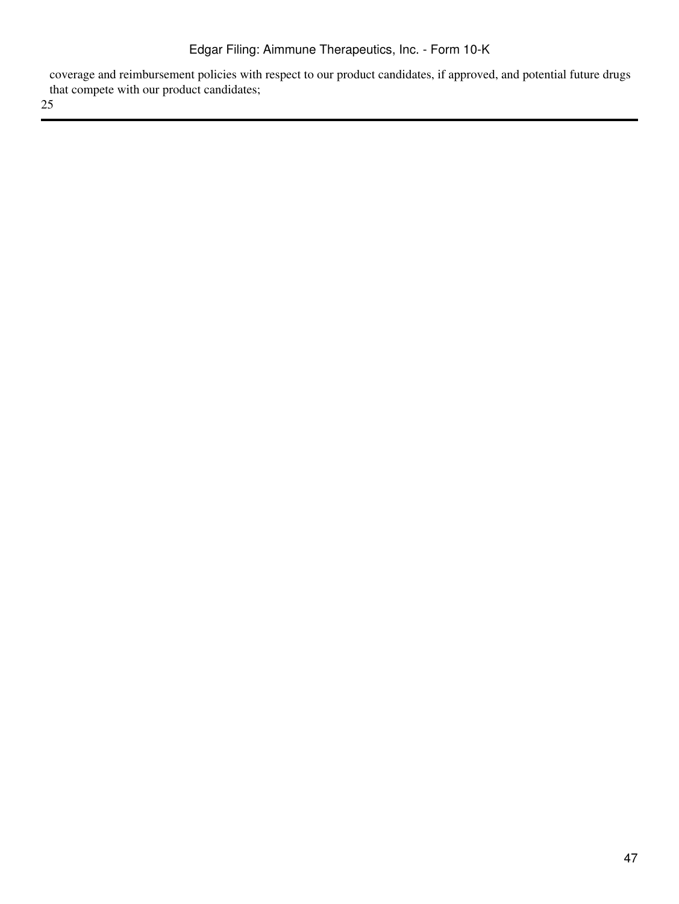coverage and reimbursement policies with respect to our product candidates, if approved, and potential future drugs that compete with our product candidates;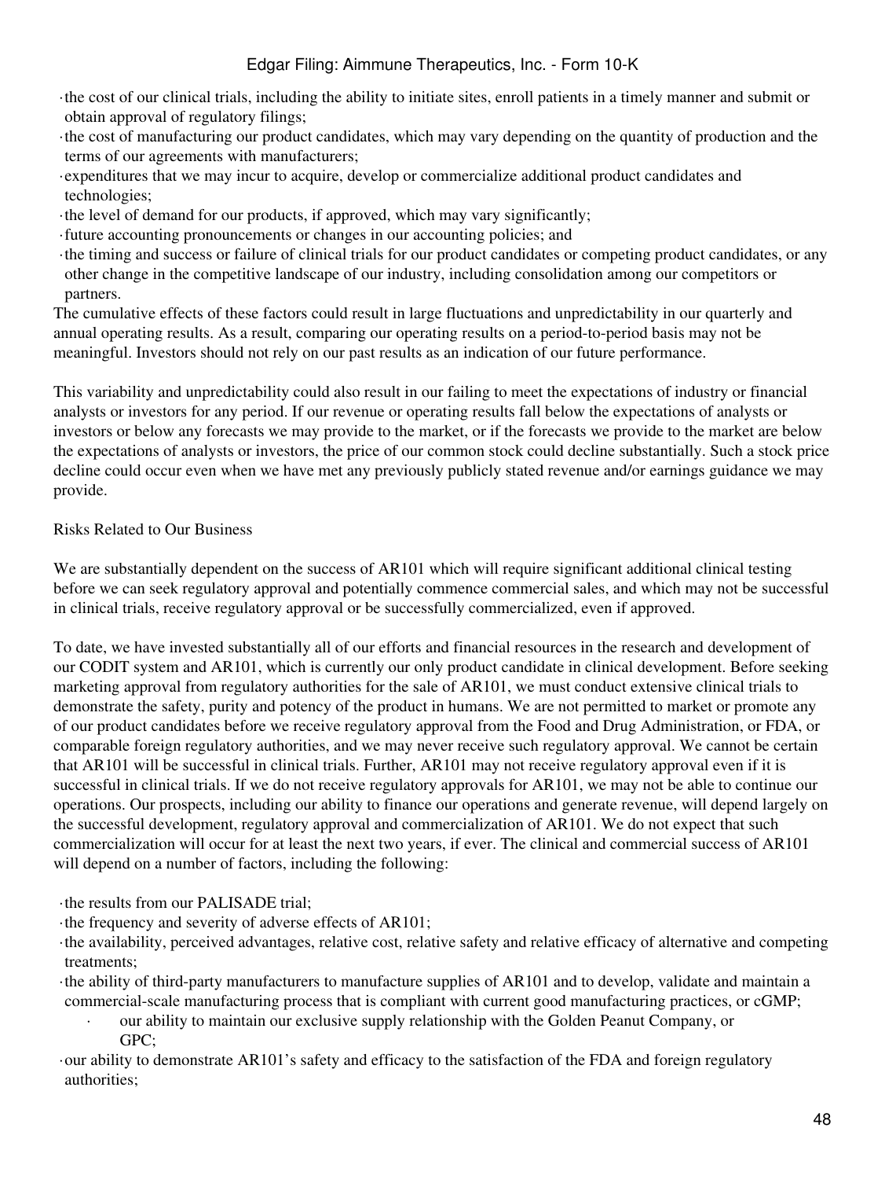- the cost of our clinical trials, including the ability to initiate sites, enroll patients in a timely manner and submit or obtain approval of regulatory filings;
- the cost of manufacturing our product candidates, which may vary depending on the quantity of production and the terms of our agreements with manufacturers;
- expenditures that we may incur to acquire, develop or commercialize additional product candidates and technologies;
- the level of demand for our products, if approved, which may vary significantly;
- future accounting pronouncements or changes in our accounting policies; and
- the timing and success or failure of clinical trials for our product candidates or competing product candidates, or any other change in the competitive landscape of our industry, including consolidation among our competitors or partners.

The cumulative effects of these factors could result in large fluctuations and unpredictability in our quarterly and annual operating results. As a result, comparing our operating results on a period-to-period basis may not be meaningful. Investors should not rely on our past results as an indication of our future performance.

This variability and unpredictability could also result in our failing to meet the expectations of industry or financial analysts or investors for any period. If our revenue or operating results fall below the expectations of analysts or investors or below any forecasts we may provide to the market, or if the forecasts we provide to the market are below the expectations of analysts or investors, the price of our common stock could decline substantially. Such a stock price decline could occur even when we have met any previously publicly stated revenue and/or earnings guidance we may provide.

## Risks Related to Our Business

We are substantially dependent on the success of AR101 which will require significant additional clinical testing before we can seek regulatory approval and potentially commence commercial sales, and which may not be successful in clinical trials, receive regulatory approval or be successfully commercialized, even if approved.

To date, we have invested substantially all of our efforts and financial resources in the research and development of our CODIT system and AR101, which is currently our only product candidate in clinical development. Before seeking marketing approval from regulatory authorities for the sale of AR101, we must conduct extensive clinical trials to demonstrate the safety, purity and potency of the product in humans. We are not permitted to market or promote any of our product candidates before we receive regulatory approval from the Food and Drug Administration, or FDA, or comparable foreign regulatory authorities, and we may never receive such regulatory approval. We cannot be certain that AR101 will be successful in clinical trials. Further, AR101 may not receive regulatory approval even if it is successful in clinical trials. If we do not receive regulatory approvals for AR101, we may not be able to continue our operations. Our prospects, including our ability to finance our operations and generate revenue, will depend largely on the successful development, regulatory approval and commercialization of AR101. We do not expect that such commercialization will occur for at least the next two years, if ever. The clinical and commercial success of AR101 will depend on a number of factors, including the following:

- the results from our PALISADE trial;
- the frequency and severity of adverse effects of AR101;
- the availability, perceived advantages, relative cost, relative safety and relative efficacy of alternative and competing treatments;
- the ability of third-party manufacturers to manufacture supplies of AR101 and to develop, validate and maintain a commercial-scale manufacturing process that is compliant with current good manufacturing practices, or cGMP;
- our ability to maintain our exclusive supply relationship with the Golden Peanut Company, or GPC;
- our ability to demonstrate AR101's safety and efficacy to the satisfaction of the FDA and foreign regulatory authorities;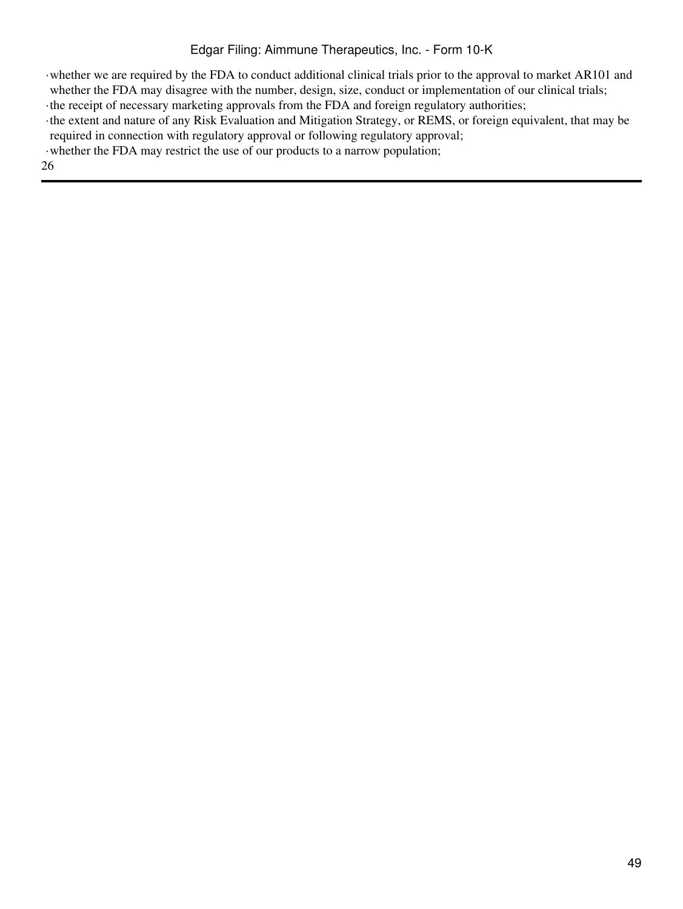- whether we are required by the FDA to conduct additional clinical trials prior to the approval to market AR101 and whether the FDA may disagree with the number, design, size, conduct or implementation of our clinical trials;
- the receipt of necessary marketing approvals from the FDA and foreign regulatory authorities;
- the extent and nature of any Risk Evaluation and Mitigation Strategy, or REMS, or foreign equivalent, that may be required in connection with regulatory approval or following regulatory approval;
- whether the FDA may restrict the use of our products to a narrow population;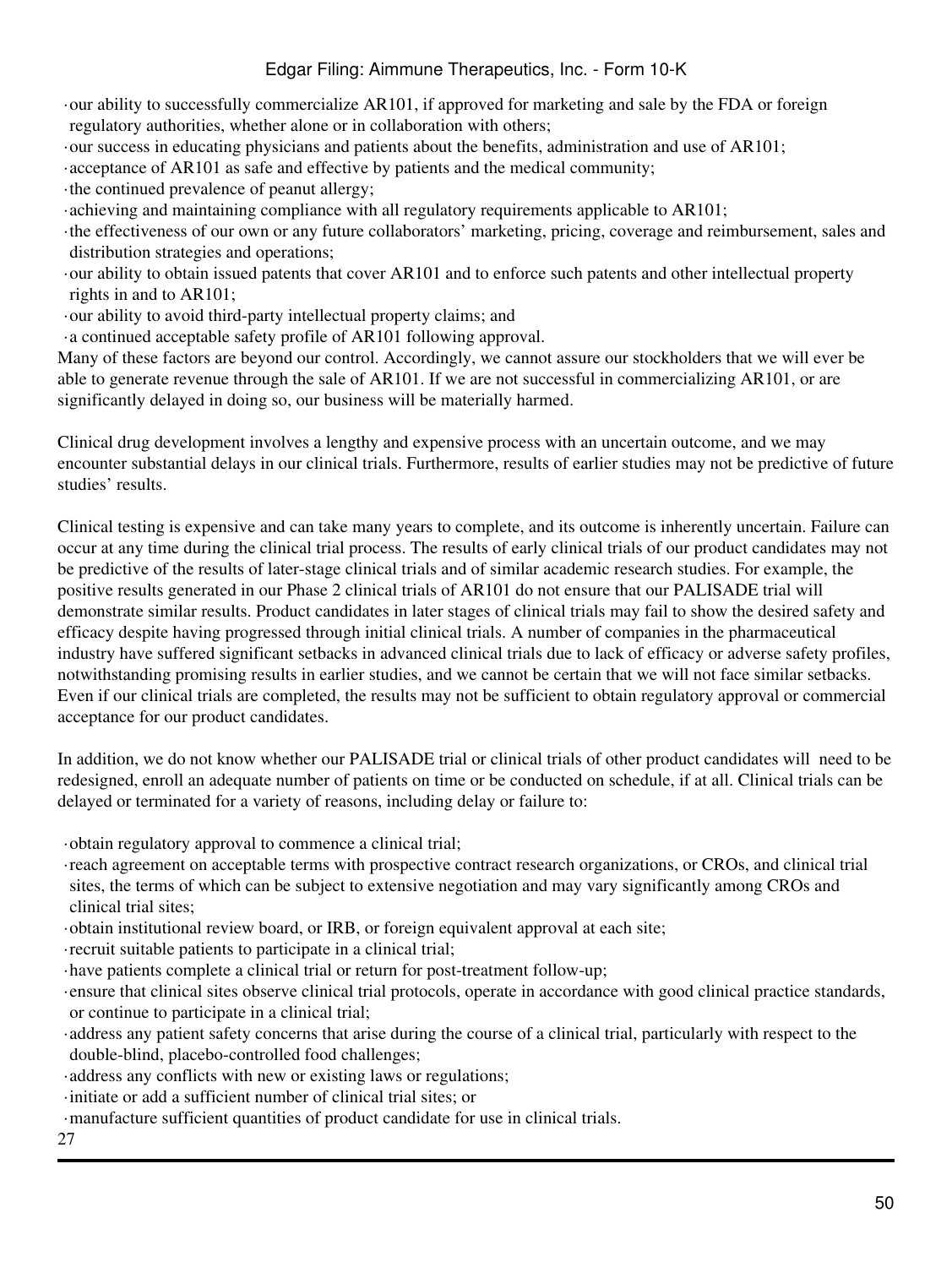- our ability to successfully commercialize AR101, if approved for marketing and sale by the FDA or foreign regulatory authorities, whether alone or in collaboration with others;
- our success in educating physicians and patients about the benefits, administration and use of AR101;
- acceptance of AR101 as safe and effective by patients and the medical community;
- the continued prevalence of peanut allergy;
- achieving and maintaining compliance with all regulatory requirements applicable to AR101;
- the effectiveness of our own or any future collaborators' marketing, pricing, coverage and reimbursement, sales and distribution strategies and operations;
- our ability to obtain issued patents that cover AR101 and to enforce such patents and other intellectual property rights in and to AR101;
- our ability to avoid third-party intellectual property claims; and
- a continued acceptable safety profile of AR101 following approval.

Many of these factors are beyond our control. Accordingly, we cannot assure our stockholders that we will ever be able to generate revenue through the sale of AR101. If we are not successful in commercializing AR101, or are significantly delayed in doing so, our business will be materially harmed.

Clinical drug development involves a lengthy and expensive process with an uncertain outcome, and we may encounter substantial delays in our clinical trials. Furthermore, results of earlier studies may not be predictive of future studies' results.

Clinical testing is expensive and can take many years to complete, and its outcome is inherently uncertain. Failure can occur at any time during the clinical trial process. The results of early clinical trials of our product candidates may not be predictive of the results of later-stage clinical trials and of similar academic research studies. For example, the positive results generated in our Phase 2 clinical trials of AR101 do not ensure that our PALISADE trial will demonstrate similar results. Product candidates in later stages of clinical trials may fail to show the desired safety and efficacy despite having progressed through initial clinical trials. A number of companies in the pharmaceutical industry have suffered significant setbacks in advanced clinical trials due to lack of efficacy or adverse safety profiles, notwithstanding promising results in earlier studies, and we cannot be certain that we will not face similar setbacks. Even if our clinical trials are completed, the results may not be sufficient to obtain regulatory approval or commercial acceptance for our product candidates.

In addition, we do not know whether our PALISADE trial or clinical trials of other product candidates will need to be redesigned, enroll an adequate number of patients on time or be conducted on schedule, if at all. Clinical trials can be delayed or terminated for a variety of reasons, including delay or failure to:

- obtain regulatory approval to commence a clinical trial;
- reach agreement on acceptable terms with prospective contract research organizations, or CROs, and clinical trial sites, the terms of which can be subject to extensive negotiation and may vary significantly among CROs and clinical trial sites;
- obtain institutional review board, or IRB, or foreign equivalent approval at each site;
- recruit suitable patients to participate in a clinical trial;
- have patients complete a clinical trial or return for post-treatment follow-up;
- ensure that clinical sites observe clinical trial protocols, operate in accordance with good clinical practice standards, or continue to participate in a clinical trial;
- address any patient safety concerns that arise during the course of a clinical trial, particularly with respect to the double-blind, placebo-controlled food challenges;
- address any conflicts with new or existing laws or regulations;
- initiate or add a sufficient number of clinical trial sites; or
- manufacture sufficient quantities of product candidate for use in clinical trials.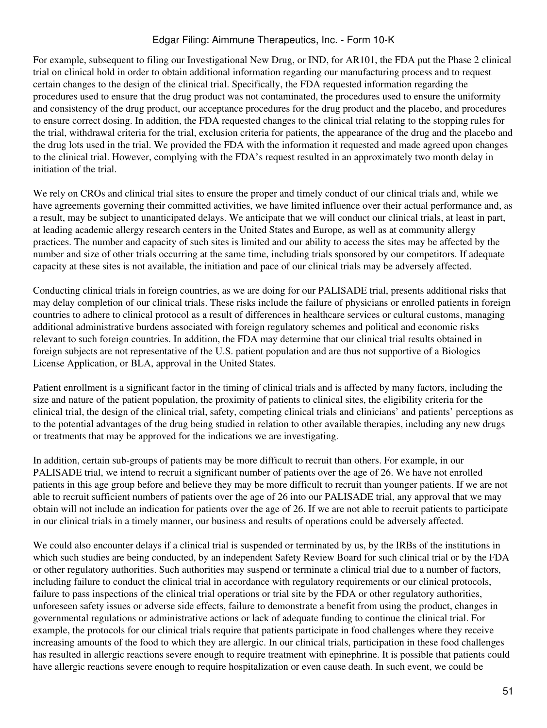For example, subsequent to filing our Investigational New Drug, or IND, for AR101, the FDA put the Phase 2 clinical trial on clinical hold in order to obtain additional information regarding our manufacturing process and to request certain changes to the design of the clinical trial. Specifically, the FDA requested information regarding the procedures used to ensure that the drug product was not contaminated, the procedures used to ensure the uniformity and consistency of the drug product, our acceptance procedures for the drug product and the placebo, and procedures to ensure correct dosing. In addition, the FDA requested changes to the clinical trial relating to the stopping rules for the trial, withdrawal criteria for the trial, exclusion criteria for patients, the appearance of the drug and the placebo and the drug lots used in the trial. We provided the FDA with the information it requested and made agreed upon changes to the clinical trial. However, complying with the FDA's request resulted in an approximately two month delay in initiation of the trial.

We rely on CROs and clinical trial sites to ensure the proper and timely conduct of our clinical trials and, while we have agreements governing their committed activities, we have limited influence over their actual performance and, as a result, may be subject to unanticipated delays. We anticipate that we will conduct our clinical trials, at least in part, at leading academic allergy research centers in the United States and Europe, as well as at community allergy practices. The number and capacity of such sites is limited and our ability to access the sites may be affected by the number and size of other trials occurring at the same time, including trials sponsored by our competitors. If adequate capacity at these sites is not available, the initiation and pace of our clinical trials may be adversely affected.

Conducting clinical trials in foreign countries, as we are doing for our PALISADE trial, presents additional risks that may delay completion of our clinical trials. These risks include the failure of physicians or enrolled patients in foreign countries to adhere to clinical protocol as a result of differences in healthcare services or cultural customs, managing additional administrative burdens associated with foreign regulatory schemes and political and economic risks relevant to such foreign countries. In addition, the FDA may determine that our clinical trial results obtained in foreign subjects are not representative of the U.S. patient population and are thus not supportive of a Biologics License Application, or BLA, approval in the United States.

Patient enrollment is a significant factor in the timing of clinical trials and is affected by many factors, including the size and nature of the patient population, the proximity of patients to clinical sites, the eligibility criteria for the clinical trial, the design of the clinical trial, safety, competing clinical trials and clinicians' and patients' perceptions as to the potential advantages of the drug being studied in relation to other available therapies, including any new drugs or treatments that may be approved for the indications we are investigating.

In addition, certain sub-groups of patients may be more difficult to recruit than others. For example, in our PALISADE trial, we intend to recruit a significant number of patients over the age of 26. We have not enrolled patients in this age group before and believe they may be more difficult to recruit than younger patients. If we are not able to recruit sufficient numbers of patients over the age of 26 into our PALISADE trial, any approval that we may obtain will not include an indication for patients over the age of 26. If we are not able to recruit patients to participate in our clinical trials in a timely manner, our business and results of operations could be adversely affected.

We could also encounter delays if a clinical trial is suspended or terminated by us, by the IRBs of the institutions in which such studies are being conducted, by an independent Safety Review Board for such clinical trial or by the FDA or other regulatory authorities. Such authorities may suspend or terminate a clinical trial due to a number of factors, including failure to conduct the clinical trial in accordance with regulatory requirements or our clinical protocols, failure to pass inspections of the clinical trial operations or trial site by the FDA or other regulatory authorities, unforeseen safety issues or adverse side effects, failure to demonstrate a benefit from using the product, changes in governmental regulations or administrative actions or lack of adequate funding to continue the clinical trial. For example, the protocols for our clinical trials require that patients participate in food challenges where they receive increasing amounts of the food to which they are allergic. In our clinical trials, participation in these food challenges has resulted in allergic reactions severe enough to require treatment with epinephrine. It is possible that patients could have allergic reactions severe enough to require hospitalization or even cause death. In such event, we could be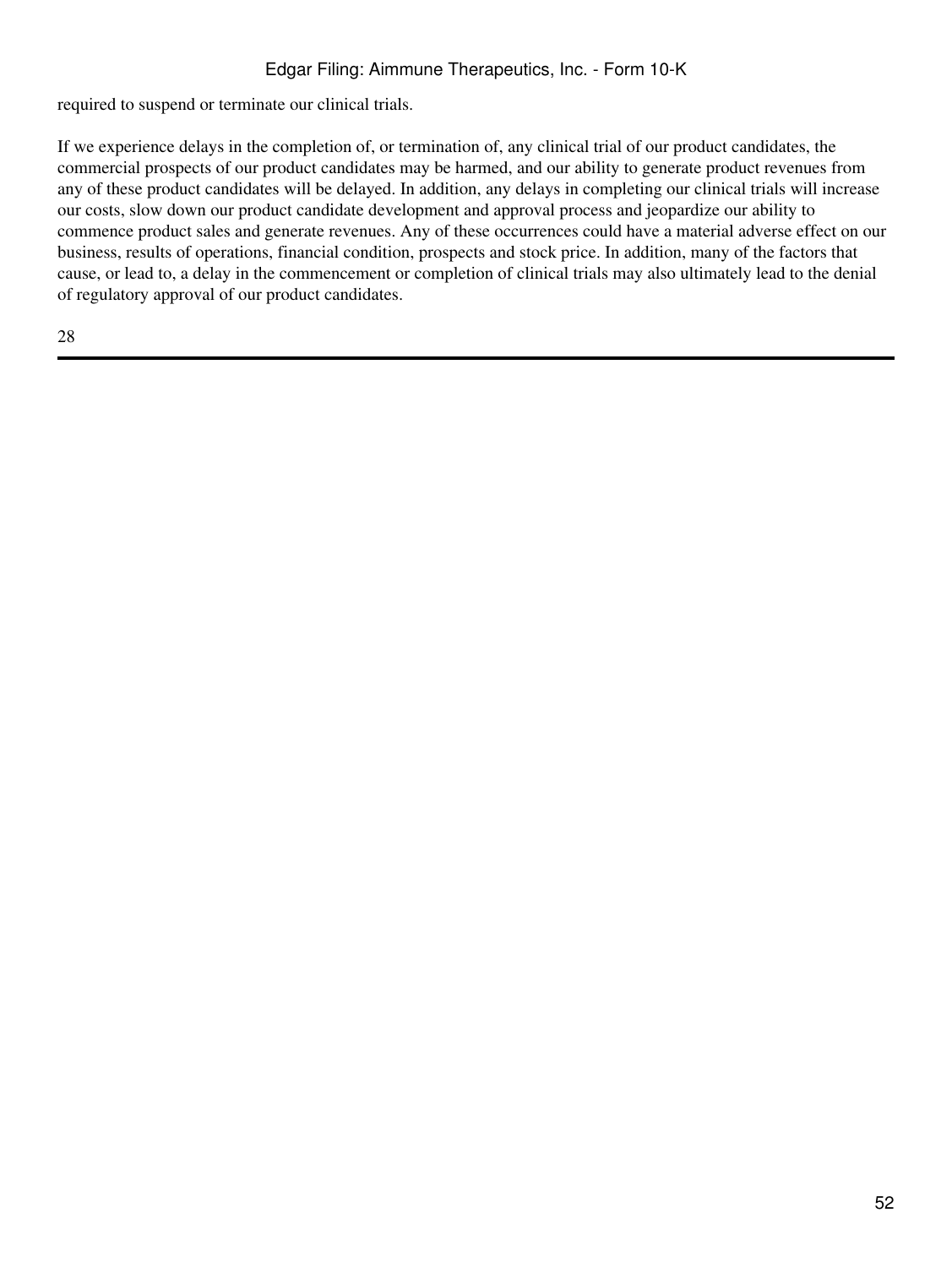required to suspend or terminate our clinical trials.

If we experience delays in the completion of, or termination of, any clinical trial of our product candidates, the commercial prospects of our product candidates may be harmed, and our ability to generate product revenues from any of these product candidates will be delayed. In addition, any delays in completing our clinical trials will increase our costs, slow down our product candidate development and approval process and jeopardize our ability to commence product sales and generate revenues. Any of these occurrences could have a material adverse effect on our business, results of operations, financial condition, prospects and stock price. In addition, many of the factors that cause, or lead to, a delay in the commencement or completion of clinical trials may also ultimately lead to the denial of regulatory approval of our product candidates.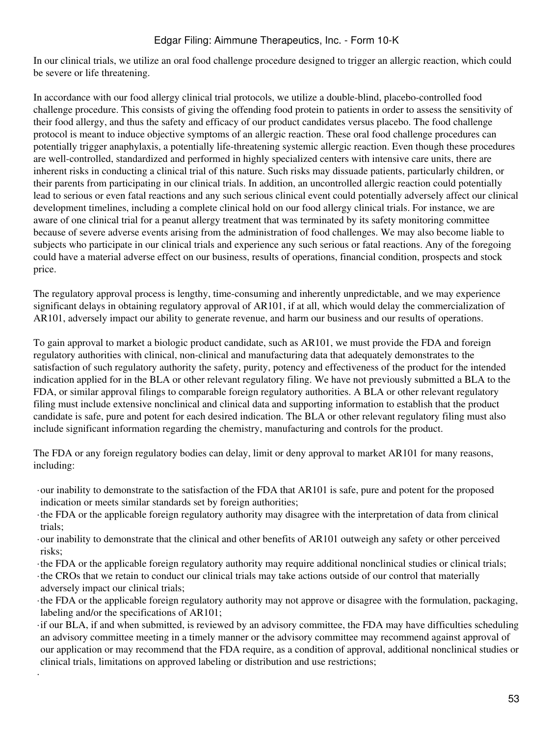In our clinical trials, we utilize an oral food challenge procedure designed to trigger an allergic reaction, which could be severe or life threatening.

In accordance with our food allergy clinical trial protocols, we utilize a double-blind, placebo-controlled food challenge procedure. This consists of giving the offending food protein to patients in order to assess the sensitivity of their food allergy, and thus the safety and efficacy of our product candidates versus placebo. The food challenge protocol is meant to induce objective symptoms of an allergic reaction. These oral food challenge procedures can potentially trigger anaphylaxis, a potentially life-threatening systemic allergic reaction. Even though these procedures are well-controlled, standardized and performed in highly specialized centers with intensive care units, there are inherent risks in conducting a clinical trial of this nature. Such risks may dissuade patients, particularly children, or their parents from participating in our clinical trials. In addition, an uncontrolled allergic reaction could potentially lead to serious or even fatal reactions and any such serious clinical event could potentially adversely affect our clinical development timelines, including a complete clinical hold on our food allergy clinical trials. For instance, we are aware of one clinical trial for a peanut allergy treatment that was terminated by its safety monitoring committee because of severe adverse events arising from the administration of food challenges. We may also become liable to subjects who participate in our clinical trials and experience any such serious or fatal reactions. Any of the foregoing could have a material adverse effect on our business, results of operations, financial condition, prospects and stock price.

The regulatory approval process is lengthy, time-consuming and inherently unpredictable, and we may experience significant delays in obtaining regulatory approval of AR101, if at all, which would delay the commercialization of AR101, adversely impact our ability to generate revenue, and harm our business and our results of operations.

To gain approval to market a biologic product candidate, such as AR101, we must provide the FDA and foreign regulatory authorities with clinical, non-clinical and manufacturing data that adequately demonstrates to the satisfaction of such regulatory authority the safety, purity, potency and effectiveness of the product for the intended indication applied for in the BLA or other relevant regulatory filing. We have not previously submitted a BLA to the FDA, or similar approval filings to comparable foreign regulatory authorities. A BLA or other relevant regulatory filing must include extensive nonclinical and clinical data and supporting information to establish that the product candidate is safe, pure and potent for each desired indication. The BLA or other relevant regulatory filing must also include significant information regarding the chemistry, manufacturing and controls for the product.

The FDA or any foreign regulatory bodies can delay, limit or deny approval to market AR101 for many reasons, including:

- our inability to demonstrate to the satisfaction of the FDA that AR101 is safe, pure and potent for the proposed indication or meets similar standards set by foreign authorities;
- the FDA or the applicable foreign regulatory authority may disagree with the interpretation of data from clinical trials;
- our inability to demonstrate that the clinical and other benefits of AR101 outweigh any safety or other perceived risks;
- the FDA or the applicable foreign regulatory authority may require additional nonclinical studies or clinical trials;
- the CROs that we retain to conduct our clinical trials may take actions outside of our control that materially adversely impact our clinical trials;
- the FDA or the applicable foreign regulatory authority may not approve or disagree with the formulation, packaging, labeling and/or the specifications of AR101;
- if our BLA, if and when submitted, is reviewed by an advisory committee, the FDA may have difficulties scheduling an advisory committee meeting in a timely manner or the advisory committee may recommend against approval of our application or may recommend that the FDA require, as a condition of approval, additional nonclinical studies or clinical trials, limitations on approved labeling or distribution and use restrictions;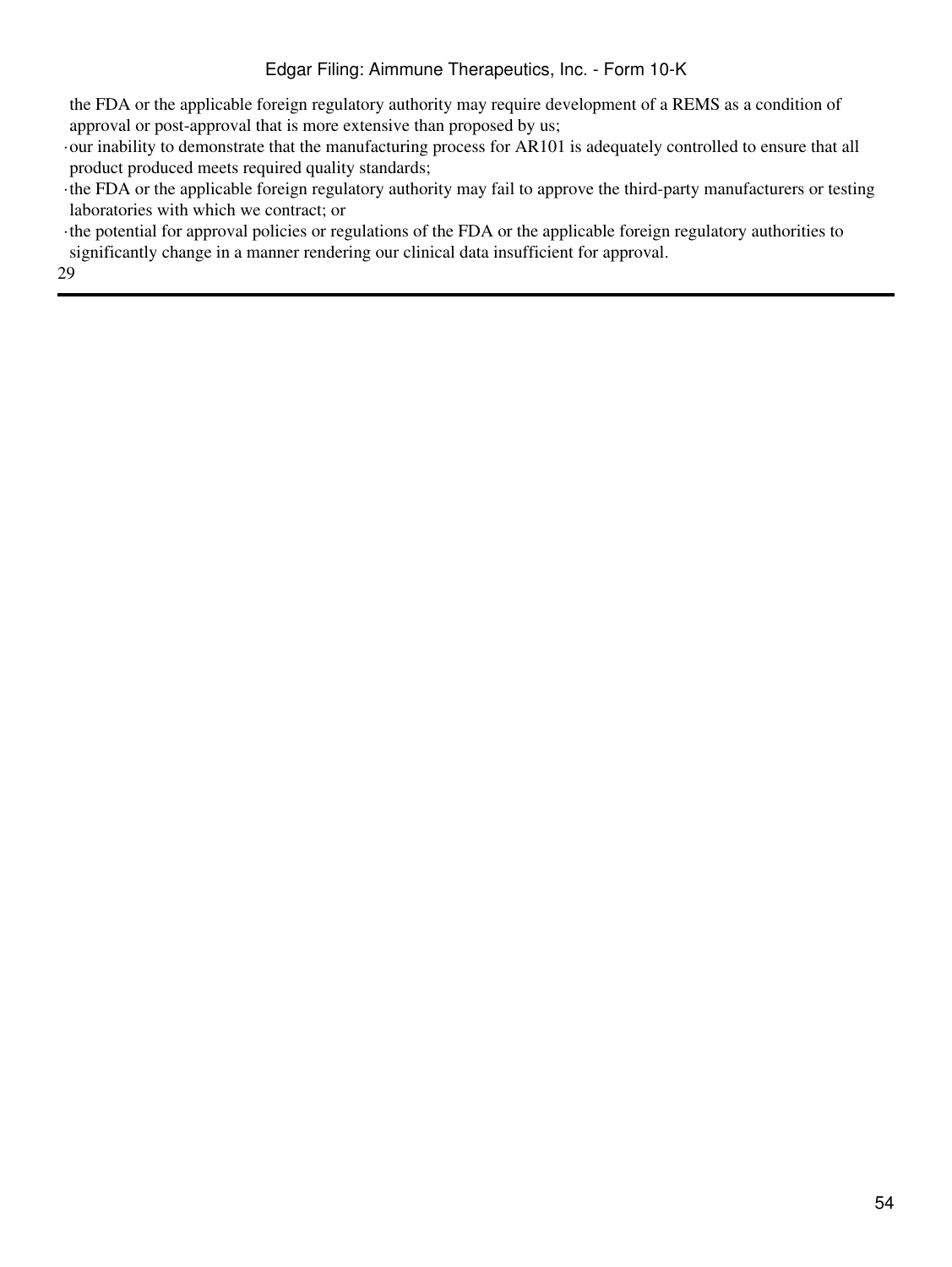- the FDA or the applicable foreign regulatory authority may require development of a REMS as a condition of approval or post-approval that is more extensive than proposed by us;
- our inability to demonstrate that the manufacturing process for AR101 is adequately controlled to ensure that all product produced meets required quality standards;
- the FDA or the applicable foreign regulatory authority may fail to approve the third-party manufacturers or testing laboratories with which we contract; or
- the potential for approval policies or regulations of the FDA or the applicable foreign regulatory authorities to significantly change in a manner rendering our clinical data insufficient for approval.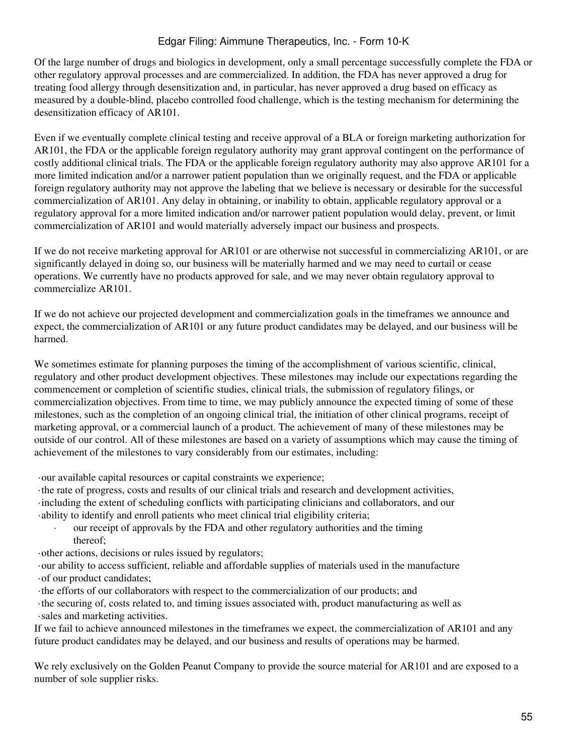Of the large number of drugs and biologics in development, only a small percentage successfully complete the FDA or other regulatory approval processes and are commercialized. In addition, the FDA has never approved a drug for treating food allergy through desensitization and, in particular, has never approved a drug based on efficacy as measured by a double-blind, placebo controlled food challenge, which is the testing mechanism for determining the desensitization efficacy of AR101.

Even if we eventually complete clinical testing and receive approval of a BLA or foreign marketing authorization for AR101, the FDA or the applicable foreign regulatory authority may grant approval contingent on the performance of costly additional clinical trials. The FDA or the applicable foreign regulatory authority may also approve AR101 for a more limited indication and/or a narrower patient population than we originally request, and the FDA or applicable foreign regulatory authority may not approve the labeling that we believe is necessary or desirable for the successful commercialization of AR101. Any delay in obtaining, or inability to obtain, applicable regulatory approval or a regulatory approval for a more limited indication and/or narrower patient population would delay, prevent, or limit commercialization of AR101 and would materially adversely impact our business and prospects.

If we do not receive marketing approval for AR101 or are otherwise not successful in commercializing AR101, or are significantly delayed in doing so, our business will be materially harmed and we may need to curtail or cease operations. We currently have no products approved for sale, and we may never obtain regulatory approval to commercialize AR101.

**If we do not achieve our projected development and commercialization goals in the timeframes we announce and expect, the commercialization of AR101 or any future product candidates may be delayed, and our business will be harmed.**

We sometimes estimate for planning purposes the timing of the accomplishment of various scientific, clinical, regulatory and other product development objectives. These milestones may include our expectations regarding the commencement or completion of scientific studies, clinical trials, the submission of regulatory filings, or commercialization objectives. From time to time, we may publicly announce the expected timing of some of these milestones, such as the completion of an ongoing clinical trial, the initiation of other clinical programs, receipt of marketing approval, or a commercial launch of a product. The achievement of many of these milestones may be outside of our control. All of these milestones are based on a variety of assumptions which may cause the timing of achievement of the milestones to vary considerably from our estimates, including:

- our available capital resources or capital constraints we experience;
- the rate of progress, costs and results of our clinical trials and research and development activities, including the extent of scheduling conflicts with participating clinicians and collaborators, and our ability to identify and enroll patients who meet clinical trial eligibility criteria;
- our receipt of approvals by the FDA and other regulatory authorities and the timing thereof;
- other actions, decisions or rules issued by regulators;
- our ability to access sufficient, reliable and affordable supplies of materials used in the manufacture of our product candidates;
- the efforts of our collaborators with respect to the commercialization of our products; and
- the securing of, costs related to, and timing issues associated with, product manufacturing as well as sales and marketing activities.

If we fail to achieve announced milestones in the timeframes we expect, the commercialization of AR101 and any future product candidates may be delayed, and our business and results of operations may be harmed.

**We rely exclusively on the Golden Peanut Company to provide the source material for AR101 and are exposed to a number of sole supplier risks.**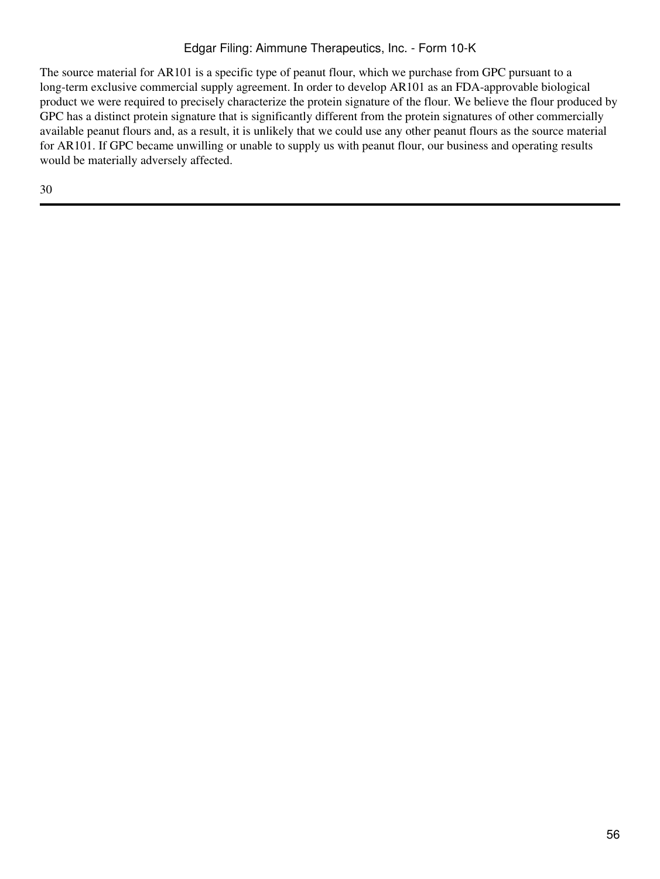The source material for AR101 is a specific type of peanut flour, which we purchase from GPC pursuant to a long-term exclusive commercial supply agreement. In order to develop AR101 as an FDA-approvable biological product we were required to precisely characterize the protein signature of the flour. We believe the flour produced by GPC has a distinct protein signature that is significantly different from the protein signatures of other commercially available peanut flours and, as a result, it is unlikely that we could use any other peanut flours as the source material for AR101. If GPC became unwilling or unable to supply us with peanut flour, our business and operating results would be materially adversely affected.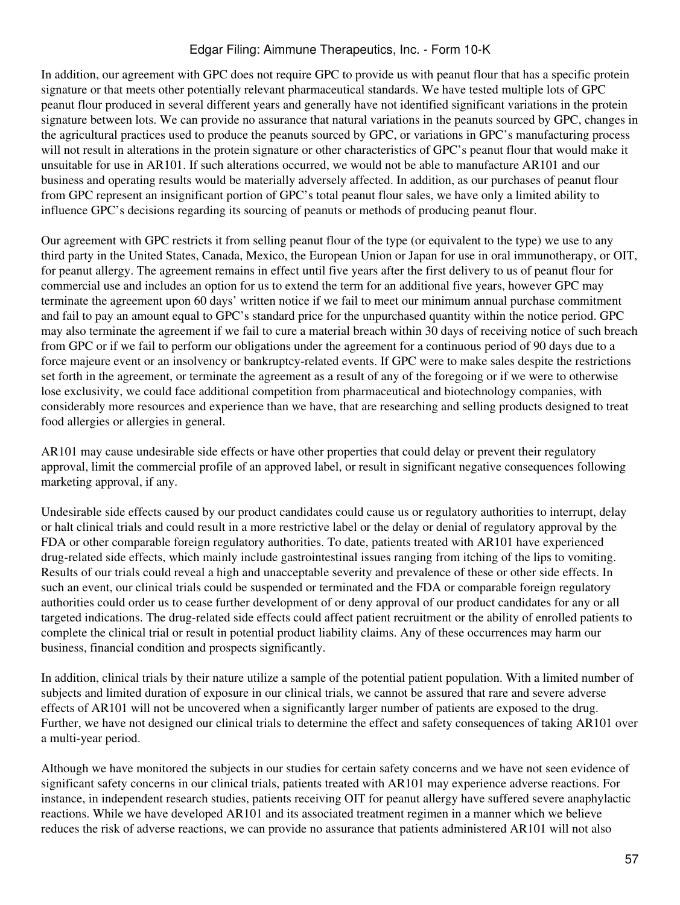In addition, our agreement with GPC does not require GPC to provide us with peanut flour that has a specific protein signature or that meets other potentially relevant pharmaceutical standards. We have tested multiple lots of GPC peanut flour produced in several different years and generally have not identified significant variations in the protein signature between lots. We can provide no assurance that natural variations in the peanuts sourced by GPC, changes in the agricultural practices used to produce the peanuts sourced by GPC, or variations in GPC's manufacturing process will not result in alterations in the protein signature or other characteristics of GPC's peanut flour that would make it unsuitable for use in AR101. If such alterations occurred, we would not be able to manufacture AR101 and our business and operating results would be materially adversely affected. In addition, as our purchases of peanut flour from GPC represent an insignificant portion of GPC's total peanut flour sales, we have only a limited ability to influence GPC's decisions regarding its sourcing of peanuts or methods of producing peanut flour.

Our agreement with GPC restricts it from selling peanut flour of the type (or equivalent to the type) we use to any third party in the United States, Canada, Mexico, the European Union or Japan for use in oral immunotherapy, or OIT, for peanut allergy. The agreement remains in effect until five years after the first delivery to us of peanut flour for commercial use and includes an option for us to extend the term for an additional five years, however GPC may terminate the agreement upon 60 days' written notice if we fail to meet our minimum annual purchase commitment and fail to pay an amount equal to GPC's standard price for the unpurchased quantity within the notice period. GPC may also terminate the agreement if we fail to cure a material breach within 30 days of receiving notice of such breach from GPC or if we fail to perform our obligations under the agreement for a continuous period of 90 days due to a force majeure event or an insolvency or bankruptcy-related events. If GPC were to make sales despite the restrictions set forth in the agreement, or terminate the agreement as a result of any of the foregoing or if we were to otherwise lose exclusivity, we could face additional competition from pharmaceutical and biotechnology companies, with considerably more resources and experience than we have, that are researching and selling products designed to treat food allergies or allergies in general.

AR101 may cause undesirable side effects or have other properties that could delay or prevent their regulatory approval, limit the commercial profile of an approved label, or result in significant negative consequences following marketing approval, if any.

Undesirable side effects caused by our product candidates could cause us or regulatory authorities to interrupt, delay or halt clinical trials and could result in a more restrictive label or the delay or denial of regulatory approval by the FDA or other comparable foreign regulatory authorities. To date, patients treated with AR101 have experienced drug-related side effects, which mainly include gastrointestinal issues ranging from itching of the lips to vomiting. Results of our trials could reveal a high and unacceptable severity and prevalence of these or other side effects. In such an event, our clinical trials could be suspended or terminated and the FDA or comparable foreign regulatory authorities could order us to cease further development of or deny approval of our product candidates for any or all targeted indications. The drug-related side effects could affect patient recruitment or the ability of enrolled patients to complete the clinical trial or result in potential product liability claims. Any of these occurrences may harm our business, financial condition and prospects significantly.

In addition, clinical trials by their nature utilize a sample of the potential patient population. With a limited number of subjects and limited duration of exposure in our clinical trials, we cannot be assured that rare and severe adverse effects of AR101 will not be uncovered when a significantly larger number of patients are exposed to the drug. Further, we have not designed our clinical trials to determine the effect and safety consequences of taking AR101 over a multi-year period.

Although we have monitored the subjects in our studies for certain safety concerns and we have not seen evidence of significant safety concerns in our clinical trials, patients treated with AR101 may experience adverse reactions. For instance, in independent research studies, patients receiving OIT for peanut allergy have suffered severe anaphylactic reactions. While we have developed AR101 and its associated treatment regimen in a manner which we believe reduces the risk of adverse reactions, we can provide no assurance that patients administered AR101 will not also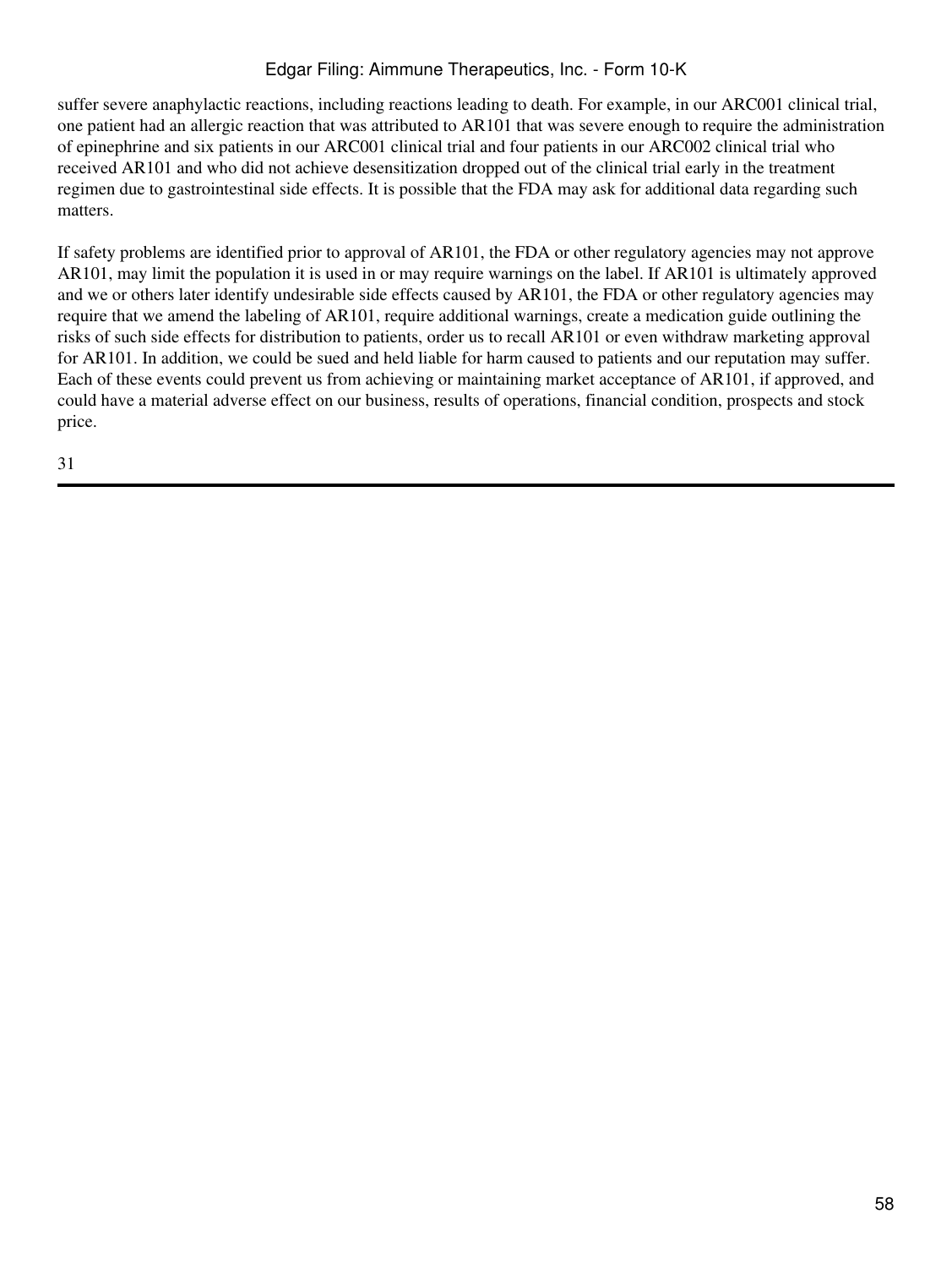suffer severe anaphylactic reactions, including reactions leading to death. For example, in our ARC001 clinical trial, one patient had an allergic reaction that was attributed to AR101 that was severe enough to require the administration of epinephrine and six patients in our ARC001 clinical trial and four patients in our ARC002 clinical trial who received AR101 and who did not achieve desensitization dropped out of the clinical trial early in the treatment regimen due to gastrointestinal side effects. It is possible that the FDA may ask for additional data regarding such matters.

If safety problems are identified prior to approval of AR101, the FDA or other regulatory agencies may not approve AR101, may limit the population it is used in or may require warnings on the label. If AR101 is ultimately approved and we or others later identify undesirable side effects caused by AR101, the FDA or other regulatory agencies may require that we amend the labeling of AR101, require additional warnings, create a medication guide outlining the risks of such side effects for distribution to patients, order us to recall AR101 or even withdraw marketing approval for AR101. In addition, we could be sued and held liable for harm caused to patients and our reputation may suffer. Each of these events could prevent us from achieving or maintaining market acceptance of AR101, if approved, and could have a material adverse effect on our business, results of operations, financial condition, prospects and stock price.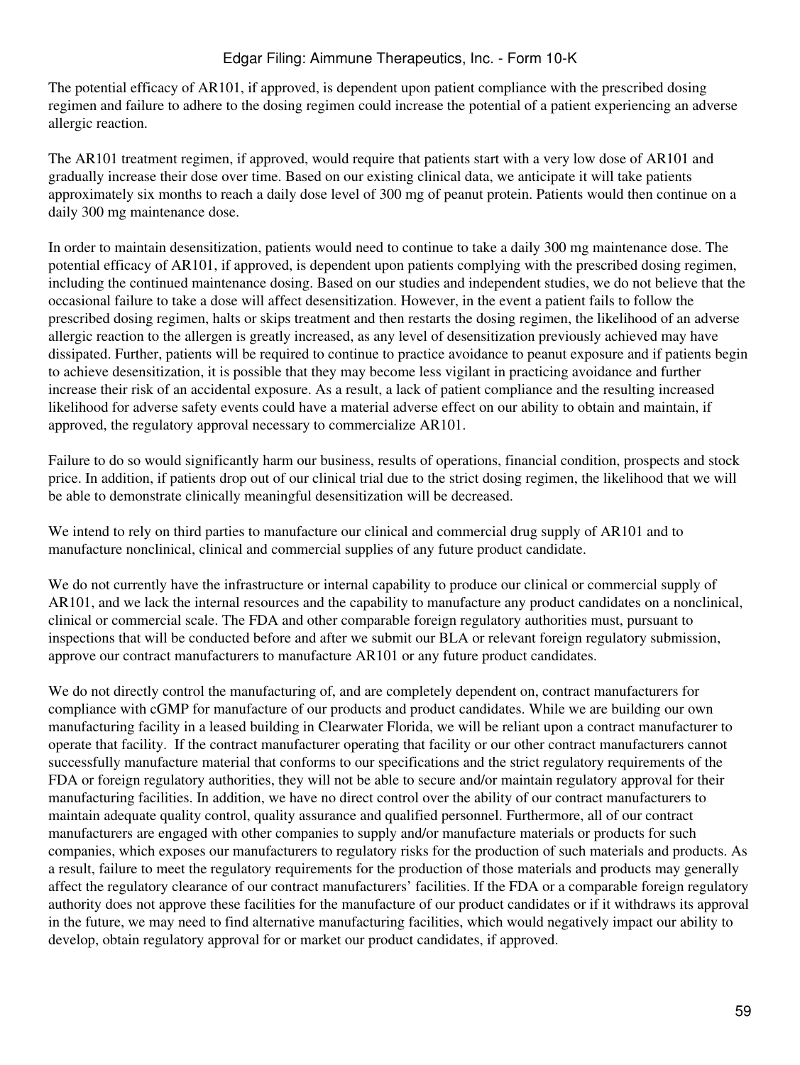The potential efficacy of AR101, if approved, is dependent upon patient compliance with the prescribed dosing regimen and failure to adhere to the dosing regimen could increase the potential of a patient experiencing an adverse allergic reaction.

The AR101 treatment regimen, if approved, would require that patients start with a very low dose of AR101 and gradually increase their dose over time. Based on our existing clinical data, we anticipate it will take patients approximately six months to reach a daily dose level of 300 mg of peanut protein. Patients would then continue on a daily 300 mg maintenance dose.

In order to maintain desensitization, patients would need to continue to take a daily 300 mg maintenance dose. The potential efficacy of AR101, if approved, is dependent upon patients complying with the prescribed dosing regimen, including the continued maintenance dosing. Based on our studies and independent studies, we do not believe that the occasional failure to take a dose will affect desensitization. However, in the event a patient fails to follow the prescribed dosing regimen, halts or skips treatment and then restarts the dosing regimen, the likelihood of an adverse allergic reaction to the allergen is greatly increased, as any level of desensitization previously achieved may have dissipated. Further, patients will be required to continue to practice avoidance to peanut exposure and if patients begin to achieve desensitization, it is possible that they may become less vigilant in practicing avoidance and further increase their risk of an accidental exposure. As a result, a lack of patient compliance and the resulting increased likelihood for adverse safety events could have a material adverse effect on our ability to obtain and maintain, if approved, the regulatory approval necessary to commercialize AR101.

Failure to do so would significantly harm our business, results of operations, financial condition, prospects and stock price. In addition, if patients drop out of our clinical trial due to the strict dosing regimen, the likelihood that we will be able to demonstrate clinically meaningful desensitization will be decreased.

We intend to rely on third parties to manufacture our clinical and commercial drug supply of AR101 and to manufacture nonclinical, clinical and commercial supplies of any future product candidate.

We do not currently have the infrastructure or internal capability to produce our clinical or commercial supply of AR101, and we lack the internal resources and the capability to manufacture any product candidates on a nonclinical, clinical or commercial scale. The FDA and other comparable foreign regulatory authorities must, pursuant to inspections that will be conducted before and after we submit our BLA or relevant foreign regulatory submission, approve our contract manufacturers to manufacture AR101 or any future product candidates.

We do not directly control the manufacturing of, and are completely dependent on, contract manufacturers for compliance with cGMP for manufacture of our products and product candidates. While we are building our own manufacturing facility in a leased building in Clearwater Florida, we will be reliant upon a contract manufacturer to operate that facility. If the contract manufacturer operating that facility or our other contract manufacturers cannot successfully manufacture material that conforms to our specifications and the strict regulatory requirements of the FDA or foreign regulatory authorities, they will not be able to secure and/or maintain regulatory approval for their manufacturing facilities. In addition, we have no direct control over the ability of our contract manufacturers to maintain adequate quality control, quality assurance and qualified personnel. Furthermore, all of our contract manufacturers are engaged with other companies to supply and/or manufacture materials or products for such companies, which exposes our manufacturers to regulatory risks for the production of such materials and products. As a result, failure to meet the regulatory requirements for the production of those materials and products may generally affect the regulatory clearance of our contract manufacturers' facilities. If the FDA or a comparable foreign regulatory authority does not approve these facilities for the manufacture of our product candidates or if it withdraws its approval in the future, we may need to find alternative manufacturing facilities, which would negatively impact our ability to develop, obtain regulatory approval for or market our product candidates, if approved.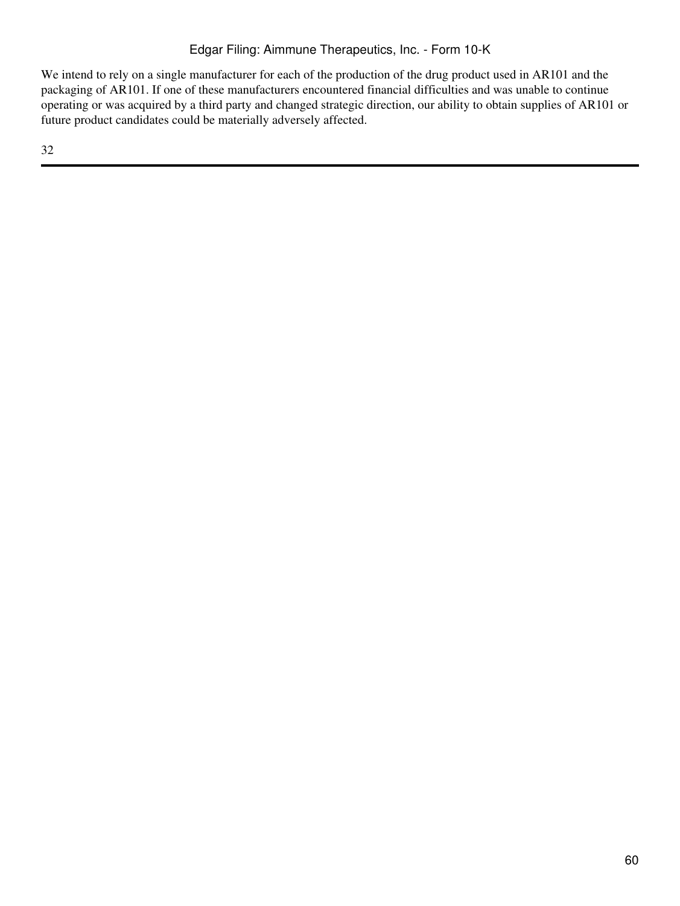We intend to rely on a single manufacturer for each of the production of the drug product used in AR101 and the packaging of AR101. If one of these manufacturers encountered financial difficulties and was unable to continue operating or was acquired by a third party and changed strategic direction, our ability to obtain supplies of AR101 or future product candidates could be materially adversely affected.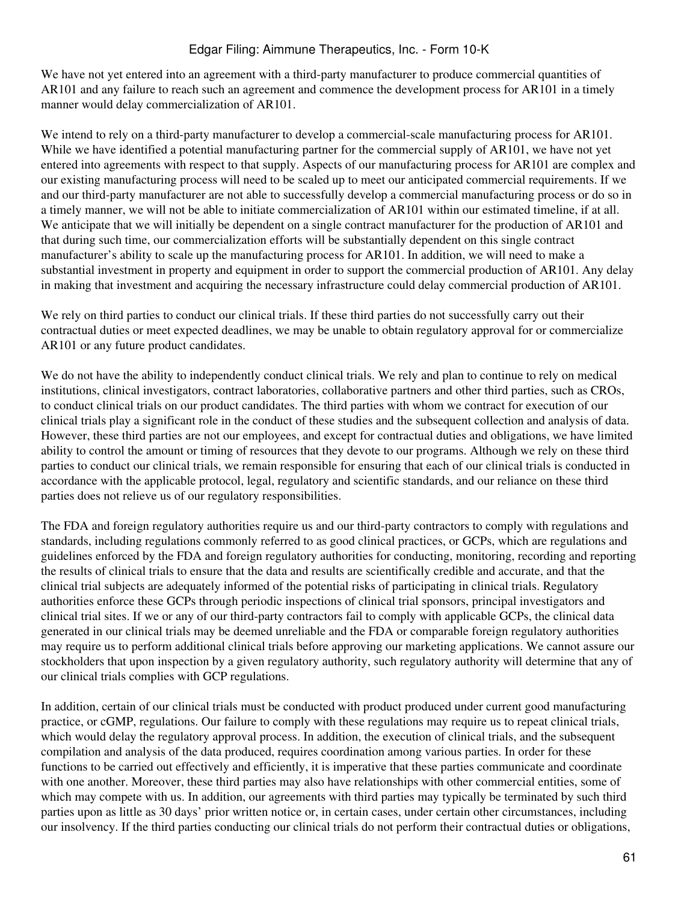We have not yet entered into an agreement with a third-party manufacturer to produce commercial quantities of AR101 and any failure to reach such an agreement and commence the development process for AR101 in a timely manner would delay commercialization of AR101.

We intend to rely on a third-party manufacturer to develop a commercial-scale manufacturing process for AR101. While we have identified a potential manufacturing partner for the commercial supply of AR101, we have not yet entered into agreements with respect to that supply. Aspects of our manufacturing process for AR101 are complex and our existing manufacturing process will need to be scaled up to meet our anticipated commercial requirements. If we and our third-party manufacturer are not able to successfully develop a commercial manufacturing process or do so in a timely manner, we will not be able to initiate commercialization of AR101 within our estimated timeline, if at all. We anticipate that we will initially be dependent on a single contract manufacturer for the production of AR101 and that during such time, our commercialization efforts will be substantially dependent on this single contract manufacturer's ability to scale up the manufacturing process for AR101. In addition, we will need to make a substantial investment in property and equipment in order to support the commercial production of AR101. Any delay in making that investment and acquiring the necessary infrastructure could delay commercial production of AR101.

We rely on third parties to conduct our clinical trials. If these third parties do not successfully carry out their contractual duties or meet expected deadlines, we may be unable to obtain regulatory approval for or commercialize AR101 or any future product candidates.

We do not have the ability to independently conduct clinical trials. We rely and plan to continue to rely on medical institutions, clinical investigators, contract laboratories, collaborative partners and other third parties, such as CROs, to conduct clinical trials on our product candidates. The third parties with whom we contract for execution of our clinical trials play a significant role in the conduct of these studies and the subsequent collection and analysis of data. However, these third parties are not our employees, and except for contractual duties and obligations, we have limited ability to control the amount or timing of resources that they devote to our programs. Although we rely on these third parties to conduct our clinical trials, we remain responsible for ensuring that each of our clinical trials is conducted in accordance with the applicable protocol, legal, regulatory and scientific standards, and our reliance on these third parties does not relieve us of our regulatory responsibilities.

The FDA and foreign regulatory authorities require us and our third-party contractors to comply with regulations and standards, including regulations commonly referred to as good clinical practices, or GCPs, which are regulations and guidelines enforced by the FDA and foreign regulatory authorities for conducting, monitoring, recording and reporting the results of clinical trials to ensure that the data and results are scientifically credible and accurate, and that the clinical trial subjects are adequately informed of the potential risks of participating in clinical trials. Regulatory authorities enforce these GCPs through periodic inspections of clinical trial sponsors, principal investigators and clinical trial sites. If we or any of our third-party contractors fail to comply with applicable GCPs, the clinical data generated in our clinical trials may be deemed unreliable and the FDA or comparable foreign regulatory authorities may require us to perform additional clinical trials before approving our marketing applications. We cannot assure our stockholders that upon inspection by a given regulatory authority, such regulatory authority will determine that any of our clinical trials complies with GCP regulations.

In addition, certain of our clinical trials must be conducted with product produced under current good manufacturing practice, or cGMP, regulations. Our failure to comply with these regulations may require us to repeat clinical trials, which would delay the regulatory approval process. In addition, the execution of clinical trials, and the subsequent compilation and analysis of the data produced, requires coordination among various parties. In order for these functions to be carried out effectively and efficiently, it is imperative that these parties communicate and coordinate with one another. Moreover, these third parties may also have relationships with other commercial entities, some of which may compete with us. In addition, our agreements with third parties may typically be terminated by such third parties upon as little as 30 days' prior written notice or, in certain cases, under certain other circumstances, including our insolvency. If the third parties conducting our clinical trials do not perform their contractual duties or obligations,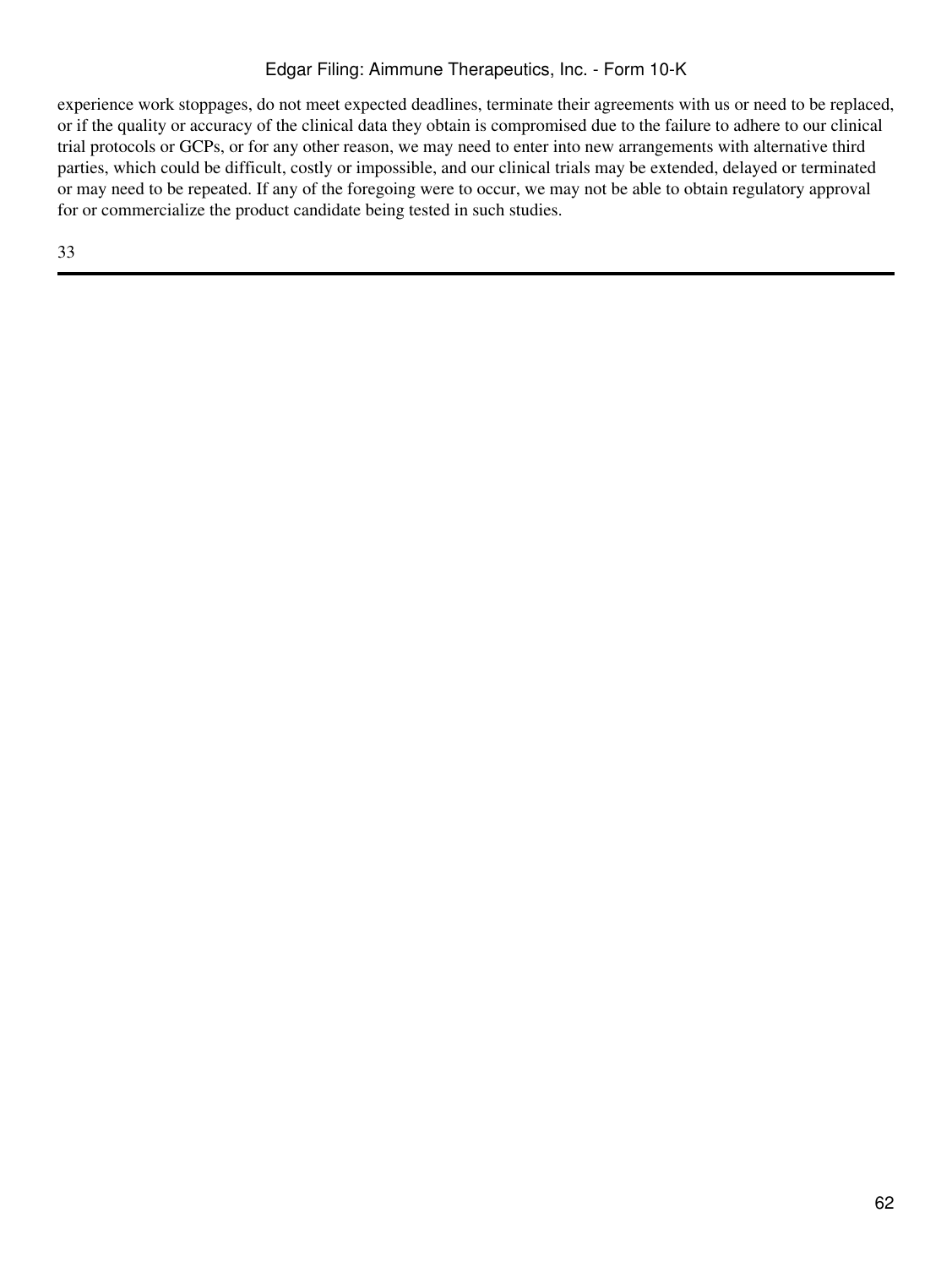experience work stoppages, do not meet expected deadlines, terminate their agreements with us or need to be replaced, or if the quality or accuracy of the clinical data they obtain is compromised due to the failure to adhere to our clinical trial protocols or GCPs, or for any other reason, we may need to enter into new arrangements with alternative third parties, which could be difficult, costly or impossible, and our clinical trials may be extended, delayed or terminated or may need to be repeated. If any of the foregoing were to occur, we may not be able to obtain regulatory approval for or commercialize the product candidate being tested in such studies.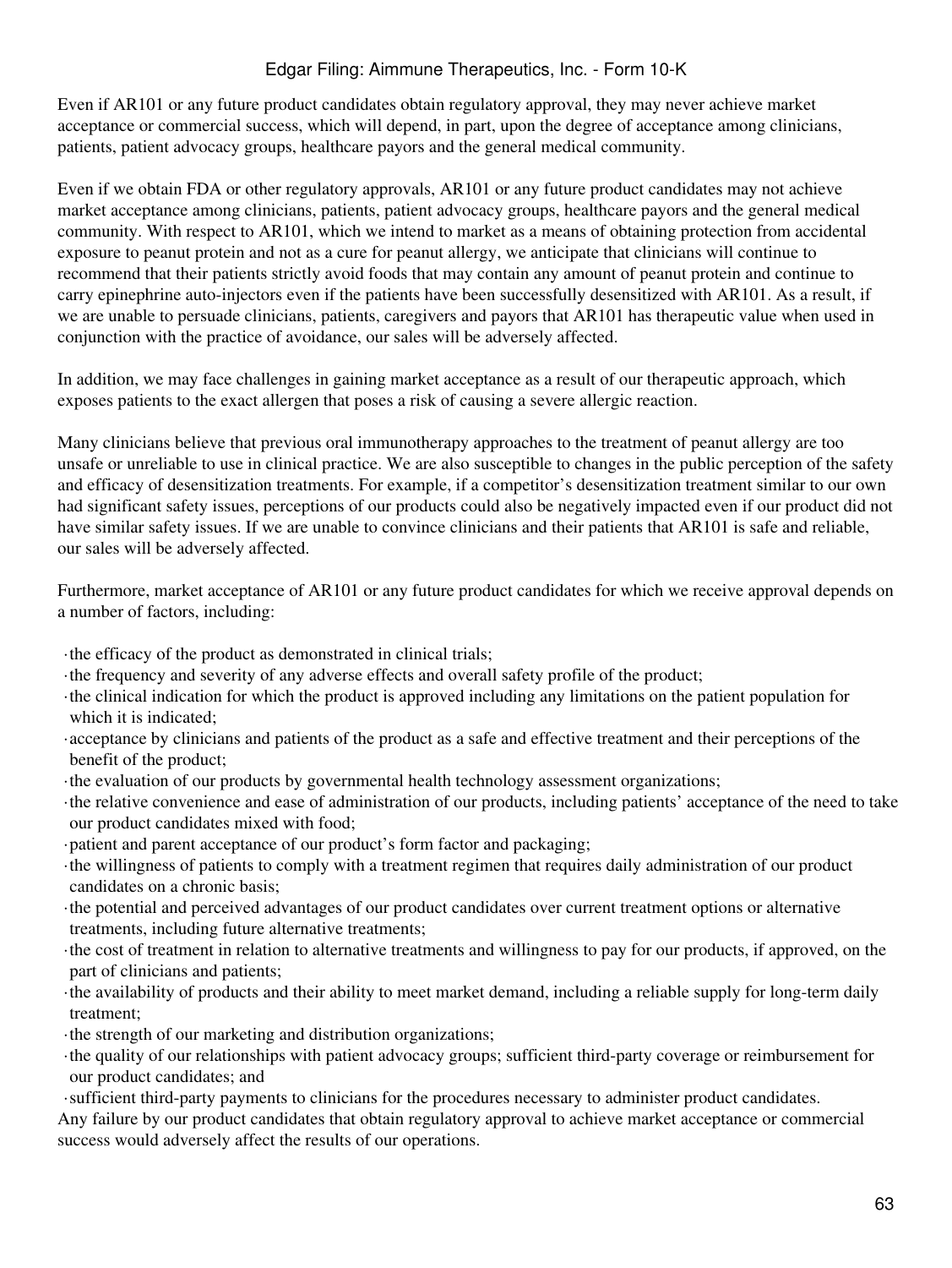Even if AR101 or any future product candidates obtain regulatory approval, they may never achieve market acceptance or commercial success, which will depend, in part, upon the degree of acceptance among clinicians, patients, patient advocacy groups, healthcare payors and the general medical community.

Even if we obtain FDA or other regulatory approvals, AR101 or any future product candidates may not achieve market acceptance among clinicians, patients, patient advocacy groups, healthcare payors and the general medical community. With respect to AR101, which we intend to market as a means of obtaining protection from accidental exposure to peanut protein and not as a cure for peanut allergy, we anticipate that clinicians will continue to recommend that their patients strictly avoid foods that may contain any amount of peanut protein and continue to carry epinephrine auto-injectors even if the patients have been successfully desensitized with AR101. As a result, if we are unable to persuade clinicians, patients, caregivers and payors that AR101 has therapeutic value when used in conjunction with the practice of avoidance, our sales will be adversely affected.

In addition, we may face challenges in gaining market acceptance as a result of our therapeutic approach, which exposes patients to the exact allergen that poses a risk of causing a severe allergic reaction.

Many clinicians believe that previous oral immunotherapy approaches to the treatment of peanut allergy are too unsafe or unreliable to use in clinical practice. We are also susceptible to changes in the public perception of the safety and efficacy of desensitization treatments. For example, if a competitor's desensitization treatment similar to our own had significant safety issues, perceptions of our products could also be negatively impacted even if our product did not have similar safety issues. If we are unable to convince clinicians and their patients that AR101 is safe and reliable, our sales will be adversely affected.

Furthermore, market acceptance of AR101 or any future product candidates for which we receive approval depends on a number of factors, including:

- the efficacy of the product as demonstrated in clinical trials;
- the frequency and severity of any adverse effects and overall safety profile of the product;
- the clinical indication for which the product is approved including any limitations on the patient population for which it is indicated;
- acceptance by clinicians and patients of the product as a safe and effective treatment and their perceptions of the benefit of the product;
- the evaluation of our products by governmental health technology assessment organizations;
- the relative convenience and ease of administration of our products, including patients' acceptance of the need to take our product candidates mixed with food;
- patient and parent acceptance of our product's form factor and packaging;
- the willingness of patients to comply with a treatment regimen that requires daily administration of our product candidates on a chronic basis;
- the potential and perceived advantages of our product candidates over current treatment options or alternative treatments, including future alternative treatments;
- the cost of treatment in relation to alternative treatments and willingness to pay for our products, if approved, on the part of clinicians and patients;
- the availability of products and their ability to meet market demand, including a reliable supply for long-term daily treatment;
- the strength of our marketing and distribution organizations;
- the quality of our relationships with patient advocacy groups; sufficient third-party coverage or reimbursement for our product candidates; and
- sufficient third-party payments to clinicians for the procedures necessary to administer product candidates.

Any failure by our product candidates that obtain regulatory approval to achieve market acceptance or commercial success would adversely affect the results of our operations.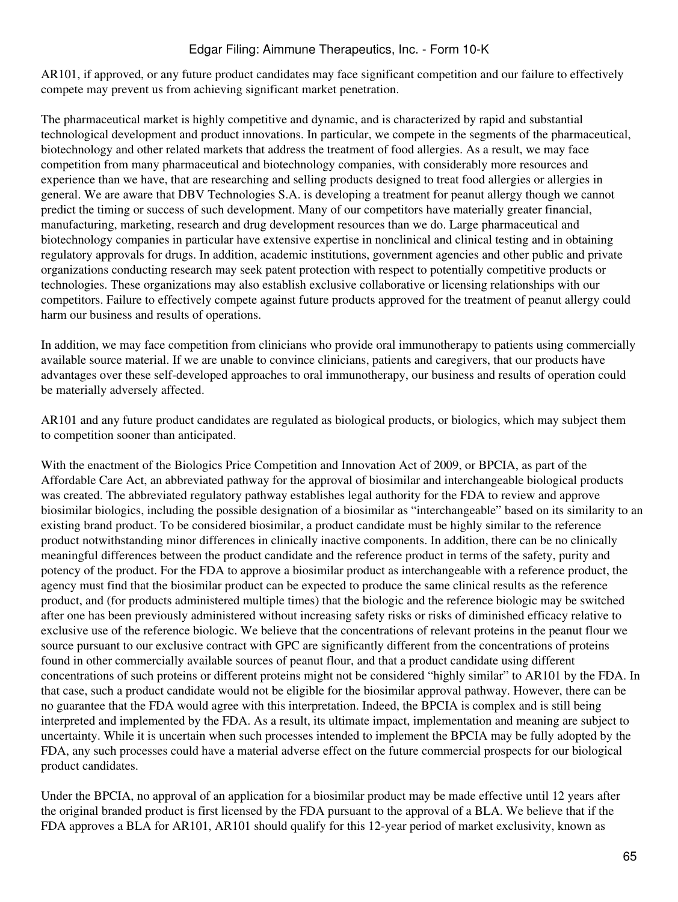AR101, if approved, or any future product candidates may face significant competition and our failure to effectively compete may prevent us from achieving significant market penetration.

The pharmaceutical market is highly competitive and dynamic, and is characterized by rapid and substantial technological development and product innovations. In particular, we compete in the segments of the pharmaceutical, biotechnology and other related markets that address the treatment of food allergies. As a result, we may face competition from many pharmaceutical and biotechnology companies, with considerably more resources and experience than we have, that are researching and selling products designed to treat food allergies or allergies in general. We are aware that DBV Technologies S.A. is developing a treatment for peanut allergy though we cannot predict the timing or success of such development. Many of our competitors have materially greater financial, manufacturing, marketing, research and drug development resources than we do. Large pharmaceutical and biotechnology companies in particular have extensive expertise in nonclinical and clinical testing and in obtaining regulatory approvals for drugs. In addition, academic institutions, government agencies and other public and private organizations conducting research may seek patent protection with respect to potentially competitive products or technologies. These organizations may also establish exclusive collaborative or licensing relationships with our competitors. Failure to effectively compete against future products approved for the treatment of peanut allergy could harm our business and results of operations.

In addition, we may face competition from clinicians who provide oral immunotherapy to patients using commercially available source material. If we are unable to convince clinicians, patients and caregivers, that our products have advantages over these self-developed approaches to oral immunotherapy, our business and results of operation could be materially adversely affected.

AR101 and any future product candidates are regulated as biological products, or biologics, which may subject them to competition sooner than anticipated.

With the enactment of the Biologics Price Competition and Innovation Act of 2009, or BPCIA, as part of the Affordable Care Act, an abbreviated pathway for the approval of biosimilar and interchangeable biological products was created. The abbreviated regulatory pathway establishes legal authority for the FDA to review and approve biosimilar biologics, including the possible designation of a biosimilar as "interchangeable" based on its similarity to an existing brand product. To be considered biosimilar, a product candidate must be highly similar to the reference product notwithstanding minor differences in clinically inactive components. In addition, there can be no clinically meaningful differences between the product candidate and the reference product in terms of the safety, purity and potency of the product. For the FDA to approve a biosimilar product as interchangeable with a reference product, the agency must find that the biosimilar product can be expected to produce the same clinical results as the reference product, and (for products administered multiple times) that the biologic and the reference biologic may be switched after one has been previously administered without increasing safety risks or risks of diminished efficacy relative to exclusive use of the reference biologic. We believe that the concentrations of relevant proteins in the peanut flour we source pursuant to our exclusive contract with GPC are significantly different from the concentrations of proteins found in other commercially available sources of peanut flour, and that a product candidate using different concentrations of such proteins or different proteins might not be considered "highly similar" to AR101 by the FDA. In that case, such a product candidate would not be eligible for the biosimilar approval pathway. However, there can be no guarantee that the FDA would agree with this interpretation. Indeed, the BPCIA is complex and is still being interpreted and implemented by the FDA. As a result, its ultimate impact, implementation and meaning are subject to uncertainty. While it is uncertain when such processes intended to implement the BPCIA may be fully adopted by the FDA, any such processes could have a material adverse effect on the future commercial prospects for our biological product candidates.

Under the BPCIA, no approval of an application for a biosimilar product may be made effective until 12 years after the original branded product is first licensed by the FDA pursuant to the approval of a BLA. We believe that if the FDA approves a BLA for AR101, AR101 should qualify for this 12-year period of market exclusivity, known as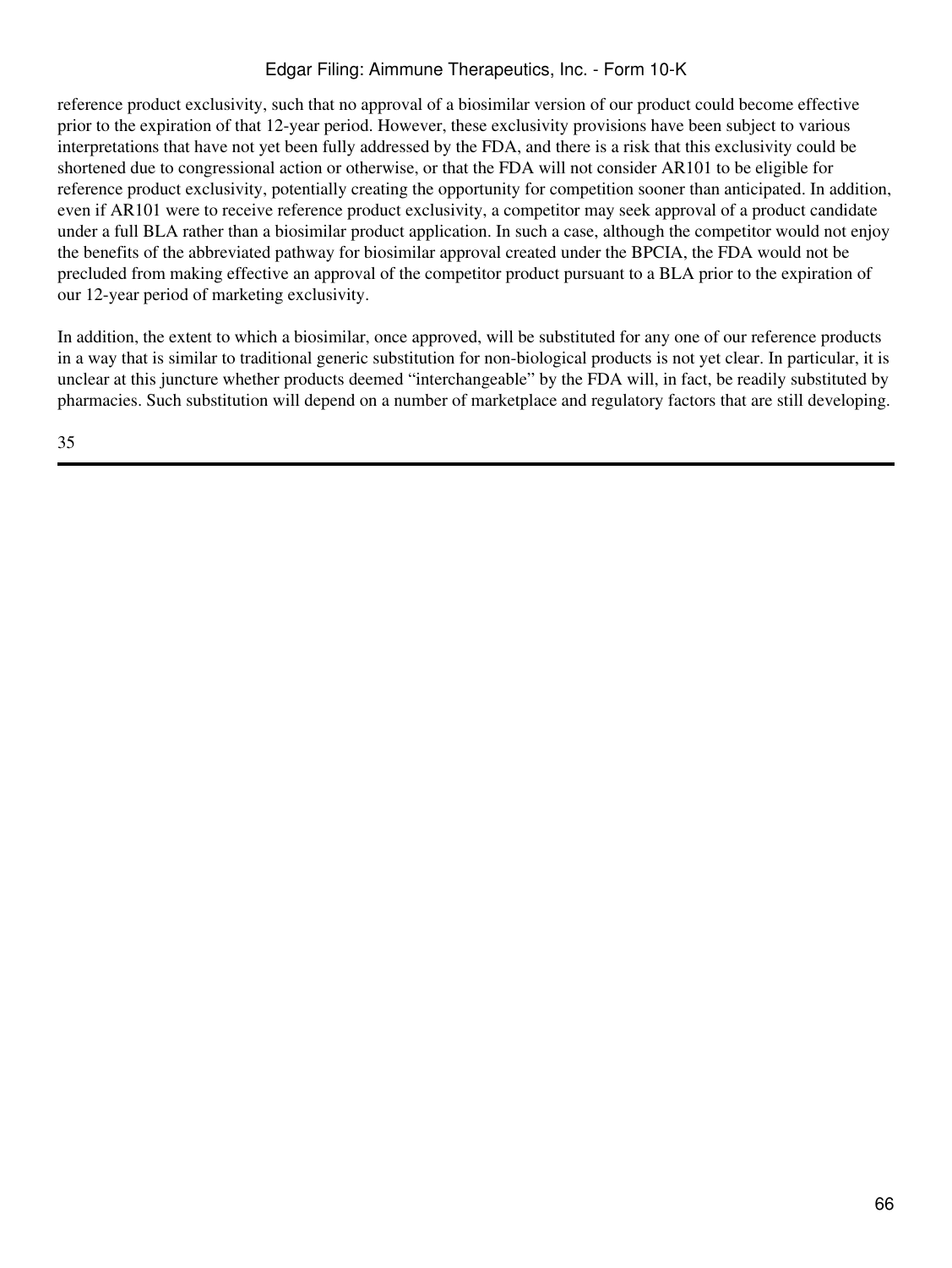reference product exclusivity, such that no approval of a biosimilar version of our product could become effective prior to the expiration of that 12-year period. However, these exclusivity provisions have been subject to various interpretations that have not yet been fully addressed by the FDA, and there is a risk that this exclusivity could be shortened due to congressional action or otherwise, or that the FDA will not consider AR101 to be eligible for reference product exclusivity, potentially creating the opportunity for competition sooner than anticipated. In addition, even if AR101 were to receive reference product exclusivity, a competitor may seek approval of a product candidate under a full BLA rather than a biosimilar product application. In such a case, although the competitor would not enjoy the benefits of the abbreviated pathway for biosimilar approval created under the BPCIA, the FDA would not be precluded from making effective an approval of the competitor product pursuant to a BLA prior to the expiration of our 12-year period of marketing exclusivity.

In addition, the extent to which a biosimilar, once approved, will be substituted for any one of our reference products in a way that is similar to traditional generic substitution for non-biological products is not yet clear. In particular, it is unclear at this juncture whether products deemed "interchangeable" by the FDA will, in fact, be readily substituted by pharmacies. Such substitution will depend on a number of marketplace and regulatory factors that are still developing.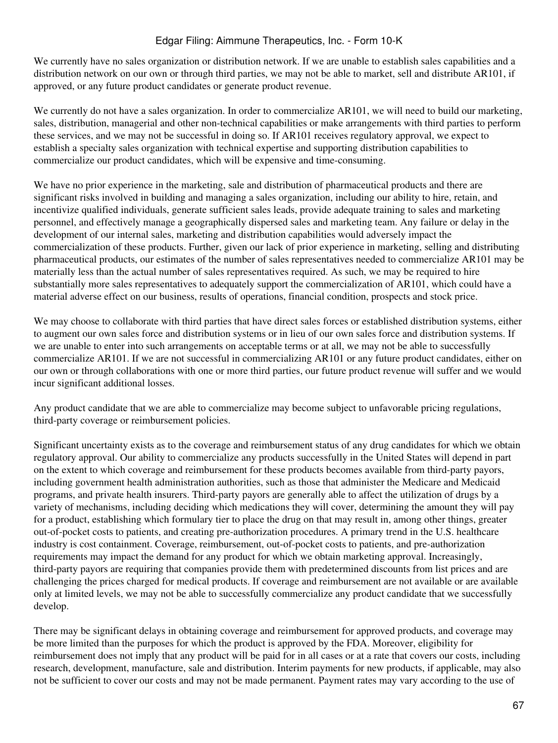We currently have no sales organization or distribution network. If we are unable to establish sales capabilities and a distribution network on our own or through third parties, we may not be able to market, sell and distribute AR101, if approved, or any future product candidates or generate product revenue.

We currently do not have a sales organization. In order to commercialize AR101, we will need to build our marketing, sales, distribution, managerial and other non-technical capabilities or make arrangements with third parties to perform these services, and we may not be successful in doing so. If AR101 receives regulatory approval, we expect to establish a specialty sales organization with technical expertise and supporting distribution capabilities to commercialize our product candidates, which will be expensive and time-consuming.

We have no prior experience in the marketing, sale and distribution of pharmaceutical products and there are significant risks involved in building and managing a sales organization, including our ability to hire, retain, and incentivize qualified individuals, generate sufficient sales leads, provide adequate training to sales and marketing personnel, and effectively manage a geographically dispersed sales and marketing team. Any failure or delay in the development of our internal sales, marketing and distribution capabilities would adversely impact the commercialization of these products. Further, given our lack of prior experience in marketing, selling and distributing pharmaceutical products, our estimates of the number of sales representatives needed to commercialize AR101 may be materially less than the actual number of sales representatives required. As such, we may be required to hire substantially more sales representatives to adequately support the commercialization of AR101, which could have a material adverse effect on our business, results of operations, financial condition, prospects and stock price.

We may choose to collaborate with third parties that have direct sales forces or established distribution systems, either to augment our own sales force and distribution systems or in lieu of our own sales force and distribution systems. If we are unable to enter into such arrangements on acceptable terms or at all, we may not be able to successfully commercialize AR101. If we are not successful in commercializing AR101 or any future product candidates, either on our own or through collaborations with one or more third parties, our future product revenue will suffer and we would incur significant additional losses.

Any product candidate that we are able to commercialize may become subject to unfavorable pricing regulations, third-party coverage or reimbursement policies.

Significant uncertainty exists as to the coverage and reimbursement status of any drug candidates for which we obtain regulatory approval. Our ability to commercialize any products successfully in the United States will depend in part on the extent to which coverage and reimbursement for these products becomes available from third-party payors, including government health administration authorities, such as those that administer the Medicare and Medicaid programs, and private health insurers. Third-party payors are generally able to affect the utilization of drugs by a variety of mechanisms, including deciding which medications they will cover, determining the amount they will pay for a product, establishing which formulary tier to place the drug on that may result in, among other things, greater out-of-pocket costs to patients, and creating pre-authorization procedures. A primary trend in the U.S. healthcare industry is cost containment. Coverage, reimbursement, out-of-pocket costs to patients, and pre-authorization requirements may impact the demand for any product for which we obtain marketing approval. Increasingly, third-party payors are requiring that companies provide them with predetermined discounts from list prices and are challenging the prices charged for medical products. If coverage and reimbursement are not available or are available only at limited levels, we may not be able to successfully commercialize any product candidate that we successfully develop.

There may be significant delays in obtaining coverage and reimbursement for approved products, and coverage may be more limited than the purposes for which the product is approved by the FDA. Moreover, eligibility for reimbursement does not imply that any product will be paid for in all cases or at a rate that covers our costs, including research, development, manufacture, sale and distribution. Interim payments for new products, if applicable, may also not be sufficient to cover our costs and may not be made permanent. Payment rates may vary according to the use of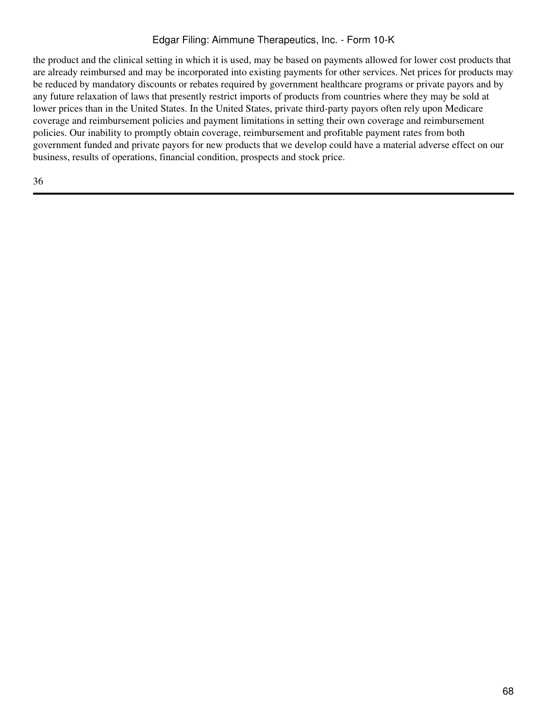the product and the clinical setting in which it is used, may be based on payments allowed for lower cost products that are already reimbursed and may be incorporated into existing payments for other services. Net prices for products may be reduced by mandatory discounts or rebates required by government healthcare programs or private payors and by any future relaxation of laws that presently restrict imports of products from countries where they may be sold at lower prices than in the United States. In the United States, private third-party payors often rely upon Medicare coverage and reimbursement policies and payment limitations in setting their own coverage and reimbursement policies. Our inability to promptly obtain coverage, reimbursement and profitable payment rates from both government funded and private payors for new products that we develop could have a material adverse effect on our business, results of operations, financial condition, prospects and stock price.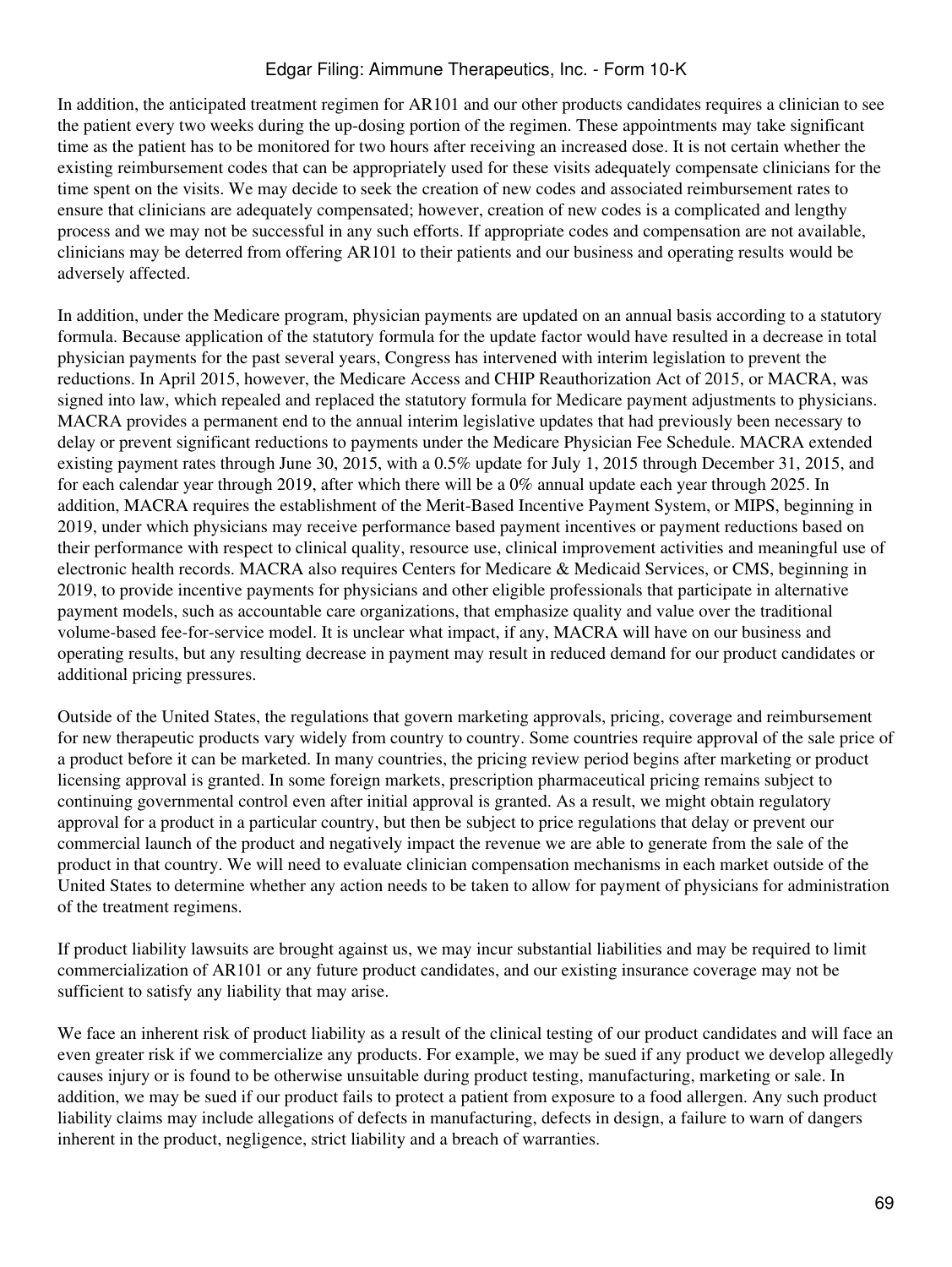In addition, the anticipated treatment regimen for AR101 and our other products candidates requires a clinician to see the patient every two weeks during the up-dosing portion of the regimen. These appointments may take significant time as the patient has to be monitored for two hours after receiving an increased dose. It is not certain whether the existing reimbursement codes that can be appropriately used for these visits adequately compensate clinicians for the time spent on the visits. We may decide to seek the creation of new codes and associated reimbursement rates to ensure that clinicians are adequately compensated; however, creation of new codes is a complicated and lengthy process and we may not be successful in any such efforts. If appropriate codes and compensation are not available, clinicians may be deterred from offering AR101 to their patients and our business and operating results would be adversely affected.

In addition, under the Medicare program, physician payments are updated on an annual basis according to a statutory formula. Because application of the statutory formula for the update factor would have resulted in a decrease in total physician payments for the past several years, Congress has intervened with interim legislation to prevent the reductions. In April 2015, however, the Medicare Access and CHIP Reauthorization Act of 2015, or MACRA, was signed into law, which repealed and replaced the statutory formula for Medicare payment adjustments to physicians. MACRA provides a permanent end to the annual interim legislative updates that had previously been necessary to delay or prevent significant reductions to payments under the Medicare Physician Fee Schedule. MACRA extended existing payment rates through June 30, 2015, with a 0.5% update for July 1, 2015 through December 31, 2015, and for each calendar year through 2019, after which there will be a 0% annual update each year through 2025. In addition, MACRA requires the establishment of the Merit-Based Incentive Payment System, or MIPS, beginning in 2019, under which physicians may receive performance based payment incentives or payment reductions based on their performance with respect to clinical quality, resource use, clinical improvement activities and meaningful use of electronic health records. MACRA also requires Centers for Medicare & Medicaid Services, or CMS, beginning in 2019, to provide incentive payments for physicians and other eligible professionals that participate in alternative payment models, such as accountable care organizations, that emphasize quality and value over the traditional volume-based fee-for-service model. It is unclear what impact, if any, MACRA will have on our business and operating results, but any resulting decrease in payment may result in reduced demand for our product candidates or additional pricing pressures.

Outside of the United States, the regulations that govern marketing approvals, pricing, coverage and reimbursement for new therapeutic products vary widely from country to country. Some countries require approval of the sale price of a product before it can be marketed. In many countries, the pricing review period begins after marketing or product licensing approval is granted. In some foreign markets, prescription pharmaceutical pricing remains subject to continuing governmental control even after initial approval is granted. As a result, we might obtain regulatory approval for a product in a particular country, but then be subject to price regulations that delay or prevent our commercial launch of the product and negatively impact the revenue we are able to generate from the sale of the product in that country. We will need to evaluate clinician compensation mechanisms in each market outside of the United States to determine whether any action needs to be taken to allow for payment of physicians for administration of the treatment regimens.

If product liability lawsuits are brought against us, we may incur substantial liabilities and may be required to limit commercialization of AR101 or any future product candidates, and our existing insurance coverage may not be sufficient to satisfy any liability that may arise.

We face an inherent risk of product liability as a result of the clinical testing of our product candidates and will face an even greater risk if we commercialize any products. For example, we may be sued if any product we develop allegedly causes injury or is found to be otherwise unsuitable during product testing, manufacturing, marketing or sale. In addition, we may be sued if our product fails to protect a patient from exposure to a food allergen. Any such product liability claims may include allegations of defects in manufacturing, defects in design, a failure to warn of dangers inherent in the product, negligence, strict liability and a breach of warranties.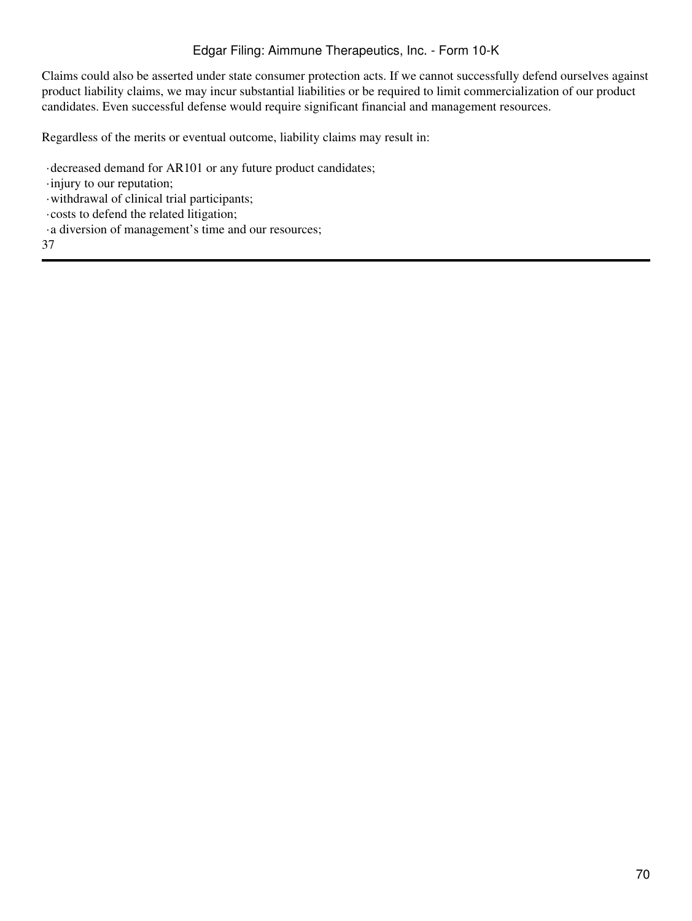Claims could also be asserted under state consumer protection acts. If we cannot successfully defend ourselves against product liability claims, we may incur substantial liabilities or be required to limit commercialization of our product candidates. Even successful defense would require significant financial and management resources.

Regardless of the merits or eventual outcome, liability claims may result in:

- decreased demand for AR101 or any future product candidates;
- injury to our reputation;
- withdrawal of clinical trial participants;
- costs to defend the related litigation;
- a diversion of management's time and our resources;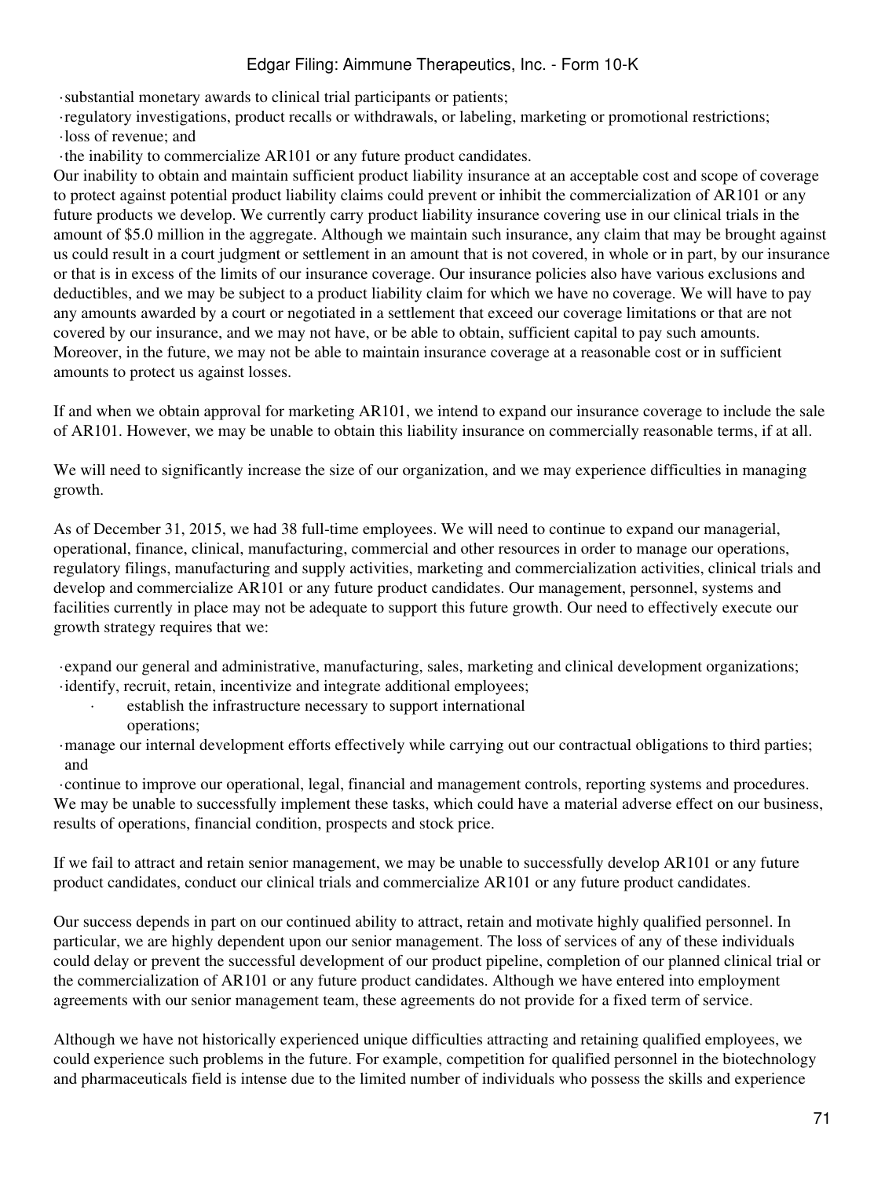- substantial monetary awards to clinical trial participants or patients;
- regulatory investigations, product recalls or withdrawals, or labeling, marketing or promotional restrictions;
- loss of revenue; and
- the inability to commercialize AR101 or any future product candidates.

Our inability to obtain and maintain sufficient product liability insurance at an acceptable cost and scope of coverage to protect against potential product liability claims could prevent or inhibit the commercialization of AR101 or any future products we develop. We currently carry product liability insurance covering use in our clinical trials in the amount of $5.0 million in the aggregate. Although we maintain such insurance, any claim that may be brought against us could result in a court judgment or settlement in an amount that is not covered, in whole or in part, by our insurance or that is in excess of the limits of our insurance coverage. Our insurance policies also have various exclusions and deductibles, and we may be subject to a product liability claim for which we have no coverage. We will have to pay any amounts awarded by a court or negotiated in a settlement that exceed our coverage limitations or that are not covered by our insurance, and we may not have, or be able to obtain, sufficient capital to pay such amounts. Moreover, in the future, we may not be able to maintain insurance coverage at a reasonable cost or in sufficient amounts to protect us against losses.

If and when we obtain approval for marketing AR101, we intend to expand our insurance coverage to include the sale of AR101. However, we may be unable to obtain this liability insurance on commercially reasonable terms, if at all.

We will need to significantly increase the size of our organization, and we may experience difficulties in managing growth.

As of December 31, 2015, we had 38 full-time employees. We will need to continue to expand our managerial, operational, finance, clinical, manufacturing, commercial and other resources in order to manage our operations, regulatory filings, manufacturing and supply activities, marketing and commercialization activities, clinical trials and develop and commercialize AR101 or any future product candidates. Our management, personnel, systems and facilities currently in place may not be adequate to support this future growth. Our need to effectively execute our growth strategy requires that we:

- expand our general and administrative, manufacturing, sales, marketing and clinical development organizations;
- identify, recruit, retain, incentivize and integrate additional employees;
- establish the infrastructure necessary to support international operations;
- manage our internal development efforts effectively while carrying out our contractual obligations to third parties; and
- continue to improve our operational, legal, financial and management controls, reporting systems and procedures.

We may be unable to successfully implement these tasks, which could have a material adverse effect on our business, results of operations, financial condition, prospects and stock price.

If we fail to attract and retain senior management, we may be unable to successfully develop AR101 or any future product candidates, conduct our clinical trials and commercialize AR101 or any future product candidates.

Our success depends in part on our continued ability to attract, retain and motivate highly qualified personnel. In particular, we are highly dependent upon our senior management. The loss of services of any of these individuals could delay or prevent the successful development of our product pipeline, completion of our planned clinical trial or the commercialization of AR101 or any future product candidates. Although we have entered into employment agreements with our senior management team, these agreements do not provide for a fixed term of service.

Although we have not historically experienced unique difficulties attracting and retaining qualified employees, we could experience such problems in the future. For example, competition for qualified personnel in the biotechnology and pharmaceuticals field is intense due to the limited number of individuals who possess the skills and experience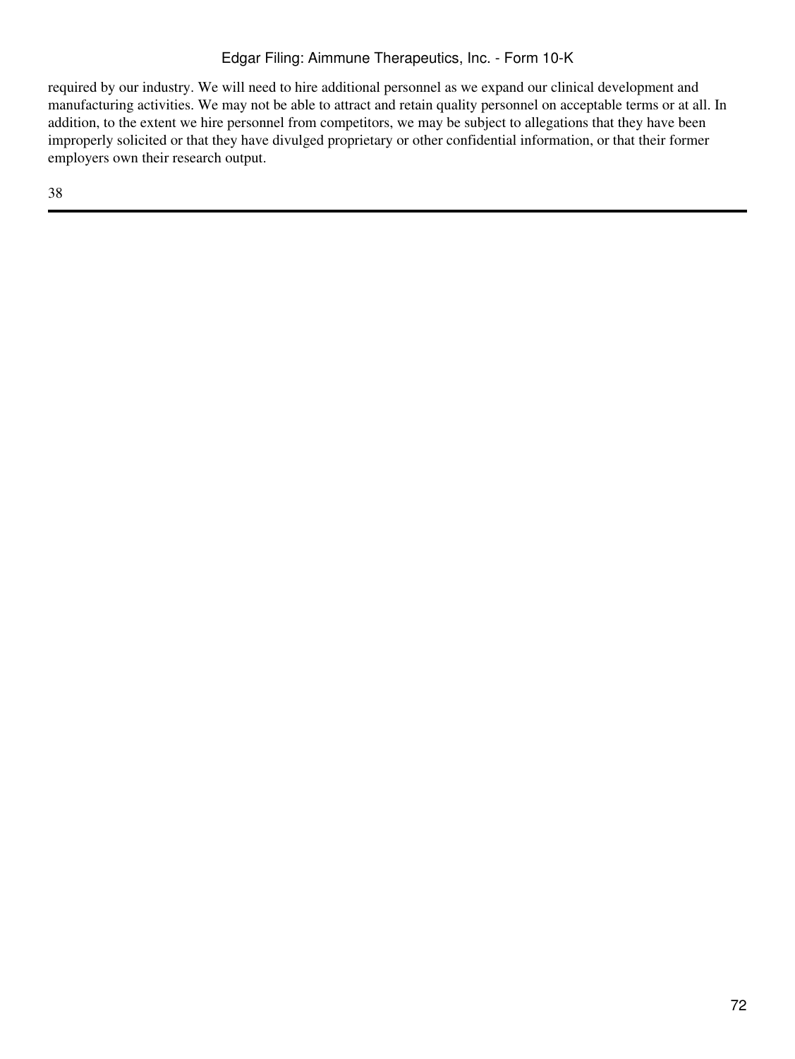required by our industry. We will need to hire additional personnel as we expand our clinical development and manufacturing activities. We may not be able to attract and retain quality personnel on acceptable terms or at all. In addition, to the extent we hire personnel from competitors, we may be subject to allegations that they have been improperly solicited or that they have divulged proprietary or other confidential information, or that their former employers own their research output.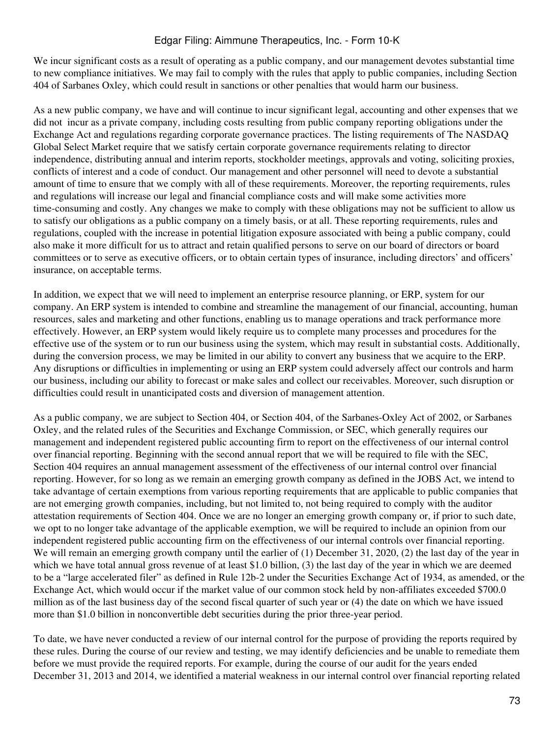We incur significant costs as a result of operating as a public company, and our management devotes substantial time to new compliance initiatives. We may fail to comply with the rules that apply to public companies, including Section 404 of Sarbanes Oxley, which could result in sanctions or other penalties that would harm our business.

As a new public company, we have and will continue to incur significant legal, accounting and other expenses that we did not incur as a private company, including costs resulting from public company reporting obligations under the Exchange Act and regulations regarding corporate governance practices. The listing requirements of The NASDAQ Global Select Market require that we satisfy certain corporate governance requirements relating to director independence, distributing annual and interim reports, stockholder meetings, approvals and voting, soliciting proxies, conflicts of interest and a code of conduct. Our management and other personnel will need to devote a substantial amount of time to ensure that we comply with all of these requirements. Moreover, the reporting requirements, rules and regulations will increase our legal and financial compliance costs and will make some activities more time-consuming and costly. Any changes we make to comply with these obligations may not be sufficient to allow us to satisfy our obligations as a public company on a timely basis, or at all. These reporting requirements, rules and regulations, coupled with the increase in potential litigation exposure associated with being a public company, could also make it more difficult for us to attract and retain qualified persons to serve on our board of directors or board committees or to serve as executive officers, or to obtain certain types of insurance, including directors' and officers' insurance, on acceptable terms.

In addition, we expect that we will need to implement an enterprise resource planning, or ERP, system for our company. An ERP system is intended to combine and streamline the management of our financial, accounting, human resources, sales and marketing and other functions, enabling us to manage operations and track performance more effectively. However, an ERP system would likely require us to complete many processes and procedures for the effective use of the system or to run our business using the system, which may result in substantial costs. Additionally, during the conversion process, we may be limited in our ability to convert any business that we acquire to the ERP. Any disruptions or difficulties in implementing or using an ERP system could adversely affect our controls and harm our business, including our ability to forecast or make sales and collect our receivables. Moreover, such disruption or difficulties could result in unanticipated costs and diversion of management attention.

As a public company, we are subject to Section 404, or Section 404, of the Sarbanes-Oxley Act of 2002, or Sarbanes Oxley, and the related rules of the Securities and Exchange Commission, or SEC, which generally requires our management and independent registered public accounting firm to report on the effectiveness of our internal control over financial reporting. Beginning with the second annual report that we will be required to file with the SEC, Section 404 requires an annual management assessment of the effectiveness of our internal control over financial reporting. However, for so long as we remain an emerging growth company as defined in the JOBS Act, we intend to take advantage of certain exemptions from various reporting requirements that are applicable to public companies that are not emerging growth companies, including, but not limited to, not being required to comply with the auditor attestation requirements of Section 404. Once we are no longer an emerging growth company or, if prior to such date, we opt to no longer take advantage of the applicable exemption, we will be required to include an opinion from our independent registered public accounting firm on the effectiveness of our internal controls over financial reporting. We will remain an emerging growth company until the earlier of (1) December 31, 2020, (2) the last day of the year in which we have total annual gross revenue of at least $1.0 billion, (3) the last day of the year in which we are deemed to be a "large accelerated filer" as defined in Rule 12b-2 under the Securities Exchange Act of 1934, as amended, or the Exchange Act, which would occur if the market value of our common stock held by non-affiliates exceeded $700.0 million as of the last business day of the second fiscal quarter of such year or (4) the date on which we have issued more than $1.0 billion in nonconvertible debt securities during the prior three-year period.

To date, we have never conducted a review of our internal control for the purpose of providing the reports required by these rules. During the course of our review and testing, we may identify deficiencies and be unable to remediate them before we must provide the required reports. For example, during the course of our audit for the years ended December 31, 2013 and 2014, we identified a material weakness in our internal control over financial reporting related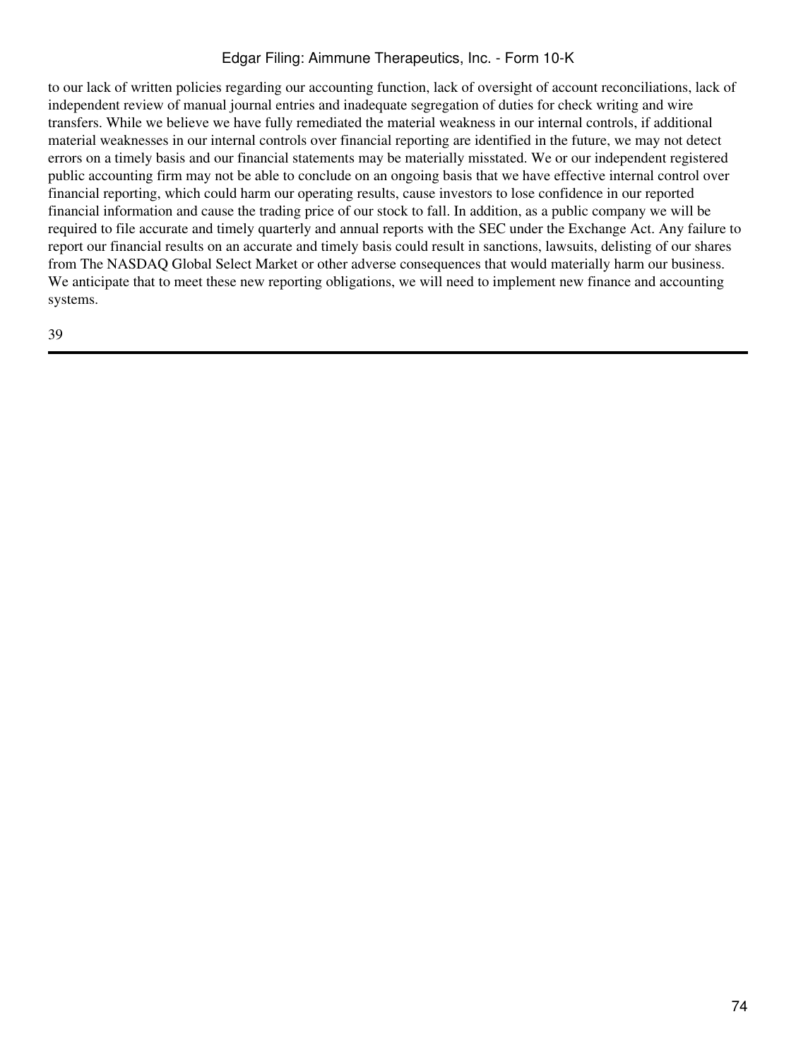to our lack of written policies regarding our accounting function, lack of oversight of account reconciliations, lack of independent review of manual journal entries and inadequate segregation of duties for check writing and wire transfers. While we believe we have fully remediated the material weakness in our internal controls, if additional material weaknesses in our internal controls over financial reporting are identified in the future, we may not detect errors on a timely basis and our financial statements may be materially misstated. We or our independent registered public accounting firm may not be able to conclude on an ongoing basis that we have effective internal control over financial reporting, which could harm our operating results, cause investors to lose confidence in our reported financial information and cause the trading price of our stock to fall. In addition, as a public company we will be required to file accurate and timely quarterly and annual reports with the SEC under the Exchange Act. Any failure to report our financial results on an accurate and timely basis could result in sanctions, lawsuits, delisting of our shares from The NASDAQ Global Select Market or other adverse consequences that would materially harm our business. We anticipate that to meet these new reporting obligations, we will need to implement new finance and accounting systems.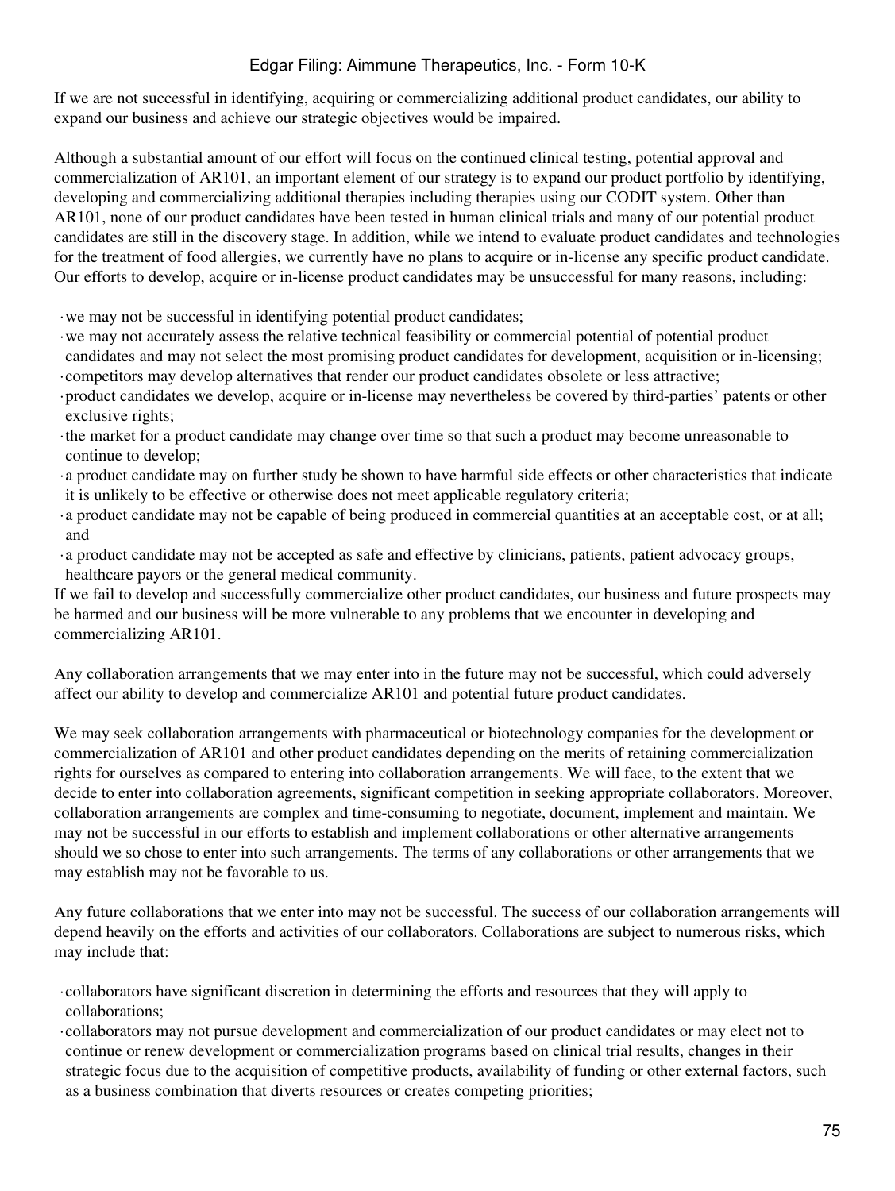If we are not successful in identifying, acquiring or commercializing additional product candidates, our ability to expand our business and achieve our strategic objectives would be impaired.

Although a substantial amount of our effort will focus on the continued clinical testing, potential approval and commercialization of AR101, an important element of our strategy is to expand our product portfolio by identifying, developing and commercializing additional therapies including therapies using our CODIT system. Other than AR101, none of our product candidates have been tested in human clinical trials and many of our potential product candidates are still in the discovery stage. In addition, while we intend to evaluate product candidates and technologies for the treatment of food allergies, we currently have no plans to acquire or in-license any specific product candidate. Our efforts to develop, acquire or in-license product candidates may be unsuccessful for many reasons, including:

- we may not be successful in identifying potential product candidates;
- we may not accurately assess the relative technical feasibility or commercial potential of potential product candidates and may not select the most promising product candidates for development, acquisition or in-licensing;
- competitors may develop alternatives that render our product candidates obsolete or less attractive;
- product candidates we develop, acquire or in-license may nevertheless be covered by third-parties' patents or other exclusive rights;
- the market for a product candidate may change over time so that such a product may become unreasonable to continue to develop;
- a product candidate may on further study be shown to have harmful side effects or other characteristics that indicate it is unlikely to be effective or otherwise does not meet applicable regulatory criteria;
- a product candidate may not be capable of being produced in commercial quantities at an acceptable cost, or at all; and
- a product candidate may not be accepted as safe and effective by clinicians, patients, patient advocacy groups, healthcare payors or the general medical community.

If we fail to develop and successfully commercialize other product candidates, our business and future prospects may be harmed and our business will be more vulnerable to any problems that we encounter in developing and commercializing AR101.

Any collaboration arrangements that we may enter into in the future may not be successful, which could adversely affect our ability to develop and commercialize AR101 and potential future product candidates.

We may seek collaboration arrangements with pharmaceutical or biotechnology companies for the development or commercialization of AR101 and other product candidates depending on the merits of retaining commercialization rights for ourselves as compared to entering into collaboration arrangements. We will face, to the extent that we decide to enter into collaboration agreements, significant competition in seeking appropriate collaborators. Moreover, collaboration arrangements are complex and time-consuming to negotiate, document, implement and maintain. We may not be successful in our efforts to establish and implement collaborations or other alternative arrangements should we so chose to enter into such arrangements. The terms of any collaborations or other arrangements that we may establish may not be favorable to us.

Any future collaborations that we enter into may not be successful. The success of our collaboration arrangements will depend heavily on the efforts and activities of our collaborators. Collaborations are subject to numerous risks, which may include that:

- collaborators have significant discretion in determining the efforts and resources that they will apply to collaborations;
- collaborators may not pursue development and commercialization of our product candidates or may elect not to continue or renew development or commercialization programs based on clinical trial results, changes in their strategic focus due to the acquisition of competitive products, availability of funding or other external factors, such as a business combination that diverts resources or creates competing priorities;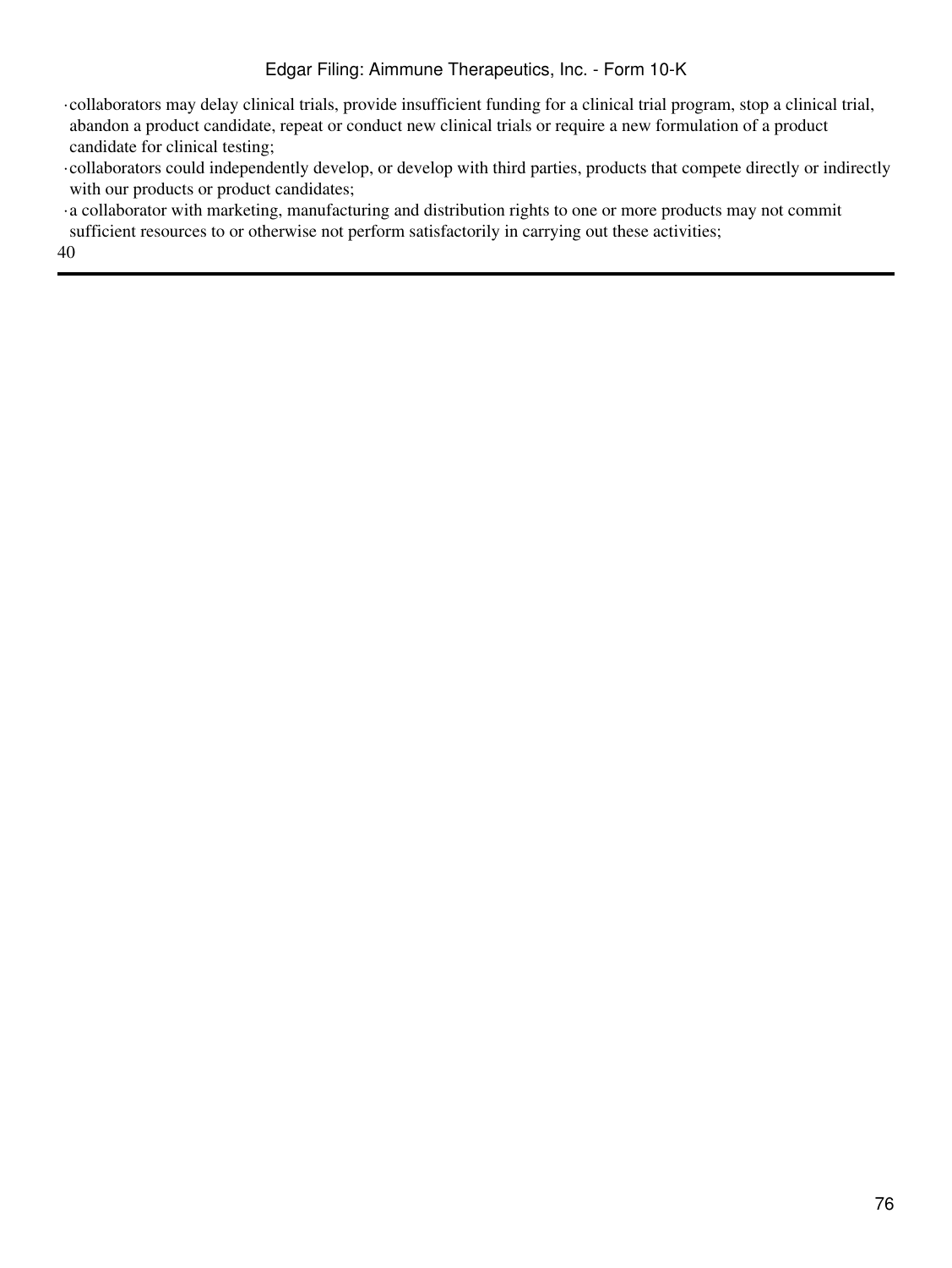- collaborators may delay clinical trials, provide insufficient funding for a clinical trial program, stop a clinical trial, abandon a product candidate, repeat or conduct new clinical trials or require a new formulation of a product candidate for clinical testing;
- collaborators could independently develop, or develop with third parties, products that compete directly or indirectly with our products or product candidates;
- a collaborator with marketing, manufacturing and distribution rights to one or more products may not commit sufficient resources to or otherwise not perform satisfactorily in carrying out these activities;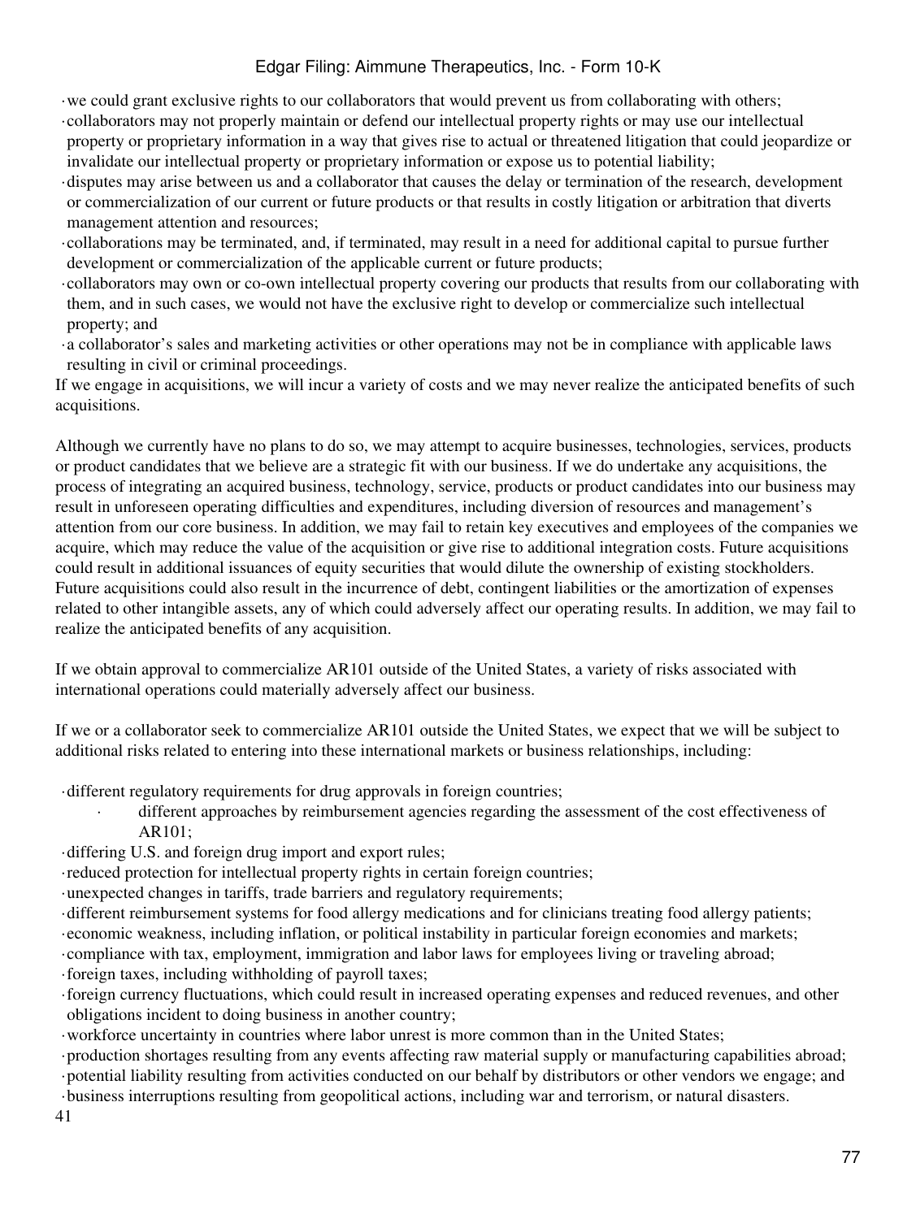- we could grant exclusive rights to our collaborators that would prevent us from collaborating with others;
- collaborators may not properly maintain or defend our intellectual property rights or may use our intellectual property or proprietary information in a way that gives rise to actual or threatened litigation that could jeopardize or invalidate our intellectual property or proprietary information or expose us to potential liability;
- disputes may arise between us and a collaborator that causes the delay or termination of the research, development or commercialization of our current or future products or that results in costly litigation or arbitration that diverts management attention and resources;
- collaborations may be terminated, and, if terminated, may result in a need for additional capital to pursue further development or commercialization of the applicable current or future products;
- collaborators may own or co-own intellectual property covering our products that results from our collaborating with them, and in such cases, we would not have the exclusive right to develop or commercialize such intellectual property; and
- a collaborator's sales and marketing activities or other operations may not be in compliance with applicable laws resulting in civil or criminal proceedings.

If we engage in acquisitions, we will incur a variety of costs and we may never realize the anticipated benefits of such acquisitions.

Although we currently have no plans to do so, we may attempt to acquire businesses, technologies, services, products or product candidates that we believe are a strategic fit with our business. If we do undertake any acquisitions, the process of integrating an acquired business, technology, service, products or product candidates into our business may result in unforeseen operating difficulties and expenditures, including diversion of resources and management's attention from our core business. In addition, we may fail to retain key executives and employees of the companies we acquire, which may reduce the value of the acquisition or give rise to additional integration costs. Future acquisitions could result in additional issuances of equity securities that would dilute the ownership of existing stockholders. Future acquisitions could also result in the incurrence of debt, contingent liabilities or the amortization of expenses related to other intangible assets, any of which could adversely affect our operating results. In addition, we may fail to realize the anticipated benefits of any acquisition.

If we obtain approval to commercialize AR101 outside of the United States, a variety of risks associated with international operations could materially adversely affect our business.

If we or a collaborator seek to commercialize AR101 outside the United States, we expect that we will be subject to additional risks related to entering into these international markets or business relationships, including:

- different regulatory requirements for drug approvals in foreign countries;
- different approaches by reimbursement agencies regarding the assessment of the cost effectiveness of AR101;
- differing U.S. and foreign drug import and export rules;
- reduced protection for intellectual property rights in certain foreign countries;
- unexpected changes in tariffs, trade barriers and regulatory requirements;
- different reimbursement systems for food allergy medications and for clinicians treating food allergy patients;
- economic weakness, including inflation, or political instability in particular foreign economies and markets;
- compliance with tax, employment, immigration and labor laws for employees living or traveling abroad;
- foreign taxes, including withholding of payroll taxes;
- foreign currency fluctuations, which could result in increased operating expenses and reduced revenues, and other obligations incident to doing business in another country;
- workforce uncertainty in countries where labor unrest is more common than in the United States;
- production shortages resulting from any events affecting raw material supply or manufacturing capabilities abroad;
- potential liability resulting from activities conducted on our behalf by distributors or other vendors we engage; and
- business interruptions resulting from geopolitical actions, including war and terrorism, or natural disasters.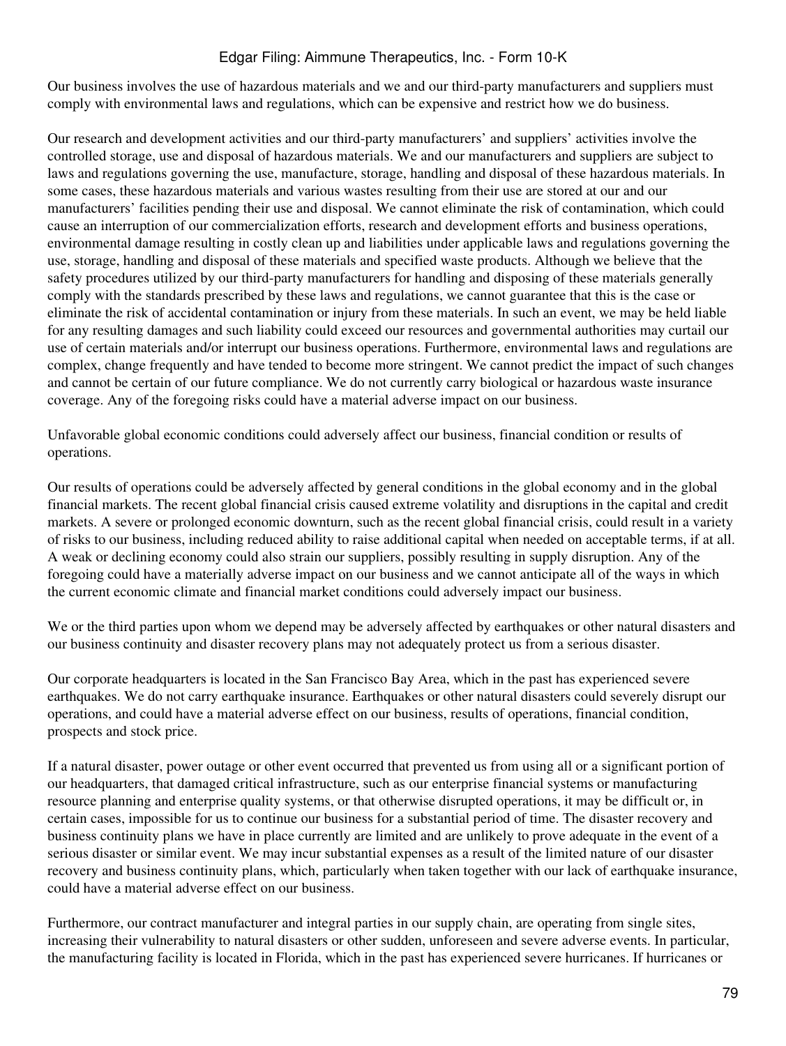Our business involves the use of hazardous materials and we and our third-party manufacturers and suppliers must comply with environmental laws and regulations, which can be expensive and restrict how we do business.

Our research and development activities and our third-party manufacturers' and suppliers' activities involve the controlled storage, use and disposal of hazardous materials. We and our manufacturers and suppliers are subject to laws and regulations governing the use, manufacture, storage, handling and disposal of these hazardous materials. In some cases, these hazardous materials and various wastes resulting from their use are stored at our and our manufacturers' facilities pending their use and disposal. We cannot eliminate the risk of contamination, which could cause an interruption of our commercialization efforts, research and development efforts and business operations, environmental damage resulting in costly clean up and liabilities under applicable laws and regulations governing the use, storage, handling and disposal of these materials and specified waste products. Although we believe that the safety procedures utilized by our third-party manufacturers for handling and disposing of these materials generally comply with the standards prescribed by these laws and regulations, we cannot guarantee that this is the case or eliminate the risk of accidental contamination or injury from these materials. In such an event, we may be held liable for any resulting damages and such liability could exceed our resources and governmental authorities may curtail our use of certain materials and/or interrupt our business operations. Furthermore, environmental laws and regulations are complex, change frequently and have tended to become more stringent. We cannot predict the impact of such changes and cannot be certain of our future compliance. We do not currently carry biological or hazardous waste insurance coverage. Any of the foregoing risks could have a material adverse impact on our business.

Unfavorable global economic conditions could adversely affect our business, financial condition or results of operations.

Our results of operations could be adversely affected by general conditions in the global economy and in the global financial markets. The recent global financial crisis caused extreme volatility and disruptions in the capital and credit markets. A severe or prolonged economic downturn, such as the recent global financial crisis, could result in a variety of risks to our business, including reduced ability to raise additional capital when needed on acceptable terms, if at all. A weak or declining economy could also strain our suppliers, possibly resulting in supply disruption. Any of the foregoing could have a materially adverse impact on our business and we cannot anticipate all of the ways in which the current economic climate and financial market conditions could adversely impact our business.

We or the third parties upon whom we depend may be adversely affected by earthquakes or other natural disasters and our business continuity and disaster recovery plans may not adequately protect us from a serious disaster.

Our corporate headquarters is located in the San Francisco Bay Area, which in the past has experienced severe earthquakes. We do not carry earthquake insurance. Earthquakes or other natural disasters could severely disrupt our operations, and could have a material adverse effect on our business, results of operations, financial condition, prospects and stock price.

If a natural disaster, power outage or other event occurred that prevented us from using all or a significant portion of our headquarters, that damaged critical infrastructure, such as our enterprise financial systems or manufacturing resource planning and enterprise quality systems, or that otherwise disrupted operations, it may be difficult or, in certain cases, impossible for us to continue our business for a substantial period of time. The disaster recovery and business continuity plans we have in place currently are limited and are unlikely to prove adequate in the event of a serious disaster or similar event. We may incur substantial expenses as a result of the limited nature of our disaster recovery and business continuity plans, which, particularly when taken together with our lack of earthquake insurance, could have a material adverse effect on our business.

Furthermore, our contract manufacturer and integral parties in our supply chain, are operating from single sites, increasing their vulnerability to natural disasters or other sudden, unforeseen and severe adverse events. In particular, the manufacturing facility is located in Florida, which in the past has experienced severe hurricanes. If hurricanes or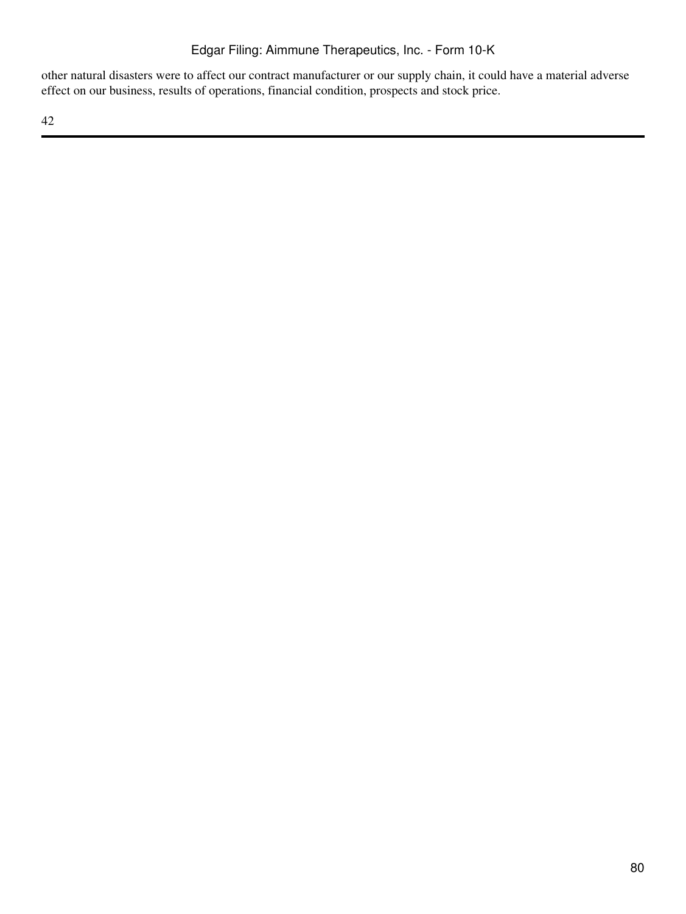other natural disasters were to affect our contract manufacturer or our supply chain, it could have a material adverse effect on our business, results of operations, financial condition, prospects and stock price.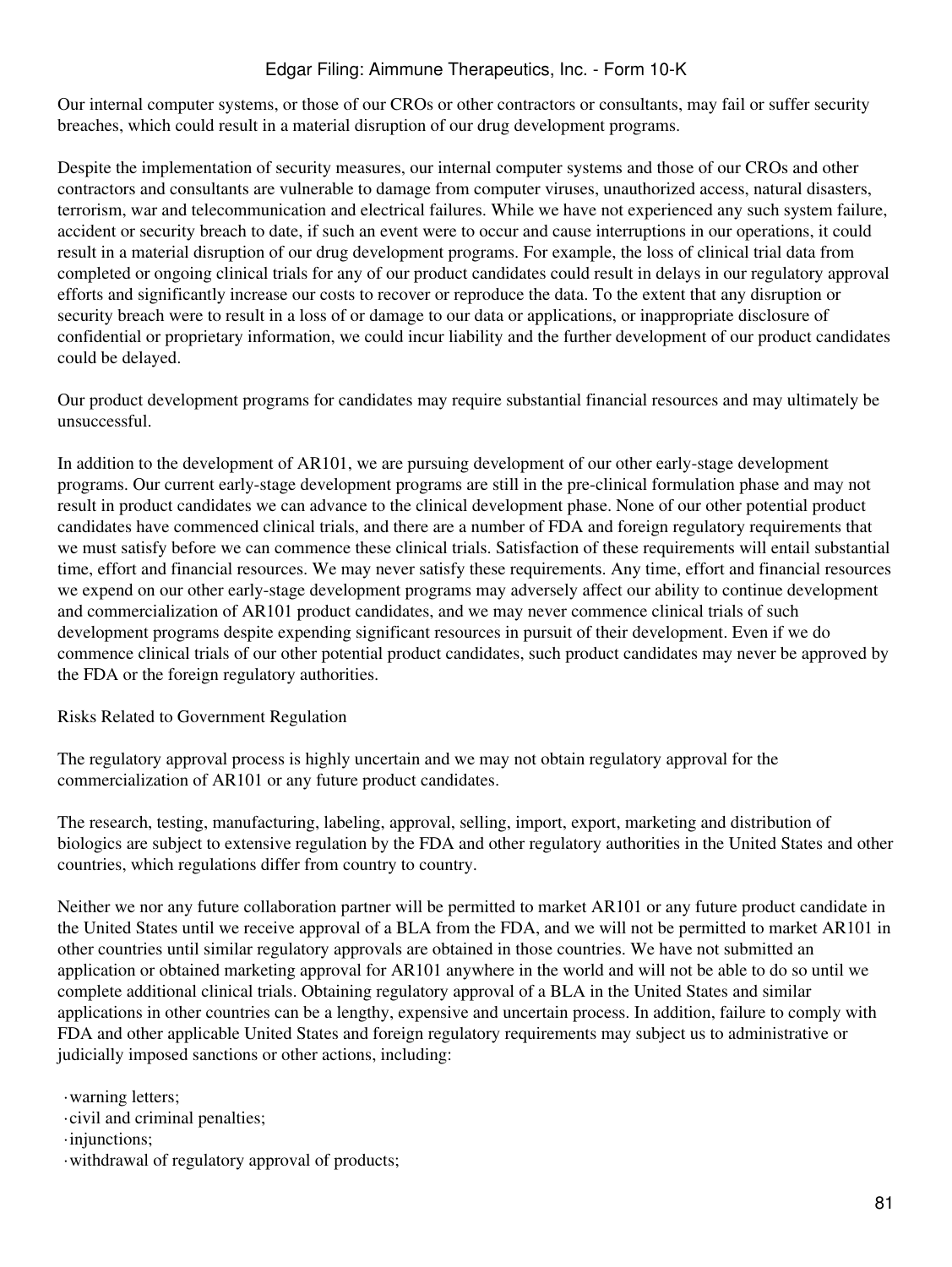Our internal computer systems, or those of our CROs or other contractors or consultants, may fail or suffer security breaches, which could result in a material disruption of our drug development programs.

Despite the implementation of security measures, our internal computer systems and those of our CROs and other contractors and consultants are vulnerable to damage from computer viruses, unauthorized access, natural disasters, terrorism, war and telecommunication and electrical failures. While we have not experienced any such system failure, accident or security breach to date, if such an event were to occur and cause interruptions in our operations, it could result in a material disruption of our drug development programs. For example, the loss of clinical trial data from completed or ongoing clinical trials for any of our product candidates could result in delays in our regulatory approval efforts and significantly increase our costs to recover or reproduce the data. To the extent that any disruption or security breach were to result in a loss of or damage to our data or applications, or inappropriate disclosure of confidential or proprietary information, we could incur liability and the further development of our product candidates could be delayed.

Our product development programs for candidates may require substantial financial resources and may ultimately be unsuccessful.

In addition to the development of AR101, we are pursuing development of our other early-stage development programs. Our current early-stage development programs are still in the pre-clinical formulation phase and may not result in product candidates we can advance to the clinical development phase. None of our other potential product candidates have commenced clinical trials, and there are a number of FDA and foreign regulatory requirements that we must satisfy before we can commence these clinical trials. Satisfaction of these requirements will entail substantial time, effort and financial resources. We may never satisfy these requirements. Any time, effort and financial resources we expend on our other early-stage development programs may adversely affect our ability to continue development and commercialization of AR101 product candidates, and we may never commence clinical trials of such development programs despite expending significant resources in pursuit of their development. Even if we do commence clinical trials of our other potential product candidates, such product candidates may never be approved by the FDA or the foreign regulatory authorities.

## Risks Related to Government Regulation

The regulatory approval process is highly uncertain and we may not obtain regulatory approval for the commercialization of AR101 or any future product candidates.

The research, testing, manufacturing, labeling, approval, selling, import, export, marketing and distribution of biologics are subject to extensive regulation by the FDA and other regulatory authorities in the United States and other countries, which regulations differ from country to country.

Neither we nor any future collaboration partner will be permitted to market AR101 or any future product candidate in the United States until we receive approval of a BLA from the FDA, and we will not be permitted to market AR101 in other countries until similar regulatory approvals are obtained in those countries. We have not submitted an application or obtained marketing approval for AR101 anywhere in the world and will not be able to do so until we complete additional clinical trials. Obtaining regulatory approval of a BLA in the United States and similar applications in other countries can be a lengthy, expensive and uncertain process. In addition, failure to comply with FDA and other applicable United States and foreign regulatory requirements may subject us to administrative or judicially imposed sanctions or other actions, including:

- warning letters;
- civil and criminal penalties;
- injunctions;
- withdrawal of regulatory approval of products;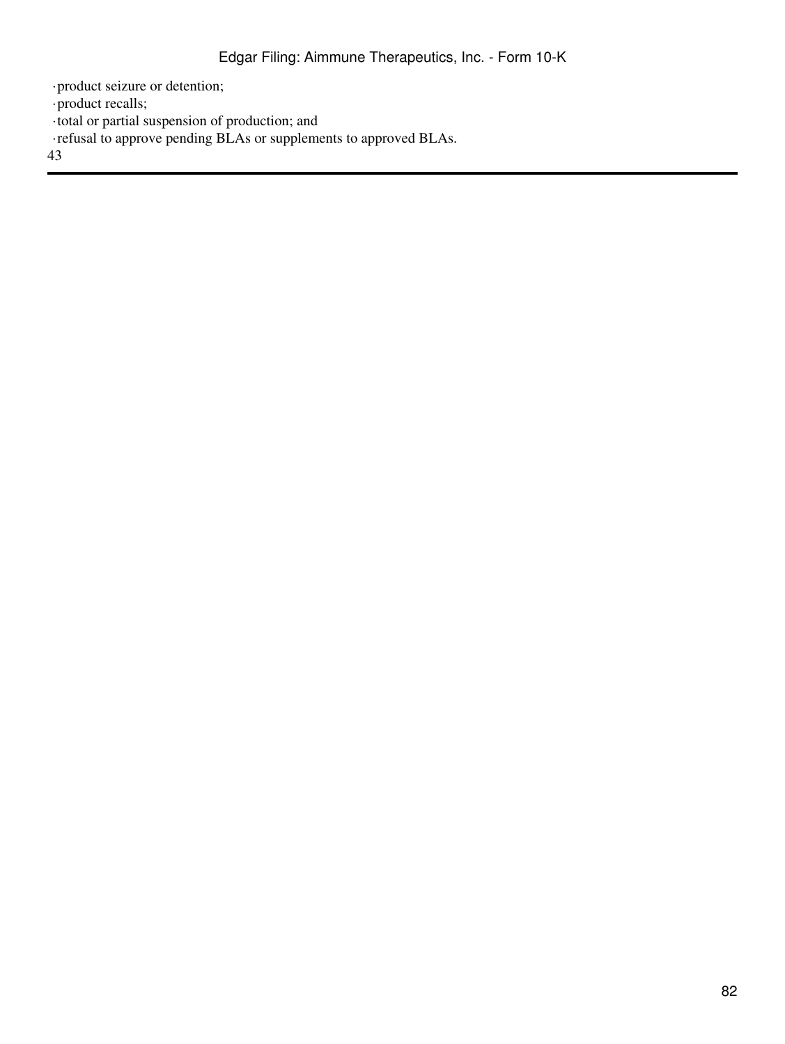- product seizure or detention;
- product recalls;
- total or partial suspension of production; and
- refusal to approve pending BLAs or supplements to approved BLAs.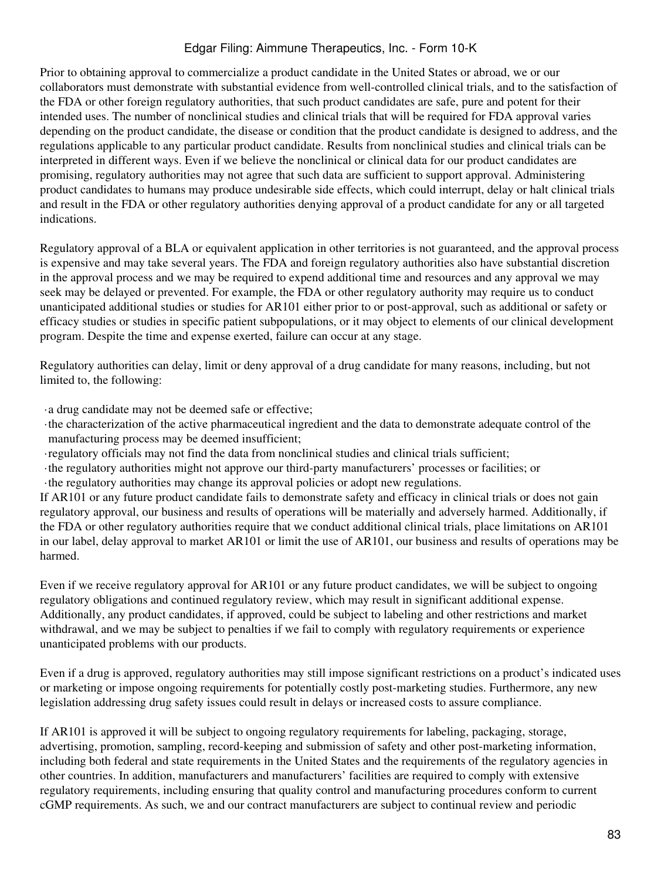Prior to obtaining approval to commercialize a product candidate in the United States or abroad, we or our collaborators must demonstrate with substantial evidence from well-controlled clinical trials, and to the satisfaction of the FDA or other foreign regulatory authorities, that such product candidates are safe, pure and potent for their intended uses. The number of nonclinical studies and clinical trials that will be required for FDA approval varies depending on the product candidate, the disease or condition that the product candidate is designed to address, and the regulations applicable to any particular product candidate. Results from nonclinical studies and clinical trials can be interpreted in different ways. Even if we believe the nonclinical or clinical data for our product candidates are promising, regulatory authorities may not agree that such data are sufficient to support approval. Administering product candidates to humans may produce undesirable side effects, which could interrupt, delay or halt clinical trials and result in the FDA or other regulatory authorities denying approval of a product candidate for any or all targeted indications.

Regulatory approval of a BLA or equivalent application in other territories is not guaranteed, and the approval process is expensive and may take several years. The FDA and foreign regulatory authorities also have substantial discretion in the approval process and we may be required to expend additional time and resources and any approval we may seek may be delayed or prevented. For example, the FDA or other regulatory authority may require us to conduct unanticipated additional studies or studies for AR101 either prior to or post-approval, such as additional or safety or efficacy studies or studies in specific patient subpopulations, or it may object to elements of our clinical development program. Despite the time and expense exerted, failure can occur at any stage.

Regulatory authorities can delay, limit or deny approval of a drug candidate for many reasons, including, but not limited to, the following:

- a drug candidate may not be deemed safe or effective;
- the characterization of the active pharmaceutical ingredient and the data to demonstrate adequate control of the manufacturing process may be deemed insufficient;
- regulatory officials may not find the data from nonclinical studies and clinical trials sufficient;
- the regulatory authorities might not approve our third-party manufacturers' processes or facilities; or
- the regulatory authorities may change its approval policies or adopt new regulations.

If AR101 or any future product candidate fails to demonstrate safety and efficacy in clinical trials or does not gain regulatory approval, our business and results of operations will be materially and adversely harmed. Additionally, if the FDA or other regulatory authorities require that we conduct additional clinical trials, place limitations on AR101 in our label, delay approval to market AR101 or limit the use of AR101, our business and results of operations may be harmed.

Even if we receive regulatory approval for AR101 or any future product candidates, we will be subject to ongoing regulatory obligations and continued regulatory review, which may result in significant additional expense. Additionally, any product candidates, if approved, could be subject to labeling and other restrictions and market withdrawal, and we may be subject to penalties if we fail to comply with regulatory requirements or experience unanticipated problems with our products.

Even if a drug is approved, regulatory authorities may still impose significant restrictions on a product's indicated uses or marketing or impose ongoing requirements for potentially costly post-marketing studies. Furthermore, any new legislation addressing drug safety issues could result in delays or increased costs to assure compliance.

If AR101 is approved it will be subject to ongoing regulatory requirements for labeling, packaging, storage, advertising, promotion, sampling, record-keeping and submission of safety and other post-marketing information, including both federal and state requirements in the United States and the requirements of the regulatory agencies in other countries. In addition, manufacturers and manufacturers' facilities are required to comply with extensive regulatory requirements, including ensuring that quality control and manufacturing procedures conform to current cGMP requirements. As such, we and our contract manufacturers are subject to continual review and periodic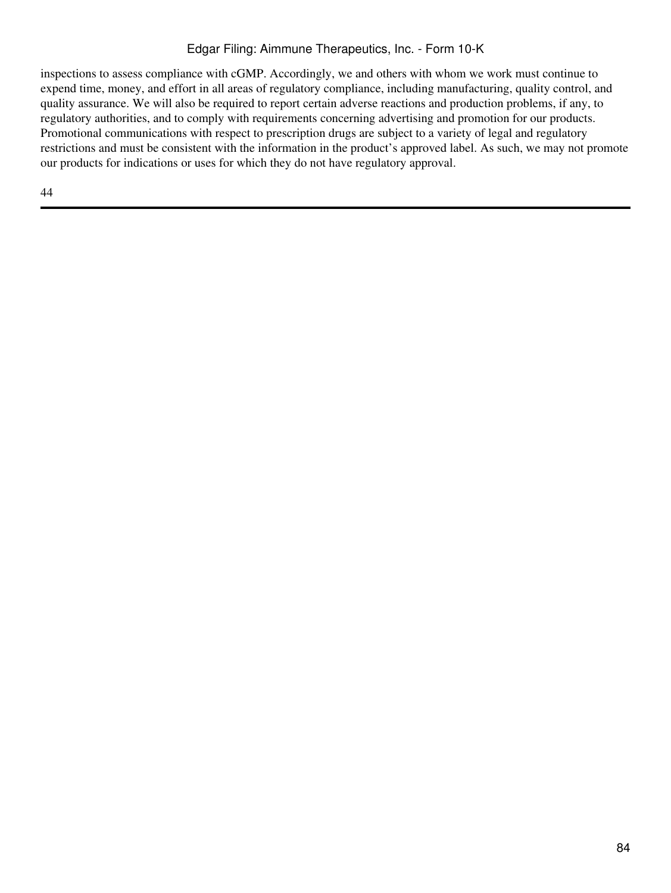inspections to assess compliance with cGMP. Accordingly, we and others with whom we work must continue to expend time, money, and effort in all areas of regulatory compliance, including manufacturing, quality control, and quality assurance. We will also be required to report certain adverse reactions and production problems, if any, to regulatory authorities, and to comply with requirements concerning advertising and promotion for our products. Promotional communications with respect to prescription drugs are subject to a variety of legal and regulatory restrictions and must be consistent with the information in the product's approved label. As such, we may not promote our products for indications or uses for which they do not have regulatory approval.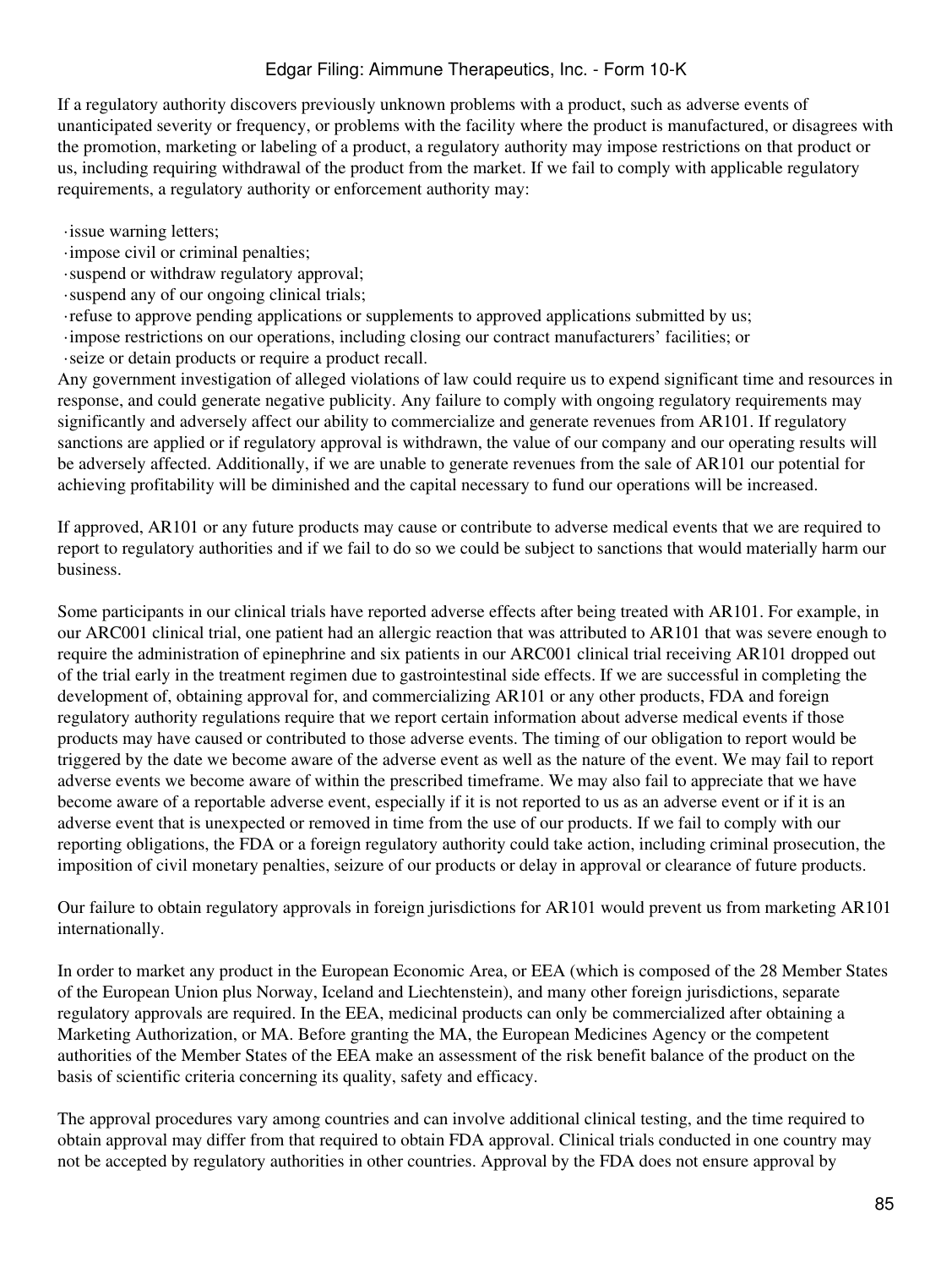If a regulatory authority discovers previously unknown problems with a product, such as adverse events of unanticipated severity or frequency, or problems with the facility where the product is manufactured, or disagrees with the promotion, marketing or labeling of a product, a regulatory authority may impose restrictions on that product or us, including requiring withdrawal of the product from the market. If we fail to comply with applicable regulatory requirements, a regulatory authority or enforcement authority may:

- issue warning letters;
- impose civil or criminal penalties;
- suspend or withdraw regulatory approval;
- suspend any of our ongoing clinical trials;
- refuse to approve pending applications or supplements to approved applications submitted by us;
- impose restrictions on our operations, including closing our contract manufacturers' facilities; or
- seize or detain products or require a product recall.

Any government investigation of alleged violations of law could require us to expend significant time and resources in response, and could generate negative publicity. Any failure to comply with ongoing regulatory requirements may significantly and adversely affect our ability to commercialize and generate revenues from AR101. If regulatory sanctions are applied or if regulatory approval is withdrawn, the value of our company and our operating results will be adversely affected. Additionally, if we are unable to generate revenues from the sale of AR101 our potential for achieving profitability will be diminished and the capital necessary to fund our operations will be increased.

If approved, AR101 or any future products may cause or contribute to adverse medical events that we are required to report to regulatory authorities and if we fail to do so we could be subject to sanctions that would materially harm our business.

Some participants in our clinical trials have reported adverse effects after being treated with AR101. For example, in our ARC001 clinical trial, one patient had an allergic reaction that was attributed to AR101 that was severe enough to require the administration of epinephrine and six patients in our ARC001 clinical trial receiving AR101 dropped out of the trial early in the treatment regimen due to gastrointestinal side effects. If we are successful in completing the development of, obtaining approval for, and commercializing AR101 or any other products, FDA and foreign regulatory authority regulations require that we report certain information about adverse medical events if those products may have caused or contributed to those adverse events. The timing of our obligation to report would be triggered by the date we become aware of the adverse event as well as the nature of the event. We may fail to report adverse events we become aware of within the prescribed timeframe. We may also fail to appreciate that we have become aware of a reportable adverse event, especially if it is not reported to us as an adverse event or if it is an adverse event that is unexpected or removed in time from the use of our products. If we fail to comply with our reporting obligations, the FDA or a foreign regulatory authority could take action, including criminal prosecution, the imposition of civil monetary penalties, seizure of our products or delay in approval or clearance of future products.

Our failure to obtain regulatory approvals in foreign jurisdictions for AR101 would prevent us from marketing AR101 internationally.

In order to market any product in the European Economic Area, or EEA (which is composed of the 28 Member States of the European Union plus Norway, Iceland and Liechtenstein), and many other foreign jurisdictions, separate regulatory approvals are required. In the EEA, medicinal products can only be commercialized after obtaining a Marketing Authorization, or MA. Before granting the MA, the European Medicines Agency or the competent authorities of the Member States of the EEA make an assessment of the risk benefit balance of the product on the basis of scientific criteria concerning its quality, safety and efficacy.

The approval procedures vary among countries and can involve additional clinical testing, and the time required to obtain approval may differ from that required to obtain FDA approval. Clinical trials conducted in one country may not be accepted by regulatory authorities in other countries. Approval by the FDA does not ensure approval by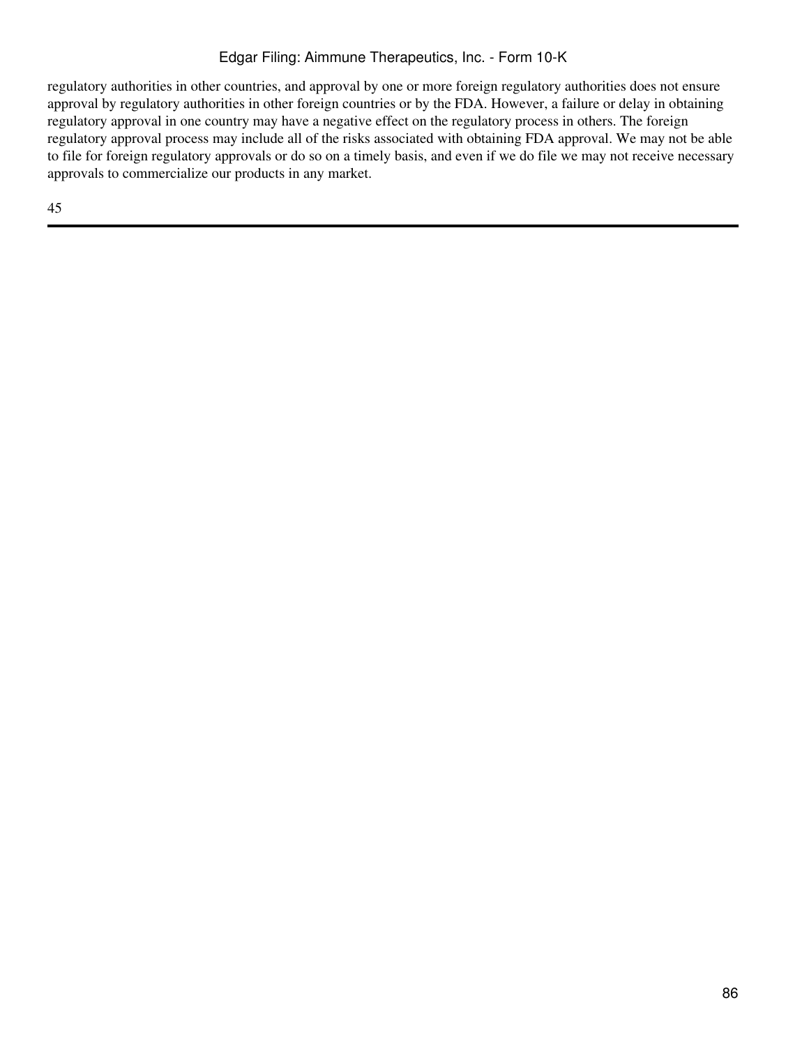regulatory authorities in other countries, and approval by one or more foreign regulatory authorities does not ensure approval by regulatory authorities in other foreign countries or by the FDA. However, a failure or delay in obtaining regulatory approval in one country may have a negative effect on the regulatory process in others. The foreign regulatory approval process may include all of the risks associated with obtaining FDA approval. We may not be able to file for foreign regulatory approvals or do so on a timely basis, and even if we do file we may not receive necessary approvals to commercialize our products in any market.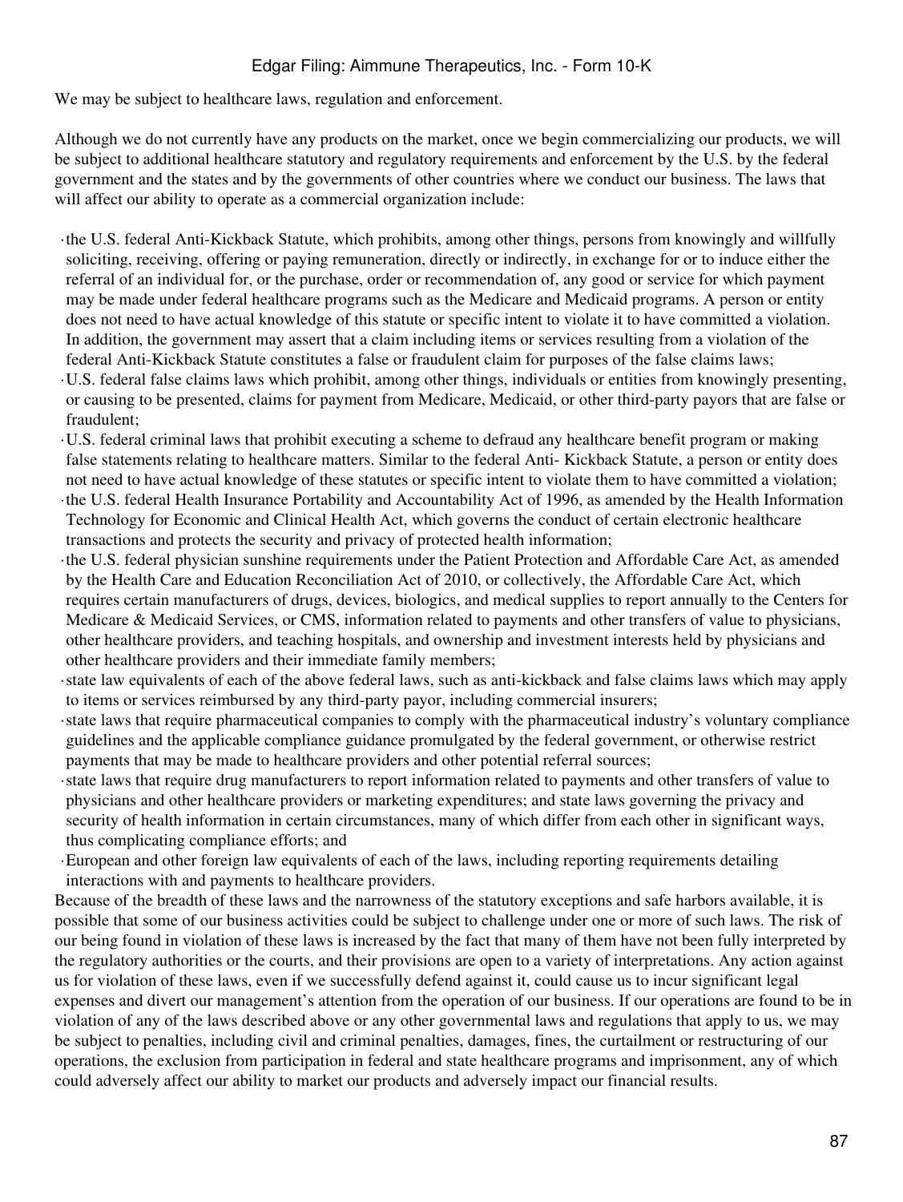We may be subject to healthcare laws, regulation and enforcement.

Although we do not currently have any products on the market, once we begin commercializing our products, we will be subject to additional healthcare statutory and regulatory requirements and enforcement by the U.S. by the federal government and the states and by the governments of other countries where we conduct our business. The laws that will affect our ability to operate as a commercial organization include:

- the U.S. federal Anti-Kickback Statute, which prohibits, among other things, persons from knowingly and willfully soliciting, receiving, offering or paying remuneration, directly or indirectly, in exchange for or to induce either the referral of an individual for, or the purchase, order or recommendation of, any good or service for which payment may be made under federal healthcare programs such as the Medicare and Medicaid programs. A person or entity does not need to have actual knowledge of this statute or specific intent to violate it to have committed a violation. In addition, the government may assert that a claim including items or services resulting from a violation of the federal Anti-Kickback Statute constitutes a false or fraudulent claim for purposes of the false claims laws;
- U.S. federal false claims laws which prohibit, among other things, individuals or entities from knowingly presenting, or causing to be presented, claims for payment from Medicare, Medicaid, or other third-party payors that are false or fraudulent;
- U.S. federal criminal laws that prohibit executing a scheme to defraud any healthcare benefit program or making false statements relating to healthcare matters. Similar to the federal Anti- Kickback Statute, a person or entity does not need to have actual knowledge of these statutes or specific intent to violate them to have committed a violation;
- the U.S. federal Health Insurance Portability and Accountability Act of 1996, as amended by the Health Information Technology for Economic and Clinical Health Act, which governs the conduct of certain electronic healthcare transactions and protects the security and privacy of protected health information;
- the U.S. federal physician sunshine requirements under the Patient Protection and Affordable Care Act, as amended by the Health Care and Education Reconciliation Act of 2010, or collectively, the Affordable Care Act, which requires certain manufacturers of drugs, devices, biologics, and medical supplies to report annually to the Centers for Medicare & Medicaid Services, or CMS, information related to payments and other transfers of value to physicians, other healthcare providers, and teaching hospitals, and ownership and investment interests held by physicians and other healthcare providers and their immediate family members;
- state law equivalents of each of the above federal laws, such as anti-kickback and false claims laws which may apply to items or services reimbursed by any third-party payor, including commercial insurers;
- state laws that require pharmaceutical companies to comply with the pharmaceutical industry's voluntary compliance guidelines and the applicable compliance guidance promulgated by the federal government, or otherwise restrict payments that may be made to healthcare providers and other potential referral sources;
- state laws that require drug manufacturers to report information related to payments and other transfers of value to physicians and other healthcare providers or marketing expenditures; and state laws governing the privacy and security of health information in certain circumstances, many of which differ from each other in significant ways, thus complicating compliance efforts; and
- European and other foreign law equivalents of each of the laws, including reporting requirements detailing interactions with and payments to healthcare providers.

Because of the breadth of these laws and the narrowness of the statutory exceptions and safe harbors available, it is possible that some of our business activities could be subject to challenge under one or more of such laws. The risk of our being found in violation of these laws is increased by the fact that many of them have not been fully interpreted by the regulatory authorities or the courts, and their provisions are open to a variety of interpretations. Any action against us for violation of these laws, even if we successfully defend against it, could cause us to incur significant legal expenses and divert our management's attention from the operation of our business. If our operations are found to be in violation of any of the laws described above or any other governmental laws and regulations that apply to us, we may be subject to penalties, including civil and criminal penalties, damages, fines, the curtailment or restructuring of our operations, the exclusion from participation in federal and state healthcare programs and imprisonment, any of which could adversely affect our ability to market our products and adversely impact our financial results.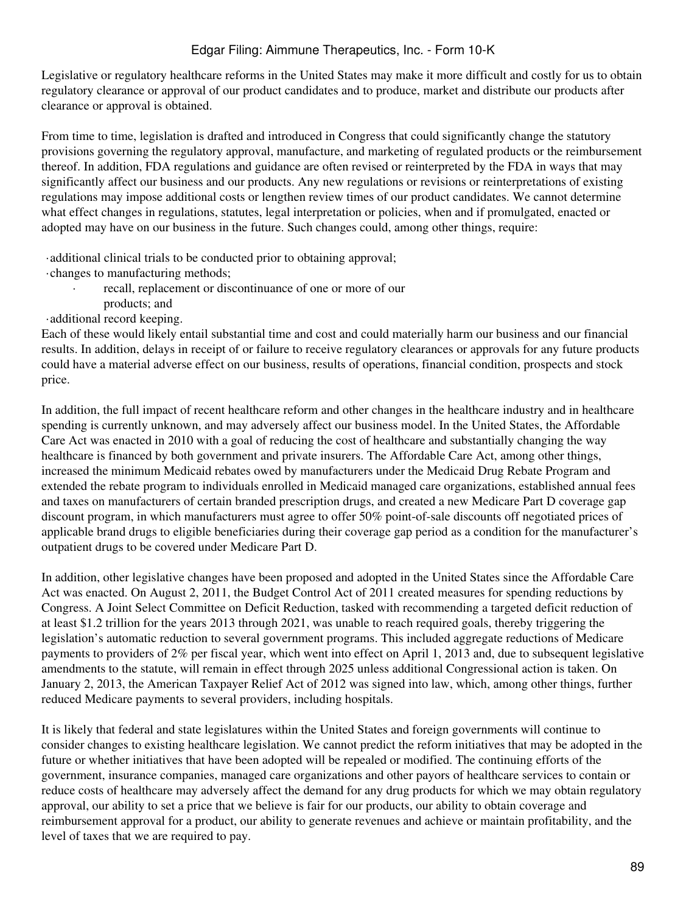Legislative or regulatory healthcare reforms in the United States may make it more difficult and costly for us to obtain regulatory clearance or approval of our product candidates and to produce, market and distribute our products after clearance or approval is obtained.

From time to time, legislation is drafted and introduced in Congress that could significantly change the statutory provisions governing the regulatory approval, manufacture, and marketing of regulated products or the reimbursement thereof. In addition, FDA regulations and guidance are often revised or reinterpreted by the FDA in ways that may significantly affect our business and our products. Any new regulations or revisions or reinterpretations of existing regulations may impose additional costs or lengthen review times of our product candidates. We cannot determine what effect changes in regulations, statutes, legal interpretation or policies, when and if promulgated, enacted or adopted may have on our business in the future. Such changes could, among other things, require:

- additional clinical trials to be conducted prior to obtaining approval;
- changes to manufacturing methods;
- recall, replacement or discontinuance of one or more of our products; and
- additional record keeping.

Each of these would likely entail substantial time and cost and could materially harm our business and our financial results. In addition, delays in receipt of or failure to receive regulatory clearances or approvals for any future products could have a material adverse effect on our business, results of operations, financial condition, prospects and stock price.

In addition, the full impact of recent healthcare reform and other changes in the healthcare industry and in healthcare spending is currently unknown, and may adversely affect our business model. In the United States, the Affordable Care Act was enacted in 2010 with a goal of reducing the cost of healthcare and substantially changing the way healthcare is financed by both government and private insurers. The Affordable Care Act, among other things, increased the minimum Medicaid rebates owed by manufacturers under the Medicaid Drug Rebate Program and extended the rebate program to individuals enrolled in Medicaid managed care organizations, established annual fees and taxes on manufacturers of certain branded prescription drugs, and created a new Medicare Part D coverage gap discount program, in which manufacturers must agree to offer 50% point-of-sale discounts off negotiated prices of applicable brand drugs to eligible beneficiaries during their coverage gap period as a condition for the manufacturer's outpatient drugs to be covered under Medicare Part D.

In addition, other legislative changes have been proposed and adopted in the United States since the Affordable Care Act was enacted. On August 2, 2011, the Budget Control Act of 2011 created measures for spending reductions by Congress. A Joint Select Committee on Deficit Reduction, tasked with recommending a targeted deficit reduction of at least $1.2 trillion for the years 2013 through 2021, was unable to reach required goals, thereby triggering the legislation's automatic reduction to several government programs. This included aggregate reductions of Medicare payments to providers of 2% per fiscal year, which went into effect on April 1, 2013 and, due to subsequent legislative amendments to the statute, will remain in effect through 2025 unless additional Congressional action is taken. On January 2, 2013, the American Taxpayer Relief Act of 2012 was signed into law, which, among other things, further reduced Medicare payments to several providers, including hospitals.

It is likely that federal and state legislatures within the United States and foreign governments will continue to consider changes to existing healthcare legislation. We cannot predict the reform initiatives that may be adopted in the future or whether initiatives that have been adopted will be repealed or modified. The continuing efforts of the government, insurance companies, managed care organizations and other payors of healthcare services to contain or reduce costs of healthcare may adversely affect the demand for any drug products for which we may obtain regulatory approval, our ability to set a price that we believe is fair for our products, our ability to obtain coverage and reimbursement approval for a product, our ability to generate revenues and achieve or maintain profitability, and the level of taxes that we are required to pay.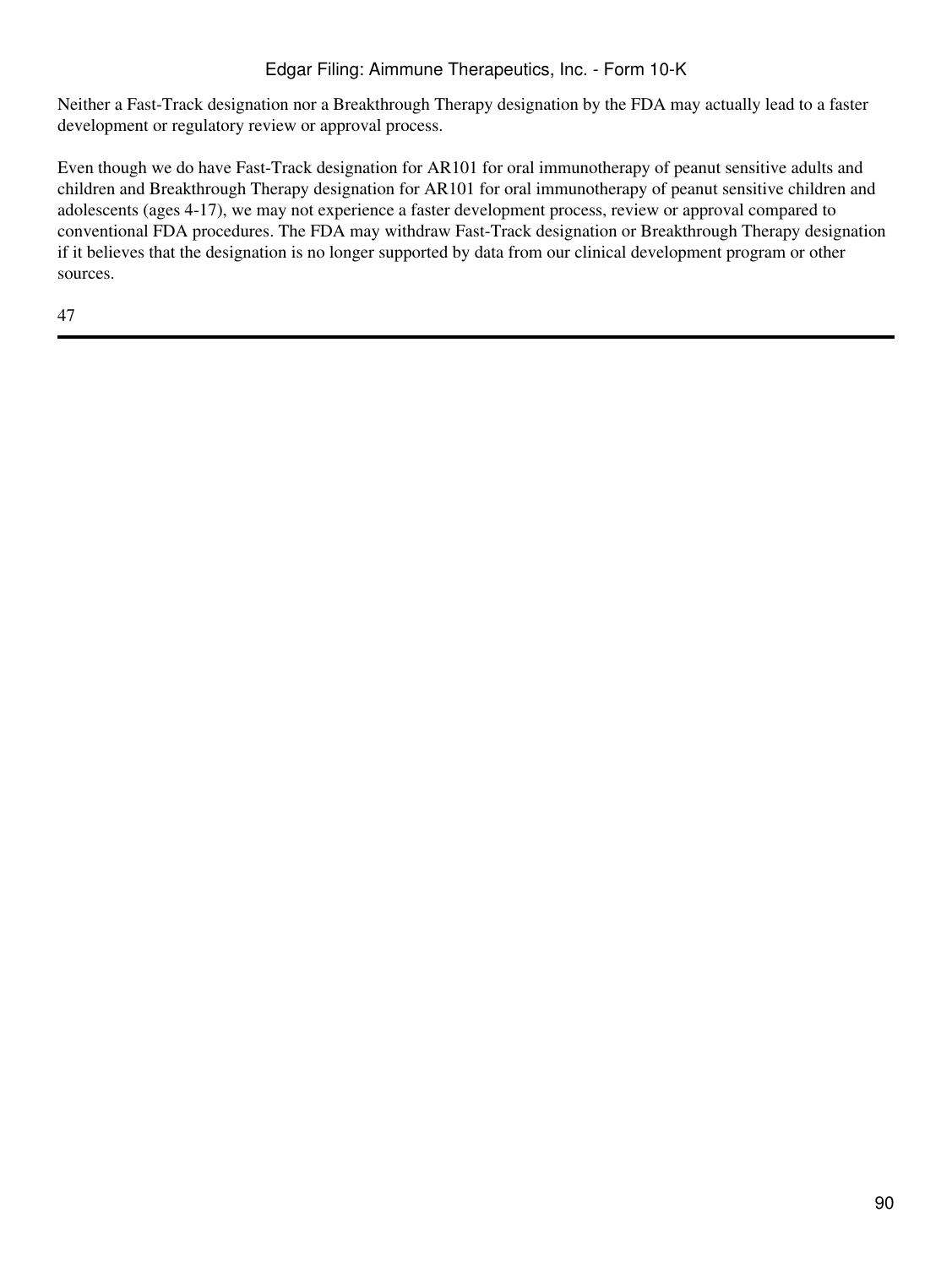Neither a Fast-Track designation nor a Breakthrough Therapy designation by the FDA may actually lead to a faster development or regulatory review or approval process.

Even though we do have Fast-Track designation for AR101 for oral immunotherapy of peanut sensitive adults and children and Breakthrough Therapy designation for AR101 for oral immunotherapy of peanut sensitive children and adolescents (ages 4-17), we may not experience a faster development process, review or approval compared to conventional FDA procedures. The FDA may withdraw Fast-Track designation or Breakthrough Therapy designation if it believes that the designation is no longer supported by data from our clinical development program or other sources.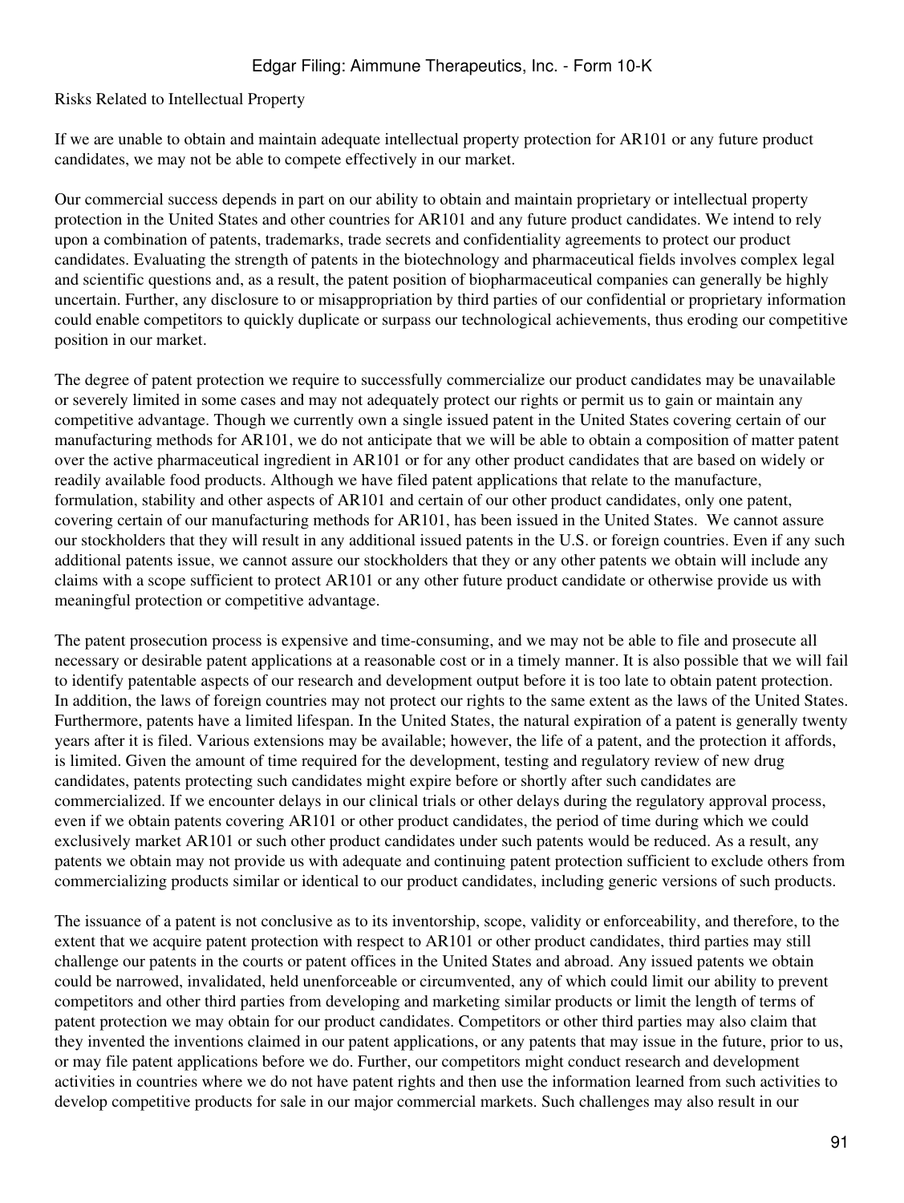## Risks Related to Intellectual Property

If we are unable to obtain and maintain adequate intellectual property protection for AR101 or any future product candidates, we may not be able to compete effectively in our market.

Our commercial success depends in part on our ability to obtain and maintain proprietary or intellectual property protection in the United States and other countries for AR101 and any future product candidates. We intend to rely upon a combination of patents, trademarks, trade secrets and confidentiality agreements to protect our product candidates. Evaluating the strength of patents in the biotechnology and pharmaceutical fields involves complex legal and scientific questions and, as a result, the patent position of biopharmaceutical companies can generally be highly uncertain. Further, any disclosure to or misappropriation by third parties of our confidential or proprietary information could enable competitors to quickly duplicate or surpass our technological achievements, thus eroding our competitive position in our market.

The degree of patent protection we require to successfully commercialize our product candidates may be unavailable or severely limited in some cases and may not adequately protect our rights or permit us to gain or maintain any competitive advantage. Though we currently own a single issued patent in the United States covering certain of our manufacturing methods for AR101, we do not anticipate that we will be able to obtain a composition of matter patent over the active pharmaceutical ingredient in AR101 or for any other product candidates that are based on widely or readily available food products. Although we have filed patent applications that relate to the manufacture, formulation, stability and other aspects of AR101 and certain of our other product candidates, only one patent, covering certain of our manufacturing methods for AR101, has been issued in the United States. We cannot assure our stockholders that they will result in any additional issued patents in the U.S. or foreign countries. Even if any such additional patents issue, we cannot assure our stockholders that they or any other patents we obtain will include any claims with a scope sufficient to protect AR101 or any other future product candidate or otherwise provide us with meaningful protection or competitive advantage.

The patent prosecution process is expensive and time-consuming, and we may not be able to file and prosecute all necessary or desirable patent applications at a reasonable cost or in a timely manner. It is also possible that we will fail to identify patentable aspects of our research and development output before it is too late to obtain patent protection. In addition, the laws of foreign countries may not protect our rights to the same extent as the laws of the United States. Furthermore, patents have a limited lifespan. In the United States, the natural expiration of a patent is generally twenty years after it is filed. Various extensions may be available; however, the life of a patent, and the protection it affords, is limited. Given the amount of time required for the development, testing and regulatory review of new drug candidates, patents protecting such candidates might expire before or shortly after such candidates are commercialized. If we encounter delays in our clinical trials or other delays during the regulatory approval process, even if we obtain patents covering AR101 or other product candidates, the period of time during which we could exclusively market AR101 or such other product candidates under such patents would be reduced. As a result, any patents we obtain may not provide us with adequate and continuing patent protection sufficient to exclude others from commercializing products similar or identical to our product candidates, including generic versions of such products.

The issuance of a patent is not conclusive as to its inventorship, scope, validity or enforceability, and therefore, to the extent that we acquire patent protection with respect to AR101 or other product candidates, third parties may still challenge our patents in the courts or patent offices in the United States and abroad. Any issued patents we obtain could be narrowed, invalidated, held unenforceable or circumvented, any of which could limit our ability to prevent competitors and other third parties from developing and marketing similar products or limit the length of terms of patent protection we may obtain for our product candidates. Competitors or other third parties may also claim that they invented the inventions claimed in our patent applications, or any patents that may issue in the future, prior to us, or may file patent applications before we do. Further, our competitors might conduct research and development activities in countries where we do not have patent rights and then use the information learned from such activities to develop competitive products for sale in our major commercial markets. Such challenges may also result in our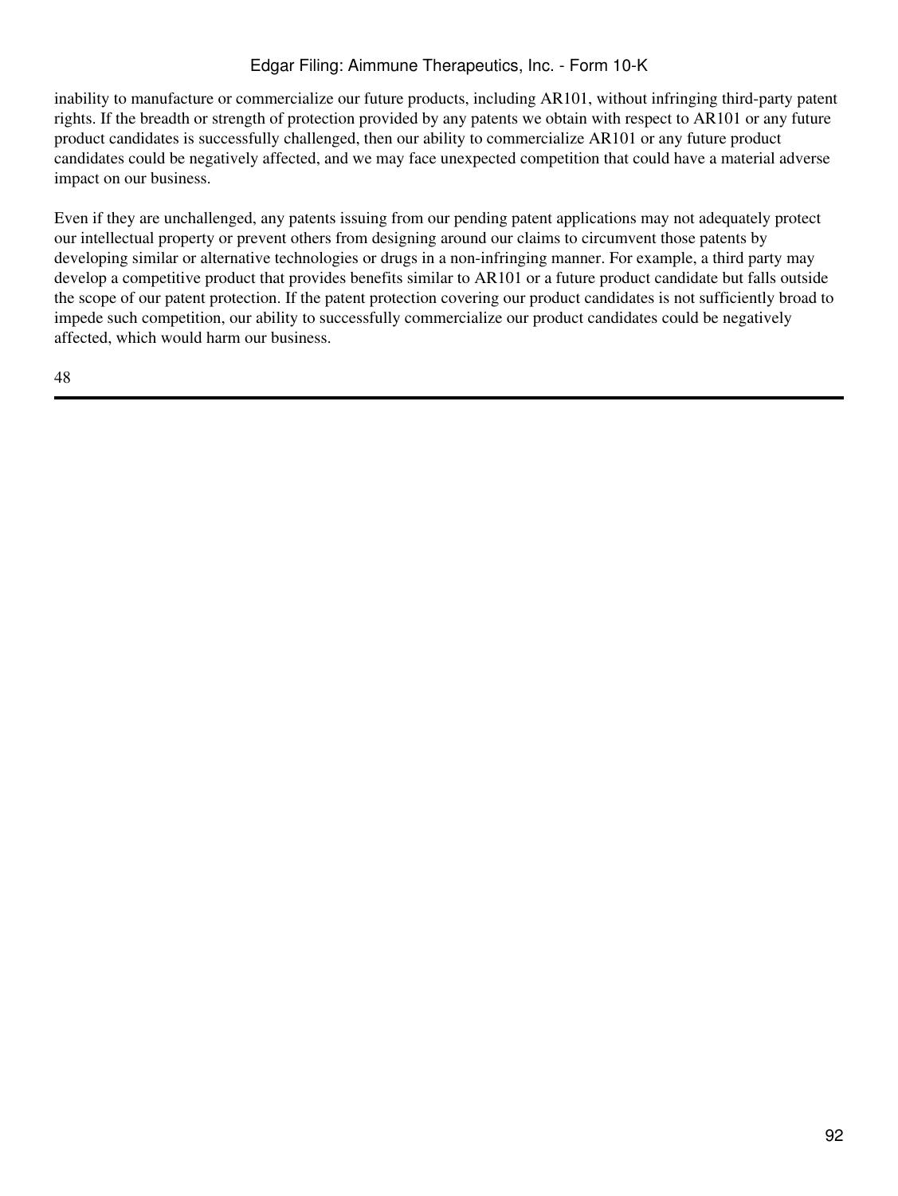inability to manufacture or commercialize our future products, including AR101, without infringing third-party patent rights. If the breadth or strength of protection provided by any patents we obtain with respect to AR101 or any future product candidates is successfully challenged, then our ability to commercialize AR101 or any future product candidates could be negatively affected, and we may face unexpected competition that could have a material adverse impact on our business.

Even if they are unchallenged, any patents issuing from our pending patent applications may not adequately protect our intellectual property or prevent others from designing around our claims to circumvent those patents by developing similar or alternative technologies or drugs in a non-infringing manner. For example, a third party may develop a competitive product that provides benefits similar to AR101 or a future product candidate but falls outside the scope of our patent protection. If the patent protection covering our product candidates is not sufficiently broad to impede such competition, our ability to successfully commercialize our product candidates could be negatively affected, which would harm our business.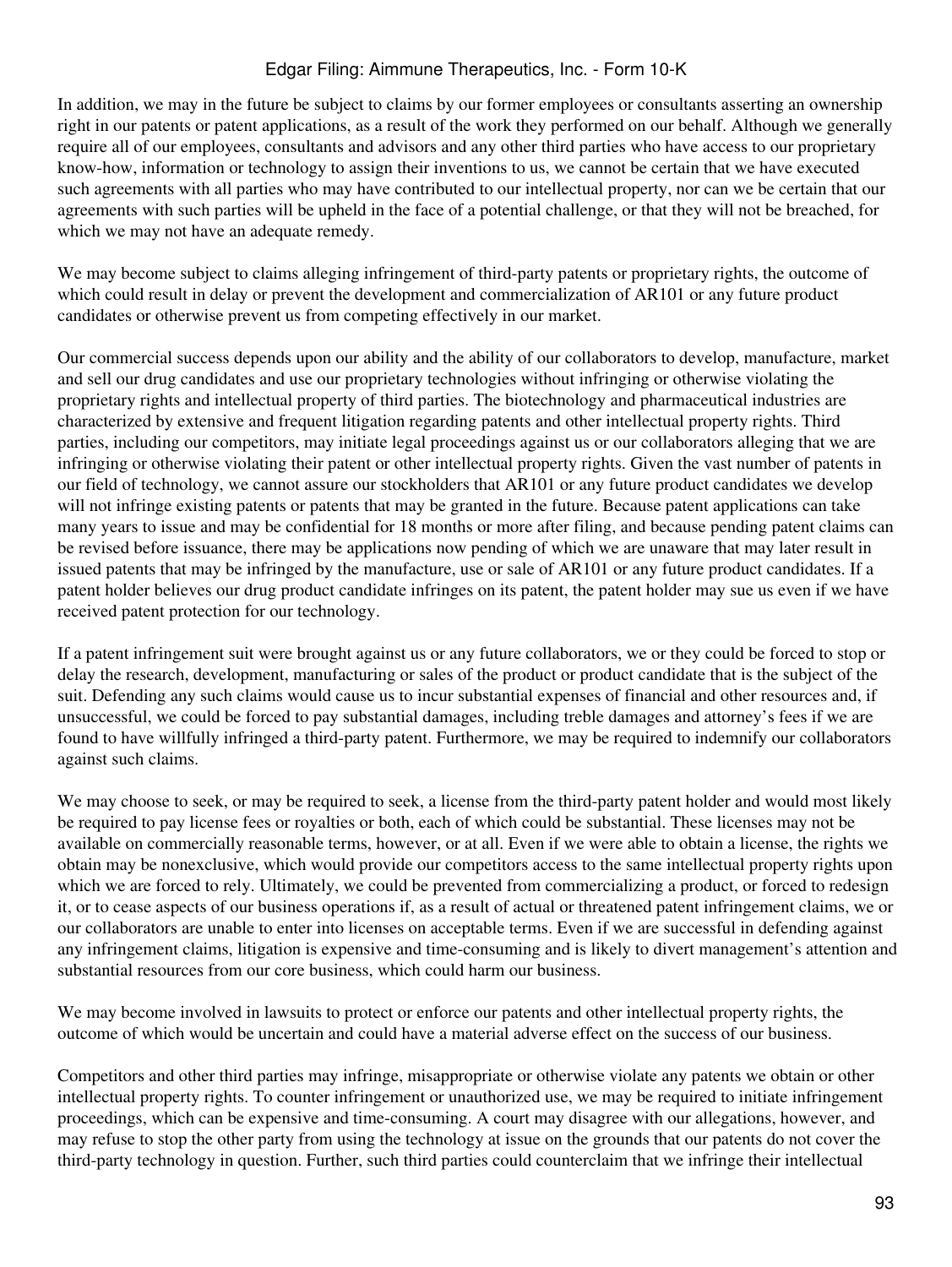In addition, we may in the future be subject to claims by our former employees or consultants asserting an ownership right in our patents or patent applications, as a result of the work they performed on our behalf. Although we generally require all of our employees, consultants and advisors and any other third parties who have access to our proprietary know-how, information or technology to assign their inventions to us, we cannot be certain that we have executed such agreements with all parties who may have contributed to our intellectual property, nor can we be certain that our agreements with such parties will be upheld in the face of a potential challenge, or that they will not be breached, for which we may not have an adequate remedy.

We may become subject to claims alleging infringement of third-party patents or proprietary rights, the outcome of which could result in delay or prevent the development and commercialization of AR101 or any future product candidates or otherwise prevent us from competing effectively in our market.

Our commercial success depends upon our ability and the ability of our collaborators to develop, manufacture, market and sell our drug candidates and use our proprietary technologies without infringing or otherwise violating the proprietary rights and intellectual property of third parties. The biotechnology and pharmaceutical industries are characterized by extensive and frequent litigation regarding patents and other intellectual property rights. Third parties, including our competitors, may initiate legal proceedings against us or our collaborators alleging that we are infringing or otherwise violating their patent or other intellectual property rights. Given the vast number of patents in our field of technology, we cannot assure our stockholders that AR101 or any future product candidates we develop will not infringe existing patents or patents that may be granted in the future. Because patent applications can take many years to issue and may be confidential for 18 months or more after filing, and because pending patent claims can be revised before issuance, there may be applications now pending of which we are unaware that may later result in issued patents that may be infringed by the manufacture, use or sale of AR101 or any future product candidates. If a patent holder believes our drug product candidate infringes on its patent, the patent holder may sue us even if we have received patent protection for our technology.

If a patent infringement suit were brought against us or any future collaborators, we or they could be forced to stop or delay the research, development, manufacturing or sales of the product or product candidate that is the subject of the suit. Defending any such claims would cause us to incur substantial expenses of financial and other resources and, if unsuccessful, we could be forced to pay substantial damages, including treble damages and attorney's fees if we are found to have willfully infringed a third-party patent. Furthermore, we may be required to indemnify our collaborators against such claims.

We may choose to seek, or may be required to seek, a license from the third-party patent holder and would most likely be required to pay license fees or royalties or both, each of which could be substantial. These licenses may not be available on commercially reasonable terms, however, or at all. Even if we were able to obtain a license, the rights we obtain may be nonexclusive, which would provide our competitors access to the same intellectual property rights upon which we are forced to rely. Ultimately, we could be prevented from commercializing a product, or forced to redesign it, or to cease aspects of our business operations if, as a result of actual or threatened patent infringement claims, we or our collaborators are unable to enter into licenses on acceptable terms. Even if we are successful in defending against any infringement claims, litigation is expensive and time-consuming and is likely to divert management's attention and substantial resources from our core business, which could harm our business.

We may become involved in lawsuits to protect or enforce our patents and other intellectual property rights, the outcome of which would be uncertain and could have a material adverse effect on the success of our business.

Competitors and other third parties may infringe, misappropriate or otherwise violate any patents we obtain or other intellectual property rights. To counter infringement or unauthorized use, we may be required to initiate infringement proceedings, which can be expensive and time-consuming. A court may disagree with our allegations, however, and may refuse to stop the other party from using the technology at issue on the grounds that our patents do not cover the third-party technology in question. Further, such third parties could counterclaim that we infringe their intellectual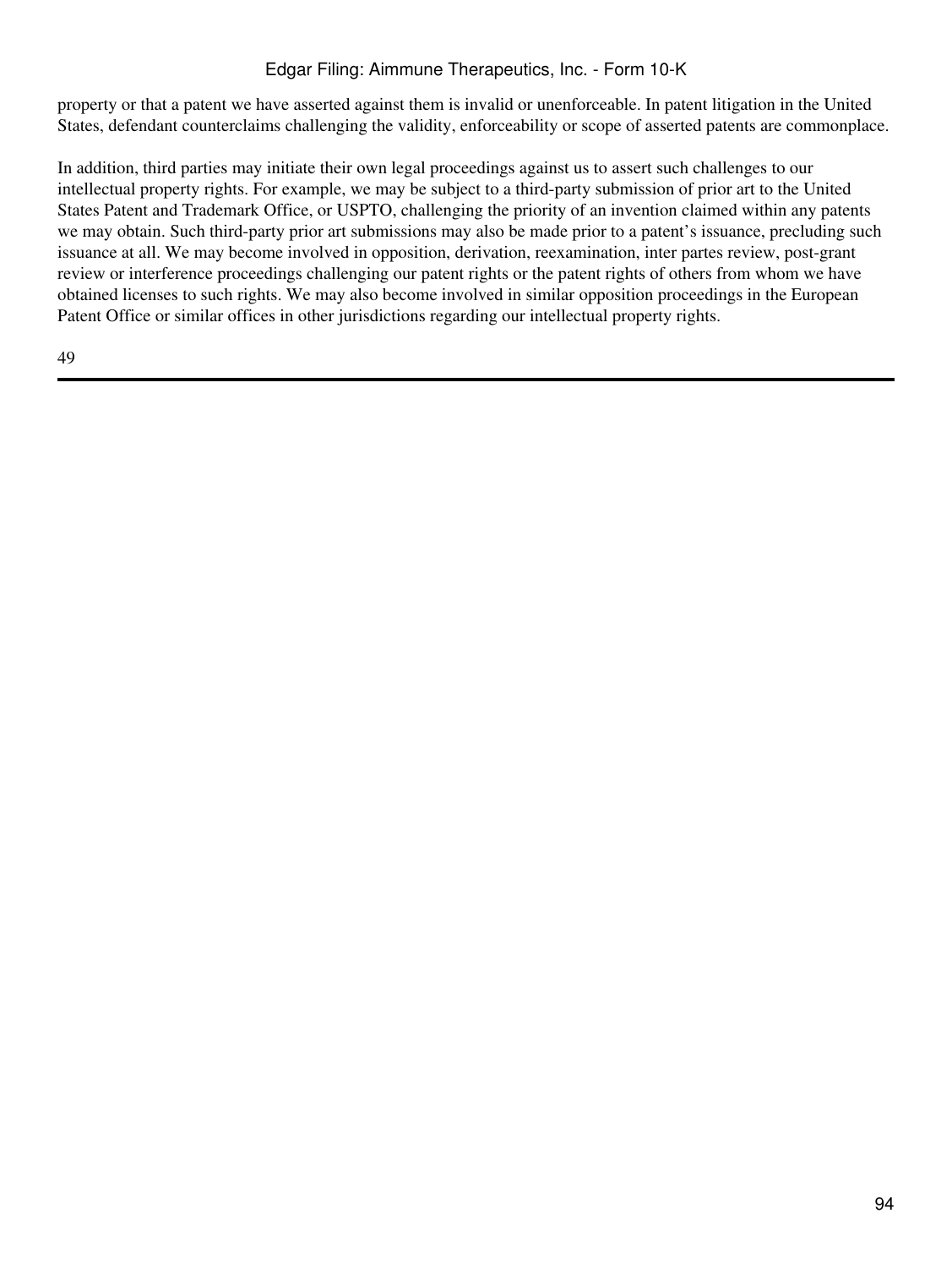property or that a patent we have asserted against them is invalid or unenforceable. In patent litigation in the United States, defendant counterclaims challenging the validity, enforceability or scope of asserted patents are commonplace.

In addition, third parties may initiate their own legal proceedings against us to assert such challenges to our intellectual property rights. For example, we may be subject to a third-party submission of prior art to the United States Patent and Trademark Office, or USPTO, challenging the priority of an invention claimed within any patents we may obtain. Such third-party prior art submissions may also be made prior to a patent's issuance, precluding such issuance at all. We may become involved in opposition, derivation, reexamination, inter partes review, post-grant review or interference proceedings challenging our patent rights or the patent rights of others from whom we have obtained licenses to such rights. We may also become involved in similar opposition proceedings in the European Patent Office or similar offices in other jurisdictions regarding our intellectual property rights.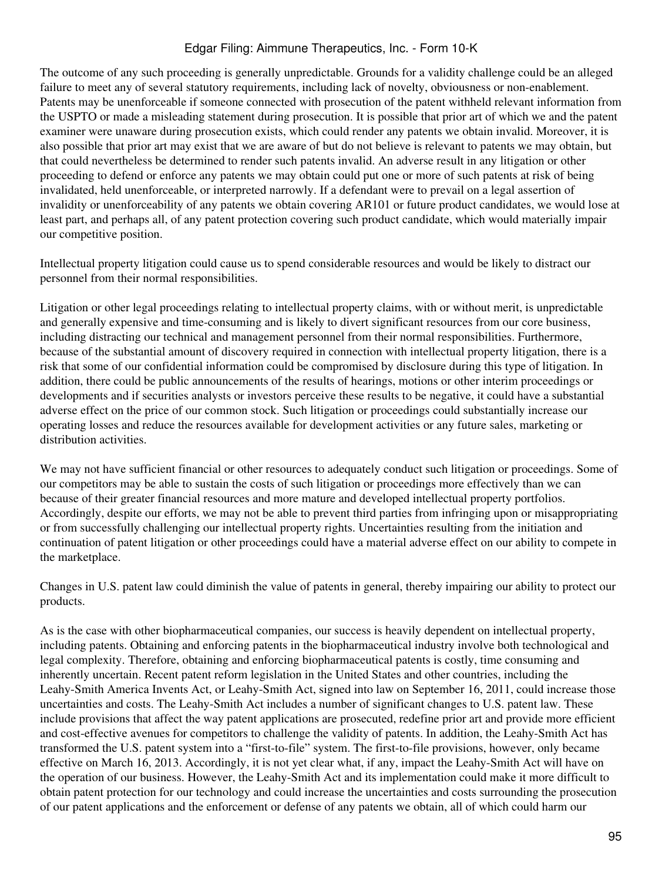The outcome of any such proceeding is generally unpredictable. Grounds for a validity challenge could be an alleged failure to meet any of several statutory requirements, including lack of novelty, obviousness or non-enablement. Patents may be unenforceable if someone connected with prosecution of the patent withheld relevant information from the USPTO or made a misleading statement during prosecution. It is possible that prior art of which we and the patent examiner were unaware during prosecution exists, which could render any patents we obtain invalid. Moreover, it is also possible that prior art may exist that we are aware of but do not believe is relevant to patents we may obtain, but that could nevertheless be determined to render such patents invalid. An adverse result in any litigation or other proceeding to defend or enforce any patents we may obtain could put one or more of such patents at risk of being invalidated, held unenforceable, or interpreted narrowly. If a defendant were to prevail on a legal assertion of invalidity or unenforceability of any patents we obtain covering AR101 or future product candidates, we would lose at least part, and perhaps all, of any patent protection covering such product candidate, which would materially impair our competitive position.

Intellectual property litigation could cause us to spend considerable resources and would be likely to distract our personnel from their normal responsibilities.

Litigation or other legal proceedings relating to intellectual property claims, with or without merit, is unpredictable and generally expensive and time-consuming and is likely to divert significant resources from our core business, including distracting our technical and management personnel from their normal responsibilities. Furthermore, because of the substantial amount of discovery required in connection with intellectual property litigation, there is a risk that some of our confidential information could be compromised by disclosure during this type of litigation. In addition, there could be public announcements of the results of hearings, motions or other interim proceedings or developments and if securities analysts or investors perceive these results to be negative, it could have a substantial adverse effect on the price of our common stock. Such litigation or proceedings could substantially increase our operating losses and reduce the resources available for development activities or any future sales, marketing or distribution activities.

We may not have sufficient financial or other resources to adequately conduct such litigation or proceedings. Some of our competitors may be able to sustain the costs of such litigation or proceedings more effectively than we can because of their greater financial resources and more mature and developed intellectual property portfolios. Accordingly, despite our efforts, we may not be able to prevent third parties from infringing upon or misappropriating or from successfully challenging our intellectual property rights. Uncertainties resulting from the initiation and continuation of patent litigation or other proceedings could have a material adverse effect on our ability to compete in the marketplace.

Changes in U.S. patent law could diminish the value of patents in general, thereby impairing our ability to protect our products.

As is the case with other biopharmaceutical companies, our success is heavily dependent on intellectual property, including patents. Obtaining and enforcing patents in the biopharmaceutical industry involve both technological and legal complexity. Therefore, obtaining and enforcing biopharmaceutical patents is costly, time consuming and inherently uncertain. Recent patent reform legislation in the United States and other countries, including the Leahy-Smith America Invents Act, or Leahy-Smith Act, signed into law on September 16, 2011, could increase those uncertainties and costs. The Leahy-Smith Act includes a number of significant changes to U.S. patent law. These include provisions that affect the way patent applications are prosecuted, redefine prior art and provide more efficient and cost-effective avenues for competitors to challenge the validity of patents. In addition, the Leahy-Smith Act has transformed the U.S. patent system into a "first-to-file" system. The first-to-file provisions, however, only became effective on March 16, 2013. Accordingly, it is not yet clear what, if any, impact the Leahy-Smith Act will have on the operation of our business. However, the Leahy-Smith Act and its implementation could make it more difficult to obtain patent protection for our technology and could increase the uncertainties and costs surrounding the prosecution of our patent applications and the enforcement or defense of any patents we obtain, all of which could harm our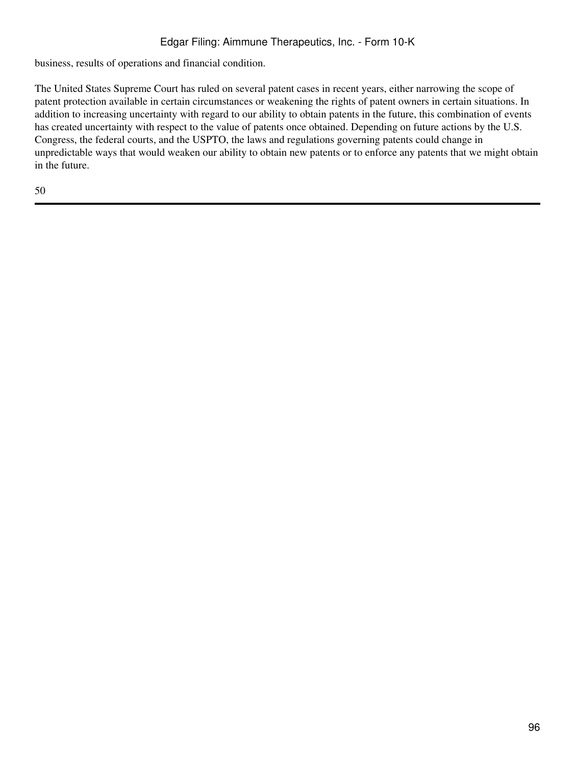business, results of operations and financial condition.

The United States Supreme Court has ruled on several patent cases in recent years, either narrowing the scope of patent protection available in certain circumstances or weakening the rights of patent owners in certain situations. In addition to increasing uncertainty with regard to our ability to obtain patents in the future, this combination of events has created uncertainty with respect to the value of patents once obtained. Depending on future actions by the U.S. Congress, the federal courts, and the USPTO, the laws and regulations governing patents could change in unpredictable ways that would weaken our ability to obtain new patents or to enforce any patents that we might obtain in the future.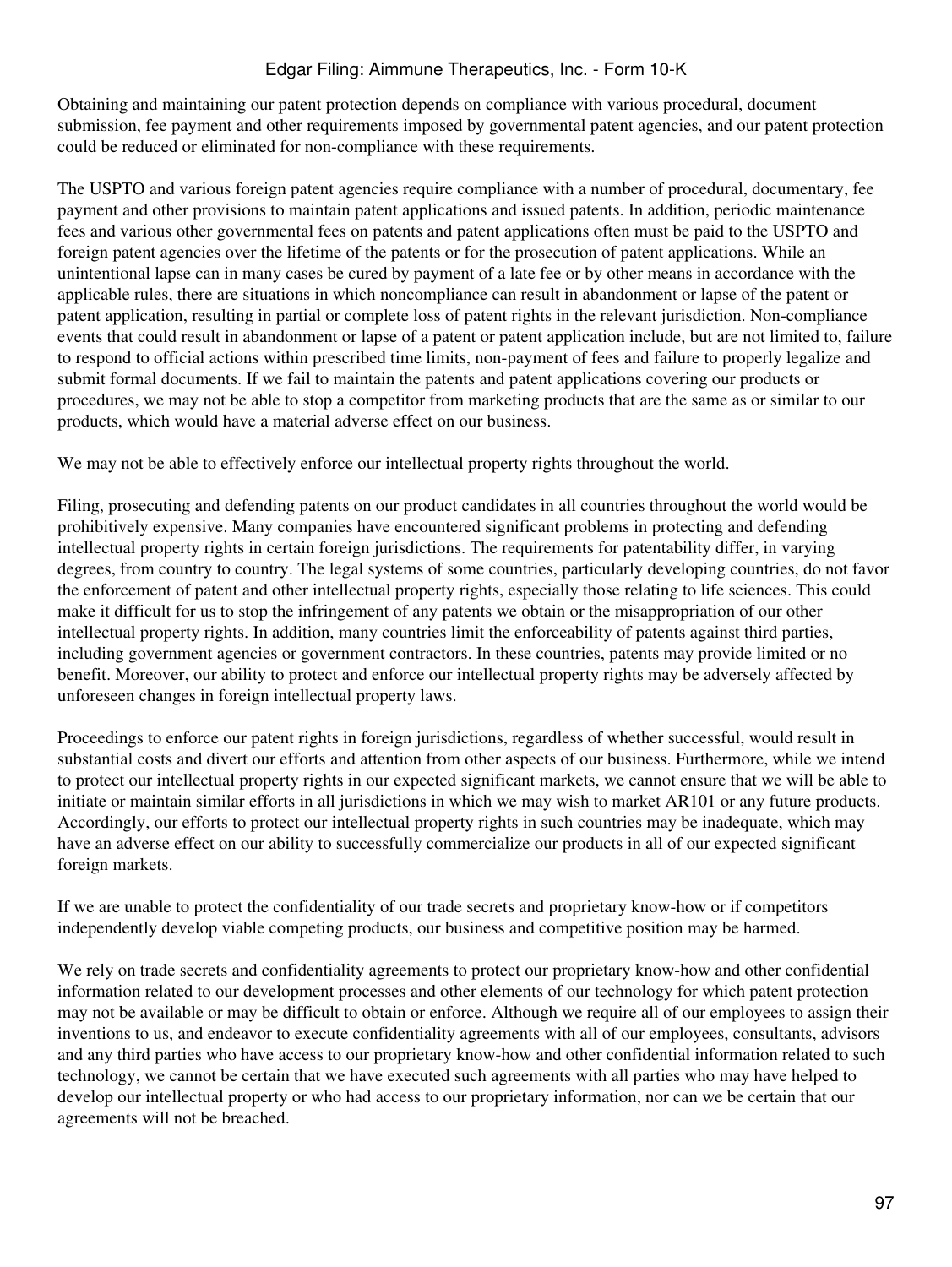Obtaining and maintaining our patent protection depends on compliance with various procedural, document submission, fee payment and other requirements imposed by governmental patent agencies, and our patent protection could be reduced or eliminated for non-compliance with these requirements.

The USPTO and various foreign patent agencies require compliance with a number of procedural, documentary, fee payment and other provisions to maintain patent applications and issued patents. In addition, periodic maintenance fees and various other governmental fees on patents and patent applications often must be paid to the USPTO and foreign patent agencies over the lifetime of the patents or for the prosecution of patent applications. While an unintentional lapse can in many cases be cured by payment of a late fee or by other means in accordance with the applicable rules, there are situations in which noncompliance can result in abandonment or lapse of the patent or patent application, resulting in partial or complete loss of patent rights in the relevant jurisdiction. Non-compliance events that could result in abandonment or lapse of a patent or patent application include, but are not limited to, failure to respond to official actions within prescribed time limits, non-payment of fees and failure to properly legalize and submit formal documents. If we fail to maintain the patents and patent applications covering our products or procedures, we may not be able to stop a competitor from marketing products that are the same as or similar to our products, which would have a material adverse effect on our business.

We may not be able to effectively enforce our intellectual property rights throughout the world.

Filing, prosecuting and defending patents on our product candidates in all countries throughout the world would be prohibitively expensive. Many companies have encountered significant problems in protecting and defending intellectual property rights in certain foreign jurisdictions. The requirements for patentability differ, in varying degrees, from country to country. The legal systems of some countries, particularly developing countries, do not favor the enforcement of patent and other intellectual property rights, especially those relating to life sciences. This could make it difficult for us to stop the infringement of any patents we obtain or the misappropriation of our other intellectual property rights. In addition, many countries limit the enforceability of patents against third parties, including government agencies or government contractors. In these countries, patents may provide limited or no benefit. Moreover, our ability to protect and enforce our intellectual property rights may be adversely affected by unforeseen changes in foreign intellectual property laws.

Proceedings to enforce our patent rights in foreign jurisdictions, regardless of whether successful, would result in substantial costs and divert our efforts and attention from other aspects of our business. Furthermore, while we intend to protect our intellectual property rights in our expected significant markets, we cannot ensure that we will be able to initiate or maintain similar efforts in all jurisdictions in which we may wish to market AR101 or any future products. Accordingly, our efforts to protect our intellectual property rights in such countries may be inadequate, which may have an adverse effect on our ability to successfully commercialize our products in all of our expected significant foreign markets.

If we are unable to protect the confidentiality of our trade secrets and proprietary know-how or if competitors independently develop viable competing products, our business and competitive position may be harmed.

We rely on trade secrets and confidentiality agreements to protect our proprietary know-how and other confidential information related to our development processes and other elements of our technology for which patent protection may not be available or may be difficult to obtain or enforce. Although we require all of our employees to assign their inventions to us, and endeavor to execute confidentiality agreements with all of our employees, consultants, advisors and any third parties who have access to our proprietary know-how and other confidential information related to such technology, we cannot be certain that we have executed such agreements with all parties who may have helped to develop our intellectual property or who had access to our proprietary information, nor can we be certain that our agreements will not be breached.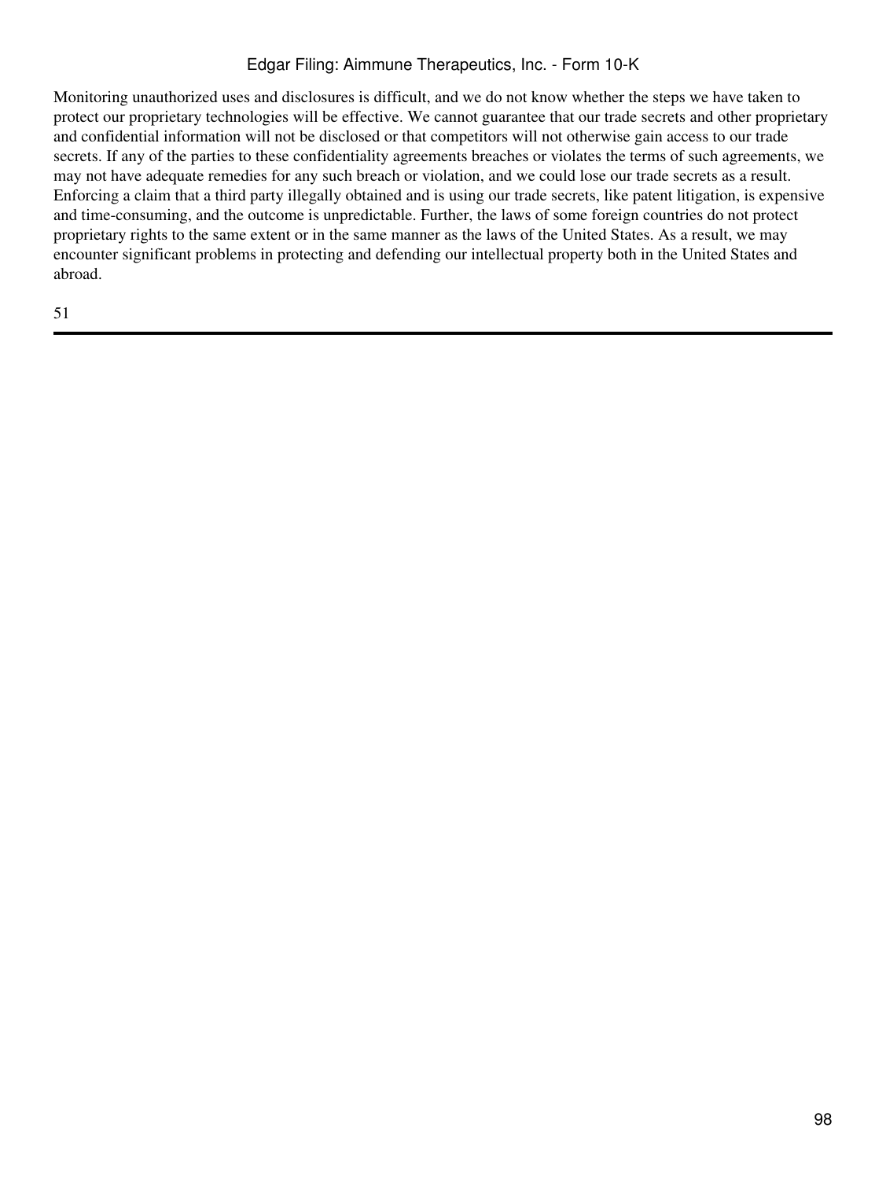Monitoring unauthorized uses and disclosures is difficult, and we do not know whether the steps we have taken to protect our proprietary technologies will be effective. We cannot guarantee that our trade secrets and other proprietary and confidential information will not be disclosed or that competitors will not otherwise gain access to our trade secrets. If any of the parties to these confidentiality agreements breaches or violates the terms of such agreements, we may not have adequate remedies for any such breach or violation, and we could lose our trade secrets as a result. Enforcing a claim that a third party illegally obtained and is using our trade secrets, like patent litigation, is expensive and time-consuming, and the outcome is unpredictable. Further, the laws of some foreign countries do not protect proprietary rights to the same extent or in the same manner as the laws of the United States. As a result, we may encounter significant problems in protecting and defending our intellectual property both in the United States and abroad.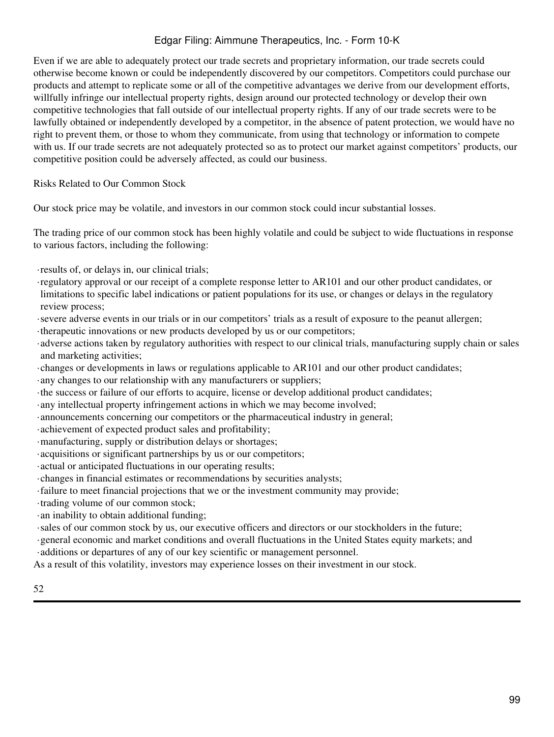Even if we are able to adequately protect our trade secrets and proprietary information, our trade secrets could otherwise become known or could be independently discovered by our competitors. Competitors could purchase our products and attempt to replicate some or all of the competitive advantages we derive from our development efforts, willfully infringe our intellectual property rights, design around our protected technology or develop their own competitive technologies that fall outside of our intellectual property rights. If any of our trade secrets were to be lawfully obtained or independently developed by a competitor, in the absence of patent protection, we would have no right to prevent them, or those to whom they communicate, from using that technology or information to compete with us. If our trade secrets are not adequately protected so as to protect our market against competitors' products, our competitive position could be adversely affected, as could our business.

## Risks Related to Our Common Stock

Our stock price may be volatile, and investors in our common stock could incur substantial losses.

The trading price of our common stock has been highly volatile and could be subject to wide fluctuations in response to various factors, including the following:

- results of, or delays in, our clinical trials;
- regulatory approval or our receipt of a complete response letter to AR101 and our other product candidates, or limitations to specific label indications or patient populations for its use, or changes or delays in the regulatory review process;
- severe adverse events in our trials or in our competitors' trials as a result of exposure to the peanut allergen;
- therapeutic innovations or new products developed by us or our competitors;
- adverse actions taken by regulatory authorities with respect to our clinical trials, manufacturing supply chain or sales and marketing activities;
- changes or developments in laws or regulations applicable to AR101 and our other product candidates;
- any changes to our relationship with any manufacturers or suppliers;
- the success or failure of our efforts to acquire, license or develop additional product candidates;
- any intellectual property infringement actions in which we may become involved;
- announcements concerning our competitors or the pharmaceutical industry in general;
- achievement of expected product sales and profitability;
- manufacturing, supply or distribution delays or shortages;
- acquisitions or significant partnerships by us or our competitors;
- actual or anticipated fluctuations in our operating results;
- changes in financial estimates or recommendations by securities analysts;
- failure to meet financial projections that we or the investment community may provide;
- trading volume of our common stock;
- an inability to obtain additional funding;
- sales of our common stock by us, our executive officers and directors or our stockholders in the future;
- general economic and market conditions and overall fluctuations in the United States equity markets; and
- additions or departures of any of our key scientific or management personnel.

As a result of this volatility, investors may experience losses on their investment in our stock.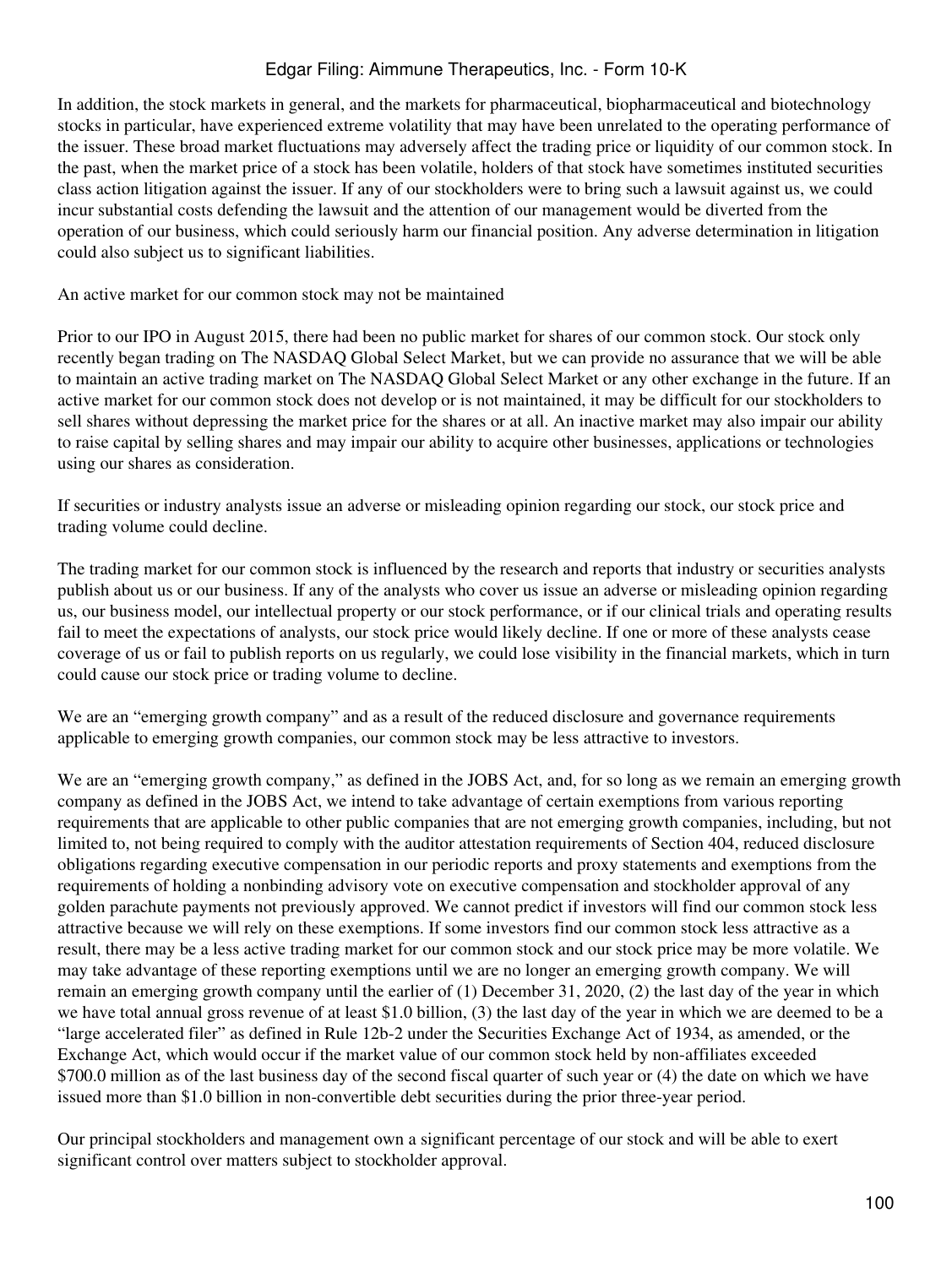In addition, the stock markets in general, and the markets for pharmaceutical, biopharmaceutical and biotechnology stocks in particular, have experienced extreme volatility that may have been unrelated to the operating performance of the issuer. These broad market fluctuations may adversely affect the trading price or liquidity of our common stock. In the past, when the market price of a stock has been volatile, holders of that stock have sometimes instituted securities class action litigation against the issuer. If any of our stockholders were to bring such a lawsuit against us, we could incur substantial costs defending the lawsuit and the attention of our management would be diverted from the operation of our business, which could seriously harm our financial position. Any adverse determination in litigation could also subject us to significant liabilities.

An active market for our common stock may not be maintained

Prior to our IPO in August 2015, there had been no public market for shares of our common stock. Our stock only recently began trading on The NASDAQ Global Select Market, but we can provide no assurance that we will be able to maintain an active trading market on The NASDAQ Global Select Market or any other exchange in the future. If an active market for our common stock does not develop or is not maintained, it may be difficult for our stockholders to sell shares without depressing the market price for the shares or at all. An inactive market may also impair our ability to raise capital by selling shares and may impair our ability to acquire other businesses, applications or technologies using our shares as consideration.

If securities or industry analysts issue an adverse or misleading opinion regarding our stock, our stock price and trading volume could decline.

The trading market for our common stock is influenced by the research and reports that industry or securities analysts publish about us or our business. If any of the analysts who cover us issue an adverse or misleading opinion regarding us, our business model, our intellectual property or our stock performance, or if our clinical trials and operating results fail to meet the expectations of analysts, our stock price would likely decline. If one or more of these analysts cease coverage of us or fail to publish reports on us regularly, we could lose visibility in the financial markets, which in turn could cause our stock price or trading volume to decline.

We are an "emerging growth company" and as a result of the reduced disclosure and governance requirements applicable to emerging growth companies, our common stock may be less attractive to investors.

We are an "emerging growth company," as defined in the JOBS Act, and, for so long as we remain an emerging growth company as defined in the JOBS Act, we intend to take advantage of certain exemptions from various reporting requirements that are applicable to other public companies that are not emerging growth companies, including, but not limited to, not being required to comply with the auditor attestation requirements of Section 404, reduced disclosure obligations regarding executive compensation in our periodic reports and proxy statements and exemptions from the requirements of holding a nonbinding advisory vote on executive compensation and stockholder approval of any golden parachute payments not previously approved. We cannot predict if investors will find our common stock less attractive because we will rely on these exemptions. If some investors find our common stock less attractive as a result, there may be a less active trading market for our common stock and our stock price may be more volatile. We may take advantage of these reporting exemptions until we are no longer an emerging growth company. We will remain an emerging growth company until the earlier of (1) December 31, 2020, (2) the last day of the year in which we have total annual gross revenue of at least $1.0 billion, (3) the last day of the year in which we are deemed to be a "large accelerated filer" as defined in Rule 12b-2 under the Securities Exchange Act of 1934, as amended, or the Exchange Act, which would occur if the market value of our common stock held by non-affiliates exceeded $700.0 million as of the last business day of the second fiscal quarter of such year or (4) the date on which we have issued more than $1.0 billion in non-convertible debt securities during the prior three-year period.

Our principal stockholders and management own a significant percentage of our stock and will be able to exert significant control over matters subject to stockholder approval.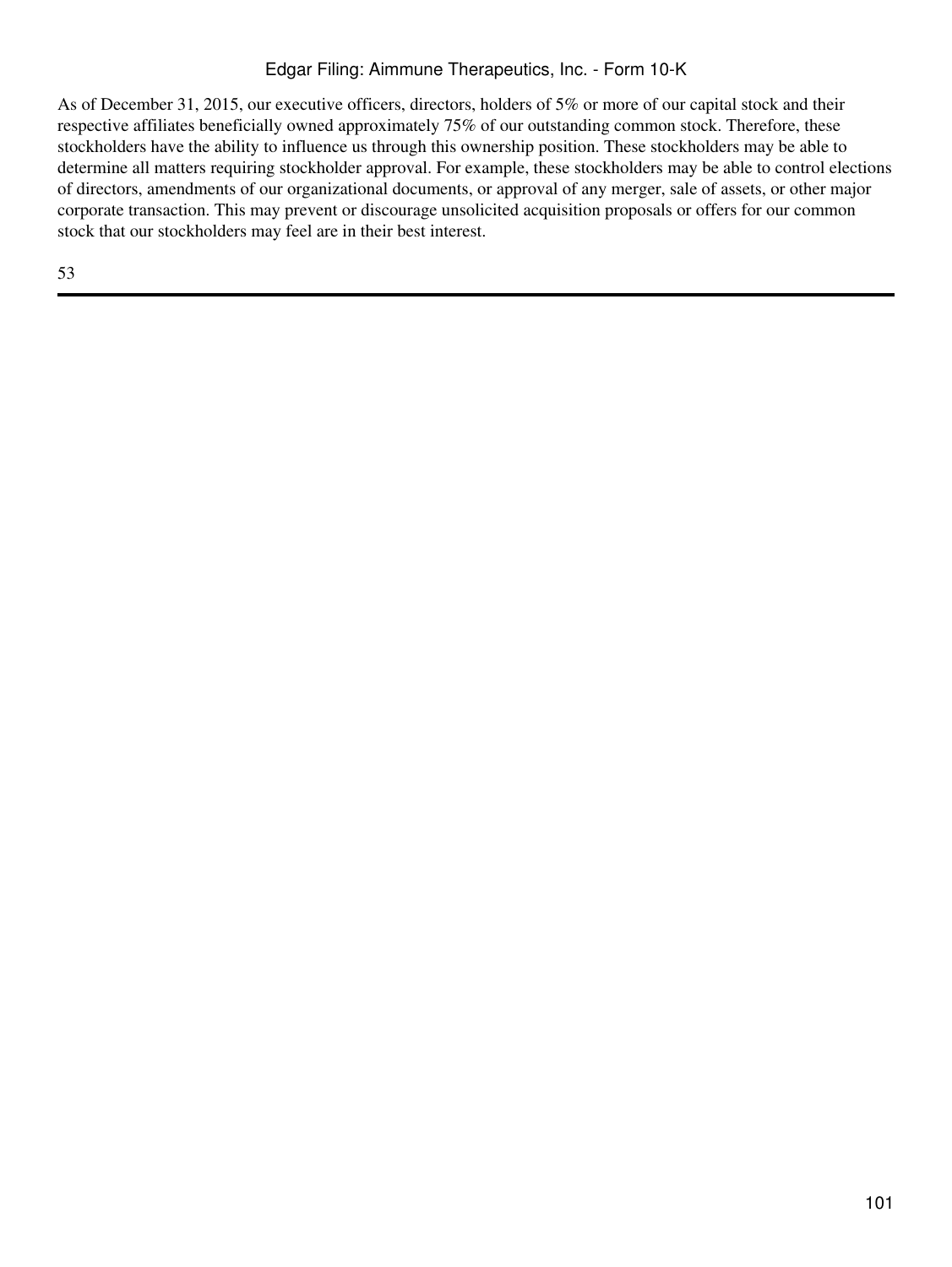As of December 31, 2015, our executive officers, directors, holders of 5% or more of our capital stock and their respective affiliates beneficially owned approximately 75% of our outstanding common stock. Therefore, these stockholders have the ability to influence us through this ownership position. These stockholders may be able to determine all matters requiring stockholder approval. For example, these stockholders may be able to control elections of directors, amendments of our organizational documents, or approval of any merger, sale of assets, or other major corporate transaction. This may prevent or discourage unsolicited acquisition proposals or offers for our common stock that our stockholders may feel are in their best interest.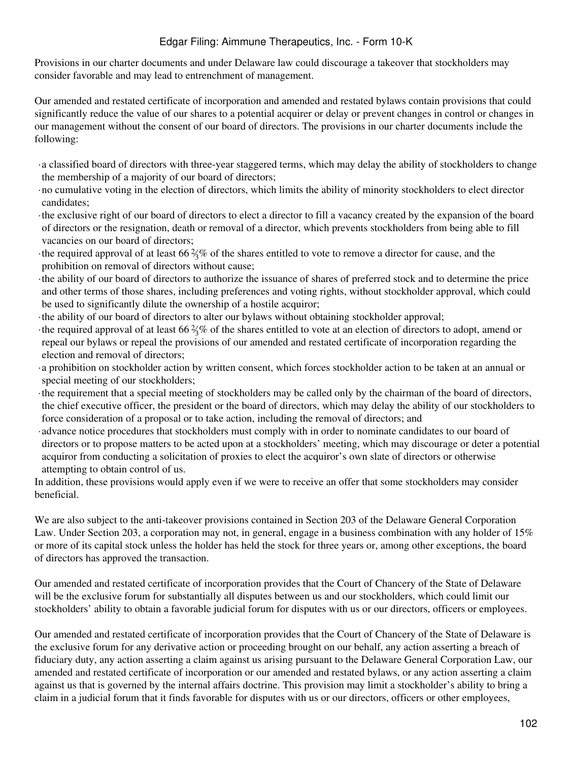Provisions in our charter documents and under Delaware law could discourage a takeover that stockholders may consider favorable and may lead to entrenchment of management.

Our amended and restated certificate of incorporation and amended and restated bylaws contain provisions that could significantly reduce the value of our shares to a potential acquirer or delay or prevent changes in control or changes in our management without the consent of our board of directors. The provisions in our charter documents include the following:

- a classified board of directors with three-year staggered terms, which may delay the ability of stockholders to change the membership of a majority of our board of directors;
- no cumulative voting in the election of directors, which limits the ability of minority stockholders to elect director candidates;
- the exclusive right of our board of directors to elect a director to fill a vacancy created by the expansion of the board of directors or the resignation, death or removal of a director, which prevents stockholders from being able to fill vacancies on our board of directors;
- the required approval of at least 66 ⅔% of the shares entitled to vote to remove a director for cause, and the prohibition on removal of directors without cause;
- the ability of our board of directors to authorize the issuance of shares of preferred stock and to determine the price and other terms of those shares, including preferences and voting rights, without stockholder approval, which could be used to significantly dilute the ownership of a hostile acquiror;
- the ability of our board of directors to alter our bylaws without obtaining stockholder approval;
- the required approval of at least 66 ⅔% of the shares entitled to vote at an election of directors to adopt, amend or repeal our bylaws or repeal the provisions of our amended and restated certificate of incorporation regarding the election and removal of directors;
- a prohibition on stockholder action by written consent, which forces stockholder action to be taken at an annual or special meeting of our stockholders;
- the requirement that a special meeting of stockholders may be called only by the chairman of the board of directors, the chief executive officer, the president or the board of directors, which may delay the ability of our stockholders to force consideration of a proposal or to take action, including the removal of directors; and
- advance notice procedures that stockholders must comply with in order to nominate candidates to our board of directors or to propose matters to be acted upon at a stockholders' meeting, which may discourage or deter a potential acquiror from conducting a solicitation of proxies to elect the acquiror's own slate of directors or otherwise attempting to obtain control of us.

In addition, these provisions would apply even if we were to receive an offer that some stockholders may consider beneficial.

We are also subject to the anti-takeover provisions contained in Section 203 of the Delaware General Corporation Law. Under Section 203, a corporation may not, in general, engage in a business combination with any holder of 15% or more of its capital stock unless the holder has held the stock for three years or, among other exceptions, the board of directors has approved the transaction.

Our amended and restated certificate of incorporation provides that the Court of Chancery of the State of Delaware will be the exclusive forum for substantially all disputes between us and our stockholders, which could limit our stockholders' ability to obtain a favorable judicial forum for disputes with us or our directors, officers or employees.

Our amended and restated certificate of incorporation provides that the Court of Chancery of the State of Delaware is the exclusive forum for any derivative action or proceeding brought on our behalf, any action asserting a breach of fiduciary duty, any action asserting a claim against us arising pursuant to the Delaware General Corporation Law, our amended and restated certificate of incorporation or our amended and restated bylaws, or any action asserting a claim against us that is governed by the internal affairs doctrine. This provision may limit a stockholder's ability to bring a claim in a judicial forum that it finds favorable for disputes with us or our directors, officers or other employees,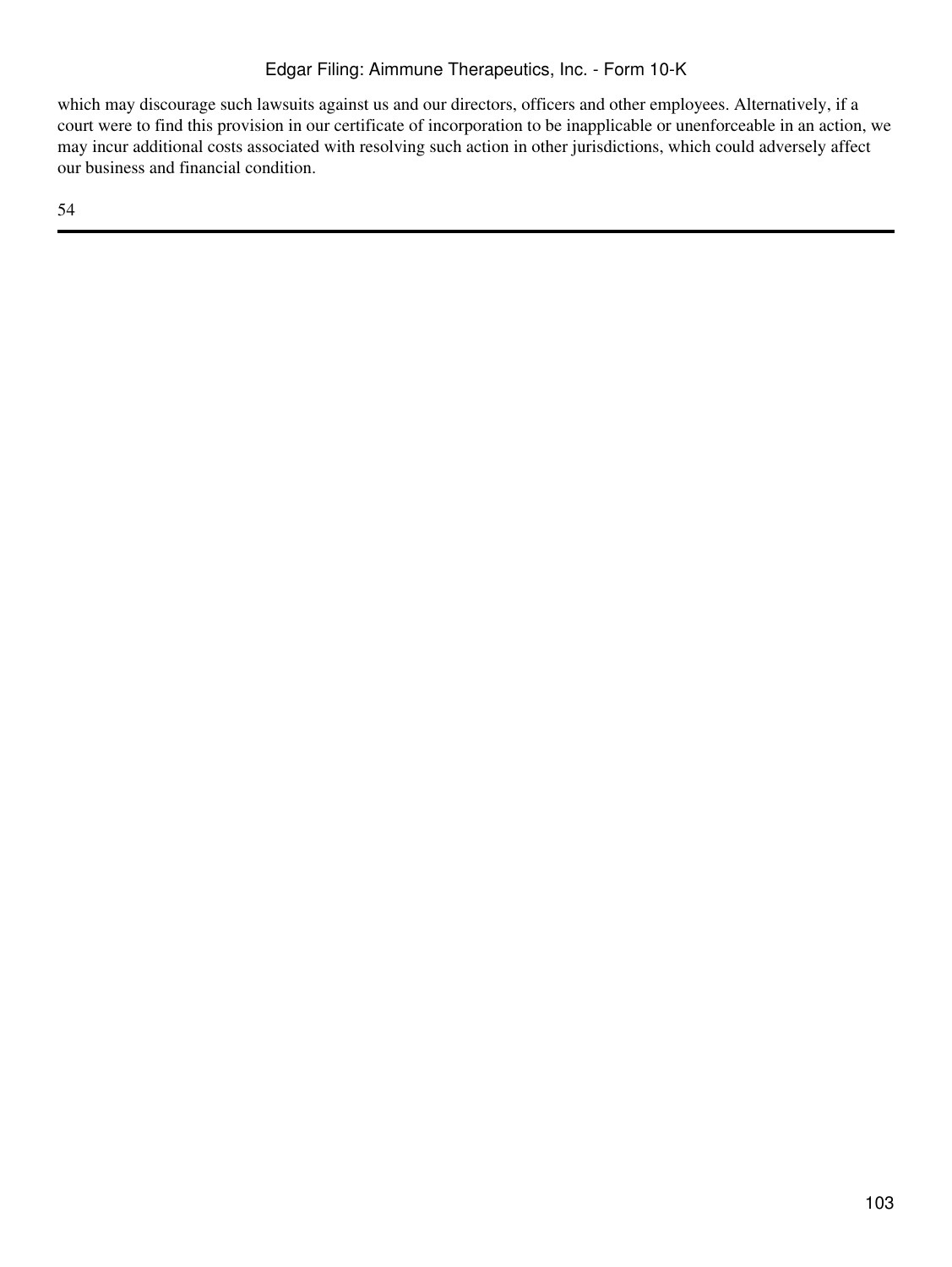which may discourage such lawsuits against us and our directors, officers and other employees. Alternatively, if a court were to find this provision in our certificate of incorporation to be inapplicable or unenforceable in an action, we may incur additional costs associated with resolving such action in other jurisdictions, which could adversely affect our business and financial condition.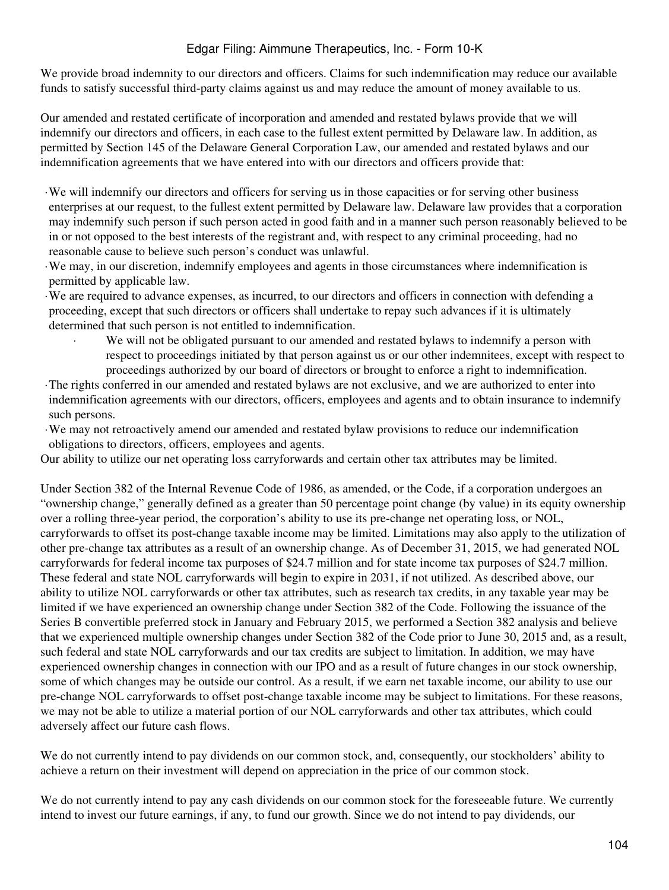We provide broad indemnity to our directors and officers. Claims for such indemnification may reduce our available funds to satisfy successful third-party claims against us and may reduce the amount of money available to us.

Our amended and restated certificate of incorporation and amended and restated bylaws provide that we will indemnify our directors and officers, in each case to the fullest extent permitted by Delaware law. In addition, as permitted by Section 145 of the Delaware General Corporation Law, our amended and restated bylaws and our indemnification agreements that we have entered into with our directors and officers provide that:

- We will indemnify our directors and officers for serving us in those capacities or for serving other business enterprises at our request, to the fullest extent permitted by Delaware law. Delaware law provides that a corporation may indemnify such person if such person acted in good faith and in a manner such person reasonably believed to be in or not opposed to the best interests of the registrant and, with respect to any criminal proceeding, had no reasonable cause to believe such person's conduct was unlawful.
- We may, in our discretion, indemnify employees and agents in those circumstances where indemnification is permitted by applicable law.
- We are required to advance expenses, as incurred, to our directors and officers in connection with defending a proceeding, except that such directors or officers shall undertake to repay such advances if it is ultimately determined that such person is not entitled to indemnification.
  - We will not be obligated pursuant to our amended and restated bylaws to indemnify a person with respect to proceedings initiated by that person against us or our other indemnitees, except with respect to proceedings authorized by our board of directors or brought to enforce a right to indemnification.
- The rights conferred in our amended and restated bylaws are not exclusive, and we are authorized to enter into indemnification agreements with our directors, officers, employees and agents and to obtain insurance to indemnify such persons.
- We may not retroactively amend our amended and restated bylaw provisions to reduce our indemnification obligations to directors, officers, employees and agents.

Our ability to utilize our net operating loss carryforwards and certain other tax attributes may be limited.

Under Section 382 of the Internal Revenue Code of 1986, as amended, or the Code, if a corporation undergoes an "ownership change," generally defined as a greater than 50 percentage point change (by value) in its equity ownership over a rolling three-year period, the corporation's ability to use its pre-change net operating loss, or NOL, carryforwards to offset its post-change taxable income may be limited. Limitations may also apply to the utilization of other pre-change tax attributes as a result of an ownership change. As of December 31, 2015, we had generated NOL carryforwards for federal income tax purposes of $24.7 million and for state income tax purposes of $24.7 million. These federal and state NOL carryforwards will begin to expire in 2031, if not utilized. As described above, our ability to utilize NOL carryforwards or other tax attributes, such as research tax credits, in any taxable year may be limited if we have experienced an ownership change under Section 382 of the Code. Following the issuance of the Series B convertible preferred stock in January and February 2015, we performed a Section 382 analysis and believe that we experienced multiple ownership changes under Section 382 of the Code prior to June 30, 2015 and, as a result, such federal and state NOL carryforwards and our tax credits are subject to limitation. In addition, we may have experienced ownership changes in connection with our IPO and as a result of future changes in our stock ownership, some of which changes may be outside our control. As a result, if we earn net taxable income, our ability to use our pre-change NOL carryforwards to offset post-change taxable income may be subject to limitations. For these reasons, we may not be able to utilize a material portion of our NOL carryforwards and other tax attributes, which could adversely affect our future cash flows.

We do not currently intend to pay dividends on our common stock, and, consequently, our stockholders' ability to achieve a return on their investment will depend on appreciation in the price of our common stock.

We do not currently intend to pay any cash dividends on our common stock for the foreseeable future. We currently intend to invest our future earnings, if any, to fund our growth. Since we do not intend to pay dividends, our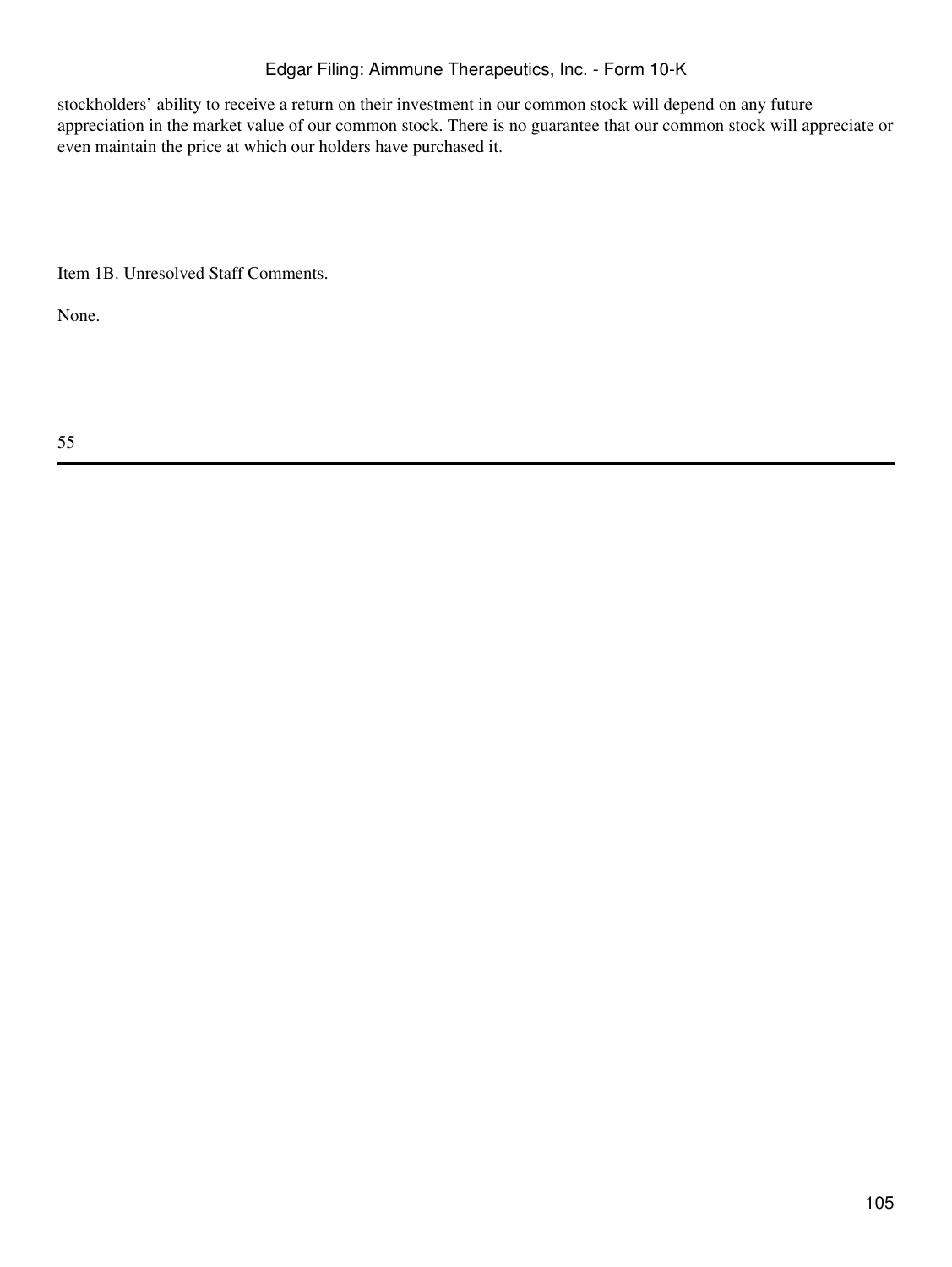stockholders' ability to receive a return on their investment in our common stock will depend on any future appreciation in the market value of our common stock. There is no guarantee that our common stock will appreciate or even maintain the price at which our holders have purchased it.

## Item 1B. Unresolved Staff Comments.

None.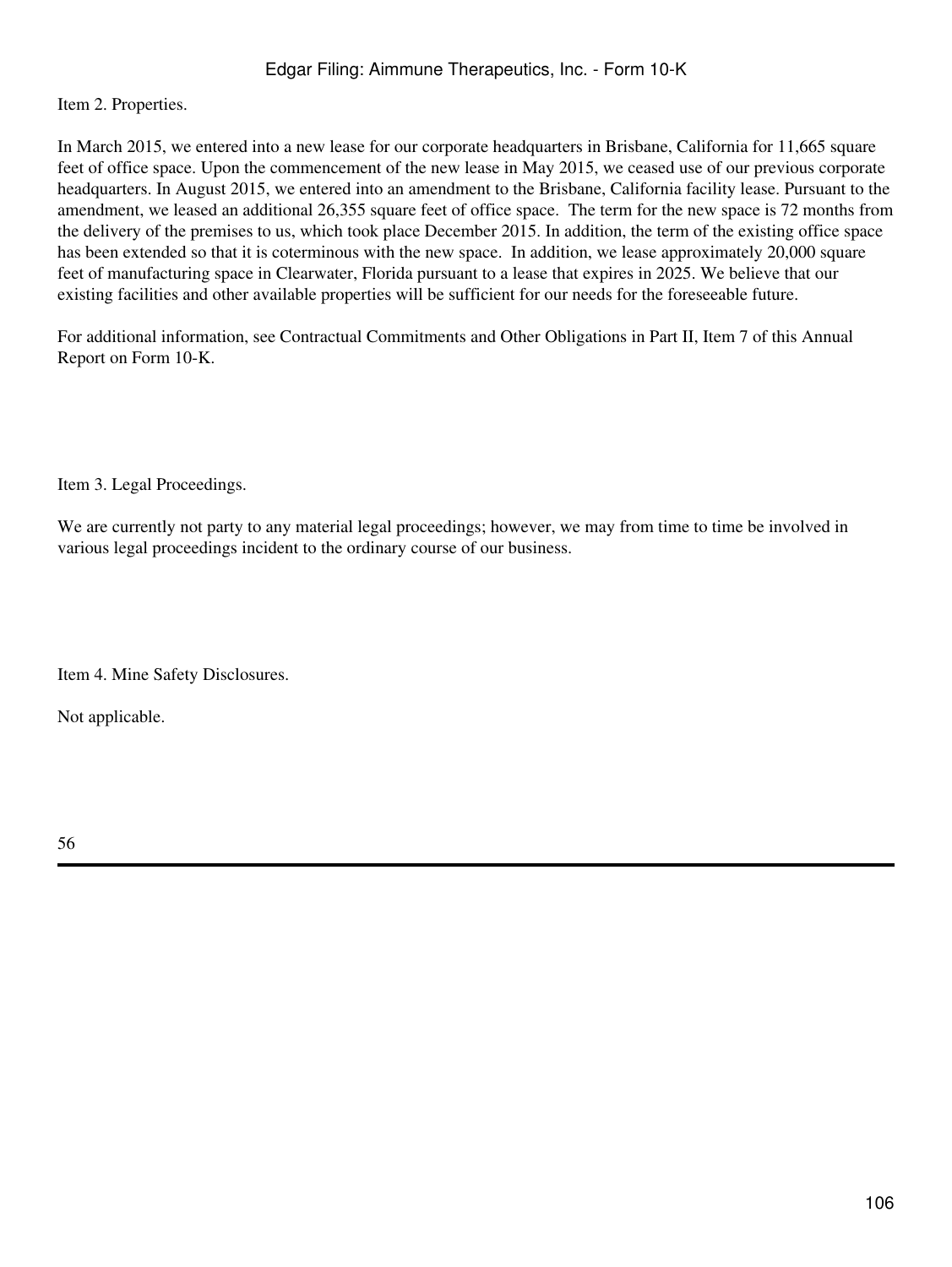## Item 2. Properties.

In March 2015, we entered into a new lease for our corporate headquarters in Brisbane, California for 11,665 square feet of office space. Upon the commencement of the new lease in May 2015, we ceased use of our previous corporate headquarters. In August 2015, we entered into an amendment to the Brisbane, California facility lease. Pursuant to the amendment, we leased an additional 26,355 square feet of office space. The term for the new space is 72 months from the delivery of the premises to us, which took place December 2015. In addition, the term of the existing office space has been extended so that it is coterminous with the new space. In addition, we lease approximately 20,000 square feet of manufacturing space in Clearwater, Florida pursuant to a lease that expires in 2025. We believe that our existing facilities and other available properties will be sufficient for our needs for the foreseeable future.

For additional information, see Contractual Commitments and Other Obligations in Part II, Item 7 of this Annual Report on Form 10-K.

## Item 3. Legal Proceedings.

We are currently not party to any material legal proceedings; however, we may from time to time be involved in various legal proceedings incident to the ordinary course of our business.

## Item 4. Mine Safety Disclosures.

Not applicable.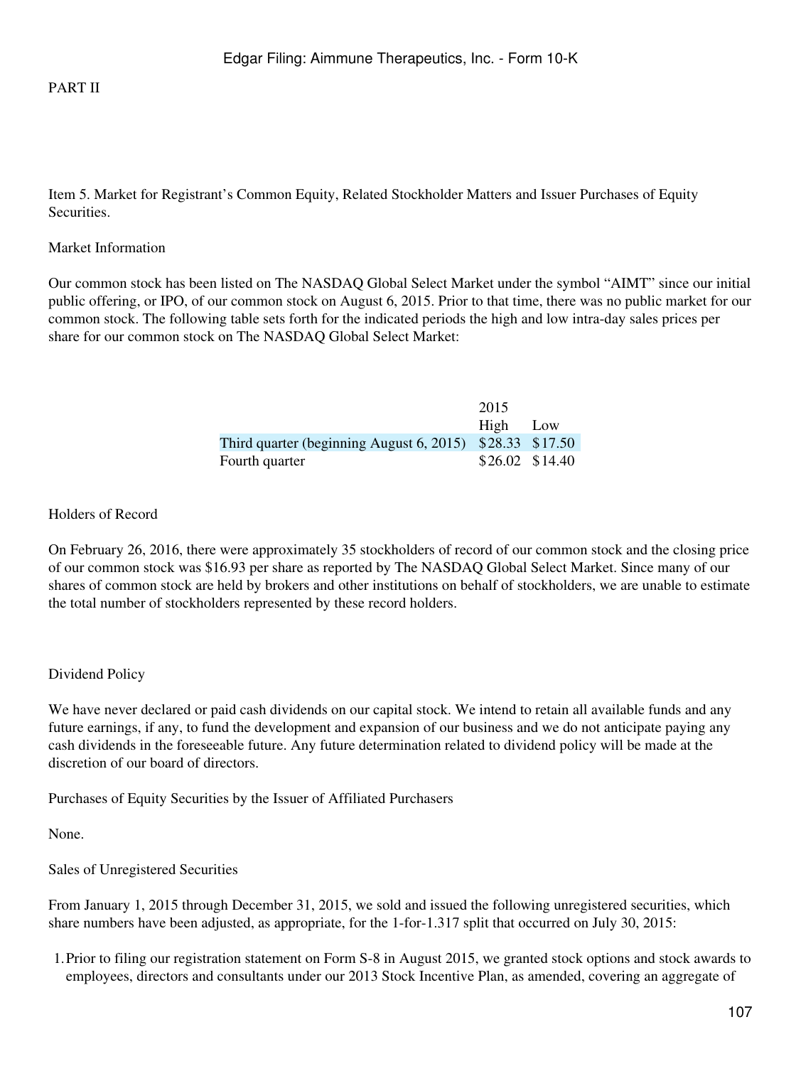PART II

## Item 5. Market for Registrant's Common Equity, Related Stockholder Matters and Issuer Purchases of Equity Securities.

### Market Information

Our common stock has been listed on The NASDAQ Global Select Market under the symbol "AIMT" since our initial public offering, or IPO, of our common stock on August 6, 2015. Prior to that time, there was no public market for our common stock. The following table sets forth for the indicated periods the high and low intra-day sales prices per share for our common stock on The NASDAQ Global Select Market:

| | 2015 | |
|---|---|---|
| | High | Low |
| Third quarter (beginning August 6, 2015) | $28.33 | $17.50 |
| Fourth quarter | $26.02 | $14.40 |

### Holders of Record

On February 26, 2016, there were approximately 35 stockholders of record of our common stock and the closing price of our common stock was $16.93 per share as reported by The NASDAQ Global Select Market. Since many of our shares of common stock are held by brokers and other institutions on behalf of stockholders, we are unable to estimate the total number of stockholders represented by these record holders.

### Dividend Policy

We have never declared or paid cash dividends on our capital stock. We intend to retain all available funds and any future earnings, if any, to fund the development and expansion of our business and we do not anticipate paying any cash dividends in the foreseeable future. Any future determination related to dividend policy will be made at the discretion of our board of directors.

### Purchases of Equity Securities by the Issuer of Affiliated Purchasers

None.

### Sales of Unregistered Securities

From January 1, 2015 through December 31, 2015, we sold and issued the following unregistered securities, which share numbers have been adjusted, as appropriate, for the 1-for-1.317 split that occurred on July 30, 2015:

1. Prior to filing our registration statement on Form S-8 in August 2015, we granted stock options and stock awards to employees, directors and consultants under our 2013 Stock Incentive Plan, as amended, covering an aggregate of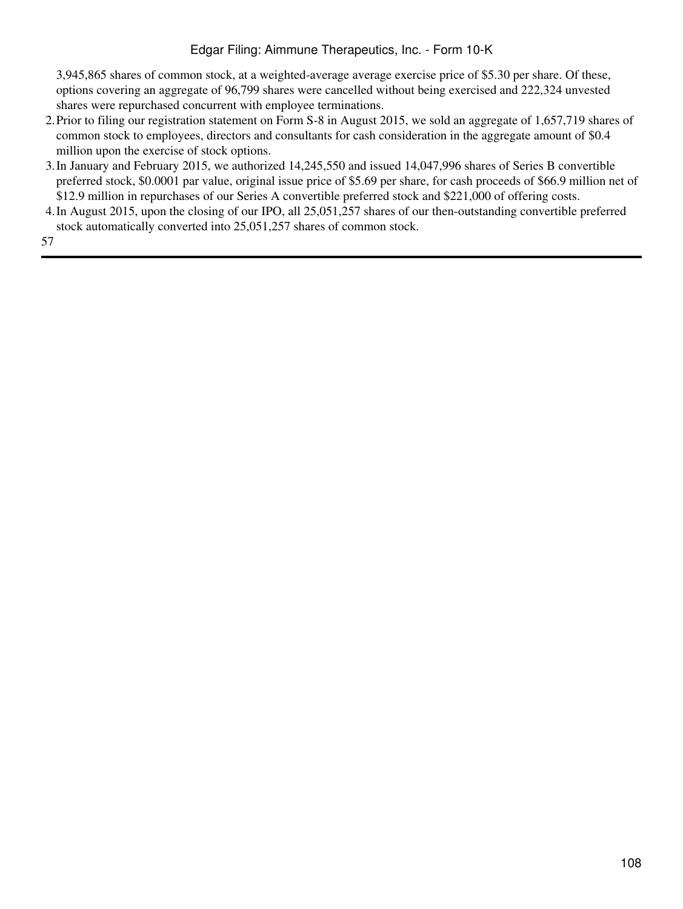3,945,865 shares of common stock, at a weighted-average average exercise price of $5.30 per share. Of these, options covering an aggregate of 96,799 shares were cancelled without being exercised and 222,324 unvested shares were repurchased concurrent with employee terminations.

2. Prior to filing our registration statement on Form S-8 in August 2015, we sold an aggregate of 1,657,719 shares of common stock to employees, directors and consultants for cash consideration in the aggregate amount of $0.4 million upon the exercise of stock options.
3. In January and February 2015, we authorized 14,245,550 and issued 14,047,996 shares of Series B convertible preferred stock, $0.0001 par value, original issue price of $5.69 per share, for cash proceeds of $66.9 million net of $12.9 million in repurchases of our Series A convertible preferred stock and $221,000 of offering costs.
4. In August 2015, upon the closing of our IPO, all 25,051,257 shares of our then-outstanding convertible preferred stock automatically converted into 25,051,257 shares of common stock.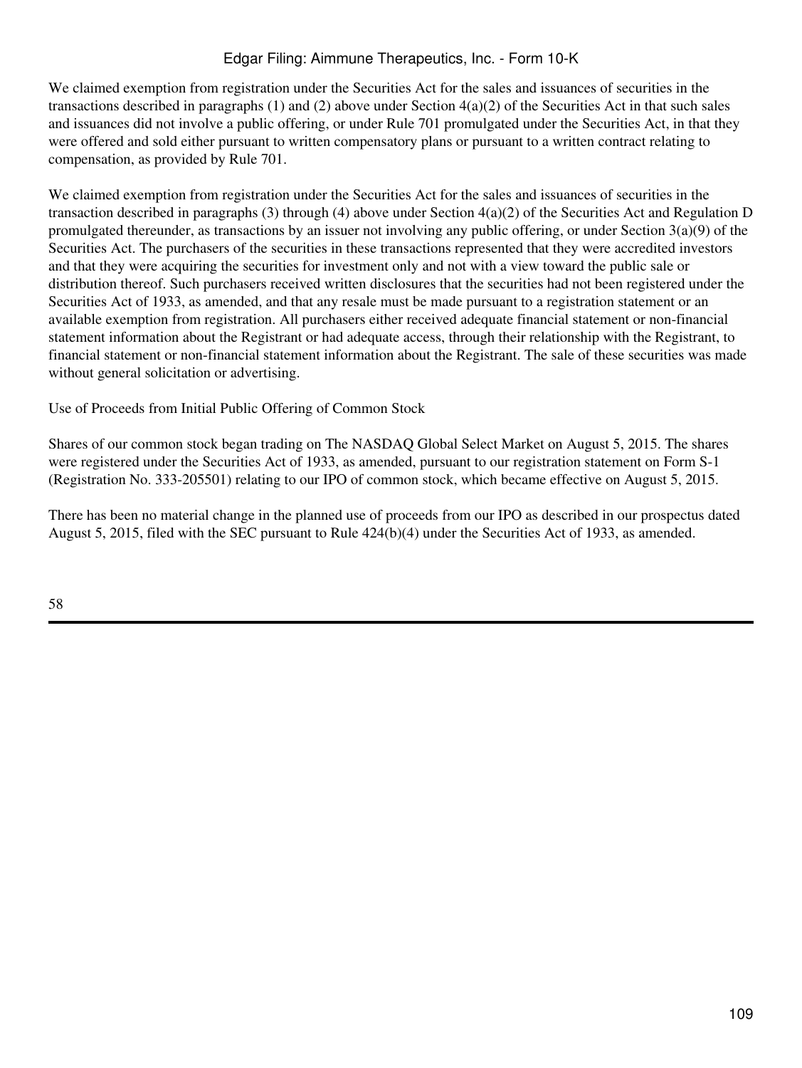We claimed exemption from registration under the Securities Act for the sales and issuances of securities in the transactions described in paragraphs (1) and (2) above under Section 4(a)(2) of the Securities Act in that such sales and issuances did not involve a public offering, or under Rule 701 promulgated under the Securities Act, in that they were offered and sold either pursuant to written compensatory plans or pursuant to a written contract relating to compensation, as provided by Rule 701.

We claimed exemption from registration under the Securities Act for the sales and issuances of securities in the transaction described in paragraphs (3) through (4) above under Section 4(a)(2) of the Securities Act and Regulation D promulgated thereunder, as transactions by an issuer not involving any public offering, or under Section 3(a)(9) of the Securities Act. The purchasers of the securities in these transactions represented that they were accredited investors and that they were acquiring the securities for investment only and not with a view toward the public sale or distribution thereof. Such purchasers received written disclosures that the securities had not been registered under the Securities Act of 1933, as amended, and that any resale must be made pursuant to a registration statement or an available exemption from registration. All purchasers either received adequate financial statement or non-financial statement information about the Registrant or had adequate access, through their relationship with the Registrant, to financial statement or non-financial statement information about the Registrant. The sale of these securities was made without general solicitation or advertising.

Use of Proceeds from Initial Public Offering of Common Stock

Shares of our common stock began trading on The NASDAQ Global Select Market on August 5, 2015. The shares were registered under the Securities Act of 1933, as amended, pursuant to our registration statement on Form S-1 (Registration No. 333-205501) relating to our IPO of common stock, which became effective on August 5, 2015.

There has been no material change in the planned use of proceeds from our IPO as described in our prospectus dated August 5, 2015, filed with the SEC pursuant to Rule 424(b)(4) under the Securities Act of 1933, as amended.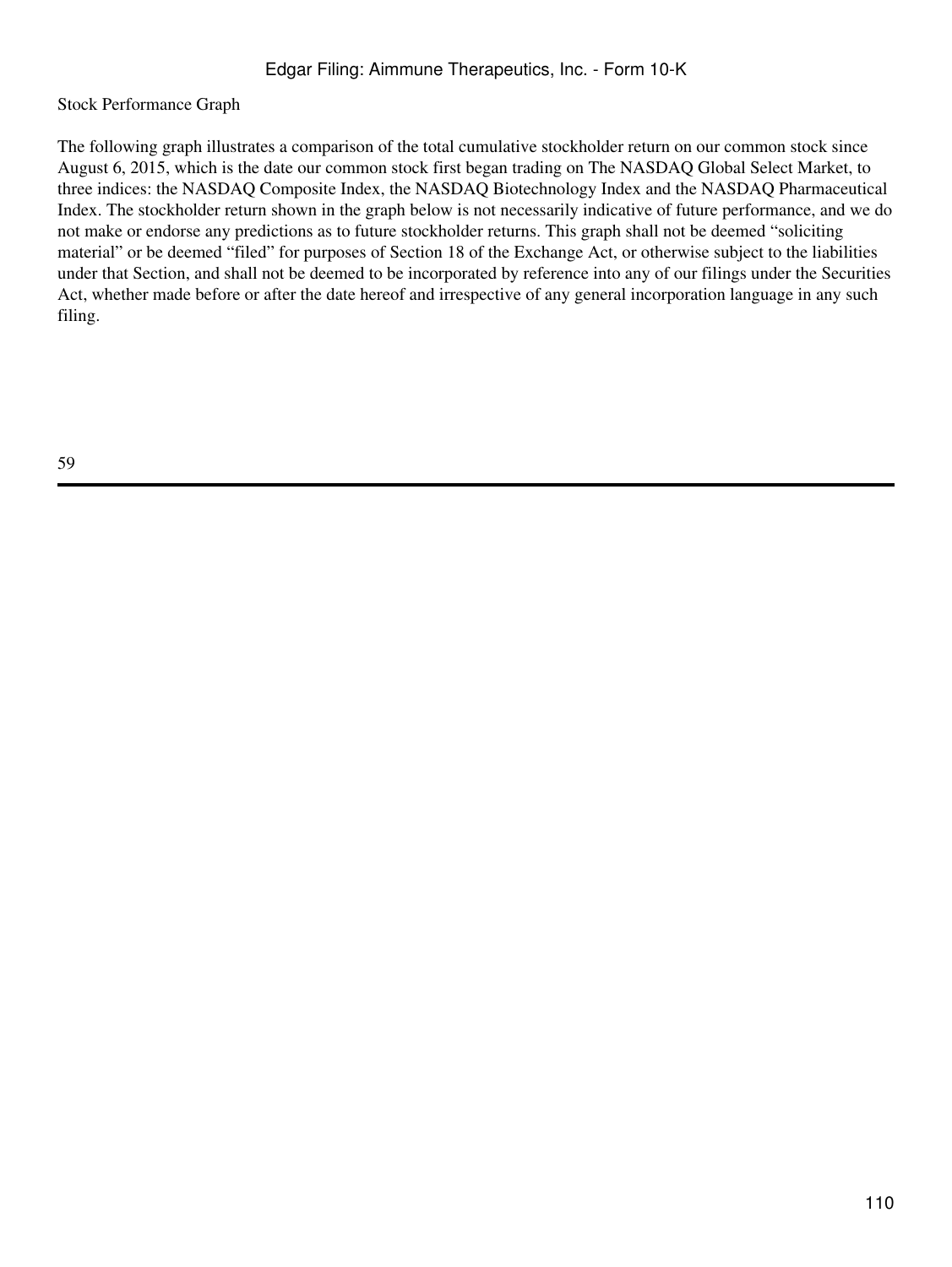Stock Performance Graph

The following graph illustrates a comparison of the total cumulative stockholder return on our common stock since August 6, 2015, which is the date our common stock first began trading on The NASDAQ Global Select Market, to three indices: the NASDAQ Composite Index, the NASDAQ Biotechnology Index and the NASDAQ Pharmaceutical Index. The stockholder return shown in the graph below is not necessarily indicative of future performance, and we do not make or endorse any predictions as to future stockholder returns. This graph shall not be deemed "soliciting material" or be deemed "filed" for purposes of Section 18 of the Exchange Act, or otherwise subject to the liabilities under that Section, and shall not be deemed to be incorporated by reference into any of our filings under the Securities Act, whether made before or after the date hereof and irrespective of any general incorporation language in any such filing.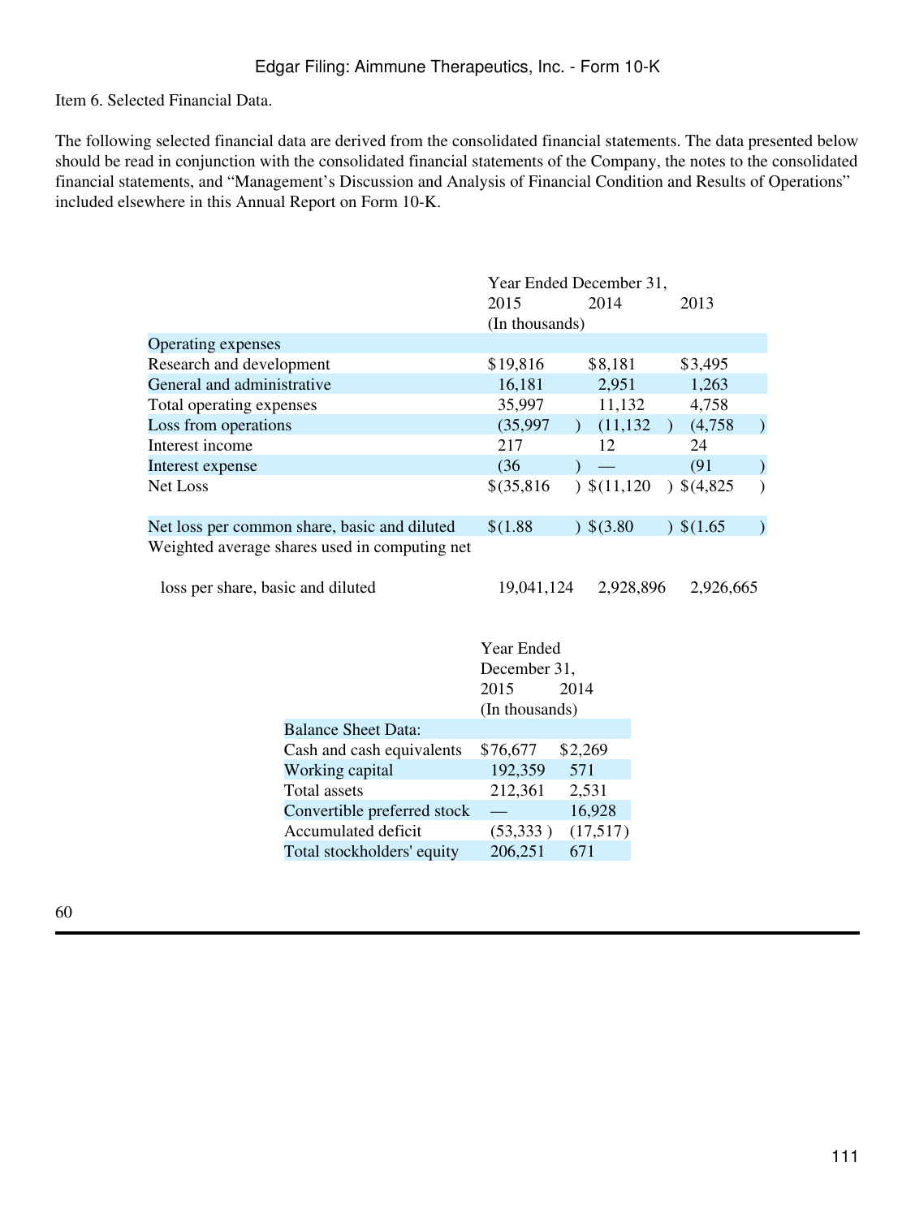Item 6. Selected Financial Data.

The following selected financial data are derived from the consolidated financial statements. The data presented below should be read in conjunction with the consolidated financial statements of the Company, the notes to the consolidated financial statements, and "Management's Discussion and Analysis of Financial Condition and Results of Operations" included elsewhere in this Annual Report on Form 10-K.

| | Year Ended December 31, | | |
|---|---|---|---|
| | 2015 | 2014 | 2013 |
| | (In thousands) | | |
| Operating expenses | | | |
| Research and development | $19,816 | $8,181 | $3,495 |
| General and administrative | 16,181 | 2,951 | 1,263 |
| Total operating expenses | 35,997 | 11,132 | 4,758 |
| Loss from operations | (35,997) | (11,132) | (4,758) |
| Interest income | 217 | 12 | 24 |
| Interest expense | (36) | — | (91) |
| Net Loss | $(35,816) | $(11,120) | $(4,825) |
| Net loss per common share, basic and diluted | $(1.88) | $(3.80) | $(1.65) |
| Weighted average shares used in computing net loss per share, basic and diluted | 19,041,124 | 2,928,896 | 2,926,665 |

| | Year Ended December 31, | |
|---|---|---|
| | 2015 | 2014 |
| | (In thousands) | |
| Balance Sheet Data: | | |
| Cash and cash equivalents | $76,677 | $2,269 |
| Working capital | 192,359 | 571 |
| Total assets | 212,361 | 2,531 |
| Convertible preferred stock | — | 16,928 |
| Accumulated deficit | (53,333) | (17,517) |
| Total stockholders' equity | 206,251 | 671 |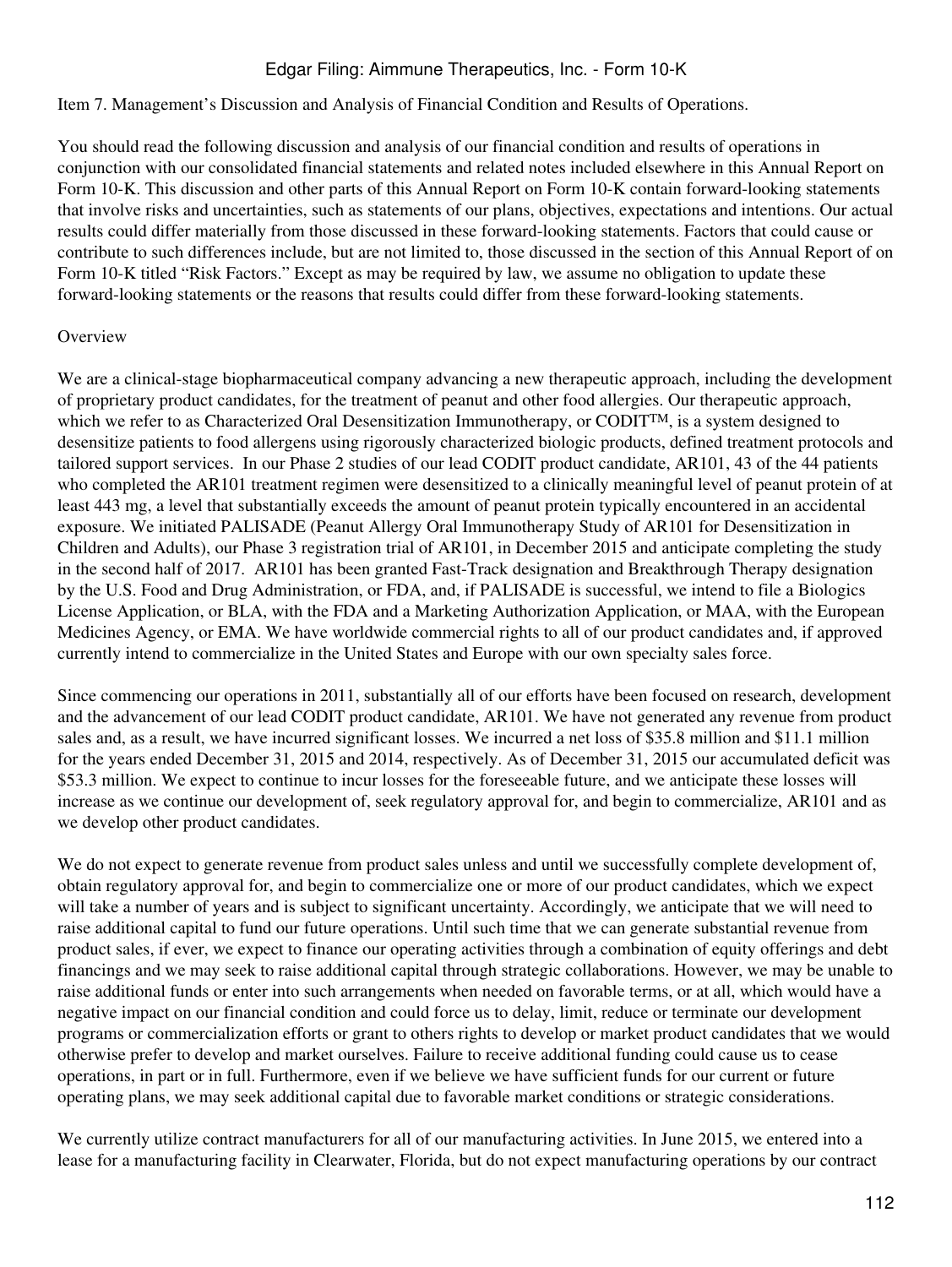Item 7. Management's Discussion and Analysis of Financial Condition and Results of Operations.

You should read the following discussion and analysis of our financial condition and results of operations in conjunction with our consolidated financial statements and related notes included elsewhere in this Annual Report on Form 10-K. This discussion and other parts of this Annual Report on Form 10-K contain forward-looking statements that involve risks and uncertainties, such as statements of our plans, objectives, expectations and intentions. Our actual results could differ materially from those discussed in these forward-looking statements. Factors that could cause or contribute to such differences include, but are not limited to, those discussed in the section of this Annual Report of on Form 10-K titled "Risk Factors." Except as may be required by law, we assume no obligation to update these forward-looking statements or the reasons that results could differ from these forward-looking statements.

## Overview

We are a clinical-stage biopharmaceutical company advancing a new therapeutic approach, including the development of proprietary product candidates, for the treatment of peanut and other food allergies. Our therapeutic approach, which we refer to as Characterized Oral Desensitization Immunotherapy, or CODIT™, is a system designed to desensitize patients to food allergens using rigorously characterized biologic products, defined treatment protocols and tailored support services. In our Phase 2 studies of our lead CODIT product candidate, AR101, 43 of the 44 patients who completed the AR101 treatment regimen were desensitized to a clinically meaningful level of peanut protein of at least 443 mg, a level that substantially exceeds the amount of peanut protein typically encountered in an accidental exposure. We initiated PALISADE (Peanut Allergy Oral Immunotherapy Study of AR101 for Desensitization in Children and Adults), our Phase 3 registration trial of AR101, in December 2015 and anticipate completing the study in the second half of 2017. AR101 has been granted Fast-Track designation and Breakthrough Therapy designation by the U.S. Food and Drug Administration, or FDA, and, if PALISADE is successful, we intend to file a Biologics License Application, or BLA, with the FDA and a Marketing Authorization Application, or MAA, with the European Medicines Agency, or EMA. We have worldwide commercial rights to all of our product candidates and, if approved currently intend to commercialize in the United States and Europe with our own specialty sales force.

Since commencing our operations in 2011, substantially all of our efforts have been focused on research, development and the advancement of our lead CODIT product candidate, AR101. We have not generated any revenue from product sales and, as a result, we have incurred significant losses. We incurred a net loss of $35.8 million and $11.1 million for the years ended December 31, 2015 and 2014, respectively. As of December 31, 2015 our accumulated deficit was $53.3 million. We expect to continue to incur losses for the foreseeable future, and we anticipate these losses will increase as we continue our development of, seek regulatory approval for, and begin to commercialize, AR101 and as we develop other product candidates.

We do not expect to generate revenue from product sales unless and until we successfully complete development of, obtain regulatory approval for, and begin to commercialize one or more of our product candidates, which we expect will take a number of years and is subject to significant uncertainty. Accordingly, we anticipate that we will need to raise additional capital to fund our future operations. Until such time that we can generate substantial revenue from product sales, if ever, we expect to finance our operating activities through a combination of equity offerings and debt financings and we may seek to raise additional capital through strategic collaborations. However, we may be unable to raise additional funds or enter into such arrangements when needed on favorable terms, or at all, which would have a negative impact on our financial condition and could force us to delay, limit, reduce or terminate our development programs or commercialization efforts or grant to others rights to develop or market product candidates that we would otherwise prefer to develop and market ourselves. Failure to receive additional funding could cause us to cease operations, in part or in full. Furthermore, even if we believe we have sufficient funds for our current or future operating plans, we may seek additional capital due to favorable market conditions or strategic considerations.

We currently utilize contract manufacturers for all of our manufacturing activities. In June 2015, we entered into a lease for a manufacturing facility in Clearwater, Florida, but do not expect manufacturing operations by our contract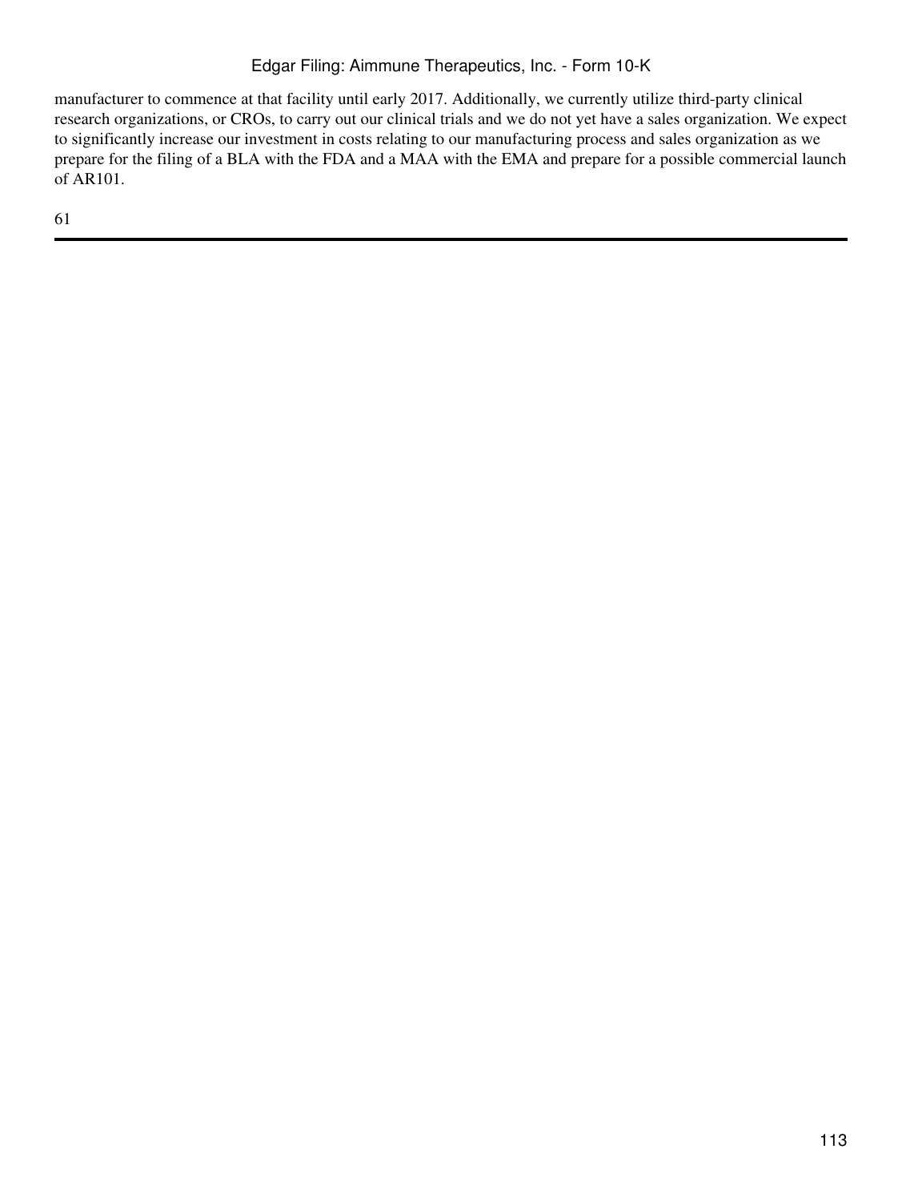manufacturer to commence at that facility until early 2017. Additionally, we currently utilize third-party clinical research organizations, or CROs, to carry out our clinical trials and we do not yet have a sales organization. We expect to significantly increase our investment in costs relating to our manufacturing process and sales organization as we prepare for the filing of a BLA with the FDA and a MAA with the EMA and prepare for a possible commercial launch of AR101.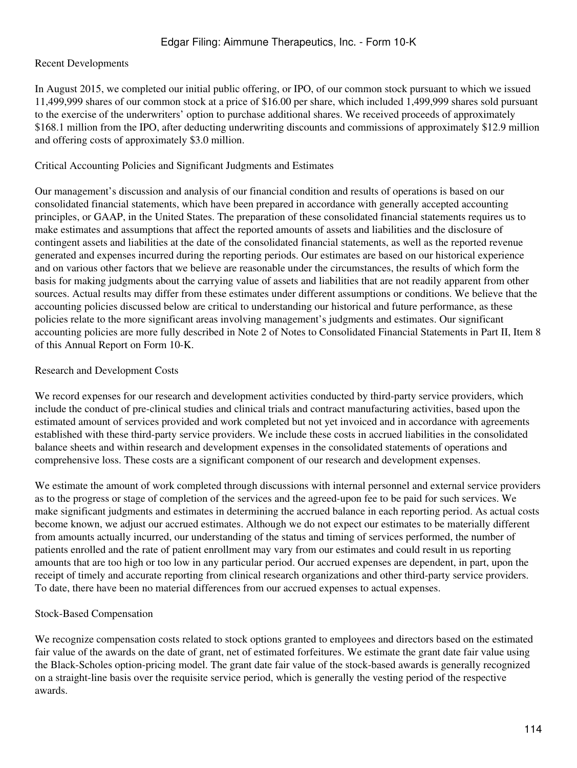### Recent Developments

In August 2015, we completed our initial public offering, or IPO, of our common stock pursuant to which we issued 11,499,999 shares of our common stock at a price of $16.00 per share, which included 1,499,999 shares sold pursuant to the exercise of the underwriters' option to purchase additional shares. We received proceeds of approximately $168.1 million from the IPO, after deducting underwriting discounts and commissions of approximately $12.9 million and offering costs of approximately $3.0 million.

### Critical Accounting Policies and Significant Judgments and Estimates

Our management's discussion and analysis of our financial condition and results of operations is based on our consolidated financial statements, which have been prepared in accordance with generally accepted accounting principles, or GAAP, in the United States. The preparation of these consolidated financial statements requires us to make estimates and assumptions that affect the reported amounts of assets and liabilities and the disclosure of contingent assets and liabilities at the date of the consolidated financial statements, as well as the reported revenue generated and expenses incurred during the reporting periods. Our estimates are based on our historical experience and on various other factors that we believe are reasonable under the circumstances, the results of which form the basis for making judgments about the carrying value of assets and liabilities that are not readily apparent from other sources. Actual results may differ from these estimates under different assumptions or conditions. We believe that the accounting policies discussed below are critical to understanding our historical and future performance, as these policies relate to the more significant areas involving management's judgments and estimates. Our significant accounting policies are more fully described in Note 2 of Notes to Consolidated Financial Statements in Part II, Item 8 of this Annual Report on Form 10-K.

#### Research and Development Costs

We record expenses for our research and development activities conducted by third-party service providers, which include the conduct of pre-clinical studies and clinical trials and contract manufacturing activities, based upon the estimated amount of services provided and work completed but not yet invoiced and in accordance with agreements established with these third-party service providers. We include these costs in accrued liabilities in the consolidated balance sheets and within research and development expenses in the consolidated statements of operations and comprehensive loss. These costs are a significant component of our research and development expenses.

We estimate the amount of work completed through discussions with internal personnel and external service providers as to the progress or stage of completion of the services and the agreed-upon fee to be paid for such services. We make significant judgments and estimates in determining the accrued balance in each reporting period. As actual costs become known, we adjust our accrued estimates. Although we do not expect our estimates to be materially different from amounts actually incurred, our understanding of the status and timing of services performed, the number of patients enrolled and the rate of patient enrollment may vary from our estimates and could result in us reporting amounts that are too high or too low in any particular period. Our accrued expenses are dependent, in part, upon the receipt of timely and accurate reporting from clinical research organizations and other third-party service providers. To date, there have been no material differences from our accrued expenses to actual expenses.

#### Stock-Based Compensation

We recognize compensation costs related to stock options granted to employees and directors based on the estimated fair value of the awards on the date of grant, net of estimated forfeitures. We estimate the grant date fair value using the Black-Scholes option-pricing model. The grant date fair value of the stock-based awards is generally recognized on a straight-line basis over the requisite service period, which is generally the vesting period of the respective awards.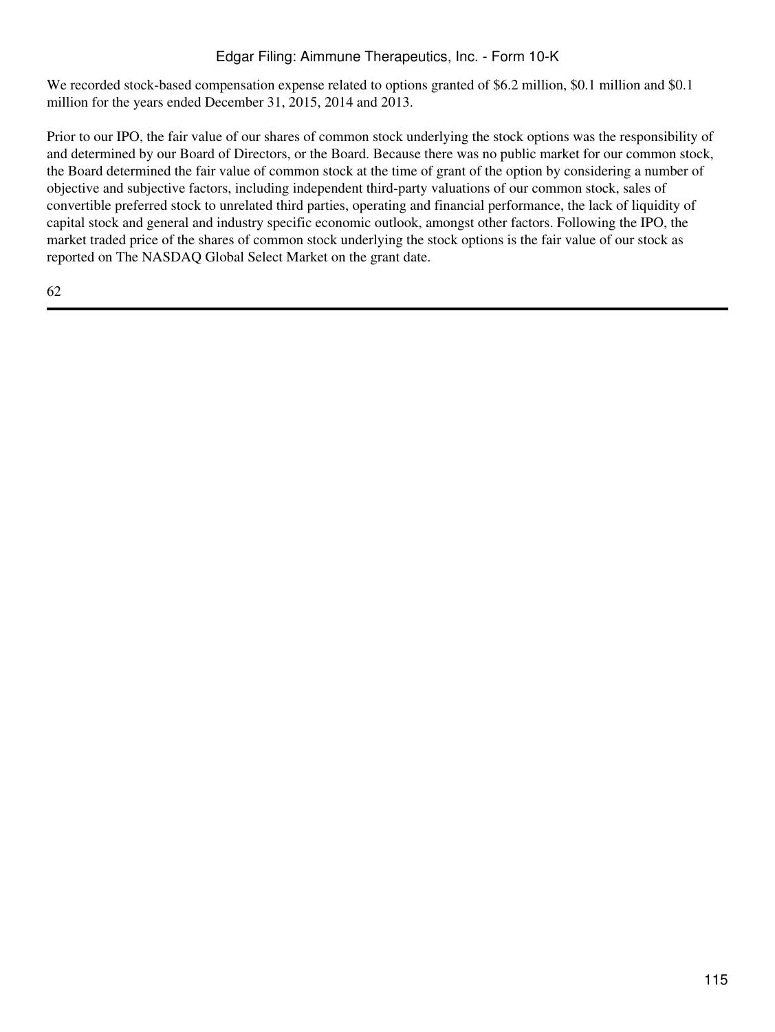We recorded stock-based compensation expense related to options granted of $6.2 million, $0.1 million and $0.1 million for the years ended December 31, 2015, 2014 and 2013.

Prior to our IPO, the fair value of our shares of common stock underlying the stock options was the responsibility of and determined by our Board of Directors, or the Board. Because there was no public market for our common stock, the Board determined the fair value of common stock at the time of grant of the option by considering a number of objective and subjective factors, including independent third-party valuations of our common stock, sales of convertible preferred stock to unrelated third parties, operating and financial performance, the lack of liquidity of capital stock and general and industry specific economic outlook, amongst other factors. Following the IPO, the market traded price of the shares of common stock underlying the stock options is the fair value of our stock as reported on The NASDAQ Global Select Market on the grant date.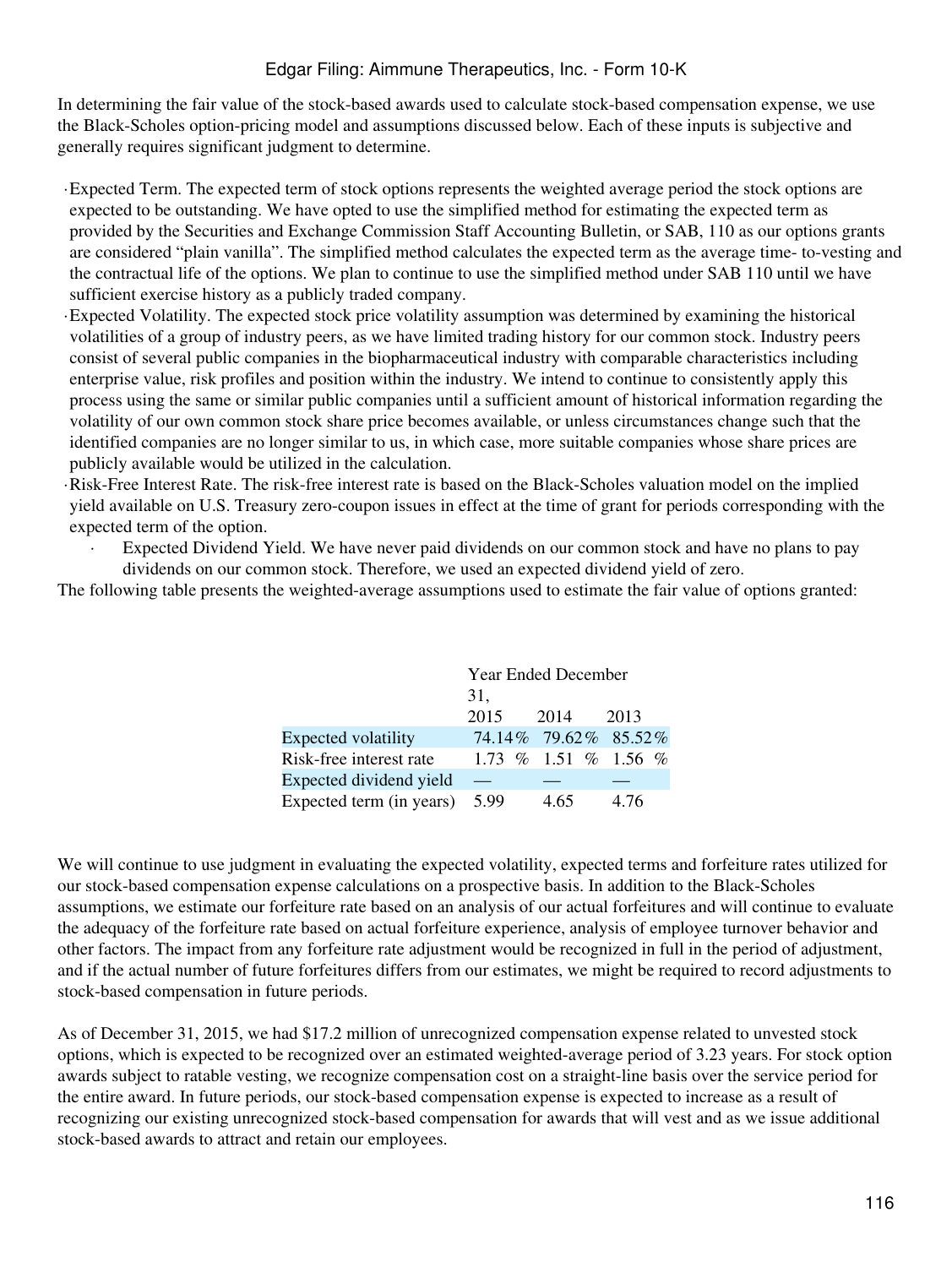In determining the fair value of the stock-based awards used to calculate stock-based compensation expense, we use the Black-Scholes option-pricing model and assumptions discussed below. Each of these inputs is subjective and generally requires significant judgment to determine.

- Expected Term. The expected term of stock options represents the weighted average period the stock options are expected to be outstanding. We have opted to use the simplified method for estimating the expected term as provided by the Securities and Exchange Commission Staff Accounting Bulletin, or SAB, 110 as our options grants are considered "plain vanilla". The simplified method calculates the expected term as the average time- to-vesting and the contractual life of the options. We plan to continue to use the simplified method under SAB 110 until we have sufficient exercise history as a publicly traded company.
- Expected Volatility. The expected stock price volatility assumption was determined by examining the historical volatilities of a group of industry peers, as we have limited trading history for our common stock. Industry peers consist of several public companies in the biopharmaceutical industry with comparable characteristics including enterprise value, risk profiles and position within the industry. We intend to continue to consistently apply this process using the same or similar public companies until a sufficient amount of historical information regarding the volatility of our own common stock share price becomes available, or unless circumstances change such that the identified companies are no longer similar to us, in which case, more suitable companies whose share prices are publicly available would be utilized in the calculation.
- Risk-Free Interest Rate. The risk-free interest rate is based on the Black-Scholes valuation model on the implied yield available on U.S. Treasury zero-coupon issues in effect at the time of grant for periods corresponding with the expected term of the option.
- Expected Dividend Yield. We have never paid dividends on our common stock and have no plans to pay dividends on our common stock. Therefore, we used an expected dividend yield of zero.

The following table presents the weighted-average assumptions used to estimate the fair value of options granted:

| | Year Ended December 31, | | |
|---|---|---|---|
| | 2015 | 2014 | 2013 |
| Expected volatility | 74.14% | 79.62% | 85.52% |
| Risk-free interest rate | 1.73 % | 1.51 % | 1.56 % |
| Expected dividend yield | — | — | — |
| Expected term (in years) | 5.99 | 4.65 | 4.76 |

We will continue to use judgment in evaluating the expected volatility, expected terms and forfeiture rates utilized for our stock-based compensation expense calculations on a prospective basis. In addition to the Black-Scholes assumptions, we estimate our forfeiture rate based on an analysis of our actual forfeitures and will continue to evaluate the adequacy of the forfeiture rate based on actual forfeiture experience, analysis of employee turnover behavior and other factors. The impact from any forfeiture rate adjustment would be recognized in full in the period of adjustment, and if the actual number of future forfeitures differs from our estimates, we might be required to record adjustments to stock-based compensation in future periods.

As of December 31, 2015, we had $17.2 million of unrecognized compensation expense related to unvested stock options, which is expected to be recognized over an estimated weighted-average period of 3.23 years. For stock option awards subject to ratable vesting, we recognize compensation cost on a straight-line basis over the service period for the entire award. In future periods, our stock-based compensation expense is expected to increase as a result of recognizing our existing unrecognized stock-based compensation for awards that will vest and as we issue additional stock-based awards to attract and retain our employees.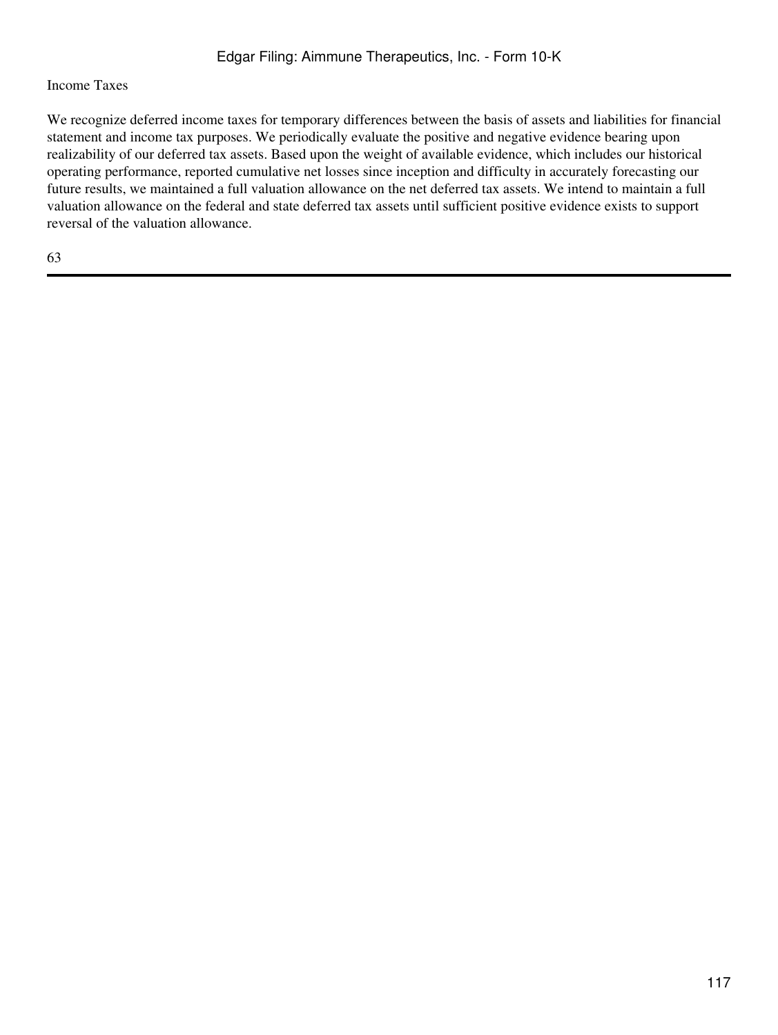Income Taxes

We recognize deferred income taxes for temporary differences between the basis of assets and liabilities for financial statement and income tax purposes. We periodically evaluate the positive and negative evidence bearing upon realizability of our deferred tax assets. Based upon the weight of available evidence, which includes our historical operating performance, reported cumulative net losses since inception and difficulty in accurately forecasting our future results, we maintained a full valuation allowance on the net deferred tax assets. We intend to maintain a full valuation allowance on the federal and state deferred tax assets until sufficient positive evidence exists to support reversal of the valuation allowance.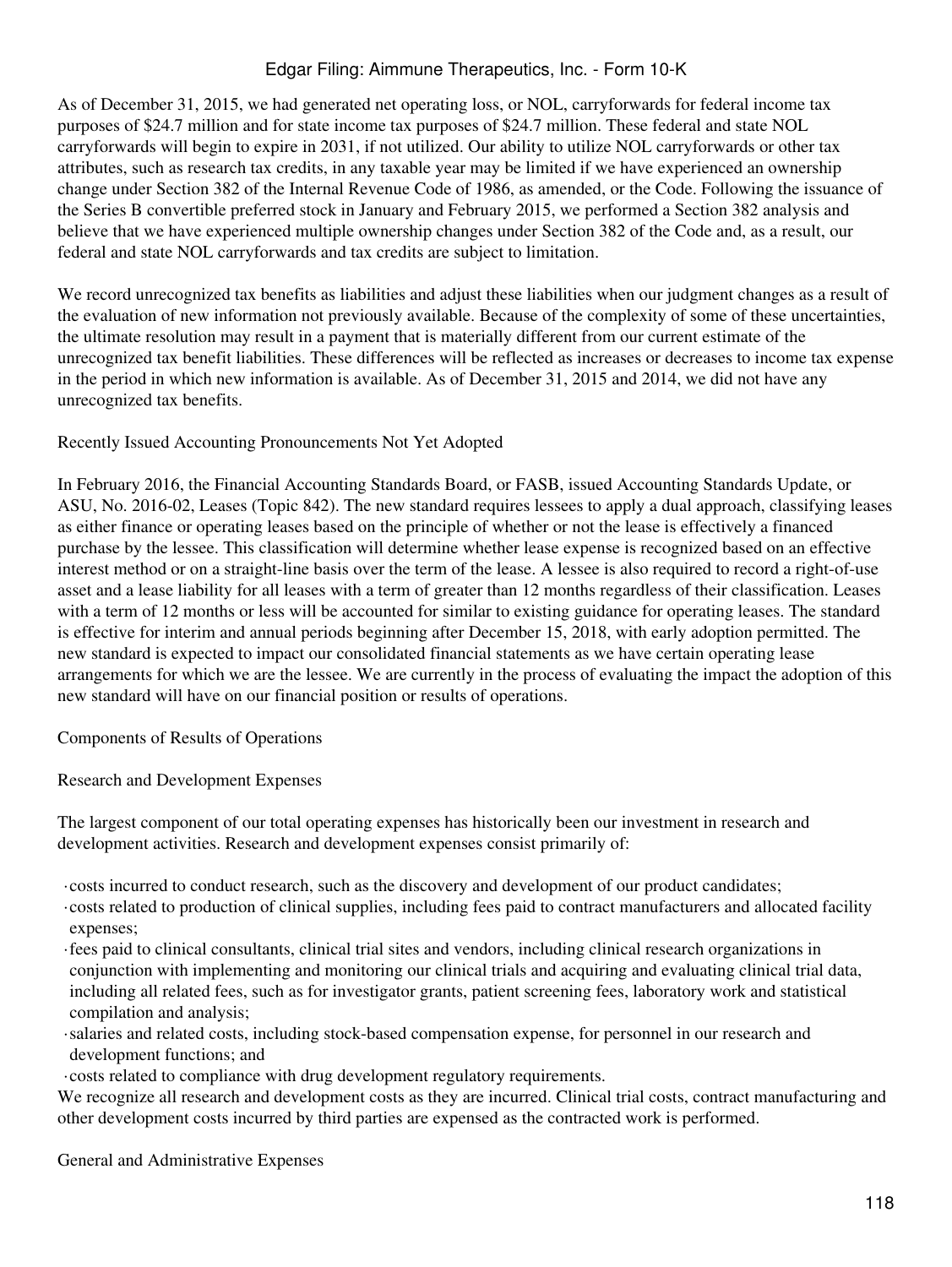As of December 31, 2015, we had generated net operating loss, or NOL, carryforwards for federal income tax purposes of $24.7 million and for state income tax purposes of $24.7 million. These federal and state NOL carryforwards will begin to expire in 2031, if not utilized. Our ability to utilize NOL carryforwards or other tax attributes, such as research tax credits, in any taxable year may be limited if we have experienced an ownership change under Section 382 of the Internal Revenue Code of 1986, as amended, or the Code. Following the issuance of the Series B convertible preferred stock in January and February 2015, we performed a Section 382 analysis and believe that we have experienced multiple ownership changes under Section 382 of the Code and, as a result, our federal and state NOL carryforwards and tax credits are subject to limitation.

We record unrecognized tax benefits as liabilities and adjust these liabilities when our judgment changes as a result of the evaluation of new information not previously available. Because of the complexity of some of these uncertainties, the ultimate resolution may result in a payment that is materially different from our current estimate of the unrecognized tax benefit liabilities. These differences will be reflected as increases or decreases to income tax expense in the period in which new information is available. As of December 31, 2015 and 2014, we did not have any unrecognized tax benefits.

### Recently Issued Accounting Pronouncements Not Yet Adopted

In February 2016, the Financial Accounting Standards Board, or FASB, issued Accounting Standards Update, or ASU, No. 2016-02, Leases (Topic 842). The new standard requires lessees to apply a dual approach, classifying leases as either finance or operating leases based on the principle of whether or not the lease is effectively a financed purchase by the lessee. This classification will determine whether lease expense is recognized based on an effective interest method or on a straight-line basis over the term of the lease. A lessee is also required to record a right-of-use asset and a lease liability for all leases with a term of greater than 12 months regardless of their classification. Leases with a term of 12 months or less will be accounted for similar to existing guidance for operating leases. The standard is effective for interim and annual periods beginning after December 15, 2018, with early adoption permitted. The new standard is expected to impact our consolidated financial statements as we have certain operating lease arrangements for which we are the lessee. We are currently in the process of evaluating the impact the adoption of this new standard will have on our financial position or results of operations.

## Components of Results of Operations

### Research and Development Expenses

The largest component of our total operating expenses has historically been our investment in research and development activities. Research and development expenses consist primarily of:

- costs incurred to conduct research, such as the discovery and development of our product candidates;
- costs related to production of clinical supplies, including fees paid to contract manufacturers and allocated facility expenses;
- fees paid to clinical consultants, clinical trial sites and vendors, including clinical research organizations in conjunction with implementing and monitoring our clinical trials and acquiring and evaluating clinical trial data, including all related fees, such as for investigator grants, patient screening fees, laboratory work and statistical compilation and analysis;
- salaries and related costs, including stock-based compensation expense, for personnel in our research and development functions; and
- costs related to compliance with drug development regulatory requirements.

We recognize all research and development costs as they are incurred. Clinical trial costs, contract manufacturing and other development costs incurred by third parties are expensed as the contracted work is performed.

### General and Administrative Expenses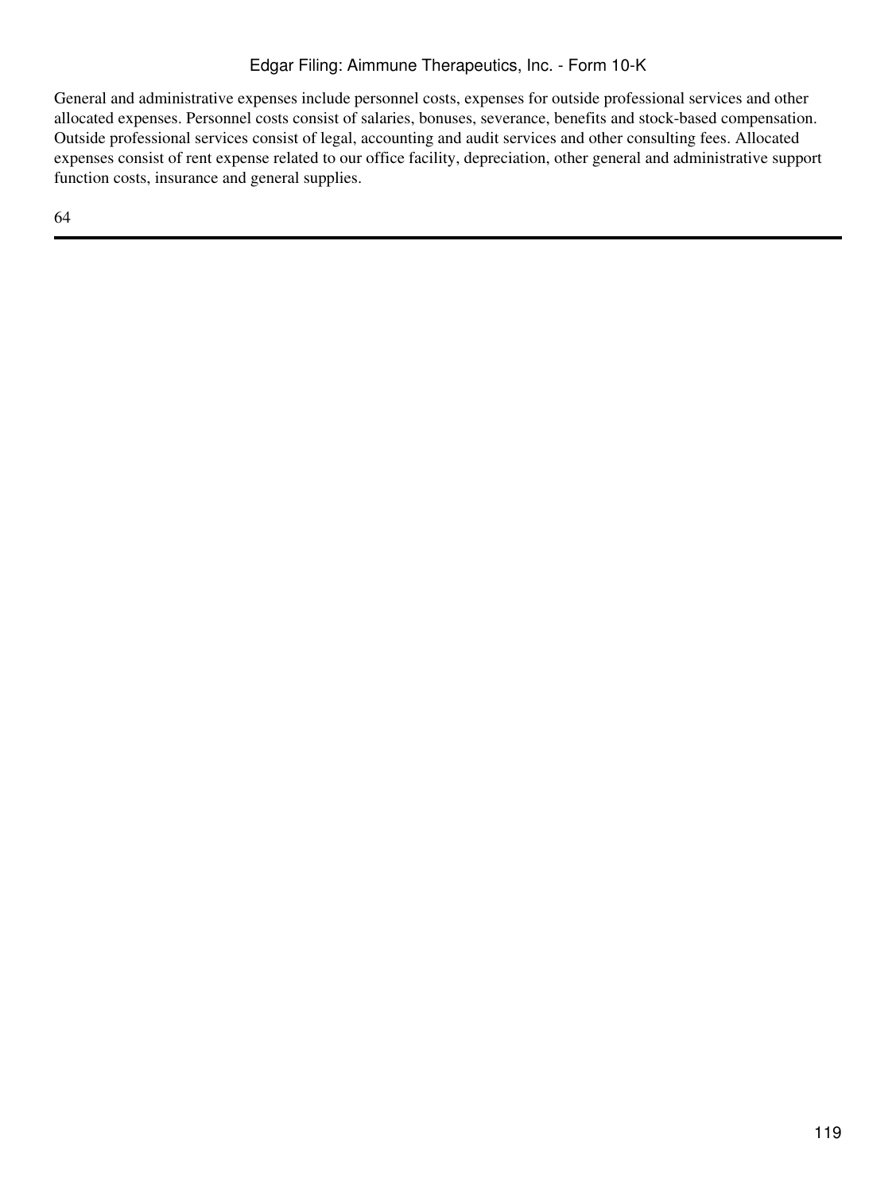General and administrative expenses include personnel costs, expenses for outside professional services and other allocated expenses. Personnel costs consist of salaries, bonuses, severance, benefits and stock-based compensation. Outside professional services consist of legal, accounting and audit services and other consulting fees. Allocated expenses consist of rent expense related to our office facility, depreciation, other general and administrative support function costs, insurance and general supplies.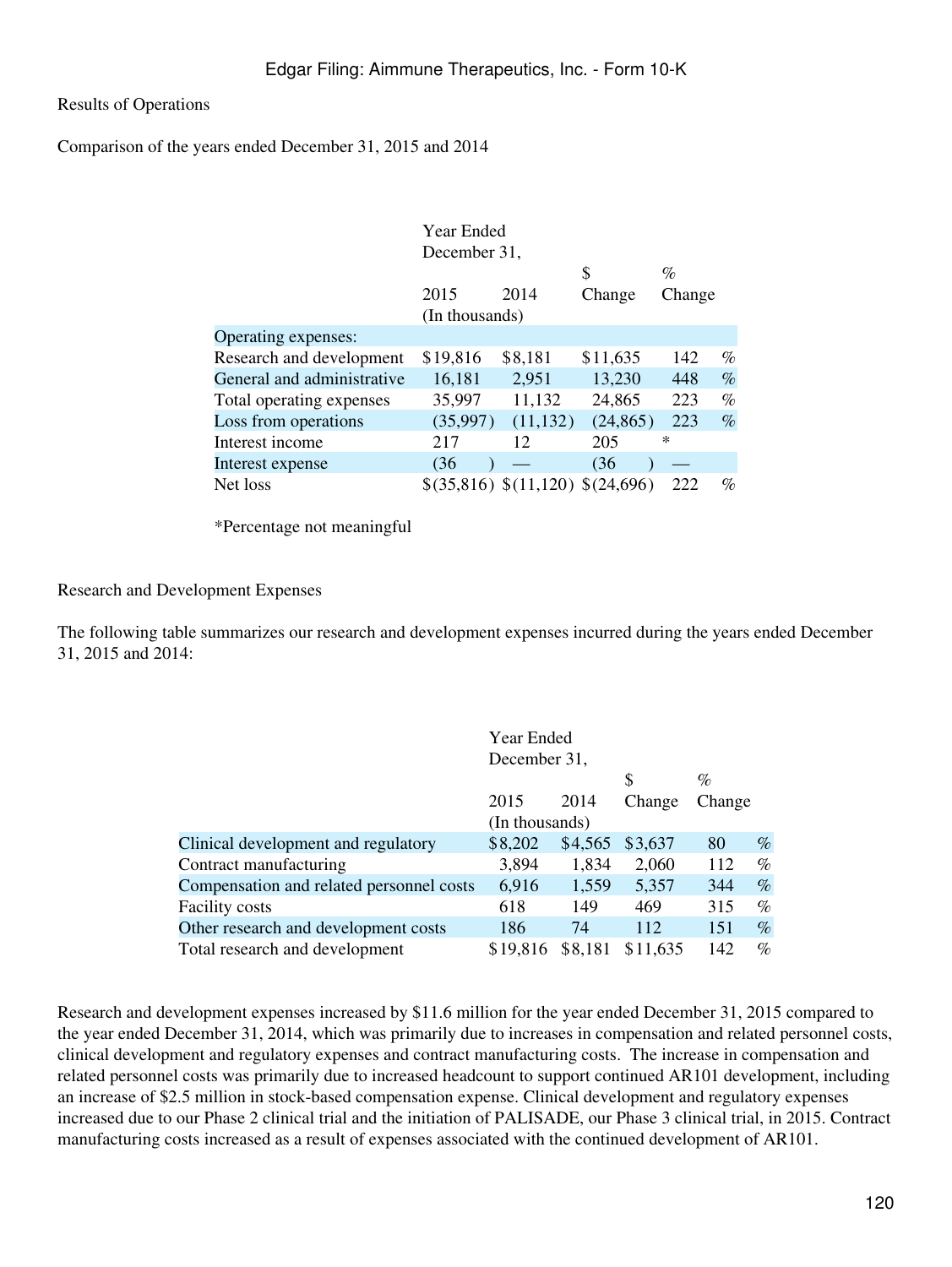Results of Operations

Comparison of the years ended December 31, 2015 and 2014

| | Year Ended December 31, | | | |
|---|---|---|---|---|
| | 2015 | 2014 | $ Change | % Change |
| | (In thousands) | | | |
| Operating expenses: | | | | |
| Research and development | $19,816 | $8,181 | $11,635 | 142 % |
| General and administrative | 16,181 | 2,951 | 13,230 | 448 % |
| Total operating expenses | 35,997 | 11,132 | 24,865 | 223 % |
| Loss from operations | (35,997) | (11,132) | (24,865) | 223 % |
| Interest income | 217 | 12 | 205 | * |
| Interest expense | (36) | — | (36) | — |
| Net loss | $(35,816) | $(11,120) | $(24,696) | 222 % |

*Percentage not meaningful

Research and Development Expenses

The following table summarizes our research and development expenses incurred during the years ended December 31, 2015 and 2014:

| | Year Ended December 31, | | | |
|---|---|---|---|---|
| | 2015 | 2014 | $ Change | % Change |
| | (In thousands) | | | |
| Clinical development and regulatory | $8,202 | $4,565 | $3,637 | 80 % |
| Contract manufacturing | 3,894 | 1,834 | 2,060 | 112 % |
| Compensation and related personnel costs | 6,916 | 1,559 | 5,357 | 344 % |
| Facility costs | 618 | 149 | 469 | 315 % |
| Other research and development costs | 186 | 74 | 112 | 151 % |
| Total research and development | $19,816 | $8,181 | $11,635 | 142 % |

Research and development expenses increased by $11.6 million for the year ended December 31, 2015 compared to the year ended December 31, 2014, which was primarily due to increases in compensation and related personnel costs, clinical development and regulatory expenses and contract manufacturing costs. The increase in compensation and related personnel costs was primarily due to increased headcount to support continued AR101 development, including an increase of $2.5 million in stock-based compensation expense. Clinical development and regulatory expenses increased due to our Phase 2 clinical trial and the initiation of PALISADE, our Phase 3 clinical trial, in 2015. Contract manufacturing costs increased as a result of expenses associated with the continued development of AR101.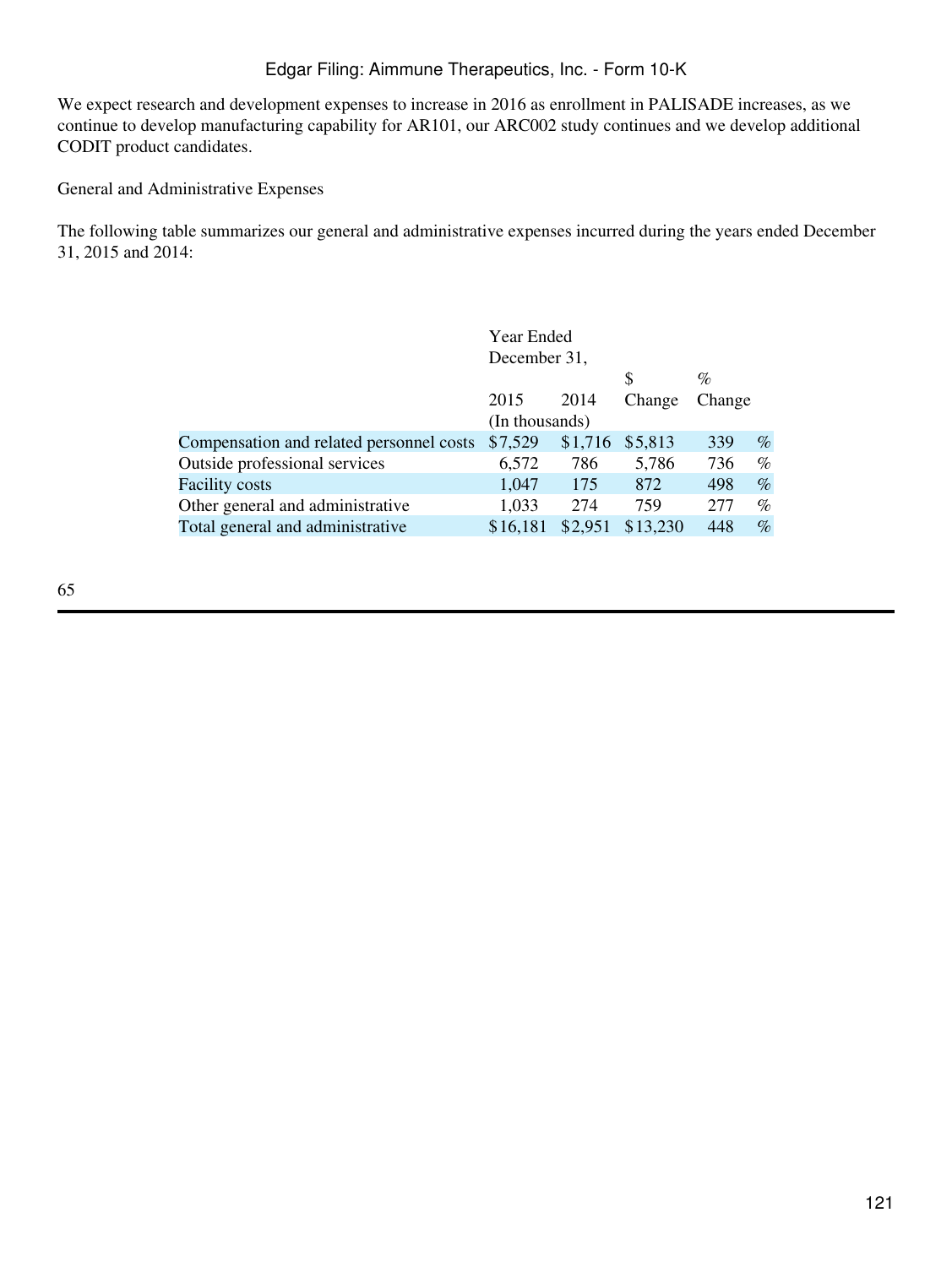We expect research and development expenses to increase in 2016 as enrollment in PALISADE increases, as we continue to develop manufacturing capability for AR101, our ARC002 study continues and we develop additional CODIT product candidates.

General and Administrative Expenses

The following table summarizes our general and administrative expenses incurred during the years ended December 31, 2015 and 2014:

| | Year Ended December 31, | | | |
|---|---|---|---|---|
| | 2015 | 2014 | $ Change | % Change |
| | (In thousands) | | | |
| Compensation and related personnel costs | $7,529 | $1,716 | $5,813 | 339 % |
| Outside professional services | 6,572 | 786 | 5,786 | 736 % |
| Facility costs | 1,047 | 175 | 872 | 498 % |
| Other general and administrative | 1,033 | 274 | 759 | 277 % |
| Total general and administrative | $16,181 | $2,951 | $13,230 | 448 % |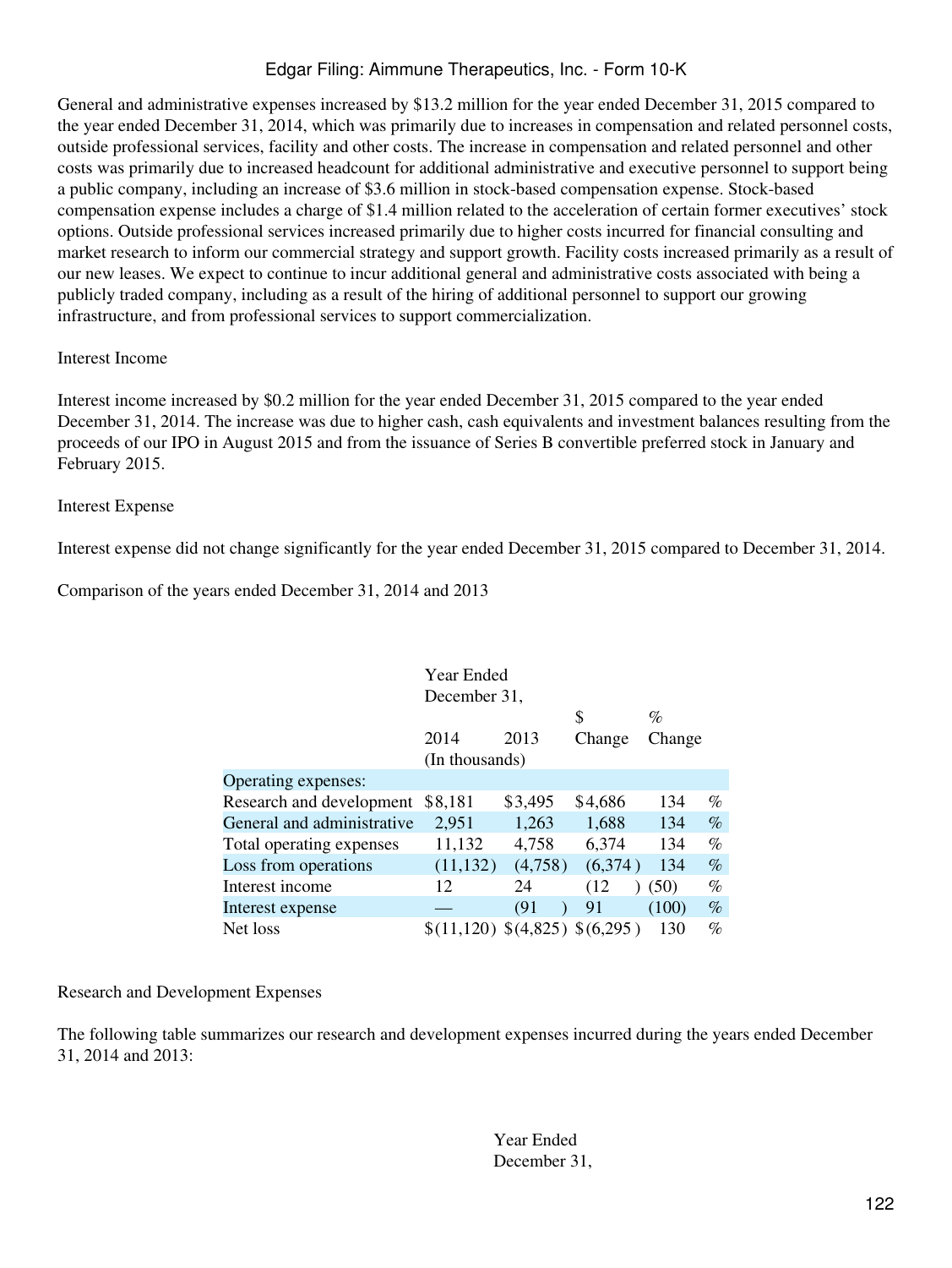General and administrative expenses increased by $13.2 million for the year ended December 31, 2015 compared to the year ended December 31, 2014, which was primarily due to increases in compensation and related personnel costs, outside professional services, facility and other costs. The increase in compensation and related personnel and other costs was primarily due to increased headcount for additional administrative and executive personnel to support being a public company, including an increase of $3.6 million in stock-based compensation expense. Stock-based compensation expense includes a charge of $1.4 million related to the acceleration of certain former executives' stock options. Outside professional services increased primarily due to higher costs incurred for financial consulting and market research to inform our commercial strategy and support growth. Facility costs increased primarily as a result of our new leases. We expect to continue to incur additional general and administrative costs associated with being a publicly traded company, including as a result of the hiring of additional personnel to support our growing infrastructure, and from professional services to support commercialization.

Interest Income

Interest income increased by $0.2 million for the year ended December 31, 2015 compared to the year ended December 31, 2014. The increase was due to higher cash, cash equivalents and investment balances resulting from the proceeds of our IPO in August 2015 and from the issuance of Series B convertible preferred stock in January and February 2015.

Interest Expense

Interest expense did not change significantly for the year ended December 31, 2015 compared to December 31, 2014.

Comparison of the years ended December 31, 2014 and 2013

| | Year Ended December 31, | | $ Change | % Change |
|---|---|---|---|---|
| | 2014 | 2013 | | |
| | (In thousands) | | | |
| Operating expenses: | | | | |
| Research and development | $8,181 | $3,495 | $4,686 | 134 % |
| General and administrative | 2,951 | 1,263 | 1,688 | 134 % |
| Total operating expenses | 11,132 | 4,758 | 6,374 | 134 % |
| Loss from operations | (11,132) | (4,758) | (6,374) | 134 % |
| Interest income | 12 | 24 | (12) | (50) % |
| Interest expense | — | (91) | 91 | (100) % |
| Net loss | $(11,120) | $(4,825) | $(6,295) | 130 % |

Research and Development Expenses

The following table summarizes our research and development expenses incurred during the years ended December 31, 2014 and 2013:

Year Ended December 31,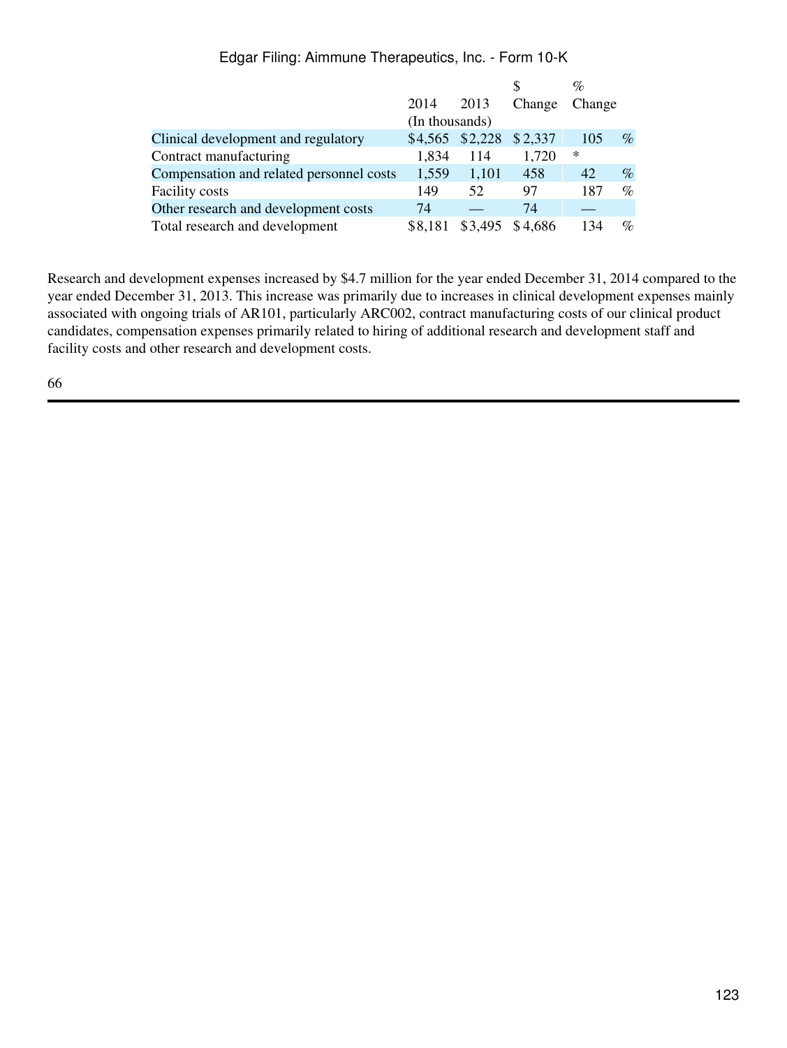| | 2014 | 2013 | $ Change | % Change |
|---|---|---|---|---|
| | (In thousands) | | | |
| Clinical development and regulatory | $4,565 | $2,228 | $2,337 | 105 % |
| Contract manufacturing | 1,834 | 114 | 1,720 | * |
| Compensation and related personnel costs | 1,559 | 1,101 | 458 | 42 % |
| Facility costs | 149 | 52 | 97 | 187 % |
| Other research and development costs | 74 | — | 74 | — |
| Total research and development | $8,181 | $3,495 | $4,686 | 134 % |

Research and development expenses increased by $4.7 million for the year ended December 31, 2014 compared to the year ended December 31, 2013. This increase was primarily due to increases in clinical development expenses mainly associated with ongoing trials of AR101, particularly ARC002, contract manufacturing costs of our clinical product candidates, compensation expenses primarily related to hiring of additional research and development staff and facility costs and other research and development costs.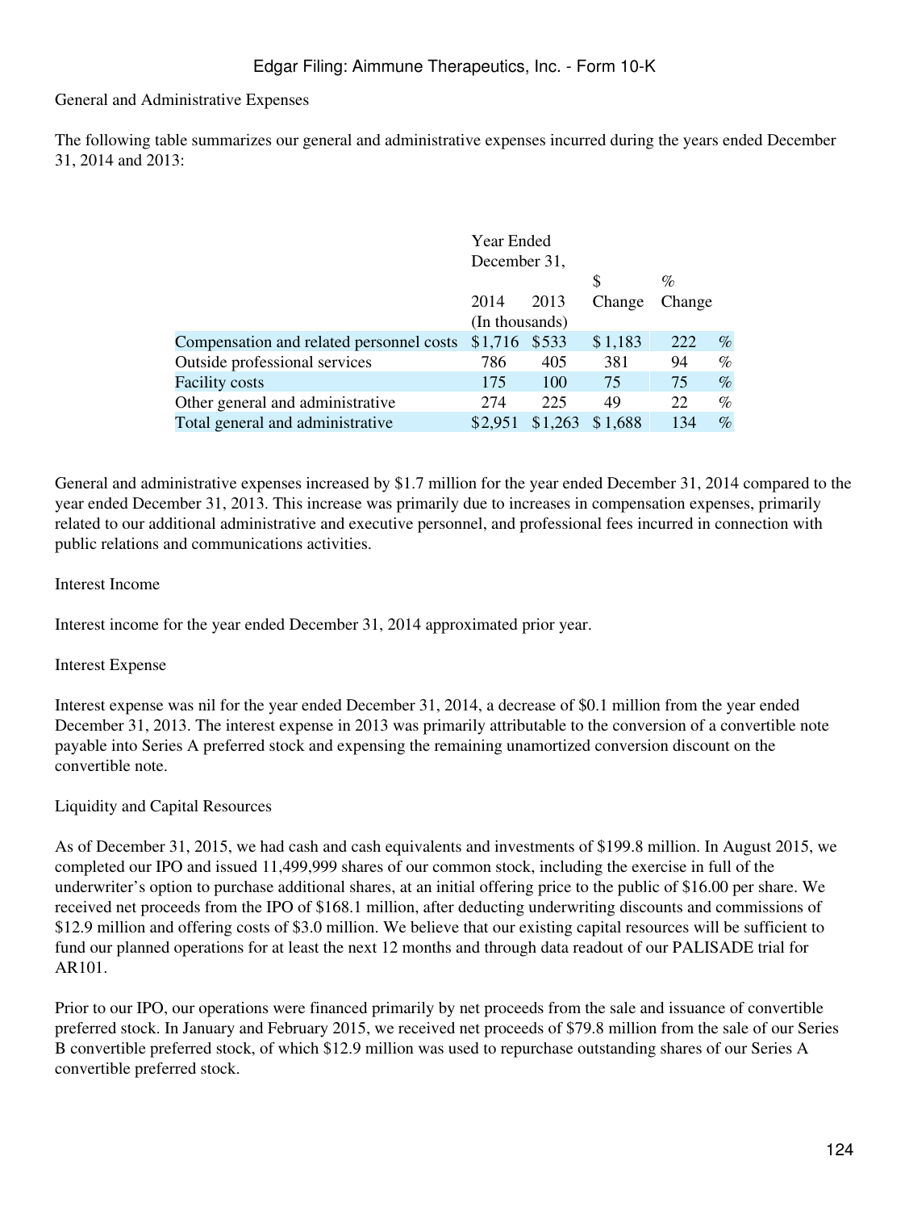General and Administrative Expenses

The following table summarizes our general and administrative expenses incurred during the years ended December 31, 2014 and 2013:

| | Year Ended December 31, | | $ | % |
|---|---|---|---|---|
| | 2014 | 2013 | Change | Change |
| | (In thousands) | | | |
| Compensation and related personnel costs | $1,716 | $533 | $1,183 | 222 % |
| Outside professional services | 786 | 405 | 381 | 94 % |
| Facility costs | 175 | 100 | 75 | 75 % |
| Other general and administrative | 274 | 225 | 49 | 22 % |
| Total general and administrative | $2,951 | $1,263 | $1,688 | 134 % |

General and administrative expenses increased by $1.7 million for the year ended December 31, 2014 compared to the year ended December 31, 2013. This increase was primarily due to increases in compensation expenses, primarily related to our additional administrative and executive personnel, and professional fees incurred in connection with public relations and communications activities.

Interest Income

Interest income for the year ended December 31, 2014 approximated prior year.

Interest Expense

Interest expense was nil for the year ended December 31, 2014, a decrease of $0.1 million from the year ended December 31, 2013. The interest expense in 2013 was primarily attributable to the conversion of a convertible note payable into Series A preferred stock and expensing the remaining unamortized conversion discount on the convertible note.

Liquidity and Capital Resources

As of December 31, 2015, we had cash and cash equivalents and investments of $199.8 million. In August 2015, we completed our IPO and issued 11,499,999 shares of our common stock, including the exercise in full of the underwriter's option to purchase additional shares, at an initial offering price to the public of $16.00 per share. We received net proceeds from the IPO of $168.1 million, after deducting underwriting discounts and commissions of $12.9 million and offering costs of $3.0 million. We believe that our existing capital resources will be sufficient to fund our planned operations for at least the next 12 months and through data readout of our PALISADE trial for AR101.

Prior to our IPO, our operations were financed primarily by net proceeds from the sale and issuance of convertible preferred stock. In January and February 2015, we received net proceeds of $79.8 million from the sale of our Series B convertible preferred stock, of which $12.9 million was used to repurchase outstanding shares of our Series A convertible preferred stock.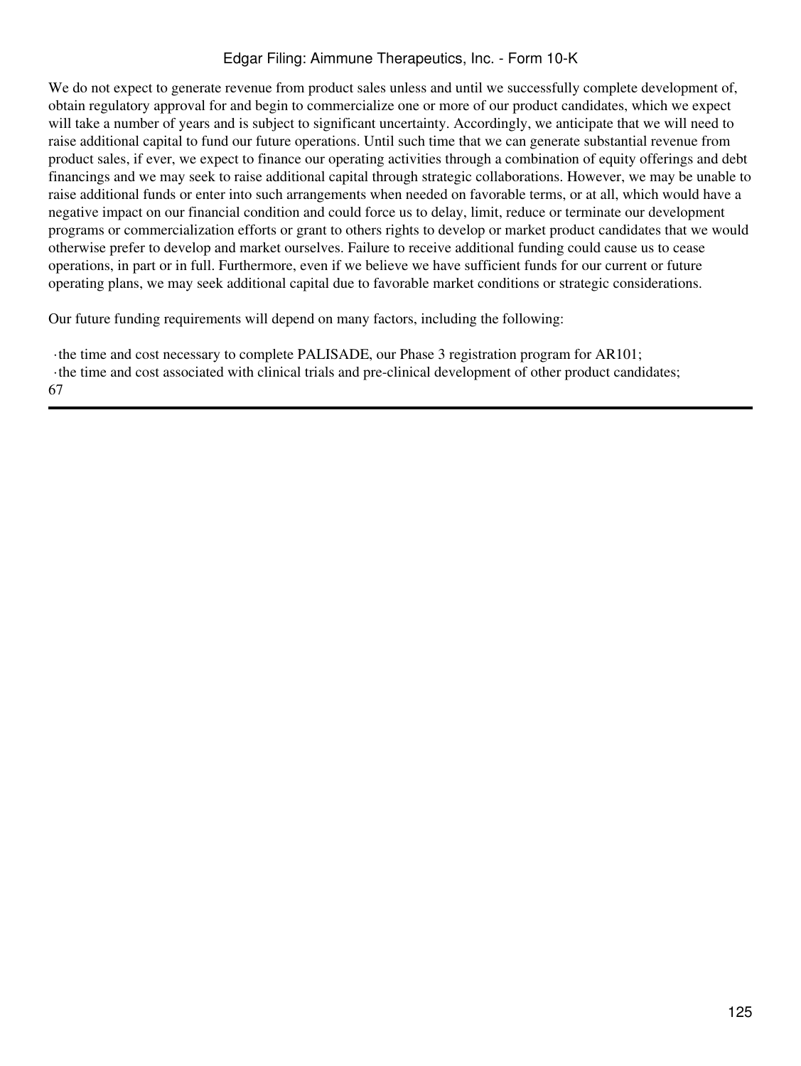We do not expect to generate revenue from product sales unless and until we successfully complete development of, obtain regulatory approval for and begin to commercialize one or more of our product candidates, which we expect will take a number of years and is subject to significant uncertainty. Accordingly, we anticipate that we will need to raise additional capital to fund our future operations. Until such time that we can generate substantial revenue from product sales, if ever, we expect to finance our operating activities through a combination of equity offerings and debt financings and we may seek to raise additional capital through strategic collaborations. However, we may be unable to raise additional funds or enter into such arrangements when needed on favorable terms, or at all, which would have a negative impact on our financial condition and could force us to delay, limit, reduce or terminate our development programs or commercialization efforts or grant to others rights to develop or market product candidates that we would otherwise prefer to develop and market ourselves. Failure to receive additional funding could cause us to cease operations, in part or in full. Furthermore, even if we believe we have sufficient funds for our current or future operating plans, we may seek additional capital due to favorable market conditions or strategic considerations.

Our future funding requirements will depend on many factors, including the following:

- the time and cost necessary to complete PALISADE, our Phase 3 registration program for AR101;
- the time and cost associated with clinical trials and pre-clinical development of other product candidates;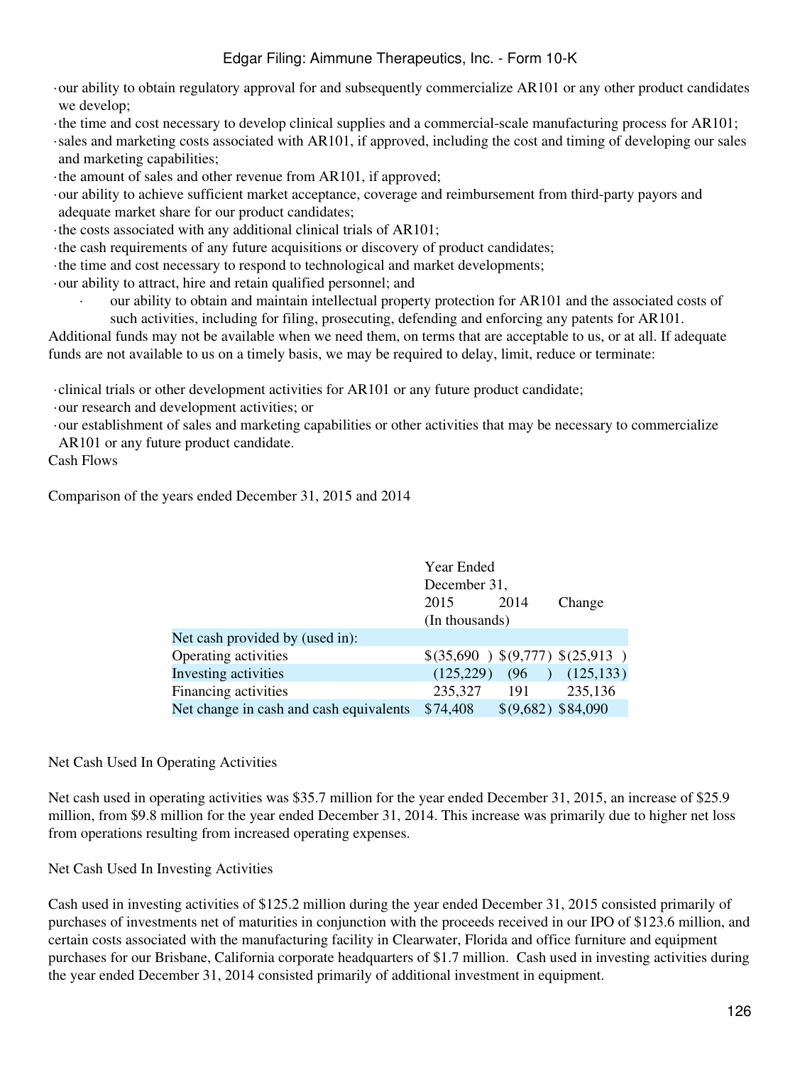- our ability to obtain regulatory approval for and subsequently commercialize AR101 or any other product candidates we develop;
- the time and cost necessary to develop clinical supplies and a commercial-scale manufacturing process for AR101;
- sales and marketing costs associated with AR101, if approved, including the cost and timing of developing our sales and marketing capabilities;
- the amount of sales and other revenue from AR101, if approved;
- our ability to achieve sufficient market acceptance, coverage and reimbursement from third-party payors and adequate market share for our product candidates;
- the costs associated with any additional clinical trials of AR101;
- the cash requirements of any future acquisitions or discovery of product candidates;
- the time and cost necessary to respond to technological and market developments;
- our ability to attract, hire and retain qualified personnel; and
- our ability to obtain and maintain intellectual property protection for AR101 and the associated costs of such activities, including for filing, prosecuting, defending and enforcing any patents for AR101.

Additional funds may not be available when we need them, on terms that are acceptable to us, or at all. If adequate funds are not available to us on a timely basis, we may be required to delay, limit, reduce or terminate:

- clinical trials or other development activities for AR101 or any future product candidate;
- our research and development activities; or
- our establishment of sales and marketing capabilities or other activities that may be necessary to commercialize AR101 or any future product candidate.

Cash Flows

Comparison of the years ended December 31, 2015 and 2014

| | Year Ended December 31, | | |
|---|---|---|---|
| | 2015 | 2014 | Change |
| | (In thousands) | | |
| Net cash provided by (used in): | | | |
| Operating activities | $(35,690) | $(9,777) | $(25,913) |
| Investing activities | (125,229) | (96) | (125,133) |
| Financing activities | 235,327 | 191 | 235,136 |
| Net change in cash and cash equivalents | $74,408 | $(9,682) | $84,090 |

Net Cash Used In Operating Activities

Net cash used in operating activities was $35.7 million for the year ended December 31, 2015, an increase of $25.9 million, from $9.8 million for the year ended December 31, 2014. This increase was primarily due to higher net loss from operations resulting from increased operating expenses.

Net Cash Used In Investing Activities

Cash used in investing activities of $125.2 million during the year ended December 31, 2015 consisted primarily of purchases of investments net of maturities in conjunction with the proceeds received in our IPO of $123.6 million, and certain costs associated with the manufacturing facility in Clearwater, Florida and office furniture and equipment purchases for our Brisbane, California corporate headquarters of $1.7 million. Cash used in investing activities during the year ended December 31, 2014 consisted primarily of additional investment in equipment.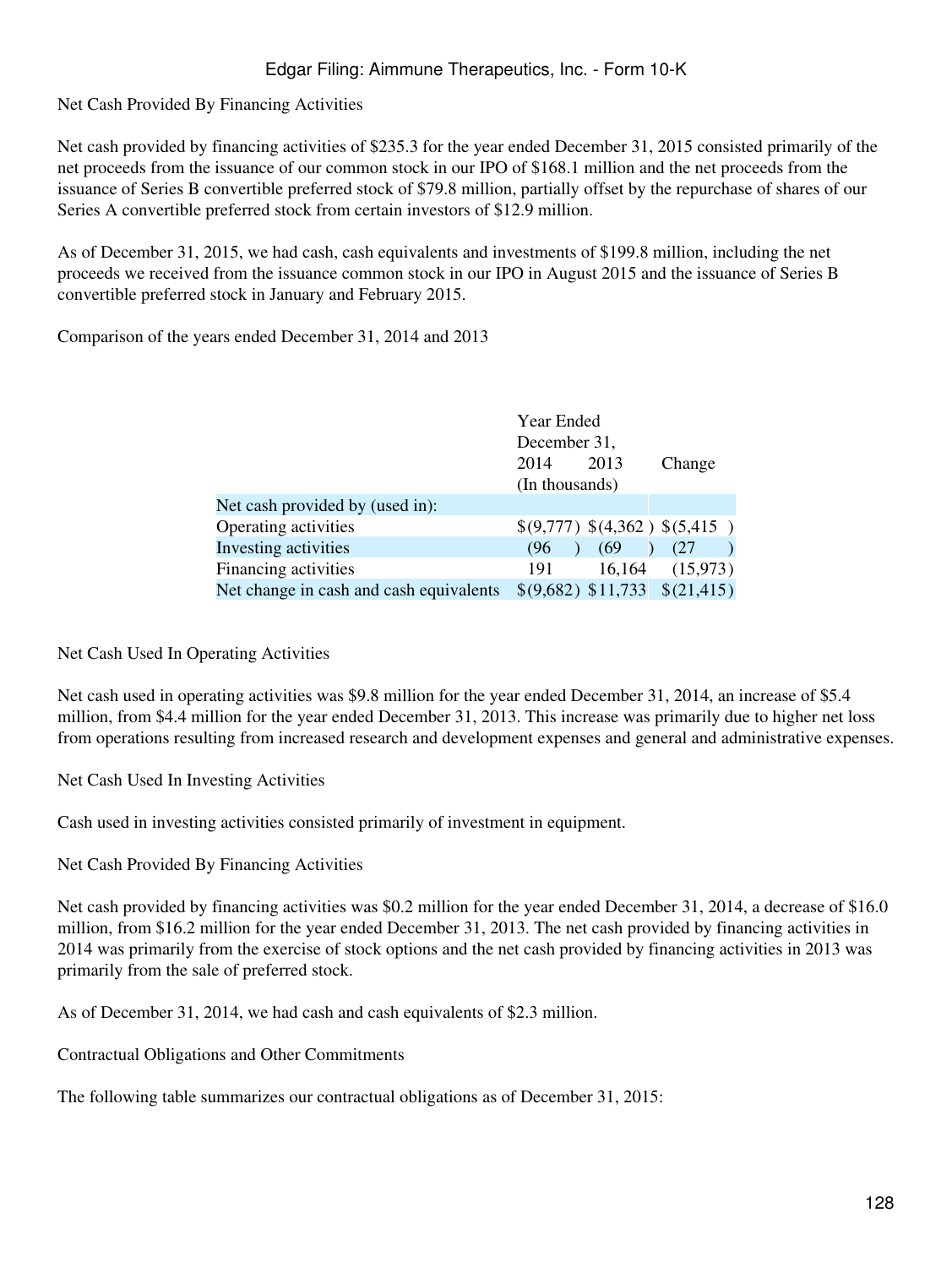Net Cash Provided By Financing Activities

Net cash provided by financing activities of $235.3 for the year ended December 31, 2015 consisted primarily of the net proceeds from the issuance of our common stock in our IPO of $168.1 million and the net proceeds from the issuance of Series B convertible preferred stock of $79.8 million, partially offset by the repurchase of shares of our Series A convertible preferred stock from certain investors of $12.9 million.

As of December 31, 2015, we had cash, cash equivalents and investments of $199.8 million, including the net proceeds we received from the issuance common stock in our IPO in August 2015 and the issuance of Series B convertible preferred stock in January and February 2015.

Comparison of the years ended December 31, 2014 and 2013

| | Year Ended December 31, | | |
|---|---|---|---|
| | 2014 | 2013 | Change |
| | (In thousands) | | |
| Net cash provided by (used in): | | | |
| Operating activities | $(9,777) | $(4,362) | $(5,415) |
| Investing activities | (96) | (69) | (27) |
| Financing activities | 191 | 16,164 | (15,973) |
| Net change in cash and cash equivalents | $(9,682) | $11,733 | $(21,415) |

Net Cash Used In Operating Activities

Net cash used in operating activities was $9.8 million for the year ended December 31, 2014, an increase of $5.4 million, from $4.4 million for the year ended December 31, 2013. This increase was primarily due to higher net loss from operations resulting from increased research and development expenses and general and administrative expenses.

Net Cash Used In Investing Activities

Cash used in investing activities consisted primarily of investment in equipment.

Net Cash Provided By Financing Activities

Net cash provided by financing activities was $0.2 million for the year ended December 31, 2014, a decrease of $16.0 million, from $16.2 million for the year ended December 31, 2013. The net cash provided by financing activities in 2014 was primarily from the exercise of stock options and the net cash provided by financing activities in 2013 was primarily from the sale of preferred stock.

As of December 31, 2014, we had cash and cash equivalents of $2.3 million.

Contractual Obligations and Other Commitments

The following table summarizes our contractual obligations as of December 31, 2015: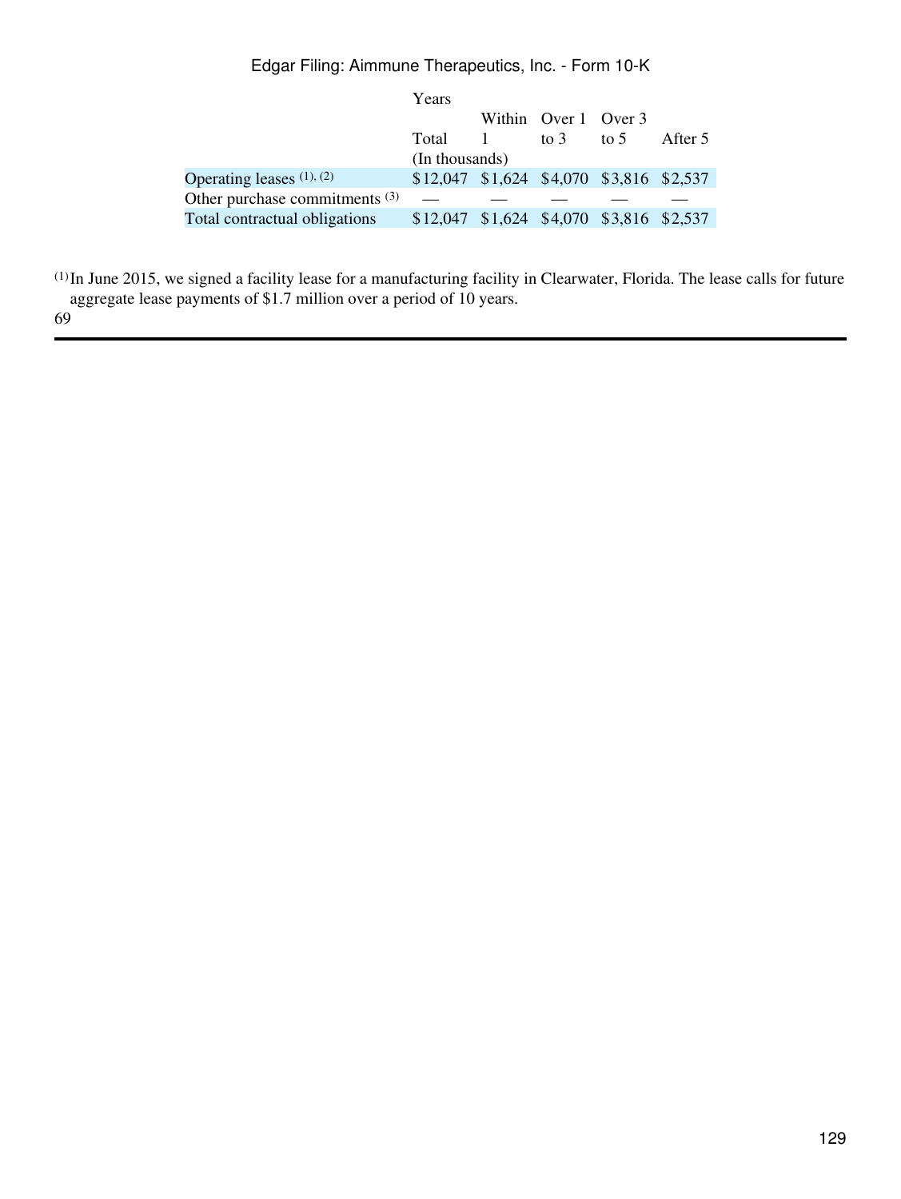| | Years | | | | |
|---|---|---|---|---|---|
| | Total | Within 1 | Over 1 to 3 | Over 3 to 5 | After 5 |
| | (In thousands) | | | | |
| Operating leases [1], [2] | $12,047 | $1,624 | $4,070 | $3,816 | $2,537 |
| Other purchase commitments [3] | — | — | — | — | — |
| Total contractual obligations | $12,047 | $1,624 | $4,070 | $3,816 | $2,537 |

[1] In June 2015, we signed a facility lease for a manufacturing facility in Clearwater, Florida. The lease calls for future aggregate lease payments of $1.7 million over a period of 10 years.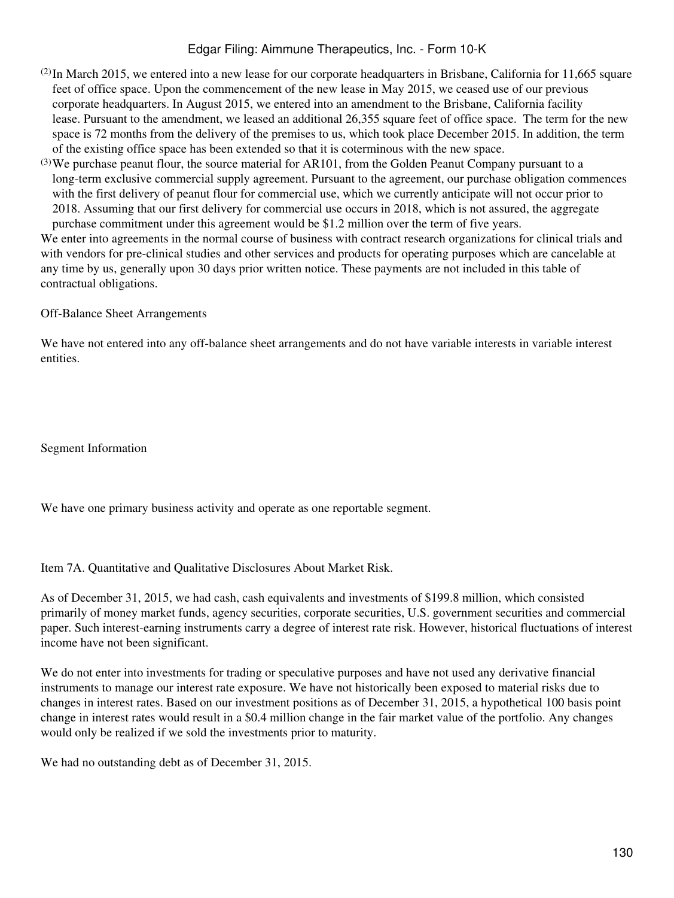(2) In March 2015, we entered into a new lease for our corporate headquarters in Brisbane, California for 11,665 square feet of office space. Upon the commencement of the new lease in May 2015, we ceased use of our previous corporate headquarters. In August 2015, we entered into an amendment to the Brisbane, California facility lease. Pursuant to the amendment, we leased an additional 26,355 square feet of office space. The term for the new space is 72 months from the delivery of the premises to us, which took place December 2015. In addition, the term of the existing office space has been extended so that it is coterminous with the new space.

(3) We purchase peanut flour, the source material for AR101, from the Golden Peanut Company pursuant to a long-term exclusive commercial supply agreement. Pursuant to the agreement, our purchase obligation commences with the first delivery of peanut flour for commercial use, which we currently anticipate will not occur prior to 2018. Assuming that our first delivery for commercial use occurs in 2018, which is not assured, the aggregate purchase commitment under this agreement would be $1.2 million over the term of five years.

We enter into agreements in the normal course of business with contract research organizations for clinical trials and with vendors for pre-clinical studies and other services and products for operating purposes which are cancelable at any time by us, generally upon 30 days prior written notice. These payments are not included in this table of contractual obligations.

## Off-Balance Sheet Arrangements

We have not entered into any off-balance sheet arrangements and do not have variable interests in variable interest entities.

## Segment Information

We have one primary business activity and operate as one reportable segment.

# Item 7A. Quantitative and Qualitative Disclosures About Market Risk.

As of December 31, 2015, we had cash, cash equivalents and investments of $199.8 million, which consisted primarily of money market funds, agency securities, corporate securities, U.S. government securities and commercial paper. Such interest-earning instruments carry a degree of interest rate risk. However, historical fluctuations of interest income have not been significant.

We do not enter into investments for trading or speculative purposes and have not used any derivative financial instruments to manage our interest rate exposure. We have not historically been exposed to material risks due to changes in interest rates. Based on our investment positions as of December 31, 2015, a hypothetical 100 basis point change in interest rates would result in a $0.4 million change in the fair market value of the portfolio. Any changes would only be realized if we sold the investments prior to maturity.

We had no outstanding debt as of December 31, 2015.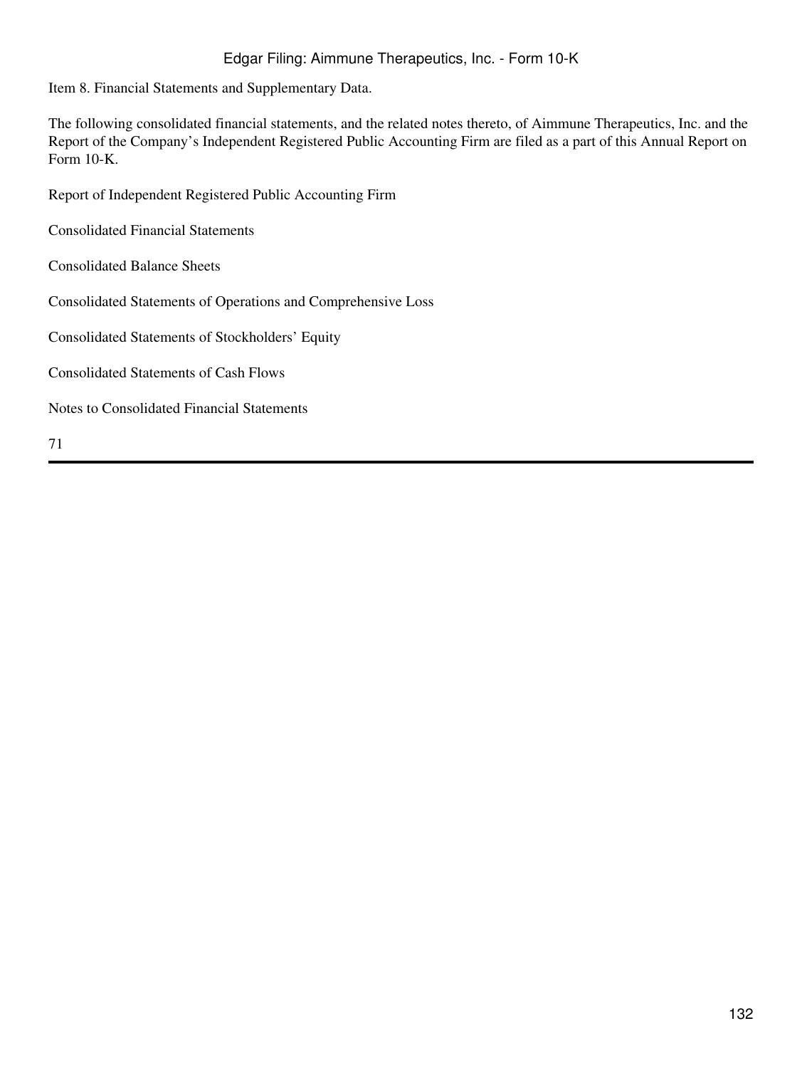Item 8. Financial Statements and Supplementary Data.

The following consolidated financial statements, and the related notes thereto, of Aimmune Therapeutics, Inc. and the Report of the Company's Independent Registered Public Accounting Firm are filed as a part of this Annual Report on Form 10-K.

Report of Independent Registered Public Accounting Firm

Consolidated Financial Statements

Consolidated Balance Sheets

Consolidated Statements of Operations and Comprehensive Loss

Consolidated Statements of Stockholders' Equity

Consolidated Statements of Cash Flows

Notes to Consolidated Financial Statements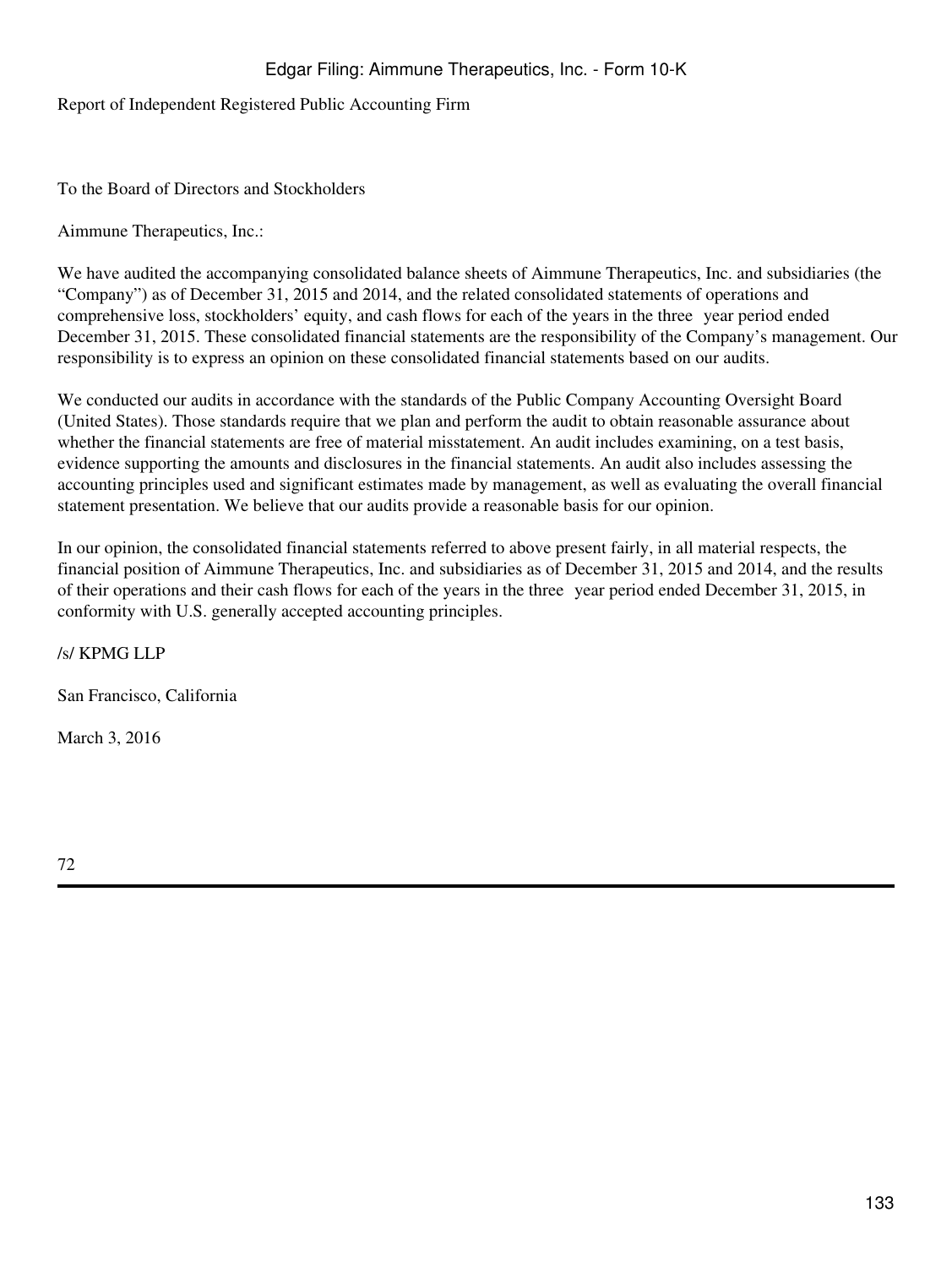# Report of Independent Registered Public Accounting Firm

To the Board of Directors and Stockholders

Aimmune Therapeutics, Inc.:

We have audited the accompanying consolidated balance sheets of Aimmune Therapeutics, Inc. and subsidiaries (the "Company") as of December 31, 2015 and 2014, and the related consolidated statements of operations and comprehensive loss, stockholders' equity, and cash flows for each of the years in the three year period ended December 31, 2015. These consolidated financial statements are the responsibility of the Company's management. Our responsibility is to express an opinion on these consolidated financial statements based on our audits.

We conducted our audits in accordance with the standards of the Public Company Accounting Oversight Board (United States). Those standards require that we plan and perform the audit to obtain reasonable assurance about whether the financial statements are free of material misstatement. An audit includes examining, on a test basis, evidence supporting the amounts and disclosures in the financial statements. An audit also includes assessing the accounting principles used and significant estimates made by management, as well as evaluating the overall financial statement presentation. We believe that our audits provide a reasonable basis for our opinion.

In our opinion, the consolidated financial statements referred to above present fairly, in all material respects, the financial position of Aimmune Therapeutics, Inc. and subsidiaries as of December 31, 2015 and 2014, and the results of their operations and their cash flows for each of the years in the three year period ended December 31, 2015, in conformity with U.S. generally accepted accounting principles.

/s/ KPMG LLP

San Francisco, California

March 3, 2016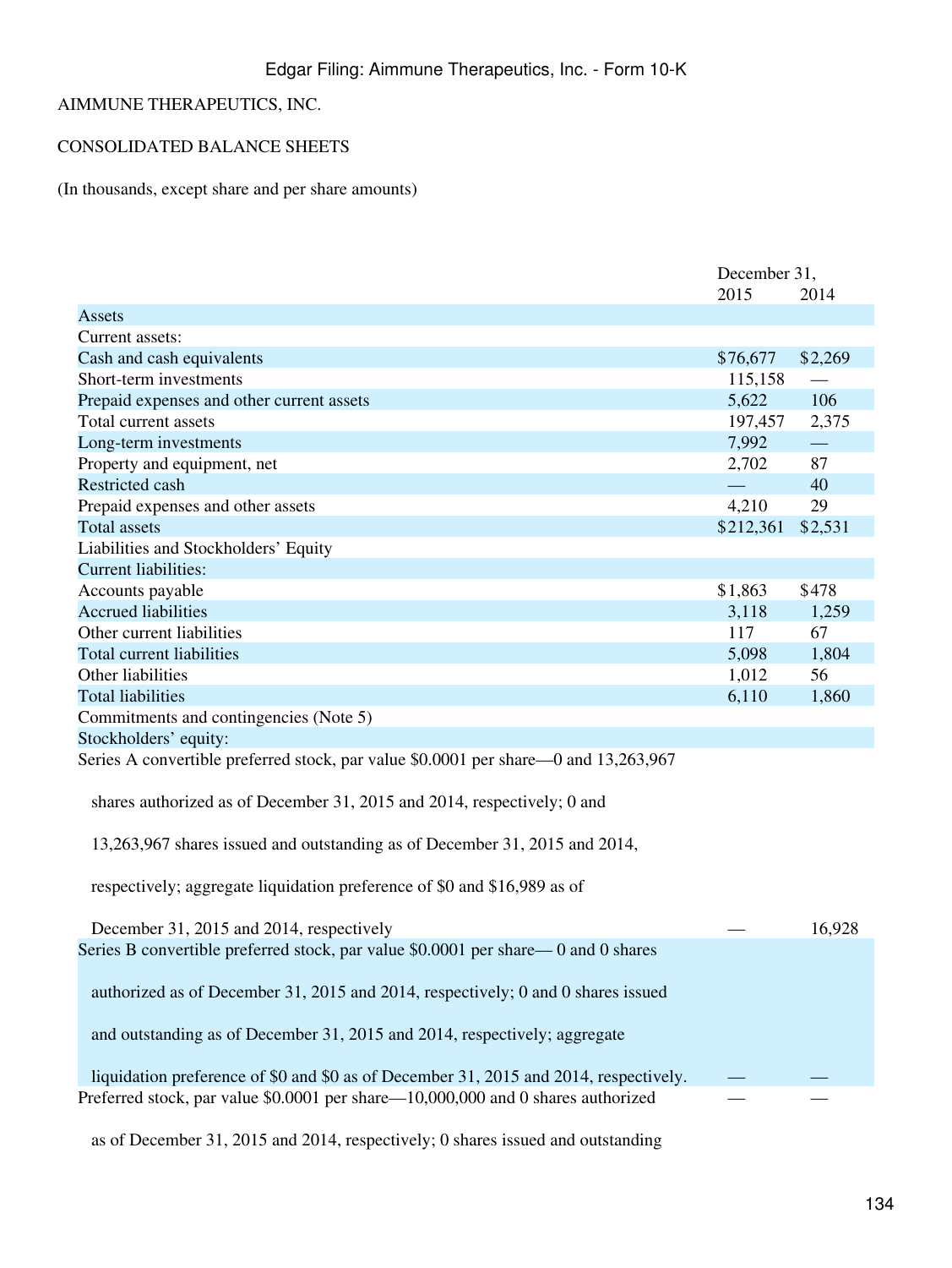AIMMUNE THERAPEUTICS, INC.

CONSOLIDATED BALANCE SHEETS

(In thousands, except share and per share amounts)

| | December 31, | |
|---|---|---|
| | 2015 | 2014 |
| Assets | | |
| Current assets: | | |
| Cash and cash equivalents | $76,677 | $2,269 |
| Short-term investments | 115,158 | — |
| Prepaid expenses and other current assets | 5,622 | 106 |
| Total current assets | 197,457 | 2,375 |
| Long-term investments | 7,992 | — |
| Property and equipment, net | 2,702 | 87 |
| Restricted cash | — | 40 |
| Prepaid expenses and other assets | 4,210 | 29 |
| Total assets | $212,361 | $2,531 |
| Liabilities and Stockholders' Equity | | |
| Current liabilities: | | |
| Accounts payable | $1,863 | $478 |
| Accrued liabilities | 3,118 | 1,259 |
| Other current liabilities | 117 | 67 |
| Total current liabilities | 5,098 | 1,804 |
| Other liabilities | 1,012 | 56 |
| Total liabilities | 6,110 | 1,860 |
| Commitments and contingencies (Note 5) | | |
| Stockholders' equity: | | |
| Series A convertible preferred stock, par value $0.0001 per share—0 and 13,263,967 shares authorized as of December 31, 2015 and 2014, respectively; 0 and 13,263,967 shares issued and outstanding as of December 31, 2015 and 2014, respectively; aggregate liquidation preference of $0 and $16,989 as of December 31, 2015 and 2014, respectively | — | 16,928 |
| Series B convertible preferred stock, par value $0.0001 per share— 0 and 0 shares authorized as of December 31, 2015 and 2014, respectively; 0 and 0 shares issued and outstanding as of December 31, 2015 and 2014, respectively; aggregate liquidation preference of $0 and $0 as of December 31, 2015 and 2014, respectively. | — | — |
| Preferred stock, par value $0.0001 per share—10,000,000 and 0 shares authorized as of December 31, 2015 and 2014, respectively; 0 shares issued and outstanding | — | — |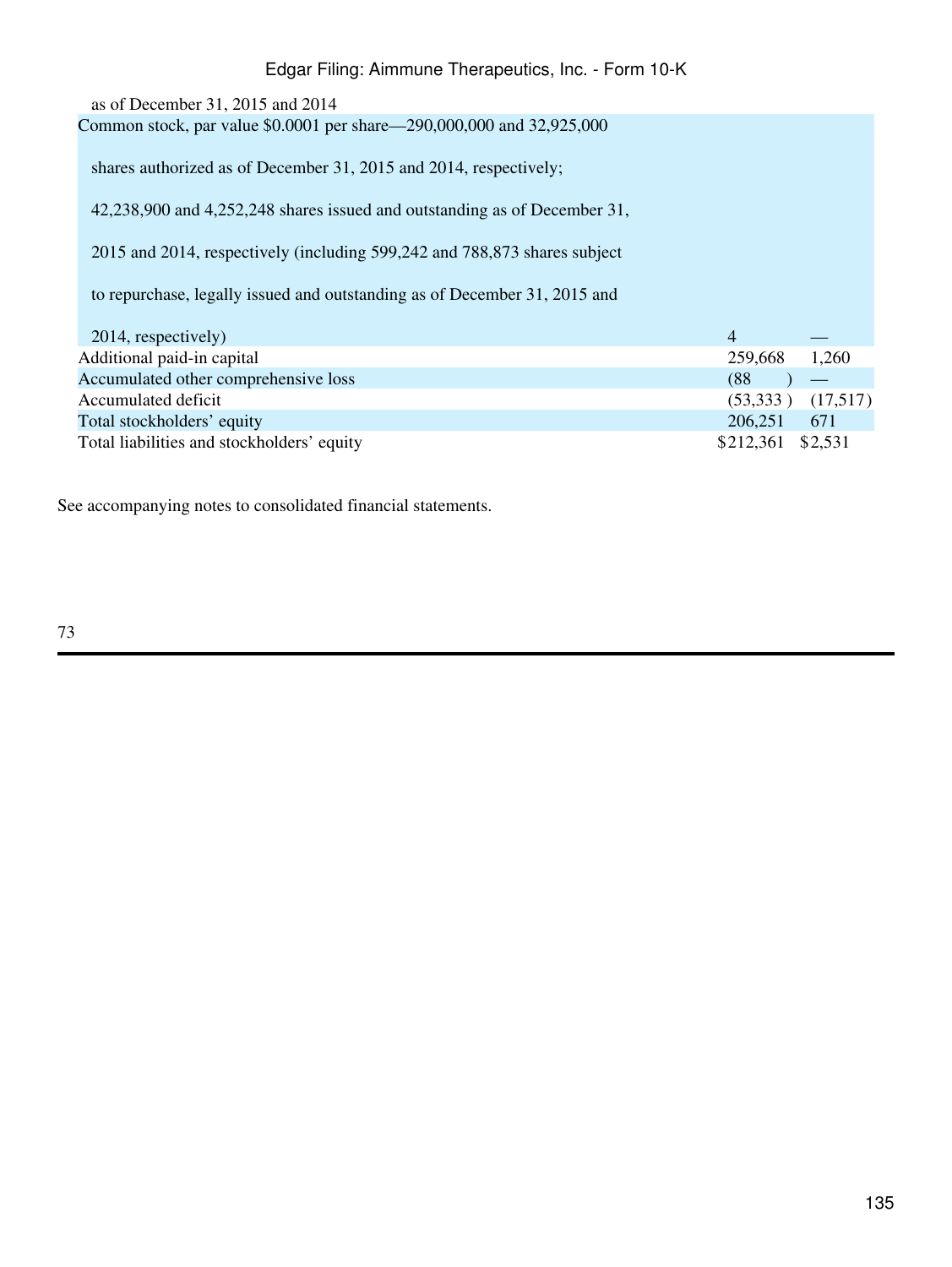as of December 31, 2015 and 2014

| | | |
|---|---|---|
| Common stock, par value $0.0001 per share—290,000,000 and 32,925,000 shares authorized as of December 31, 2015 and 2014, respectively; 42,238,900 and 4,252,248 shares issued and outstanding as of December 31, 2015 and 2014, respectively (including 599,242 and 788,873 shares subject to repurchase, legally issued and outstanding as of December 31, 2015 and 2014, respectively) | 4 | — |
| Additional paid-in capital | 259,668 | 1,260 |
| Accumulated other comprehensive loss | (88 ) | — |
| Accumulated deficit | (53,333 ) | (17,517) |
| Total stockholders' equity | 206,251 | 671 |
| Total liabilities and stockholders' equity | $212,361 | $2,531 |

See accompanying notes to consolidated financial statements.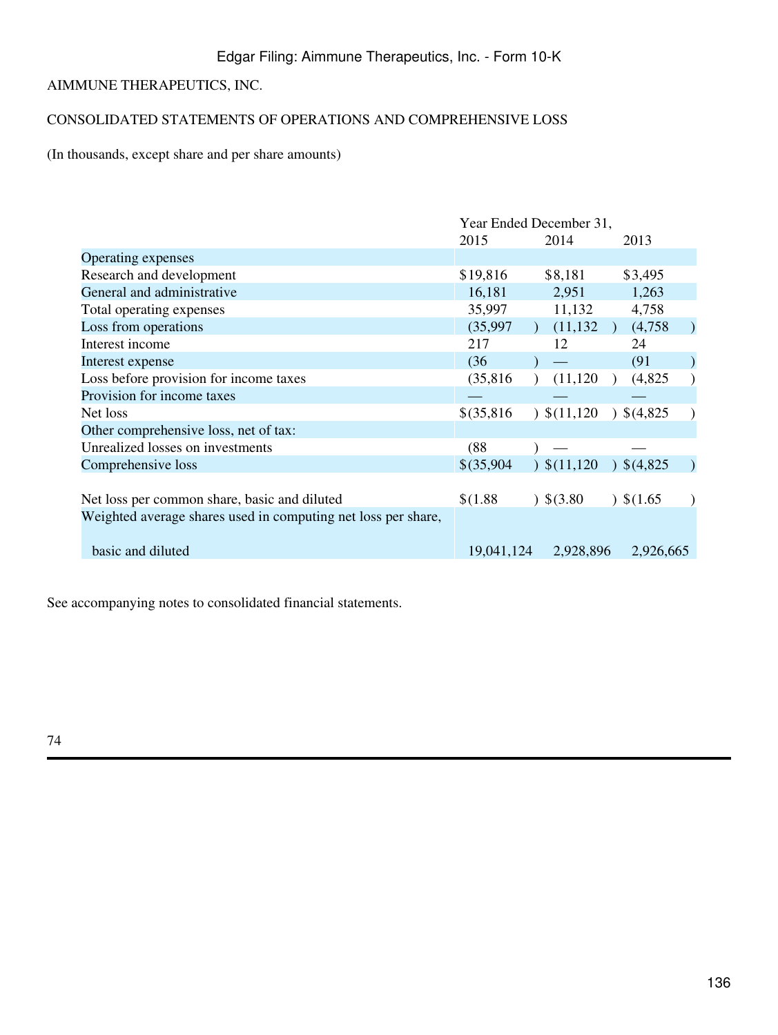AIMMUNE THERAPEUTICS, INC.

CONSOLIDATED STATEMENTS OF OPERATIONS AND COMPREHENSIVE LOSS

(In thousands, except share and per share amounts)

| | Year Ended December 31, | | |
|---|---|---|---|
| | 2015 | 2014 | 2013 |
| Operating expenses | | | |
| Research and development | $19,816 | $8,181 | $3,495 |
| General and administrative | 16,181 | 2,951 | 1,263 |
| Total operating expenses | 35,997 | 11,132 | 4,758 |
| Loss from operations | (35,997) | (11,132) | (4,758) |
| Interest income | 217 | 12 | 24 |
| Interest expense | (36) | — | (91) |
| Loss before provision for income taxes | (35,816) | (11,120) | (4,825) |
| Provision for income taxes | — | — | — |
| Net loss | $(35,816) | $(11,120) | $(4,825) |
| Other comprehensive loss, net of tax: | | | |
| Unrealized losses on investments | (88) | — | — |
| Comprehensive loss | $(35,904) | $(11,120) | $(4,825) |
| | | | |
| Net loss per common share, basic and diluted | $(1.88) | $(3.80) | $(1.65) |
| Weighted average shares used in computing net loss per share, basic and diluted | 19,041,124 | 2,928,896 | 2,926,665 |

See accompanying notes to consolidated financial statements.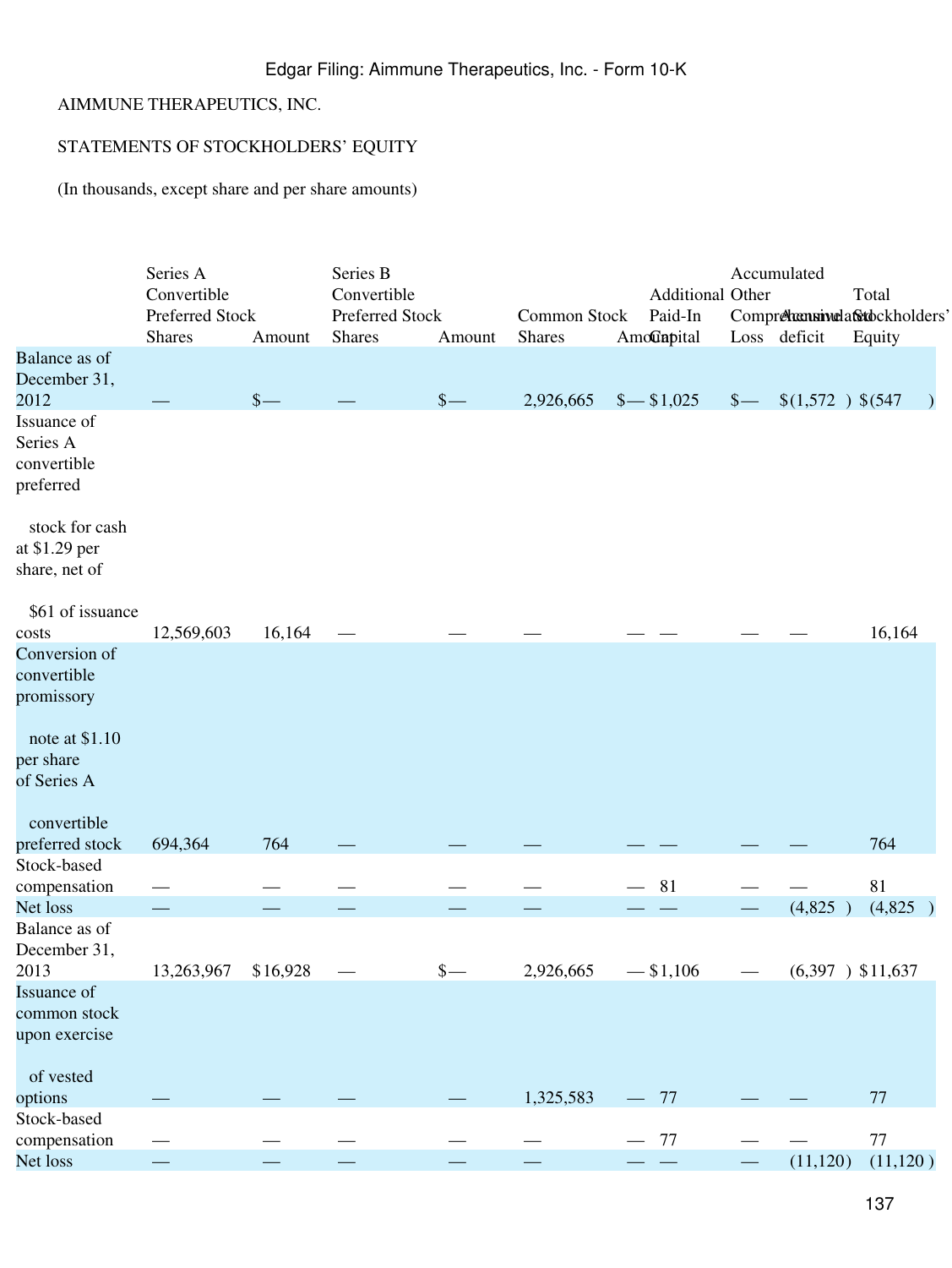AIMMUNE THERAPEUTICS, INC.

STATEMENTS OF STOCKHOLDERS' EQUITY

(In thousands, except share and per share amounts)

| | Series A Convertible Preferred Stock | | Series B Convertible Preferred Stock | | Common Stock | | Additional Paid-In Capital | Accumulated Other Comprehensive Loss | Accumulated deficit | Total Stockholders' Equity |
|---|---|---|---|---|---|---|---|---|---|---|
| | Shares | Amount | Shares | Amount | Shares | Amount | | | | |
| Balance as of December 31, 2012 | — | $— | — | $— | 2,926,665 | $— | $1,025 | $— | $(1,572 ) | $(547 ) |
| Issuance of Series A convertible preferred stock for cash at $1.29 per share, net of $61 of issuance costs | 12,569,603 | 16,164 | — | — | — | — | — | — | — | 16,164 |
| Conversion of convertible promissory note at $1.10 per share of Series A convertible preferred stock | 694,364 | 764 | — | — | — | — | — | — | — | 764 |
| Stock-based compensation | — | — | — | — | — | — | 81 | — | — | 81 |
| Net loss | — | — | — | — | — | — | — | — | (4,825 ) | (4,825 ) |
| Balance as of December 31, 2013 | 13,263,967 | $16,928 | — | $— | 2,926,665 | — | $1,106 | — | (6,397 ) | $11,637 |
| Issuance of common stock upon exercise of vested options | — | — | — | — | 1,325,583 | — | 77 | — | — | 77 |
| Stock-based compensation | — | — | — | — | — | — | 77 | — | — | 77 |
| Net loss | — | — | — | — | — | — | — | — | (11,120) | (11,120 ) |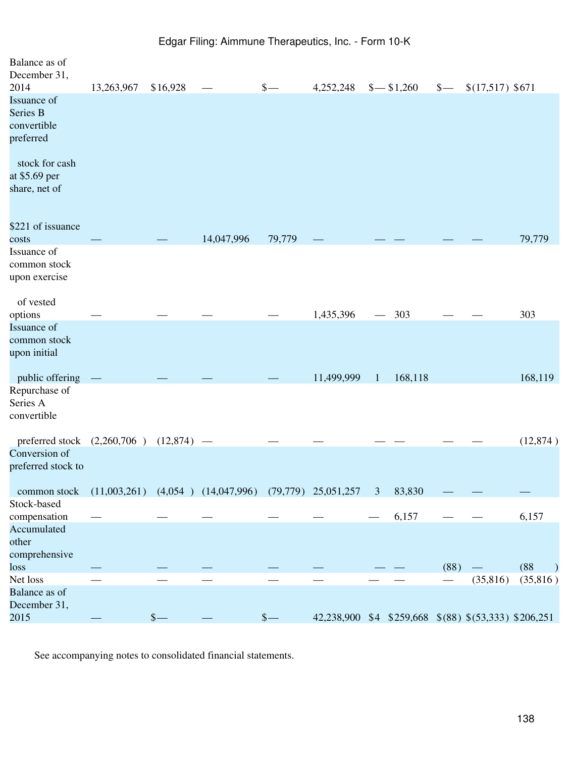| | | | | | | | | | | |
|---|---|---|---|---|---|---|---|---|---|---|
| Balance as of December 31, 2014 | 13,263,967 | $16,928 | — | $— | 4,252,248 | $— | $1,260 | $— | $(17,517) | $671 |
| Issuance of Series B convertible preferred stock for cash at $5.69 per share, net of $221 of issuance costs | — | — | 14,047,996 | 79,779 | — | — | — | — | — | 79,779 |
| Issuance of common stock upon exercise of vested options | — | — | — | — | 1,435,396 | — | 303 | — | — | 303 |
| Issuance of common stock upon initial public offering | — | — | — | — | 11,499,999 | 1 | 168,118 | | | 168,119 |
| Repurchase of Series A convertible preferred stock | (2,260,706) | (12,874) | — | — | — | — | — | — | — | (12,874) |
| Conversion of preferred stock to common stock | (11,003,261) | (4,054) | (14,047,996) | (79,779) | 25,051,257 | 3 | 83,830 | — | — | — |
| Stock-based compensation | — | — | — | — | — | — | 6,157 | — | — | 6,157 |
| Accumulated other comprehensive loss | — | — | — | — | — | — | — | (88) | — | (88) |
| Net loss | — | — | — | — | — | — | — | — | (35,816) | (35,816) |
| Balance as of December 31, 2015 | — | $— | — | $— | 42,238,900 | $4 | $259,668 | $(88) | $(53,333) | $206,251 |

See accompanying notes to consolidated financial statements.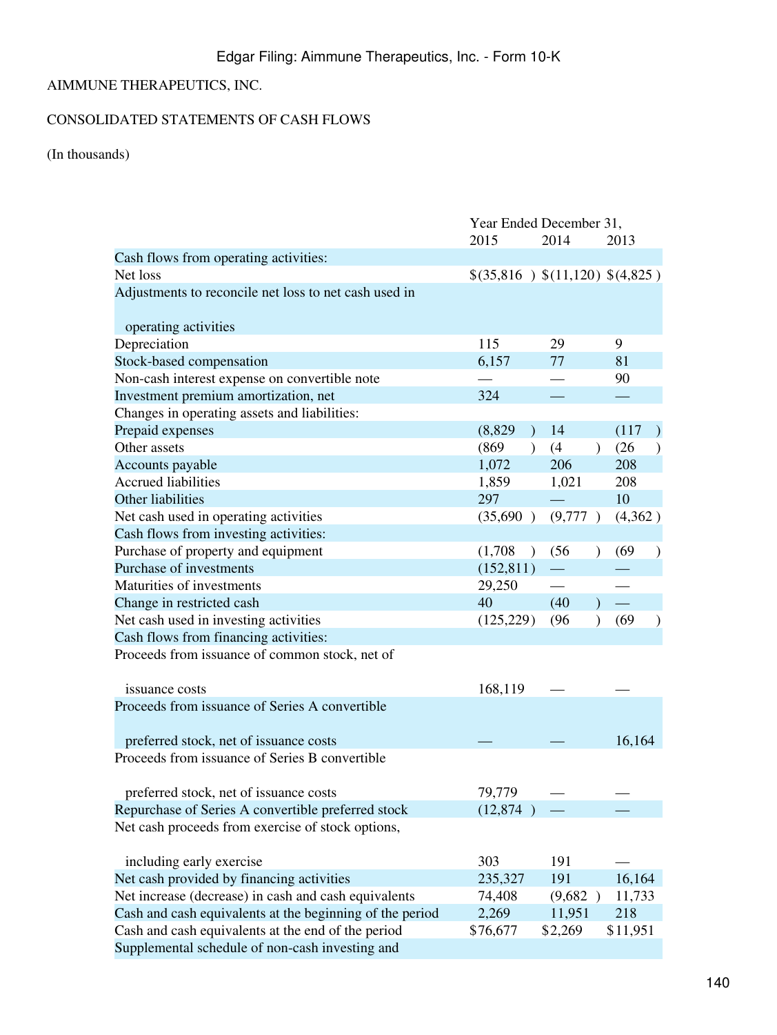AIMMUNE THERAPEUTICS, INC.

CONSOLIDATED STATEMENTS OF CASH FLOWS

(In thousands)

| | Year Ended December 31, | | |
|---|---|---|---|
| | 2015 | 2014 | 2013 |
| Cash flows from operating activities: | | | |
| Net loss | $(35,816) | $(11,120) | $(4,825) |
| Adjustments to reconcile net loss to net cash used in operating activities | | | |
| Depreciation | 115 | 29 | 9 |
| Stock-based compensation | 6,157 | 77 | 81 |
| Non-cash interest expense on convertible note | — | — | 90 |
| Investment premium amortization, net | 324 | — | — |
| Changes in operating assets and liabilities: | | | |
| Prepaid expenses | (8,829) | 14 | (117) |
| Other assets | (869) | (4) | (26) |
| Accounts payable | 1,072 | 206 | 208 |
| Accrued liabilities | 1,859 | 1,021 | 208 |
| Other liabilities | 297 | — | 10 |
| Net cash used in operating activities | (35,690) | (9,777) | (4,362) |
| Cash flows from investing activities: | | | |
| Purchase of property and equipment | (1,708) | (56) | (69) |
| Purchase of investments | (152,811) | — | — |
| Maturities of investments | 29,250 | — | — |
| Change in restricted cash | 40 | (40) | — |
| Net cash used in investing activities | (125,229) | (96) | (69) |
| Cash flows from financing activities: | | | |
| Proceeds from issuance of common stock, net of issuance costs | 168,119 | — | — |
| Proceeds from issuance of Series A convertible preferred stock, net of issuance costs | — | — | 16,164 |
| Proceeds from issuance of Series B convertible preferred stock, net of issuance costs | 79,779 | — | — |
| Repurchase of Series A convertible preferred stock | (12,874) | — | — |
| Net cash proceeds from exercise of stock options, including early exercise | 303 | 191 | — |
| Net cash provided by financing activities | 235,327 | 191 | 16,164 |
| Net increase (decrease) in cash and cash equivalents | 74,408 | (9,682) | 11,733 |
| Cash and cash equivalents at the beginning of the period | 2,269 | 11,951 | 218 |
| Cash and cash equivalents at the end of the period | $76,677 | $2,269 | $11,951 |
| Supplemental schedule of non-cash investing and | | | |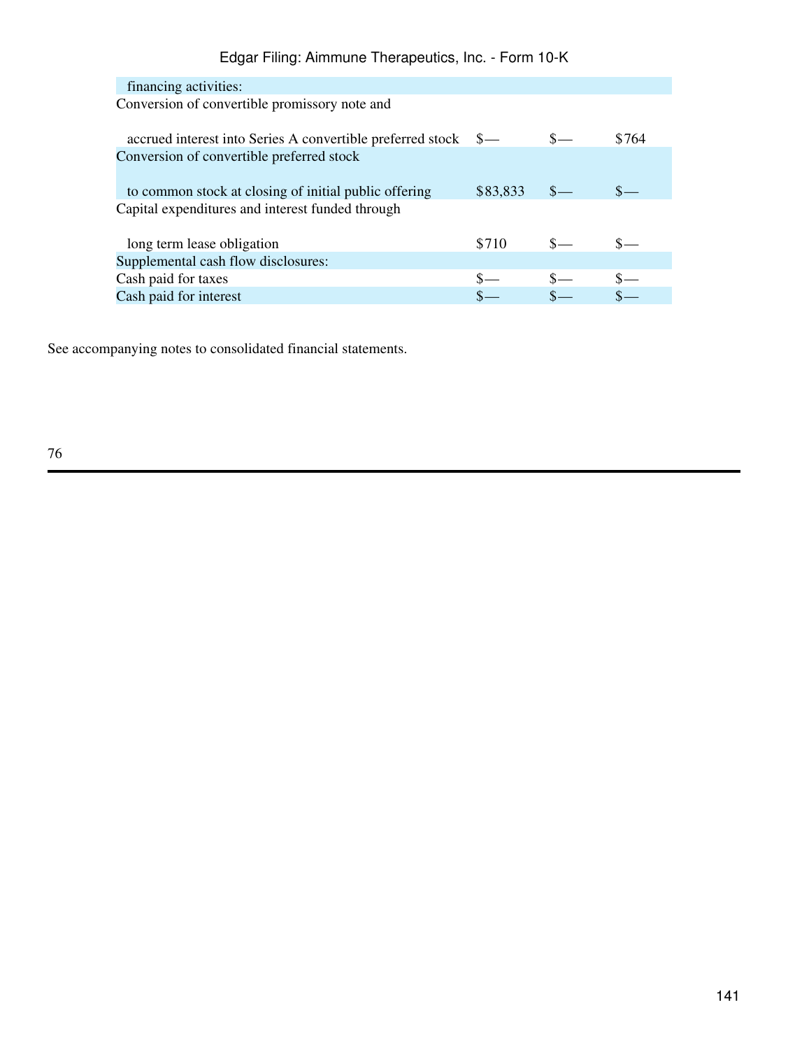| financing activities: | | | |
|---|---|---|---|
| Conversion of convertible promissory note and accrued interest into Series A convertible preferred stock | $— | $— | $764 |
| Conversion of convertible preferred stock to common stock at closing of initial public offering | $83,833 | $— | $— |
| Capital expenditures and interest funded through long term lease obligation | $710 | $— | $— |
| Supplemental cash flow disclosures: | | | |
| Cash paid for taxes | $— | $— | $— |
| Cash paid for interest | $— | $— | $— |

See accompanying notes to consolidated financial statements.

76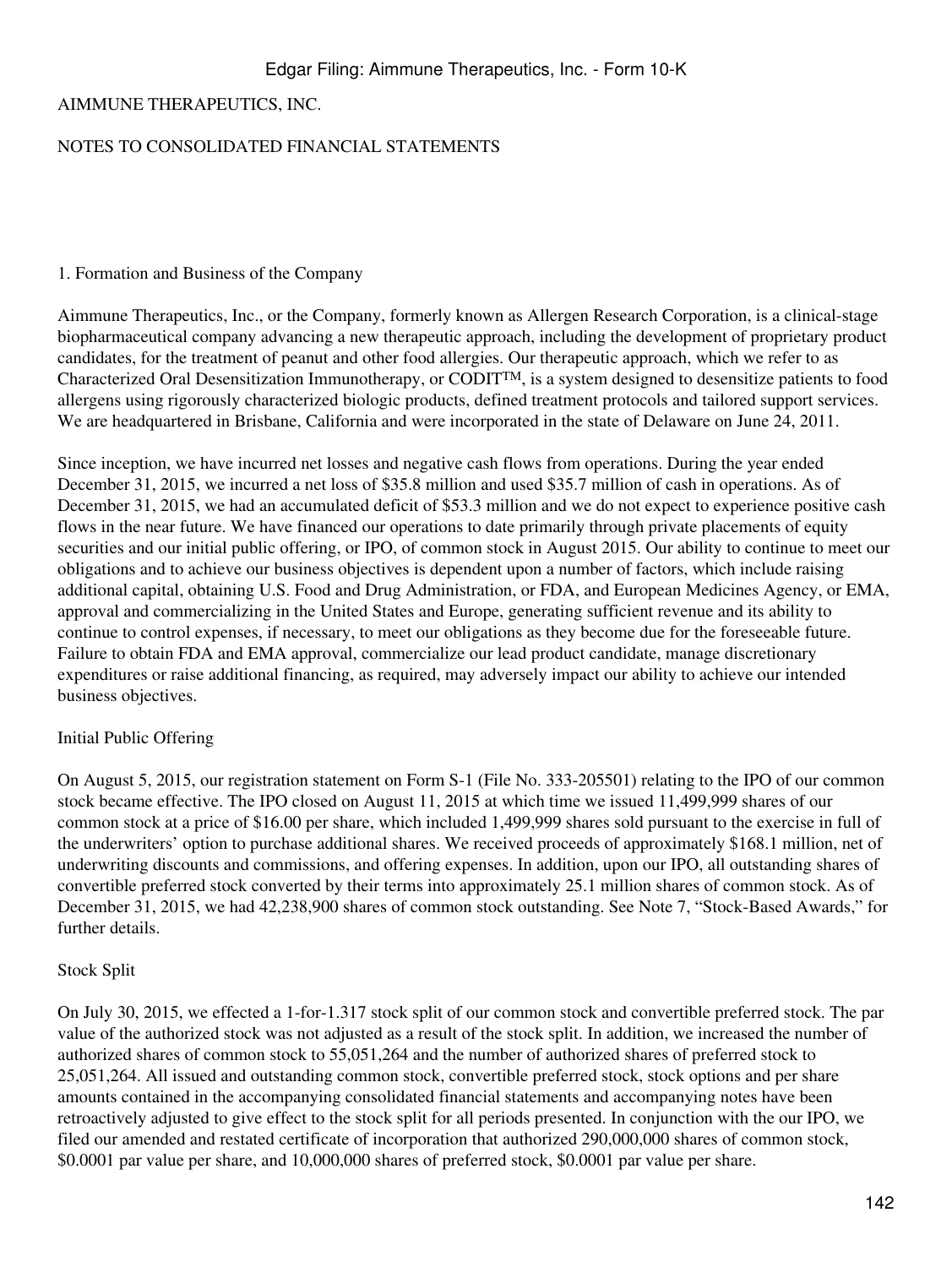AIMMUNE THERAPEUTICS, INC.

NOTES TO CONSOLIDATED FINANCIAL STATEMENTS

## 1. Formation and Business of the Company

Aimmune Therapeutics, Inc., or the Company, formerly known as Allergen Research Corporation, is a clinical-stage biopharmaceutical company advancing a new therapeutic approach, including the development of proprietary product candidates, for the treatment of peanut and other food allergies. Our therapeutic approach, which we refer to as Characterized Oral Desensitization Immunotherapy, or CODIT™, is a system designed to desensitize patients to food allergens using rigorously characterized biologic products, defined treatment protocols and tailored support services. We are headquartered in Brisbane, California and were incorporated in the state of Delaware on June 24, 2011.

Since inception, we have incurred net losses and negative cash flows from operations. During the year ended December 31, 2015, we incurred a net loss of $35.8 million and used $35.7 million of cash in operations. As of December 31, 2015, we had an accumulated deficit of $53.3 million and we do not expect to experience positive cash flows in the near future. We have financed our operations to date primarily through private placements of equity securities and our initial public offering, or IPO, of common stock in August 2015. Our ability to continue to meet our obligations and to achieve our business objectives is dependent upon a number of factors, which include raising additional capital, obtaining U.S. Food and Drug Administration, or FDA, and European Medicines Agency, or EMA, approval and commercializing in the United States and Europe, generating sufficient revenue and its ability to continue to control expenses, if necessary, to meet our obligations as they become due for the foreseeable future. Failure to obtain FDA and EMA approval, commercialize our lead product candidate, manage discretionary expenditures or raise additional financing, as required, may adversely impact our ability to achieve our intended business objectives.

### Initial Public Offering

On August 5, 2015, our registration statement on Form S-1 (File No. 333-205501) relating to the IPO of our common stock became effective. The IPO closed on August 11, 2015 at which time we issued 11,499,999 shares of our common stock at a price of $16.00 per share, which included 1,499,999 shares sold pursuant to the exercise in full of the underwriters' option to purchase additional shares. We received proceeds of approximately $168.1 million, net of underwriting discounts and commissions, and offering expenses. In addition, upon our IPO, all outstanding shares of convertible preferred stock converted by their terms into approximately 25.1 million shares of common stock. As of December 31, 2015, we had 42,238,900 shares of common stock outstanding. See Note 7, "Stock-Based Awards," for further details.

### Stock Split

On July 30, 2015, we effected a 1-for-1.317 stock split of our common stock and convertible preferred stock. The par value of the authorized stock was not adjusted as a result of the stock split. In addition, we increased the number of authorized shares of common stock to 55,051,264 and the number of authorized shares of preferred stock to 25,051,264. All issued and outstanding common stock, convertible preferred stock, stock options and per share amounts contained in the accompanying consolidated financial statements and accompanying notes have been retroactively adjusted to give effect to the stock split for all periods presented. In conjunction with the our IPO, we filed our amended and restated certificate of incorporation that authorized 290,000,000 shares of common stock, $0.0001 par value per share, and 10,000,000 shares of preferred stock, $0.0001 par value per share.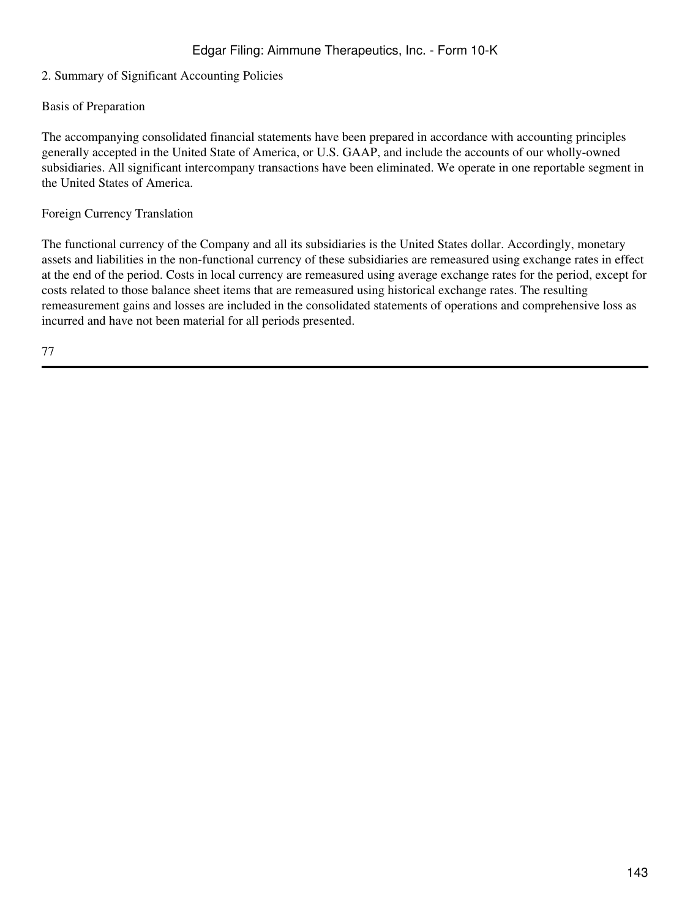## 2. Summary of Significant Accounting Policies

### Basis of Preparation

The accompanying consolidated financial statements have been prepared in accordance with accounting principles generally accepted in the United State of America, or U.S. GAAP, and include the accounts of our wholly-owned subsidiaries. All significant intercompany transactions have been eliminated. We operate in one reportable segment in the United States of America.

### Foreign Currency Translation

The functional currency of the Company and all its subsidiaries is the United States dollar. Accordingly, monetary assets and liabilities in the non-functional currency of these subsidiaries are remeasured using exchange rates in effect at the end of the period. Costs in local currency are remeasured using average exchange rates for the period, except for costs related to those balance sheet items that are remeasured using historical exchange rates. The resulting remeasurement gains and losses are included in the consolidated statements of operations and comprehensive loss as incurred and have not been material for all periods presented.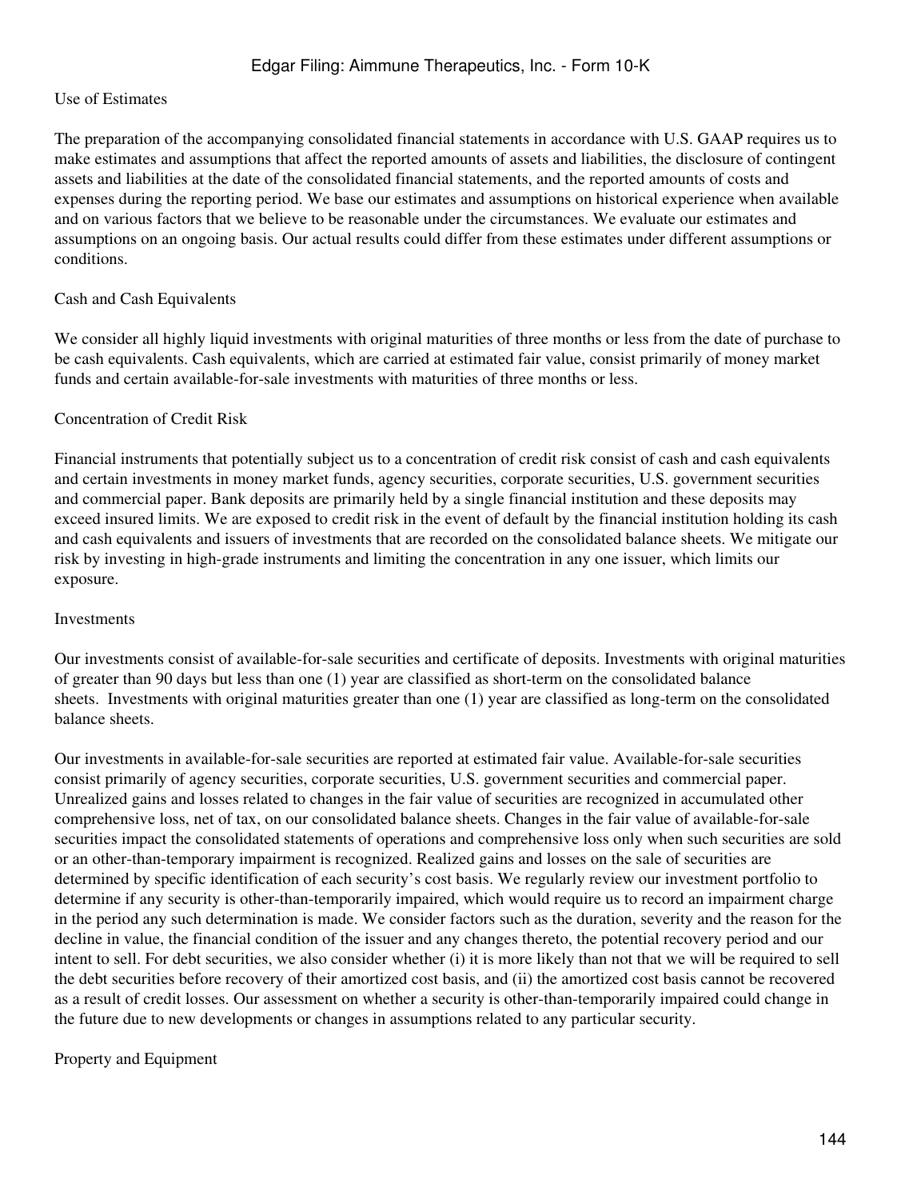### Use of Estimates

The preparation of the accompanying consolidated financial statements in accordance with U.S. GAAP requires us to make estimates and assumptions that affect the reported amounts of assets and liabilities, the disclosure of contingent assets and liabilities at the date of the consolidated financial statements, and the reported amounts of costs and expenses during the reporting period. We base our estimates and assumptions on historical experience when available and on various factors that we believe to be reasonable under the circumstances. We evaluate our estimates and assumptions on an ongoing basis. Our actual results could differ from these estimates under different assumptions or conditions.

### Cash and Cash Equivalents

We consider all highly liquid investments with original maturities of three months or less from the date of purchase to be cash equivalents. Cash equivalents, which are carried at estimated fair value, consist primarily of money market funds and certain available-for-sale investments with maturities of three months or less.

### Concentration of Credit Risk

Financial instruments that potentially subject us to a concentration of credit risk consist of cash and cash equivalents and certain investments in money market funds, agency securities, corporate securities, U.S. government securities and commercial paper. Bank deposits are primarily held by a single financial institution and these deposits may exceed insured limits. We are exposed to credit risk in the event of default by the financial institution holding its cash and cash equivalents and issuers of investments that are recorded on the consolidated balance sheets. We mitigate our risk by investing in high-grade instruments and limiting the concentration in any one issuer, which limits our exposure.

### Investments

Our investments consist of available-for-sale securities and certificate of deposits. Investments with original maturities of greater than 90 days but less than one (1) year are classified as short-term on the consolidated balance sheets. Investments with original maturities greater than one (1) year are classified as long-term on the consolidated balance sheets.

Our investments in available-for-sale securities are reported at estimated fair value. Available-for-sale securities consist primarily of agency securities, corporate securities, U.S. government securities and commercial paper. Unrealized gains and losses related to changes in the fair value of securities are recognized in accumulated other comprehensive loss, net of tax, on our consolidated balance sheets. Changes in the fair value of available-for-sale securities impact the consolidated statements of operations and comprehensive loss only when such securities are sold or an other-than-temporary impairment is recognized. Realized gains and losses on the sale of securities are determined by specific identification of each security's cost basis. We regularly review our investment portfolio to determine if any security is other-than-temporarily impaired, which would require us to record an impairment charge in the period any such determination is made. We consider factors such as the duration, severity and the reason for the decline in value, the financial condition of the issuer and any changes thereto, the potential recovery period and our intent to sell. For debt securities, we also consider whether (i) it is more likely than not that we will be required to sell the debt securities before recovery of their amortized cost basis, and (ii) the amortized cost basis cannot be recovered as a result of credit losses. Our assessment on whether a security is other-than-temporarily impaired could change in the future due to new developments or changes in assumptions related to any particular security.

### Property and Equipment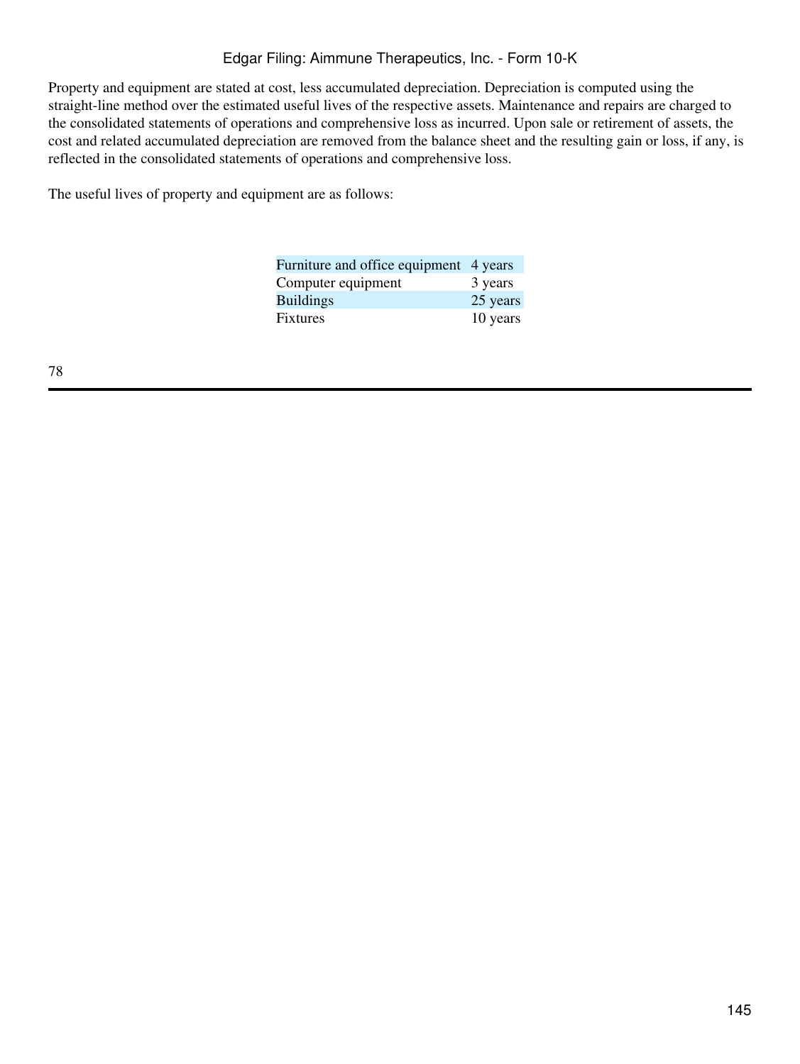Property and equipment are stated at cost, less accumulated depreciation. Depreciation is computed using the straight-line method over the estimated useful lives of the respective assets. Maintenance and repairs are charged to the consolidated statements of operations and comprehensive loss as incurred. Upon sale or retirement of assets, the cost and related accumulated depreciation are removed from the balance sheet and the resulting gain or loss, if any, is reflected in the consolidated statements of operations and comprehensive loss.

The useful lives of property and equipment are as follows:

| | |
|---|---|
| Furniture and office equipment | 4 years |
| Computer equipment | 3 years |
| Buildings | 25 years |
| Fixtures | 10 years |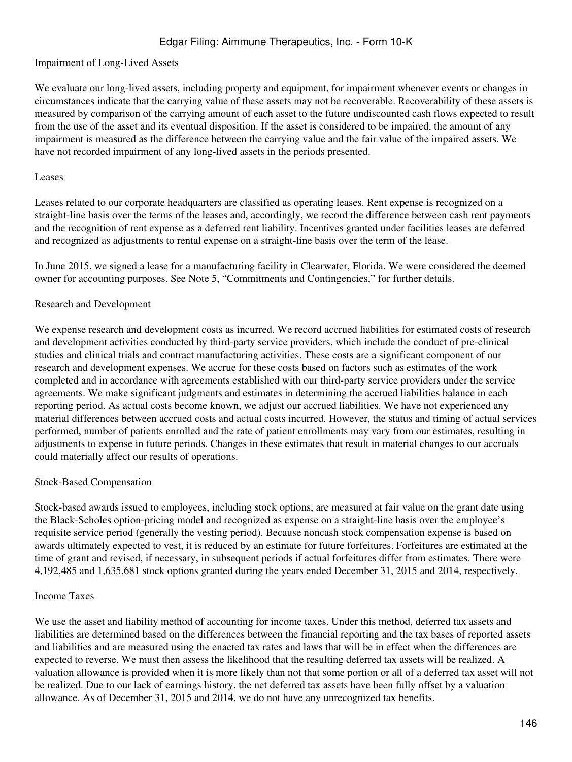### Impairment of Long-Lived Assets

We evaluate our long-lived assets, including property and equipment, for impairment whenever events or changes in circumstances indicate that the carrying value of these assets may not be recoverable. Recoverability of these assets is measured by comparison of the carrying amount of each asset to the future undiscounted cash flows expected to result from the use of the asset and its eventual disposition. If the asset is considered to be impaired, the amount of any impairment is measured as the difference between the carrying value and the fair value of the impaired assets. We have not recorded impairment of any long-lived assets in the periods presented.

### Leases

Leases related to our corporate headquarters are classified as operating leases. Rent expense is recognized on a straight-line basis over the terms of the leases and, accordingly, we record the difference between cash rent payments and the recognition of rent expense as a deferred rent liability. Incentives granted under facilities leases are deferred and recognized as adjustments to rental expense on a straight-line basis over the term of the lease.

In June 2015, we signed a lease for a manufacturing facility in Clearwater, Florida. We were considered the deemed owner for accounting purposes. See Note 5, "Commitments and Contingencies," for further details.

### Research and Development

We expense research and development costs as incurred. We record accrued liabilities for estimated costs of research and development activities conducted by third-party service providers, which include the conduct of pre-clinical studies and clinical trials and contract manufacturing activities. These costs are a significant component of our research and development expenses. We accrue for these costs based on factors such as estimates of the work completed and in accordance with agreements established with our third-party service providers under the service agreements. We make significant judgments and estimates in determining the accrued liabilities balance in each reporting period. As actual costs become known, we adjust our accrued liabilities. We have not experienced any material differences between accrued costs and actual costs incurred. However, the status and timing of actual services performed, number of patients enrolled and the rate of patient enrollments may vary from our estimates, resulting in adjustments to expense in future periods. Changes in these estimates that result in material changes to our accruals could materially affect our results of operations.

### Stock-Based Compensation

Stock-based awards issued to employees, including stock options, are measured at fair value on the grant date using the Black-Scholes option-pricing model and recognized as expense on a straight-line basis over the employee's requisite service period (generally the vesting period). Because noncash stock compensation expense is based on awards ultimately expected to vest, it is reduced by an estimate for future forfeitures. Forfeitures are estimated at the time of grant and revised, if necessary, in subsequent periods if actual forfeitures differ from estimates. There were 4,192,485 and 1,635,681 stock options granted during the years ended December 31, 2015 and 2014, respectively.

### Income Taxes

We use the asset and liability method of accounting for income taxes. Under this method, deferred tax assets and liabilities are determined based on the differences between the financial reporting and the tax bases of reported assets and liabilities and are measured using the enacted tax rates and laws that will be in effect when the differences are expected to reverse. We must then assess the likelihood that the resulting deferred tax assets will be realized. A valuation allowance is provided when it is more likely than not that some portion or all of a deferred tax asset will not be realized. Due to our lack of earnings history, the net deferred tax assets have been fully offset by a valuation allowance. As of December 31, 2015 and 2014, we do not have any unrecognized tax benefits.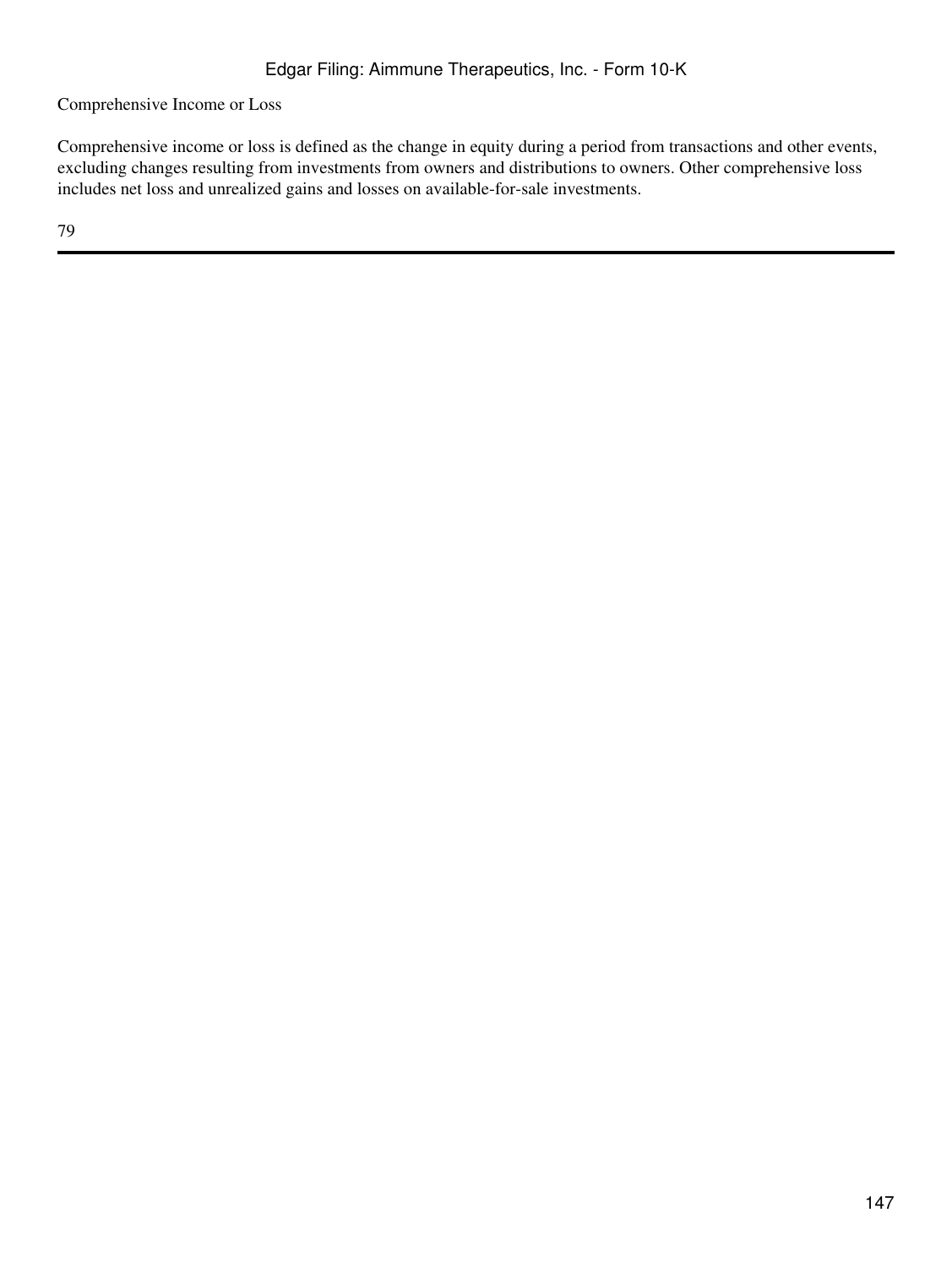Comprehensive Income or Loss

Comprehensive income or loss is defined as the change in equity during a period from transactions and other events, excluding changes resulting from investments from owners and distributions to owners. Other comprehensive loss includes net loss and unrealized gains and losses on available-for-sale investments.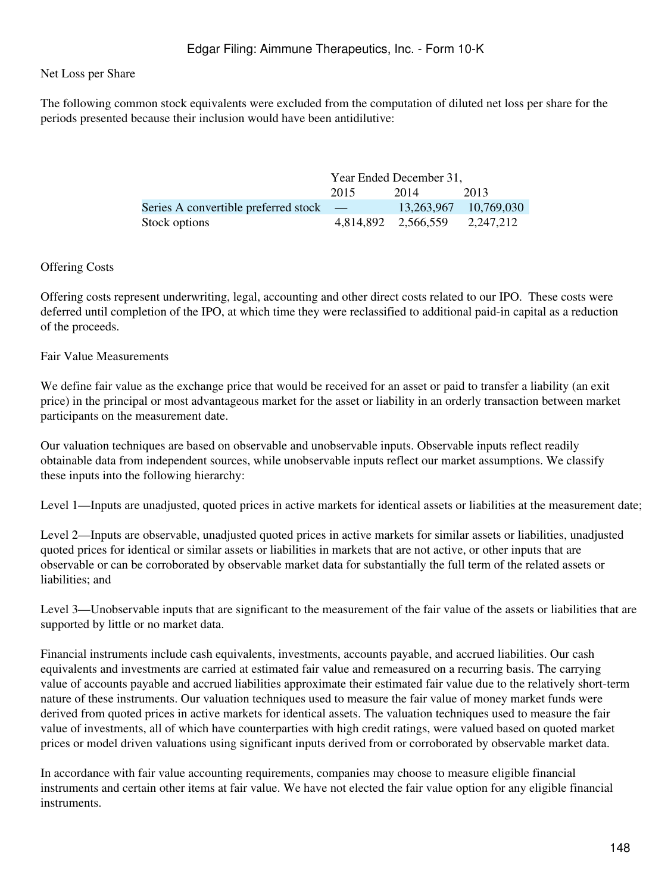### Net Loss per Share

The following common stock equivalents were excluded from the computation of diluted net loss per share for the periods presented because their inclusion would have been antidilutive:

| | Year Ended December 31, | | |
|---|---|---|---|
| | 2015 | 2014 | 2013 |
| Series A convertible preferred stock | — | 13,263,967 | 10,769,030 |
| Stock options | 4,814,892 | 2,566,559 | 2,247,212 |

### Offering Costs

Offering costs represent underwriting, legal, accounting and other direct costs related to our IPO. These costs were deferred until completion of the IPO, at which time they were reclassified to additional paid-in capital as a reduction of the proceeds.

### Fair Value Measurements

We define fair value as the exchange price that would be received for an asset or paid to transfer a liability (an exit price) in the principal or most advantageous market for the asset or liability in an orderly transaction between market participants on the measurement date.

Our valuation techniques are based on observable and unobservable inputs. Observable inputs reflect readily obtainable data from independent sources, while unobservable inputs reflect our market assumptions. We classify these inputs into the following hierarchy:

Level 1—Inputs are unadjusted, quoted prices in active markets for identical assets or liabilities at the measurement date;

Level 2—Inputs are observable, unadjusted quoted prices in active markets for similar assets or liabilities, unadjusted quoted prices for identical or similar assets or liabilities in markets that are not active, or other inputs that are observable or can be corroborated by observable market data for substantially the full term of the related assets or liabilities; and

Level 3—Unobservable inputs that are significant to the measurement of the fair value of the assets or liabilities that are supported by little or no market data.

Financial instruments include cash equivalents, investments, accounts payable, and accrued liabilities. Our cash equivalents and investments are carried at estimated fair value and remeasured on a recurring basis. The carrying value of accounts payable and accrued liabilities approximate their estimated fair value due to the relatively short-term nature of these instruments. Our valuation techniques used to measure the fair value of money market funds were derived from quoted prices in active markets for identical assets. The valuation techniques used to measure the fair value of investments, all of which have counterparties with high credit ratings, were valued based on quoted market prices or model driven valuations using significant inputs derived from or corroborated by observable market data.

In accordance with fair value accounting requirements, companies may choose to measure eligible financial instruments and certain other items at fair value. We have not elected the fair value option for any eligible financial instruments.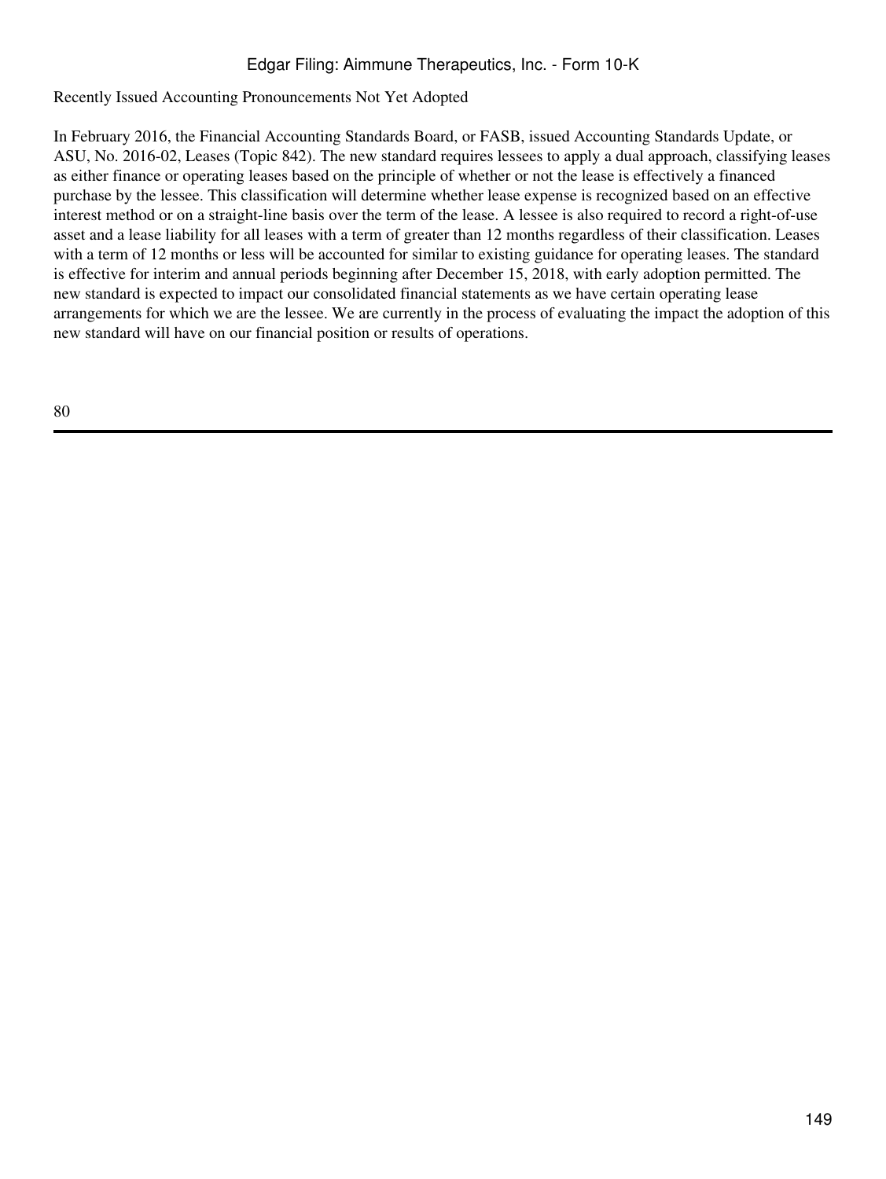Recently Issued Accounting Pronouncements Not Yet Adopted

In February 2016, the Financial Accounting Standards Board, or FASB, issued Accounting Standards Update, or ASU, No. 2016-02, Leases (Topic 842). The new standard requires lessees to apply a dual approach, classifying leases as either finance or operating leases based on the principle of whether or not the lease is effectively a financed purchase by the lessee. This classification will determine whether lease expense is recognized based on an effective interest method or on a straight-line basis over the term of the lease. A lessee is also required to record a right-of-use asset and a lease liability for all leases with a term of greater than 12 months regardless of their classification. Leases with a term of 12 months or less will be accounted for similar to existing guidance for operating leases. The standard is effective for interim and annual periods beginning after December 15, 2018, with early adoption permitted. The new standard is expected to impact our consolidated financial statements as we have certain operating lease arrangements for which we are the lessee. We are currently in the process of evaluating the impact the adoption of this new standard will have on our financial position or results of operations.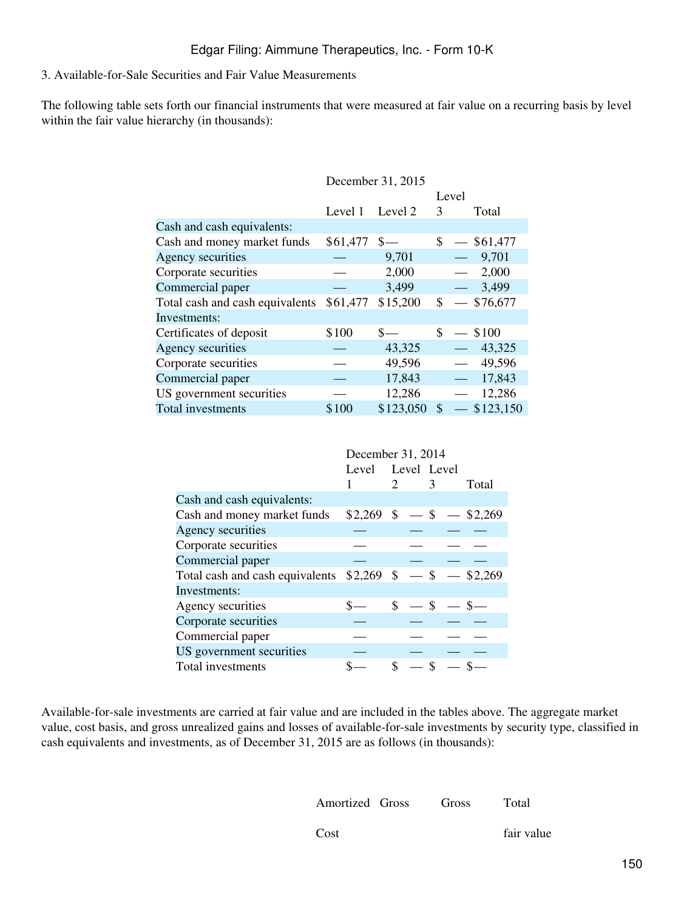Edgar Filing: Aimmune Therapeutics, Inc. - Form 10-K

3. Available-for-Sale Securities and Fair Value Measurements

The following table sets forth our financial instruments that were measured at fair value on a recurring basis by level within the fair value hierarchy (in thousands):

| | December 31, 2015 | | | |
|---|---|---|---|---|
| | Level 1 | Level 2 | Level 3 | Total |
| Cash and cash equivalents: | | | | |
| Cash and money market funds | $61,477 | $— | $ — | $61,477 |
| Agency securities | — | 9,701 | — | 9,701 |
| Corporate securities | — | 2,000 | — | 2,000 |
| Commercial paper | — | 3,499 | — | 3,499 |
| Total cash and cash equivalents | $61,477 | $15,200 | $ — | $76,677 |
| Investments: | | | | |
| Certificates of deposit | $100 | $— | $ — | $100 |
| Agency securities | — | 43,325 | — | 43,325 |
| Corporate securities | — | 49,596 | — | 49,596 |
| Commercial paper | — | 17,843 | — | 17,843 |
| US government securities | — | 12,286 | — | 12,286 |
| Total investments | $100 | $123,050 | $ — | $123,150 |

| | December 31, 2014 | | | |
|---|---|---|---|---|
| | Level 1 | Level 2 | Level 3 | Total |
| Cash and cash equivalents: | | | | |
| Cash and money market funds | $2,269 | $ — | $ — | $2,269 |
| Agency securities | — | — | — | — |
| Corporate securities | — | — | — | — |
| Commercial paper | — | — | — | — |
| Total cash and cash equivalents | $2,269 | $ — | $ — | $2,269 |
| Investments: | | | | |
| Agency securities | $— | $ — | $ — | $— |
| Corporate securities | — | — | — | — |
| Commercial paper | — | — | — | — |
| US government securities | — | — | — | — |
| Total investments | $— | $ — | $ — | $— |

Available-for-sale investments are carried at fair value and are included in the tables above. The aggregate market value, cost basis, and gross unrealized gains and losses of available-for-sale investments by security type, classified in cash equivalents and investments, as of December 31, 2015 are as follows (in thousands):

| Amortized Cost | Gross | Gross | Total fair value |
|---|---|---|---|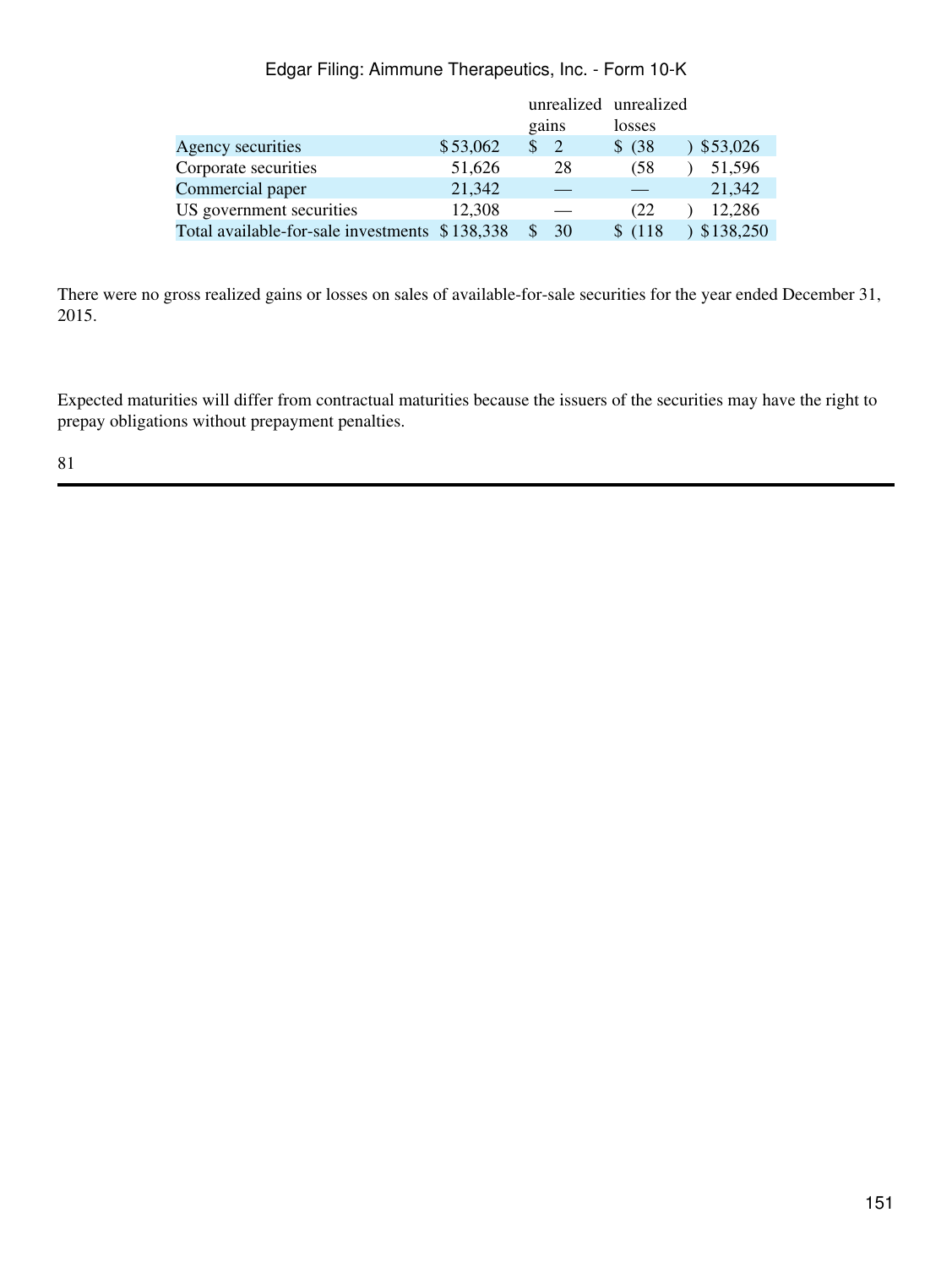|  |  | unrealized gains | unrealized losses |  |
|---|---|---|---|---|
| Agency securities | $53,062 | $ 2 | $ (38) | $53,026 |
| Corporate securities | 51,626 | 28 | (58) | 51,596 |
| Commercial paper | 21,342 | — | — | 21,342 |
| US government securities | 12,308 | — | (22) | 12,286 |
| Total available-for-sale investments | $138,338 | $ 30 | $ (118) | $138,250 |

There were no gross realized gains or losses on sales of available-for-sale securities for the year ended December 31, 2015.

Expected maturities will differ from contractual maturities because the issuers of the securities may have the right to prepay obligations without prepayment penalties.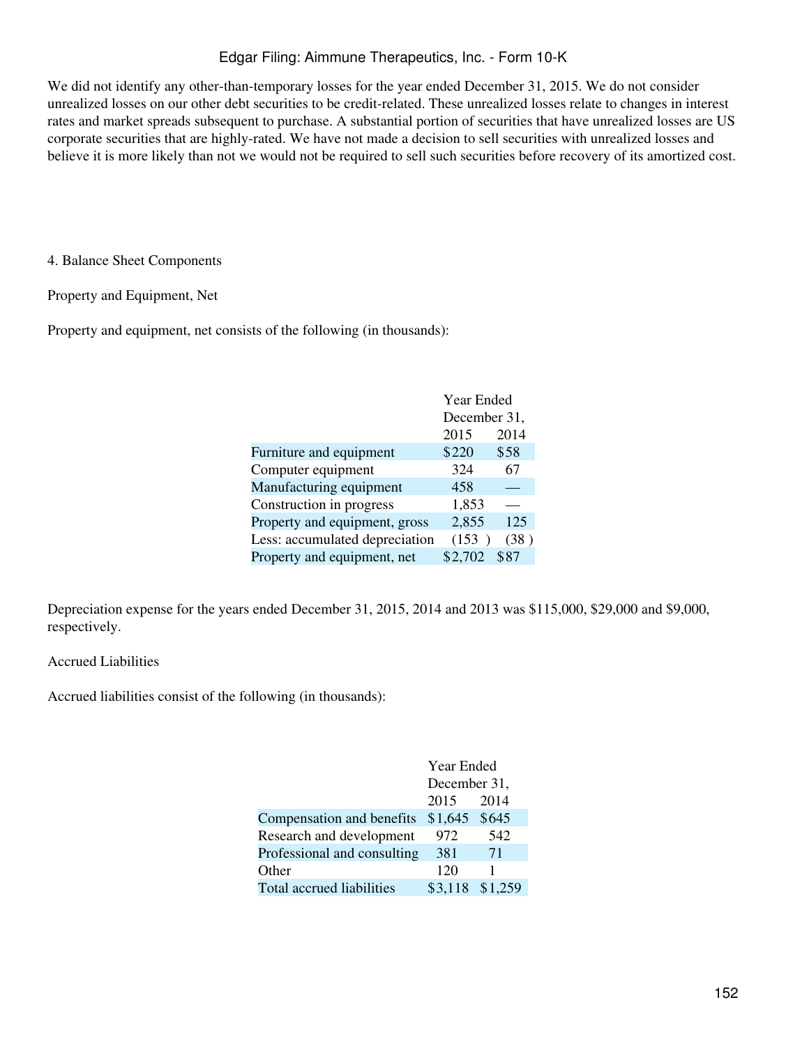We did not identify any other-than-temporary losses for the year ended December 31, 2015. We do not consider unrealized losses on our other debt securities to be credit-related. These unrealized losses relate to changes in interest rates and market spreads subsequent to purchase. A substantial portion of securities that have unrealized losses are US corporate securities that are highly-rated. We have not made a decision to sell securities with unrealized losses and believe it is more likely than not we would not be required to sell such securities before recovery of its amortized cost.

## 4. Balance Sheet Components

### Property and Equipment, Net

Property and equipment, net consists of the following (in thousands):

| | Year Ended December 31, | |
|---|---|---|
| | 2015 | 2014 |
| Furniture and equipment | $220 | $58 |
| Computer equipment | 324 | 67 |
| Manufacturing equipment | 458 | — |
| Construction in progress | 1,853 | — |
| Property and equipment, gross | 2,855 | 125 |
| Less: accumulated depreciation | (153 ) | (38 ) |
| Property and equipment, net | $2,702 | $87 |

Depreciation expense for the years ended December 31, 2015, 2014 and 2013 was $115,000, $29,000 and $9,000, respectively.

### Accrued Liabilities

Accrued liabilities consist of the following (in thousands):

| | Year Ended December 31, | |
|---|---|---|
| | 2015 | 2014 |
| Compensation and benefits | $1,645 | $645 |
| Research and development | 972 | 542 |
| Professional and consulting | 381 | 71 |
| Other | 120 | 1 |
| Total accrued liabilities | $3,118 | $1,259 |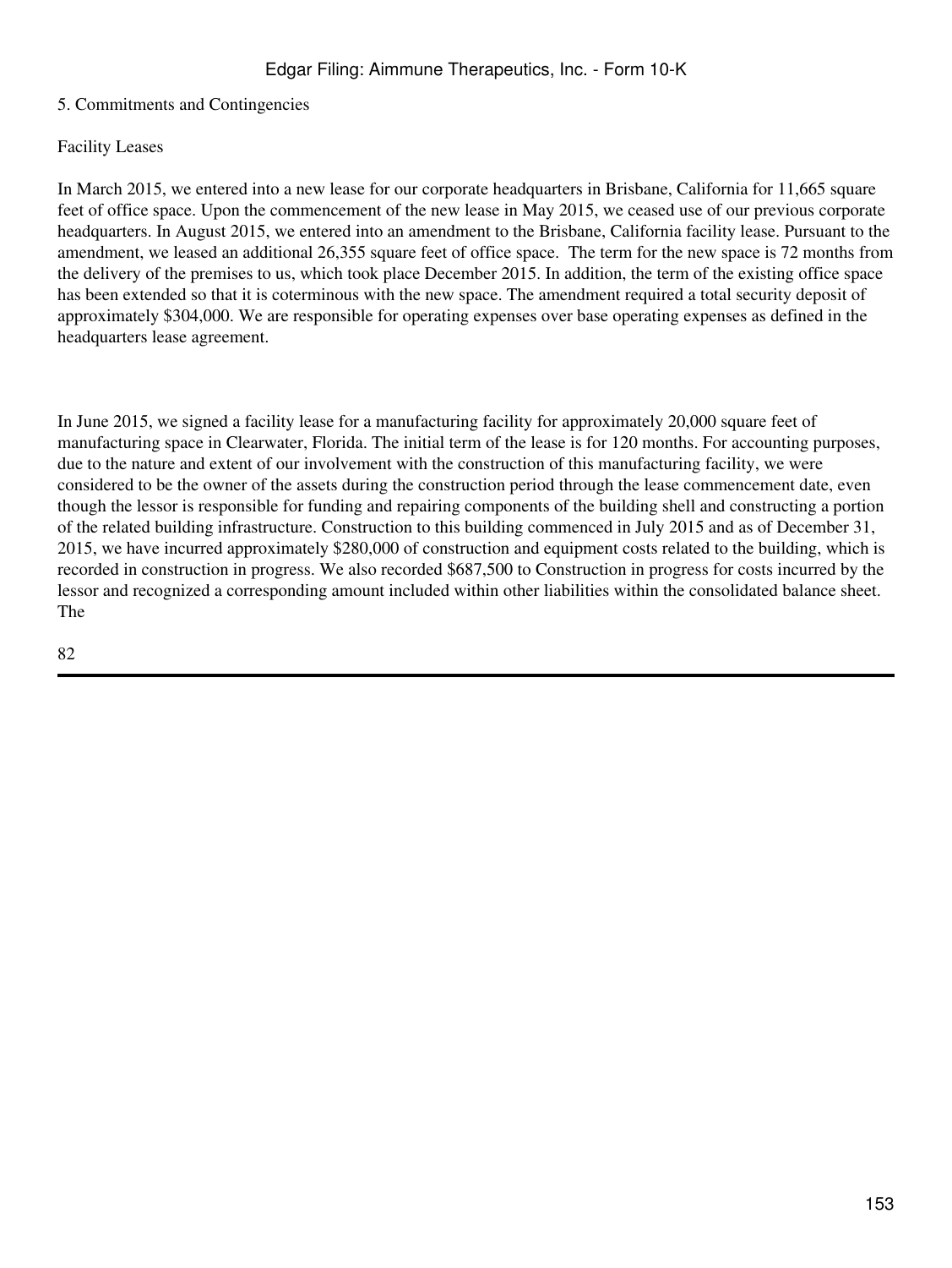5. Commitments and Contingencies

Facility Leases

In March 2015, we entered into a new lease for our corporate headquarters in Brisbane, California for 11,665 square feet of office space. Upon the commencement of the new lease in May 2015, we ceased use of our previous corporate headquarters. In August 2015, we entered into an amendment to the Brisbane, California facility lease. Pursuant to the amendment, we leased an additional 26,355 square feet of office space. The term for the new space is 72 months from the delivery of the premises to us, which took place December 2015. In addition, the term of the existing office space has been extended so that it is coterminous with the new space. The amendment required a total security deposit of approximately $304,000. We are responsible for operating expenses over base operating expenses as defined in the headquarters lease agreement.

In June 2015, we signed a facility lease for a manufacturing facility for approximately 20,000 square feet of manufacturing space in Clearwater, Florida. The initial term of the lease is for 120 months. For accounting purposes, due to the nature and extent of our involvement with the construction of this manufacturing facility, we were considered to be the owner of the assets during the construction period through the lease commencement date, even though the lessor is responsible for funding and repairing components of the building shell and constructing a portion of the related building infrastructure. Construction to this building commenced in July 2015 and as of December 31, 2015, we have incurred approximately $280,000 of construction and equipment costs related to the building, which is recorded in construction in progress. We also recorded $687,500 to Construction in progress for costs incurred by the lessor and recognized a corresponding amount included within other liabilities within the consolidated balance sheet. The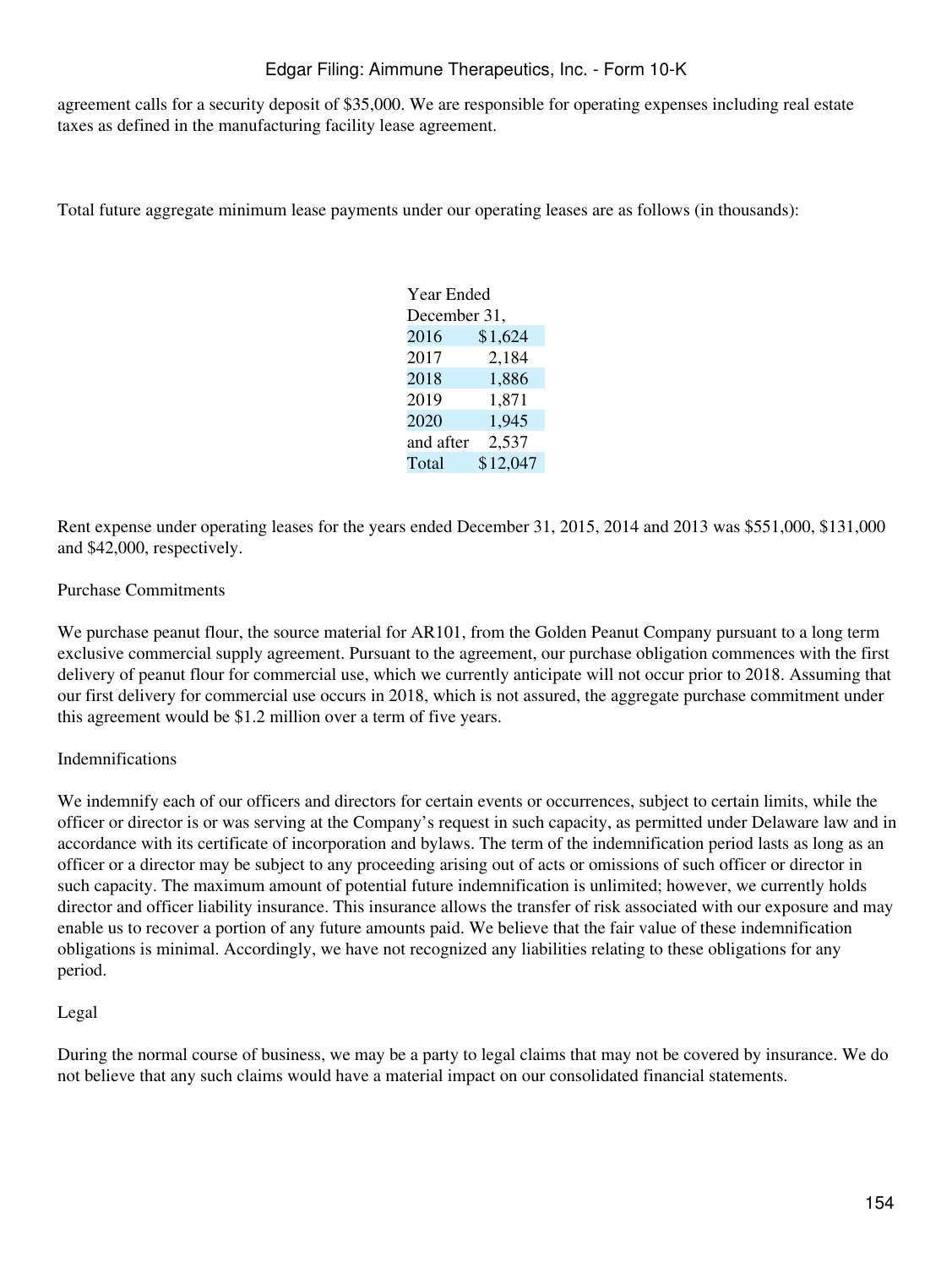agreement calls for a security deposit of $35,000. We are responsible for operating expenses including real estate taxes as defined in the manufacturing facility lease agreement.

Total future aggregate minimum lease payments under our operating leases are as follows (in thousands):

| Year Ended December 31, | |
|---|---|
| 2016 | $1,624 |
| 2017 | 2,184 |
| 2018 | 1,886 |
| 2019 | 1,871 |
| 2020 | 1,945 |
| and after | 2,537 |
| Total | $12,047 |

Rent expense under operating leases for the years ended December 31, 2015, 2014 and 2013 was $551,000, $131,000 and $42,000, respectively.

Purchase Commitments

We purchase peanut flour, the source material for AR101, from the Golden Peanut Company pursuant to a long term exclusive commercial supply agreement. Pursuant to the agreement, our purchase obligation commences with the first delivery of peanut flour for commercial use, which we currently anticipate will not occur prior to 2018. Assuming that our first delivery for commercial use occurs in 2018, which is not assured, the aggregate purchase commitment under this agreement would be $1.2 million over a term of five years.

Indemnifications

We indemnify each of our officers and directors for certain events or occurrences, subject to certain limits, while the officer or director is or was serving at the Company's request in such capacity, as permitted under Delaware law and in accordance with its certificate of incorporation and bylaws. The term of the indemnification period lasts as long as an officer or a director may be subject to any proceeding arising out of acts or omissions of such officer or director in such capacity. The maximum amount of potential future indemnification is unlimited; however, we currently holds director and officer liability insurance. This insurance allows the transfer of risk associated with our exposure and may enable us to recover a portion of any future amounts paid. We believe that the fair value of these indemnification obligations is minimal. Accordingly, we have not recognized any liabilities relating to these obligations for any period.

Legal

During the normal course of business, we may be a party to legal claims that may not be covered by insurance. We do not believe that any such claims would have a material impact on our consolidated financial statements.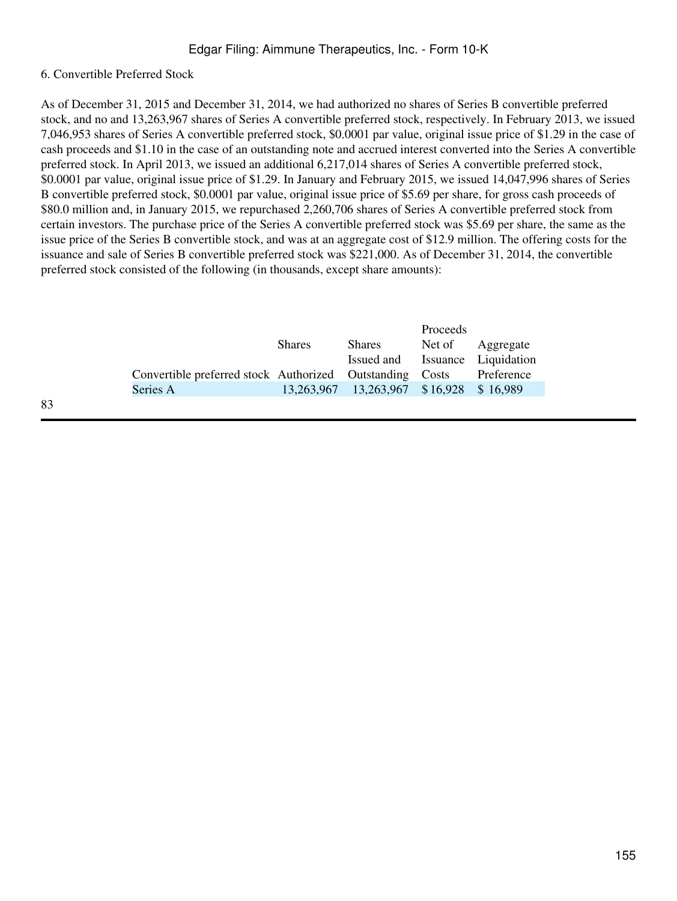6. Convertible Preferred Stock

As of December 31, 2015 and December 31, 2014, we had authorized no shares of Series B convertible preferred stock, and no and 13,263,967 shares of Series A convertible preferred stock, respectively. In February 2013, we issued 7,046,953 shares of Series A convertible preferred stock, $0.0001 par value, original issue price of $1.29 in the case of cash proceeds and $1.10 in the case of an outstanding note and accrued interest converted into the Series A convertible preferred stock. In April 2013, we issued an additional 6,217,014 shares of Series A convertible preferred stock, $0.0001 par value, original issue price of $1.29. In January and February 2015, we issued 14,047,996 shares of Series B convertible preferred stock, $0.0001 par value, original issue price of $5.69 per share, for gross cash proceeds of $80.0 million and, in January 2015, we repurchased 2,260,706 shares of Series A convertible preferred stock from certain investors. The purchase price of the Series A convertible preferred stock was $5.69 per share, the same as the issue price of the Series B convertible stock, and was at an aggregate cost of $12.9 million. The offering costs for the issuance and sale of Series B convertible preferred stock was $221,000. As of December 31, 2014, the convertible preferred stock consisted of the following (in thousands, except share amounts):

| Convertible preferred stock | Shares Authorized | Shares Issued and Outstanding | Proceeds Net of Issuance Costs | Aggregate Liquidation Preference |
|---|---|---|---|---|
| Series A | 13,263,967 | 13,263,967 | $ 16,928 | $ 16,989 |

83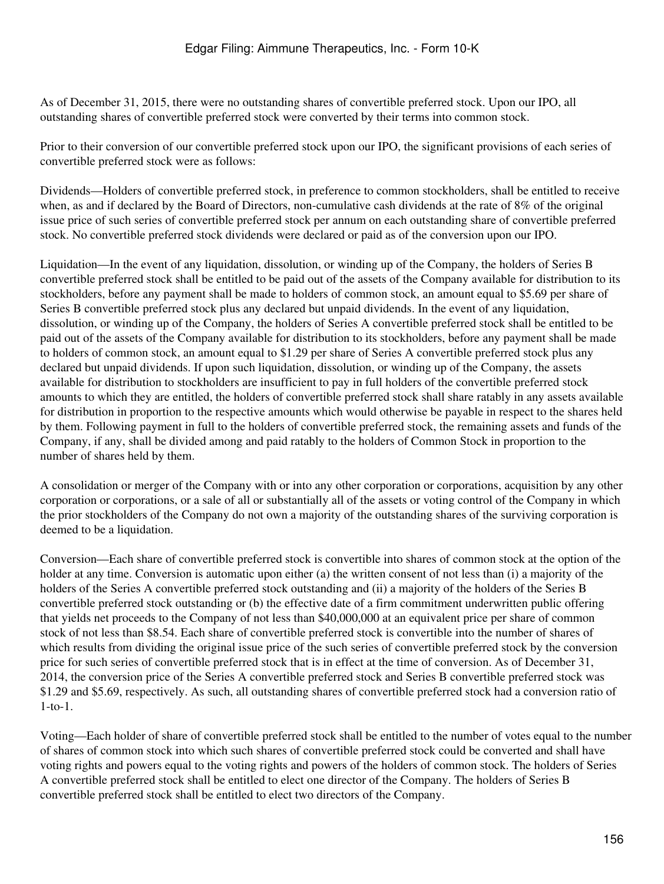As of December 31, 2015, there were no outstanding shares of convertible preferred stock. Upon our IPO, all outstanding shares of convertible preferred stock were converted by their terms into common stock.

Prior to their conversion of our convertible preferred stock upon our IPO, the significant provisions of each series of convertible preferred stock were as follows:

Dividends—Holders of convertible preferred stock, in preference to common stockholders, shall be entitled to receive when, as and if declared by the Board of Directors, non-cumulative cash dividends at the rate of 8% of the original issue price of such series of convertible preferred stock per annum on each outstanding share of convertible preferred stock. No convertible preferred stock dividends were declared or paid as of the conversion upon our IPO.

Liquidation—In the event of any liquidation, dissolution, or winding up of the Company, the holders of Series B convertible preferred stock shall be entitled to be paid out of the assets of the Company available for distribution to its stockholders, before any payment shall be made to holders of common stock, an amount equal to $5.69 per share of Series B convertible preferred stock plus any declared but unpaid dividends. In the event of any liquidation, dissolution, or winding up of the Company, the holders of Series A convertible preferred stock shall be entitled to be paid out of the assets of the Company available for distribution to its stockholders, before any payment shall be made to holders of common stock, an amount equal to $1.29 per share of Series A convertible preferred stock plus any declared but unpaid dividends. If upon such liquidation, dissolution, or winding up of the Company, the assets available for distribution to stockholders are insufficient to pay in full holders of the convertible preferred stock amounts to which they are entitled, the holders of convertible preferred stock shall share ratably in any assets available for distribution in proportion to the respective amounts which would otherwise be payable in respect to the shares held by them. Following payment in full to the holders of convertible preferred stock, the remaining assets and funds of the Company, if any, shall be divided among and paid ratably to the holders of Common Stock in proportion to the number of shares held by them.

A consolidation or merger of the Company with or into any other corporation or corporations, acquisition by any other corporation or corporations, or a sale of all or substantially all of the assets or voting control of the Company in which the prior stockholders of the Company do not own a majority of the outstanding shares of the surviving corporation is deemed to be a liquidation.

Conversion—Each share of convertible preferred stock is convertible into shares of common stock at the option of the holder at any time. Conversion is automatic upon either (a) the written consent of not less than (i) a majority of the holders of the Series A convertible preferred stock outstanding and (ii) a majority of the holders of the Series B convertible preferred stock outstanding or (b) the effective date of a firm commitment underwritten public offering that yields net proceeds to the Company of not less than $40,000,000 at an equivalent price per share of common stock of not less than $8.54. Each share of convertible preferred stock is convertible into the number of shares of which results from dividing the original issue price of the such series of convertible preferred stock by the conversion price for such series of convertible preferred stock that is in effect at the time of conversion. As of December 31, 2014, the conversion price of the Series A convertible preferred stock and Series B convertible preferred stock was $1.29 and $5.69, respectively. As such, all outstanding shares of convertible preferred stock had a conversion ratio of 1-to-1.

Voting—Each holder of share of convertible preferred stock shall be entitled to the number of votes equal to the number of shares of common stock into which such shares of convertible preferred stock could be converted and shall have voting rights and powers equal to the voting rights and powers of the holders of common stock. The holders of Series A convertible preferred stock shall be entitled to elect one director of the Company. The holders of Series B convertible preferred stock shall be entitled to elect two directors of the Company.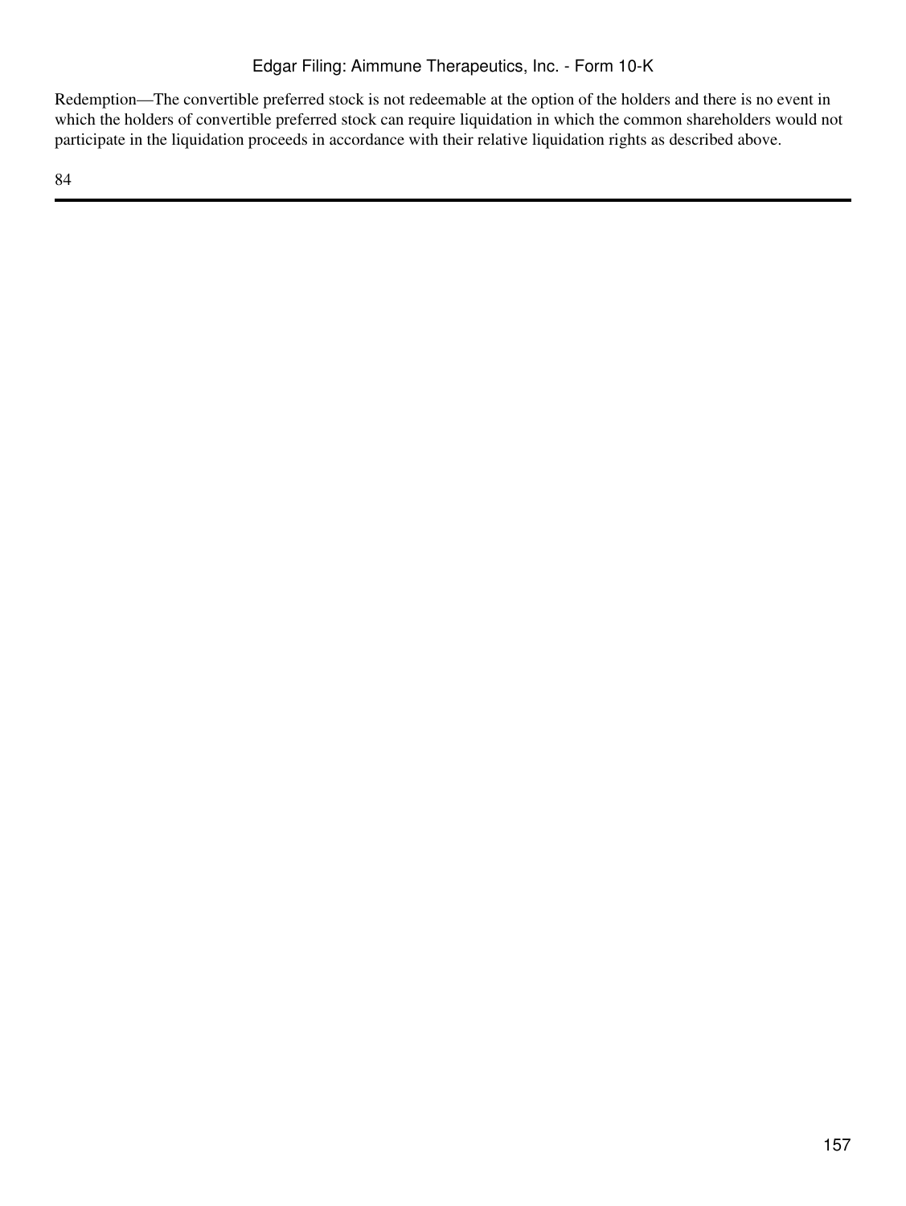Redemption—The convertible preferred stock is not redeemable at the option of the holders and there is no event in which the holders of convertible preferred stock can require liquidation in which the common shareholders would not participate in the liquidation proceeds in accordance with their relative liquidation rights as described above.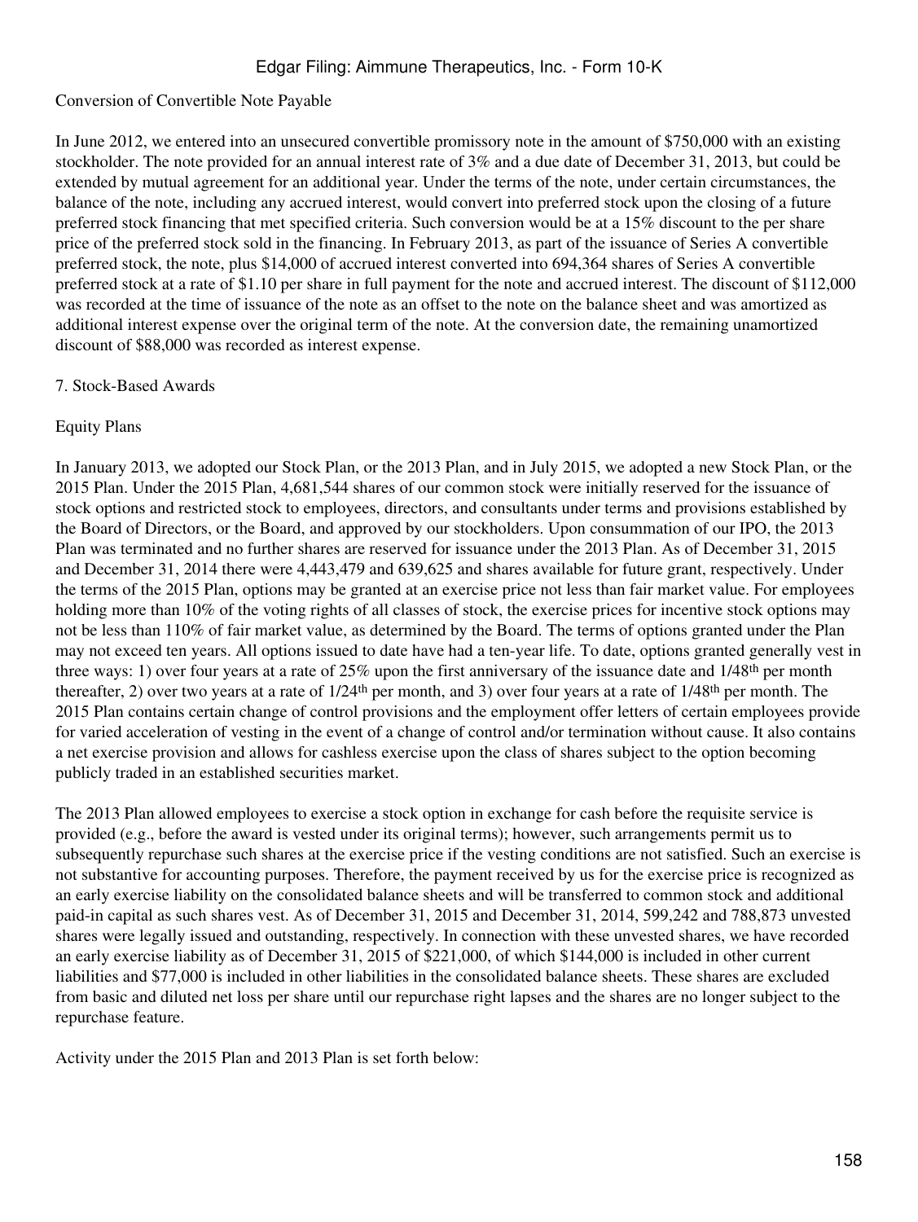Conversion of Convertible Note Payable

In June 2012, we entered into an unsecured convertible promissory note in the amount of $750,000 with an existing stockholder. The note provided for an annual interest rate of 3% and a due date of December 31, 2013, but could be extended by mutual agreement for an additional year. Under the terms of the note, under certain circumstances, the balance of the note, including any accrued interest, would convert into preferred stock upon the closing of a future preferred stock financing that met specified criteria. Such conversion would be at a 15% discount to the per share price of the preferred stock sold in the financing. In February 2013, as part of the issuance of Series A convertible preferred stock, the note, plus $14,000 of accrued interest converted into 694,364 shares of Series A convertible preferred stock at a rate of $1.10 per share in full payment for the note and accrued interest. The discount of $112,000 was recorded at the time of issuance of the note as an offset to the note on the balance sheet and was amortized as additional interest expense over the original term of the note. At the conversion date, the remaining unamortized discount of $88,000 was recorded as interest expense.

7. Stock-Based Awards

Equity Plans

In January 2013, we adopted our Stock Plan, or the 2013 Plan, and in July 2015, we adopted a new Stock Plan, or the 2015 Plan. Under the 2015 Plan, 4,681,544 shares of our common stock were initially reserved for the issuance of stock options and restricted stock to employees, directors, and consultants under terms and provisions established by the Board of Directors, or the Board, and approved by our stockholders. Upon consummation of our IPO, the 2013 Plan was terminated and no further shares are reserved for issuance under the 2013 Plan. As of December 31, 2015 and December 31, 2014 there were 4,443,479 and 639,625 and shares available for future grant, respectively. Under the terms of the 2015 Plan, options may be granted at an exercise price not less than fair market value. For employees holding more than 10% of the voting rights of all classes of stock, the exercise prices for incentive stock options may not be less than 110% of fair market value, as determined by the Board. The terms of options granted under the Plan may not exceed ten years. All options issued to date have had a ten-year life. To date, options granted generally vest in three ways: 1) over four years at a rate of 25% upon the first anniversary of the issuance date and 1/48th per month thereafter, 2) over two years at a rate of 1/24th per month, and 3) over four years at a rate of 1/48th per month. The 2015 Plan contains certain change of control provisions and the employment offer letters of certain employees provide for varied acceleration of vesting in the event of a change of control and/or termination without cause. It also contains a net exercise provision and allows for cashless exercise upon the class of shares subject to the option becoming publicly traded in an established securities market.

The 2013 Plan allowed employees to exercise a stock option in exchange for cash before the requisite service is provided (e.g., before the award is vested under its original terms); however, such arrangements permit us to subsequently repurchase such shares at the exercise price if the vesting conditions are not satisfied. Such an exercise is not substantive for accounting purposes. Therefore, the payment received by us for the exercise price is recognized as an early exercise liability on the consolidated balance sheets and will be transferred to common stock and additional paid-in capital as such shares vest. As of December 31, 2015 and December 31, 2014, 599,242 and 788,873 unvested shares were legally issued and outstanding, respectively. In connection with these unvested shares, we have recorded an early exercise liability as of December 31, 2015 of $221,000, of which $144,000 is included in other current liabilities and $77,000 is included in other liabilities in the consolidated balance sheets. These shares are excluded from basic and diluted net loss per share until our repurchase right lapses and the shares are no longer subject to the repurchase feature.

Activity under the 2015 Plan and 2013 Plan is set forth below: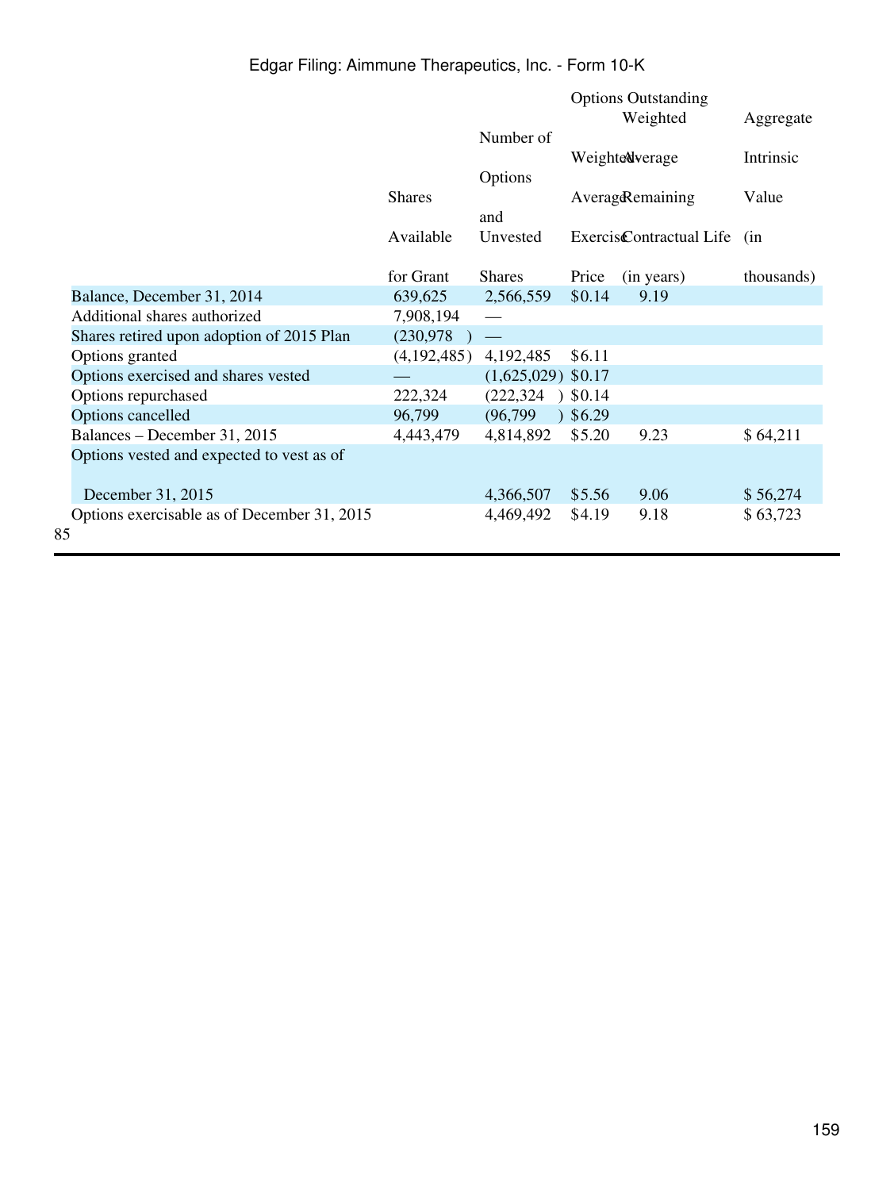|  | Shares Available for Grant | Number of Options and Unvested Shares | Options Outstanding Weighted-Average Exercise Price | Weighted Average Remaining Contractual Life (in years) | Aggregate Intrinsic Value (in thousands) |
|---|---|---|---|---|---|
| Balance, December 31, 2014 | 639,625 | 2,566,559 | $0.14 | 9.19 |  |
| Additional shares authorized | 7,908,194 | — |  |  |  |
| Shares retired upon adoption of 2015 Plan | (230,978) | — |  |  |  |
| Options granted | (4,192,485) | 4,192,485 | $6.11 |  |  |
| Options exercised and shares vested | — | (1,625,029) | $0.17 |  |  |
| Options repurchased | 222,324 | (222,324) | $0.14 |  |  |
| Options cancelled | 96,799 | (96,799) | $6.29 |  |  |
| Balances – December 31, 2015 | 4,443,479 | 4,814,892 | $5.20 | 9.23 | $ 64,211 |
| Options vested and expected to vest as of December 31, 2015 |  | 4,366,507 | $5.56 | 9.06 | $ 56,274 |
| Options exercisable as of December 31, 2015 |  | 4,469,492 | $4.19 | 9.18 | $ 63,723 |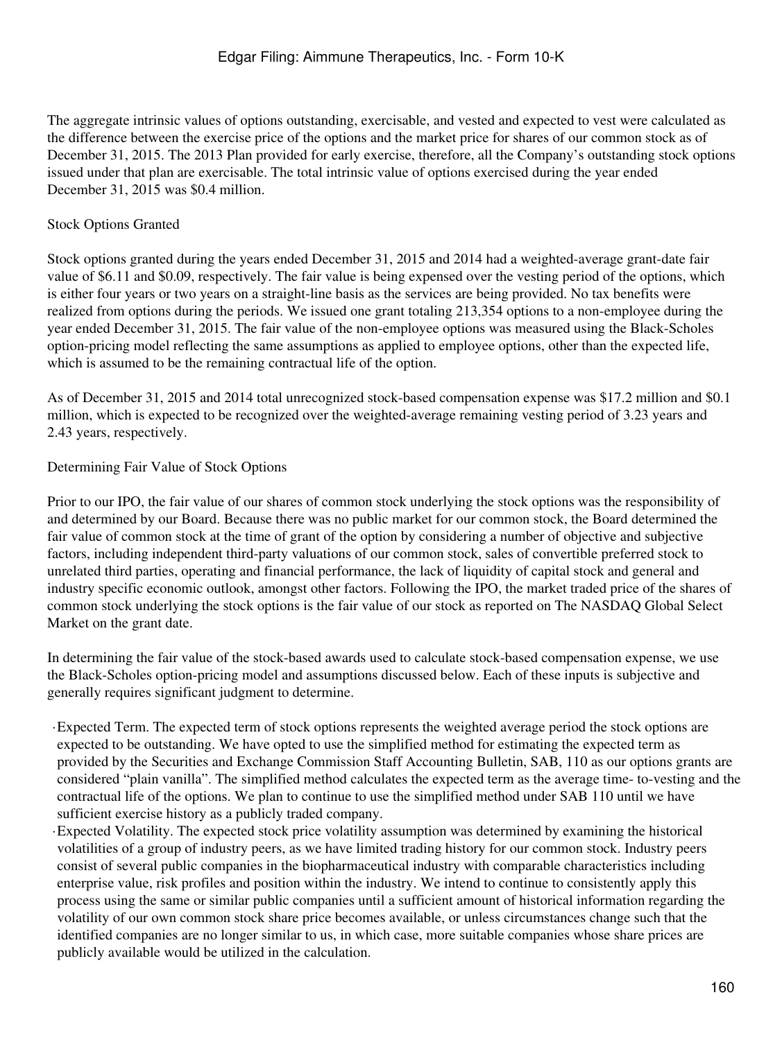The aggregate intrinsic values of options outstanding, exercisable, and vested and expected to vest were calculated as the difference between the exercise price of the options and the market price for shares of our common stock as of December 31, 2015. The 2013 Plan provided for early exercise, therefore, all the Company's outstanding stock options issued under that plan are exercisable. The total intrinsic value of options exercised during the year ended December 31, 2015 was $0.4 million.

Stock Options Granted

Stock options granted during the years ended December 31, 2015 and 2014 had a weighted-average grant-date fair value of $6.11 and $0.09, respectively. The fair value is being expensed over the vesting period of the options, which is either four years or two years on a straight-line basis as the services are being provided. No tax benefits were realized from options during the periods. We issued one grant totaling 213,354 options to a non-employee during the year ended December 31, 2015. The fair value of the non-employee options was measured using the Black-Scholes option-pricing model reflecting the same assumptions as applied to employee options, other than the expected life, which is assumed to be the remaining contractual life of the option.

As of December 31, 2015 and 2014 total unrecognized stock-based compensation expense was $17.2 million and $0.1 million, which is expected to be recognized over the weighted-average remaining vesting period of 3.23 years and 2.43 years, respectively.

Determining Fair Value of Stock Options

Prior to our IPO, the fair value of our shares of common stock underlying the stock options was the responsibility of and determined by our Board. Because there was no public market for our common stock, the Board determined the fair value of common stock at the time of grant of the option by considering a number of objective and subjective factors, including independent third-party valuations of our common stock, sales of convertible preferred stock to unrelated third parties, operating and financial performance, the lack of liquidity of capital stock and general and industry specific economic outlook, amongst other factors. Following the IPO, the market traded price of the shares of common stock underlying the stock options is the fair value of our stock as reported on The NASDAQ Global Select Market on the grant date.

In determining the fair value of the stock-based awards used to calculate stock-based compensation expense, we use the Black-Scholes option-pricing model and assumptions discussed below. Each of these inputs is subjective and generally requires significant judgment to determine.

- Expected Term. The expected term of stock options represents the weighted average period the stock options are expected to be outstanding. We have opted to use the simplified method for estimating the expected term as provided by the Securities and Exchange Commission Staff Accounting Bulletin, SAB, 110 as our options grants are considered "plain vanilla". The simplified method calculates the expected term as the average time- to-vesting and the contractual life of the options. We plan to continue to use the simplified method under SAB 110 until we have sufficient exercise history as a publicly traded company.
- Expected Volatility. The expected stock price volatility assumption was determined by examining the historical volatilities of a group of industry peers, as we have limited trading history for our common stock. Industry peers consist of several public companies in the biopharmaceutical industry with comparable characteristics including enterprise value, risk profiles and position within the industry. We intend to continue to consistently apply this process using the same or similar public companies until a sufficient amount of historical information regarding the volatility of our own common stock share price becomes available, or unless circumstances change such that the identified companies are no longer similar to us, in which case, more suitable companies whose share prices are publicly available would be utilized in the calculation.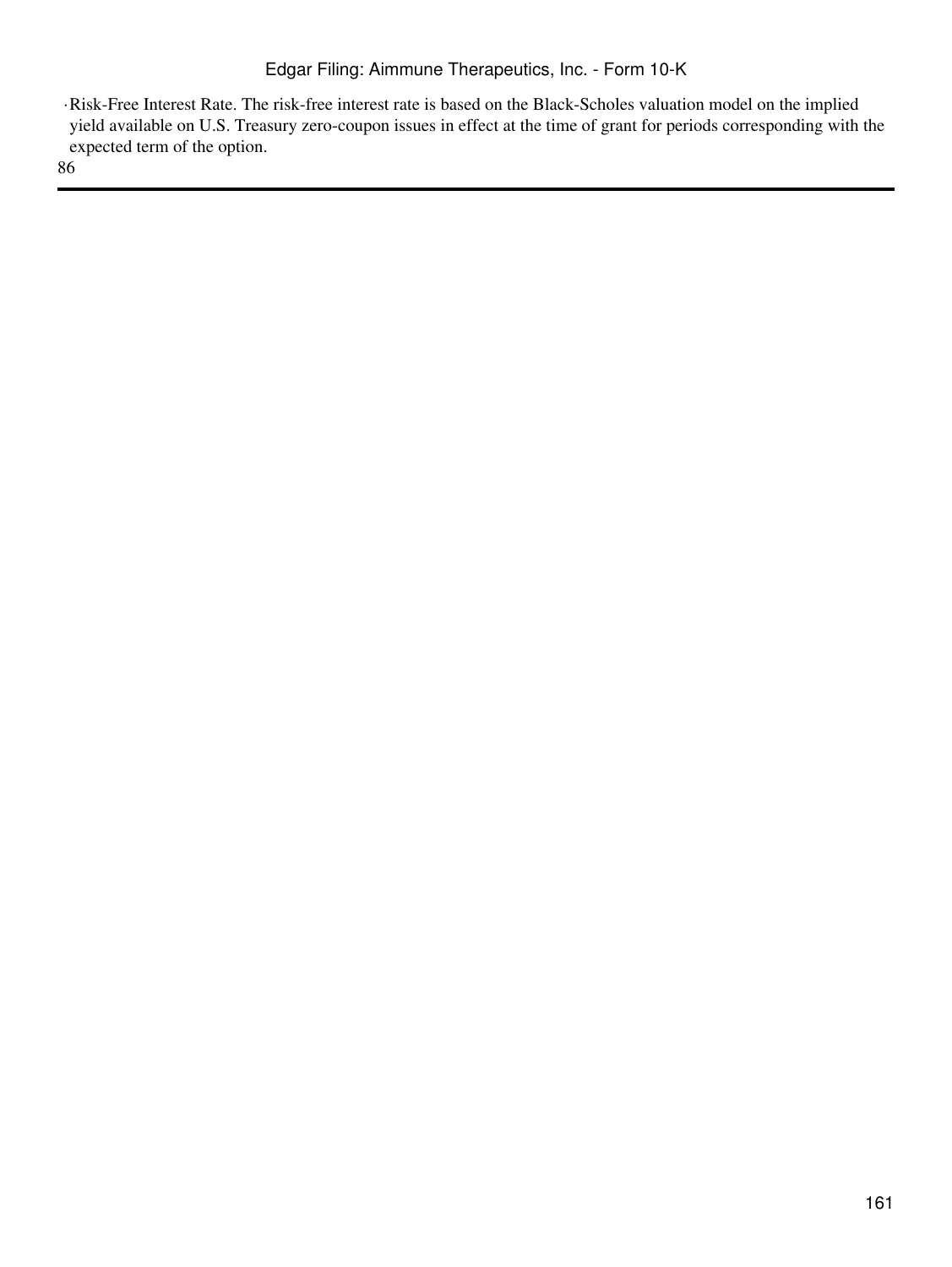- Risk-Free Interest Rate. The risk-free interest rate is based on the Black-Scholes valuation model on the implied yield available on U.S. Treasury zero-coupon issues in effect at the time of grant for periods corresponding with the expected term of the option.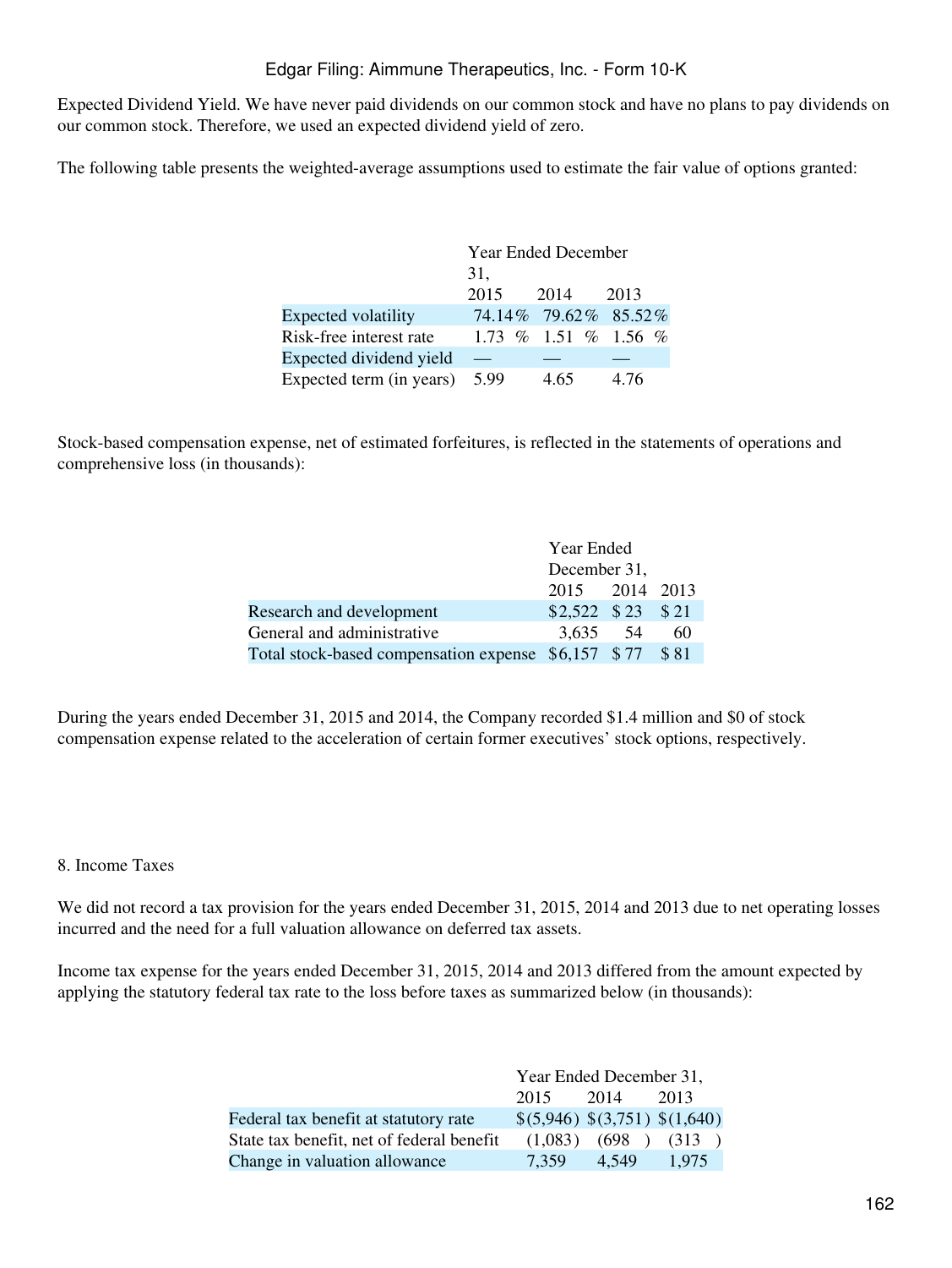Expected Dividend Yield. We have never paid dividends on our common stock and have no plans to pay dividends on our common stock. Therefore, we used an expected dividend yield of zero.

The following table presents the weighted-average assumptions used to estimate the fair value of options granted:

| | Year Ended December 31, | | |
|---|---|---|---|
| | 2015 | 2014 | 2013 |
| Expected volatility | 74.14% | 79.62% | 85.52% |
| Risk-free interest rate | 1.73 % | 1.51 % | 1.56 % |
| Expected dividend yield | — | — | — |
| Expected term (in years) | 5.99 | 4.65 | 4.76 |

Stock-based compensation expense, net of estimated forfeitures, is reflected in the statements of operations and comprehensive loss (in thousands):

| | Year Ended December 31, | | |
|---|---|---|---|
| | 2015 | 2014 | 2013 |
| Research and development | $2,522 | $ 23 | $ 21 |
| General and administrative | 3,635 | 54 | 60 |
| Total stock-based compensation expense | $6,157 | $ 77 | $ 81 |

During the years ended December 31, 2015 and 2014, the Company recorded $1.4 million and $0 of stock compensation expense related to the acceleration of certain former executives' stock options, respectively.

## 8. Income Taxes

We did not record a tax provision for the years ended December 31, 2015, 2014 and 2013 due to net operating losses incurred and the need for a full valuation allowance on deferred tax assets.

Income tax expense for the years ended December 31, 2015, 2014 and 2013 differed from the amount expected by applying the statutory federal tax rate to the loss before taxes as summarized below (in thousands):

| | Year Ended December 31, | | |
|---|---|---|---|
| | 2015 | 2014 | 2013 |
| Federal tax benefit at statutory rate | $(5,946) | $(3,751) | $(1,640) |
| State tax benefit, net of federal benefit | (1,083) | (698) | (313) |
| Change in valuation allowance | 7,359 | 4,549 | 1,975 |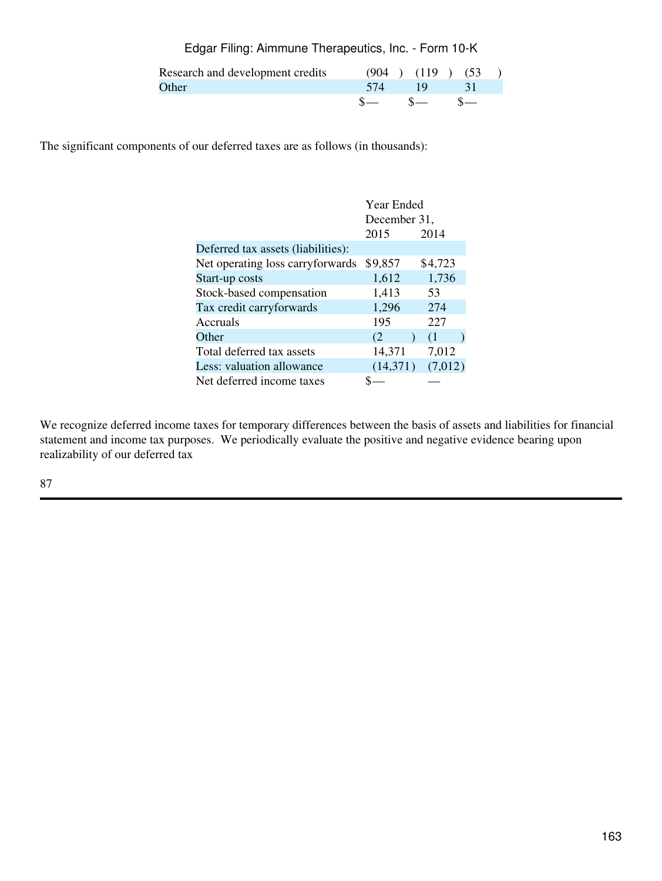| | | | |
|---|---|---|---|
| Research and development credits | (904) | (119) | (53) |
| Other | 574 | 19 | 31 |
| | $— | $— | $— |

The significant components of our deferred taxes are as follows (in thousands):

| | Year Ended December 31, | |
|---|---|---|
| | 2015 | 2014 |
| Deferred tax assets (liabilities): | | |
| Net operating loss carryforwards | $9,857 | $4,723 |
| Start-up costs | 1,612 | 1,736 |
| Stock-based compensation | 1,413 | 53 |
| Tax credit carryforwards | 1,296 | 274 |
| Accruals | 195 | 227 |
| Other | (2) | (1) |
| Total deferred tax assets | 14,371 | 7,012 |
| Less: valuation allowance | (14,371) | (7,012) |
| Net deferred income taxes | $— | — |

We recognize deferred income taxes for temporary differences between the basis of assets and liabilities for financial statement and income tax purposes. We periodically evaluate the positive and negative evidence bearing upon realizability of our deferred tax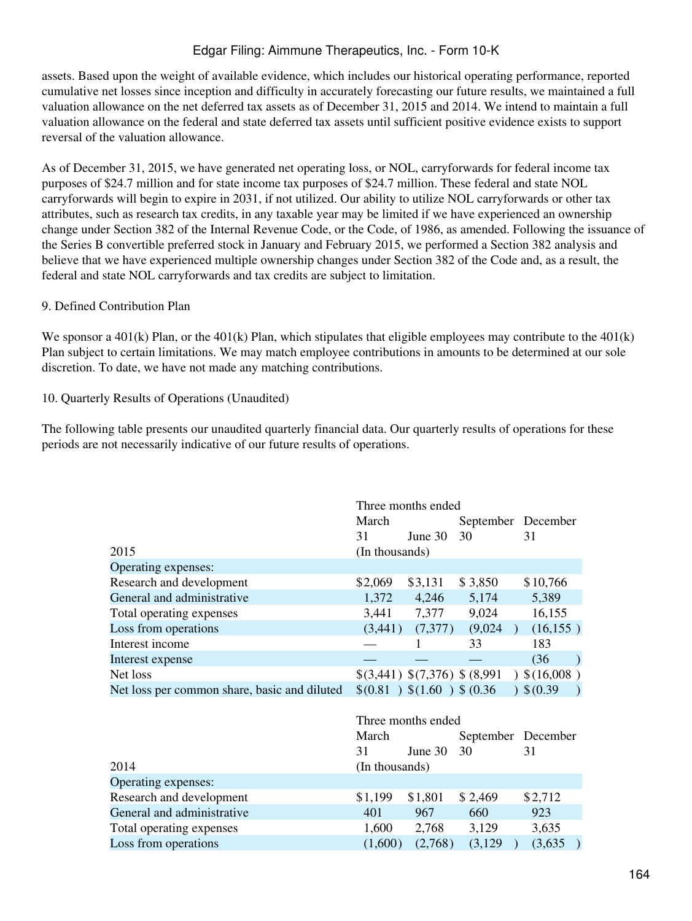assets. Based upon the weight of available evidence, which includes our historical operating performance, reported cumulative net losses since inception and difficulty in accurately forecasting our future results, we maintained a full valuation allowance on the net deferred tax assets as of December 31, 2015 and 2014. We intend to maintain a full valuation allowance on the federal and state deferred tax assets until sufficient positive evidence exists to support reversal of the valuation allowance.

As of December 31, 2015, we have generated net operating loss, or NOL, carryforwards for federal income tax purposes of $24.7 million and for state income tax purposes of $24.7 million. These federal and state NOL carryforwards will begin to expire in 2031, if not utilized. Our ability to utilize NOL carryforwards or other tax attributes, such as research tax credits, in any taxable year may be limited if we have experienced an ownership change under Section 382 of the Internal Revenue Code, or the Code, of 1986, as amended. Following the issuance of the Series B convertible preferred stock in January and February 2015, we performed a Section 382 analysis and believe that we have experienced multiple ownership changes under Section 382 of the Code and, as a result, the federal and state NOL carryforwards and tax credits are subject to limitation.

## 9. Defined Contribution Plan

We sponsor a 401(k) Plan, or the 401(k) Plan, which stipulates that eligible employees may contribute to the 401(k) Plan subject to certain limitations. We may match employee contributions in amounts to be determined at our sole discretion. To date, we have not made any matching contributions.

## 10. Quarterly Results of Operations (Unaudited)

The following table presents our unaudited quarterly financial data. Our quarterly results of operations for these periods are not necessarily indicative of our future results of operations.

| 2015 | Three months ended March 31 | June 30 | September 30 | December 31 |
|---|---|---|---|---|
| | (In thousands) | | | |
| Operating expenses: | | | | |
| Research and development | $2,069 | $3,131 | $ 3,850 | $ 10,766 |
| General and administrative | 1,372 | 4,246 | 5,174 | 5,389 |
| Total operating expenses | 3,441 | 7,377 | 9,024 | 16,155 |
| Loss from operations | (3,441) | (7,377) | (9,024 ) | (16,155 ) |
| Interest income | — | 1 | 33 | 183 |
| Interest expense | — | — | — | (36 ) |
| Net loss | $(3,441) | $(7,376) | $ (8,991 ) | $(16,008 ) |
| Net loss per common share, basic and diluted | $(0.81 ) | $(1.60 ) | $ (0.36 ) | $(0.39 ) |

| 2014 | Three months ended March 31 | June 30 | September 30 | December 31 |
|---|---|---|---|---|
| | (In thousands) | | | |
| Operating expenses: | | | | |
| Research and development | $1,199 | $1,801 | $ 2,469 | $ 2,712 |
| General and administrative | 401 | 967 | 660 | 923 |
| Total operating expenses | 1,600 | 2,768 | 3,129 | 3,635 |
| Loss from operations | (1,600) | (2,768) | (3,129 ) | (3,635 ) |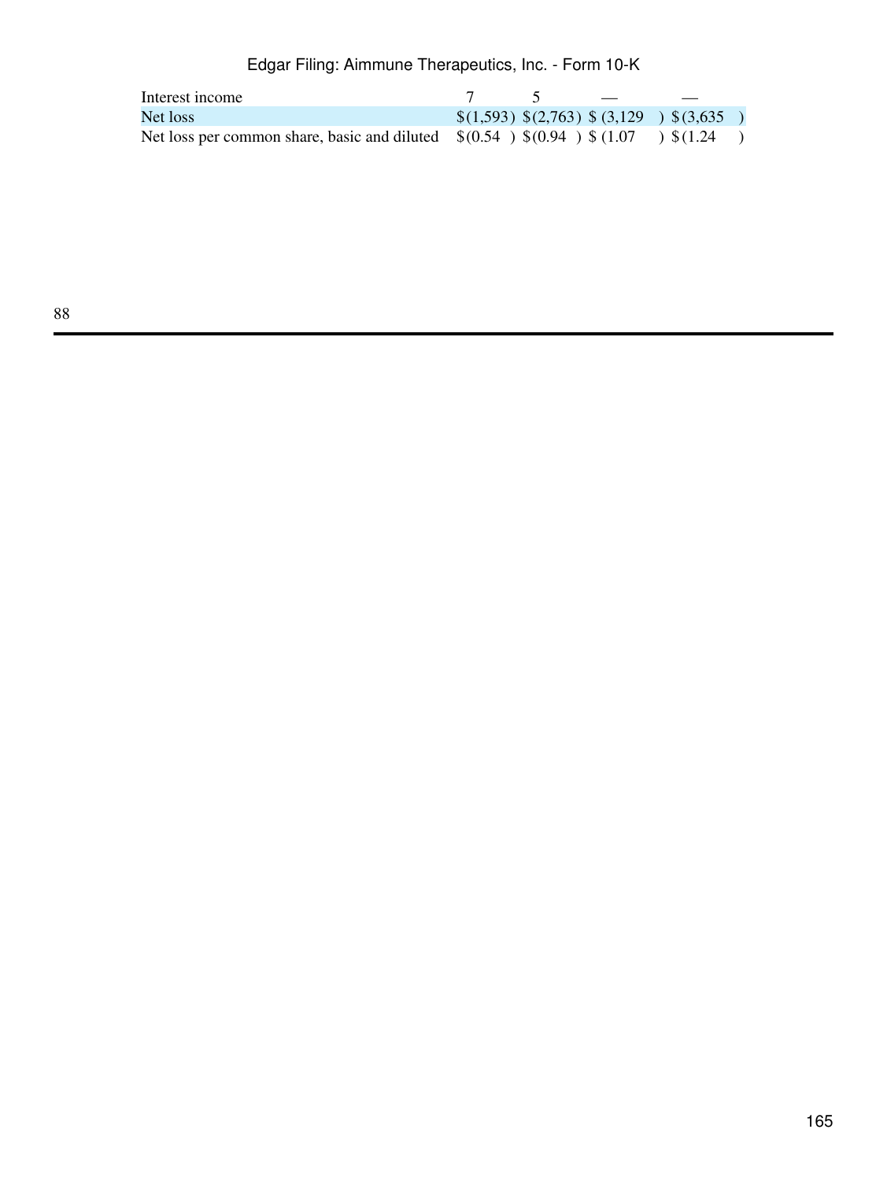| | | | | |
|---|---|---|---|---|
| Interest income | 7 | 5 | — | — |
| Net loss | $(1,593) | $(2,763) | $(3,129) | $(3,635) |
| Net loss per common share, basic and diluted | $(0.54) | $(0.94) | $(1.07) | $(1.24) |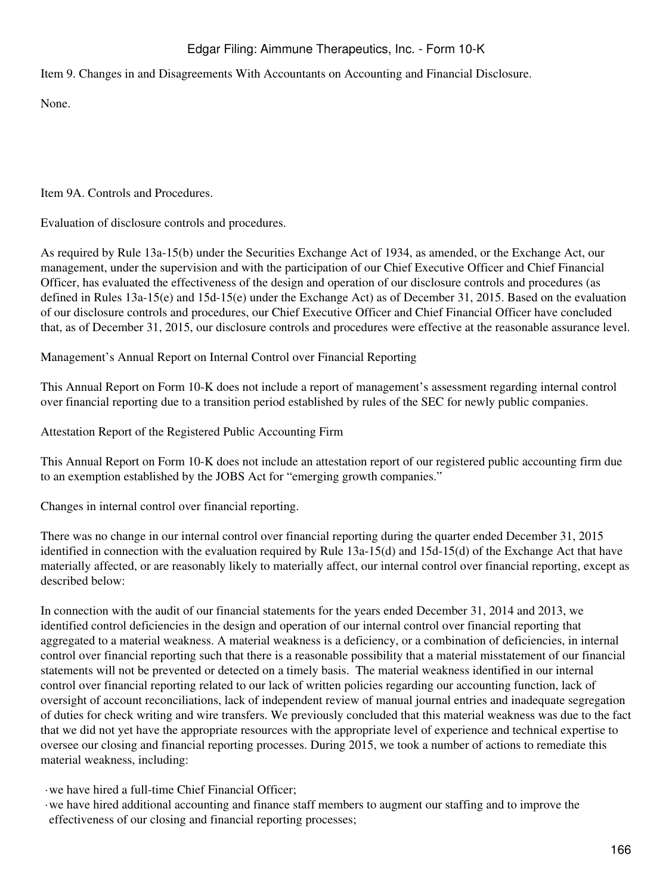## Item 9. Changes in and Disagreements With Accountants on Accounting and Financial Disclosure.

None.

## Item 9A. Controls and Procedures.

### Evaluation of disclosure controls and procedures.

As required by Rule 13a-15(b) under the Securities Exchange Act of 1934, as amended, or the Exchange Act, our management, under the supervision and with the participation of our Chief Executive Officer and Chief Financial Officer, has evaluated the effectiveness of the design and operation of our disclosure controls and procedures (as defined in Rules 13a-15(e) and 15d-15(e) under the Exchange Act) as of December 31, 2015. Based on the evaluation of our disclosure controls and procedures, our Chief Executive Officer and Chief Financial Officer have concluded that, as of December 31, 2015, our disclosure controls and procedures were effective at the reasonable assurance level.

### Management's Annual Report on Internal Control over Financial Reporting

This Annual Report on Form 10-K does not include a report of management's assessment regarding internal control over financial reporting due to a transition period established by rules of the SEC for newly public companies.

### Attestation Report of the Registered Public Accounting Firm

This Annual Report on Form 10-K does not include an attestation report of our registered public accounting firm due to an exemption established by the JOBS Act for "emerging growth companies."

### Changes in internal control over financial reporting.

There was no change in our internal control over financial reporting during the quarter ended December 31, 2015 identified in connection with the evaluation required by Rule 13a-15(d) and 15d-15(d) of the Exchange Act that have materially affected, or are reasonably likely to materially affect, our internal control over financial reporting, except as described below:

In connection with the audit of our financial statements for the years ended December 31, 2014 and 2013, we identified control deficiencies in the design and operation of our internal control over financial reporting that aggregated to a material weakness. A material weakness is a deficiency, or a combination of deficiencies, in internal control over financial reporting such that there is a reasonable possibility that a material misstatement of our financial statements will not be prevented or detected on a timely basis. The material weakness identified in our internal control over financial reporting related to our lack of written policies regarding our accounting function, lack of oversight of account reconciliations, lack of independent review of manual journal entries and inadequate segregation of duties for check writing and wire transfers. We previously concluded that this material weakness was due to the fact that we did not yet have the appropriate resources with the appropriate level of experience and technical expertise to oversee our closing and financial reporting processes. During 2015, we took a number of actions to remediate this material weakness, including:

- we have hired a full-time Chief Financial Officer;
- we have hired additional accounting and finance staff members to augment our staffing and to improve the effectiveness of our closing and financial reporting processes;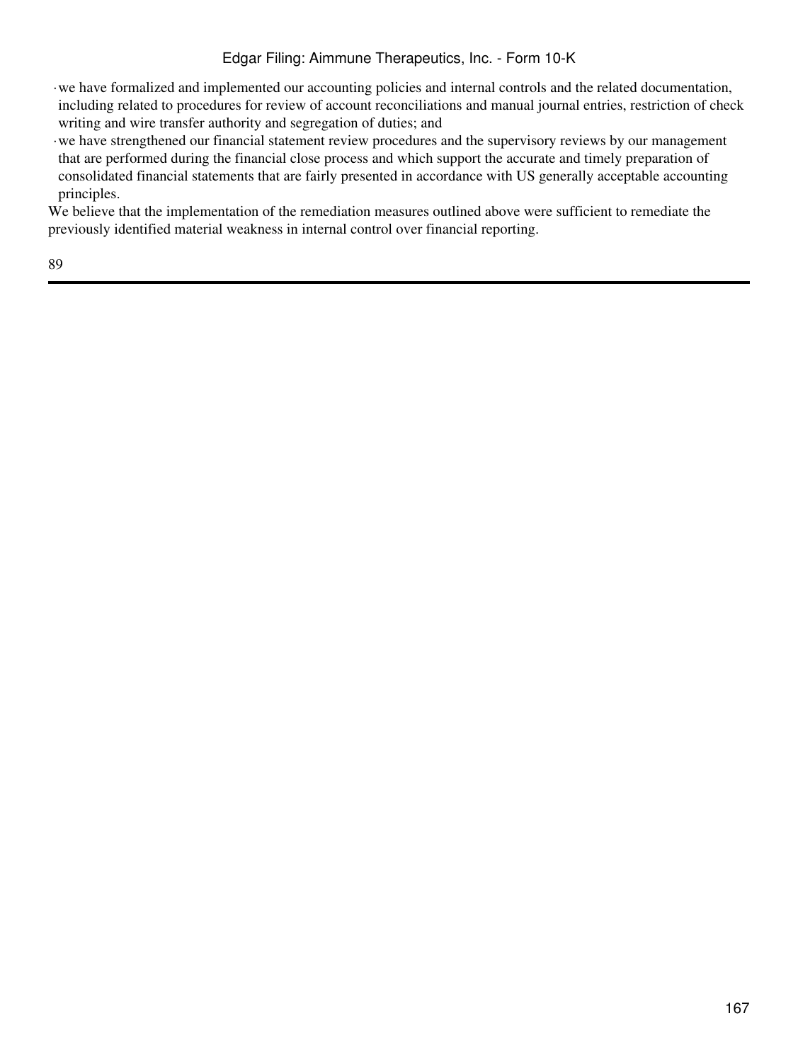- we have formalized and implemented our accounting policies and internal controls and the related documentation, including related to procedures for review of account reconciliations and manual journal entries, restriction of check writing and wire transfer authority and segregation of duties; and
- we have strengthened our financial statement review procedures and the supervisory reviews by our management that are performed during the financial close process and which support the accurate and timely preparation of consolidated financial statements that are fairly presented in accordance with US generally acceptable accounting principles.

We believe that the implementation of the remediation measures outlined above were sufficient to remediate the previously identified material weakness in internal control over financial reporting.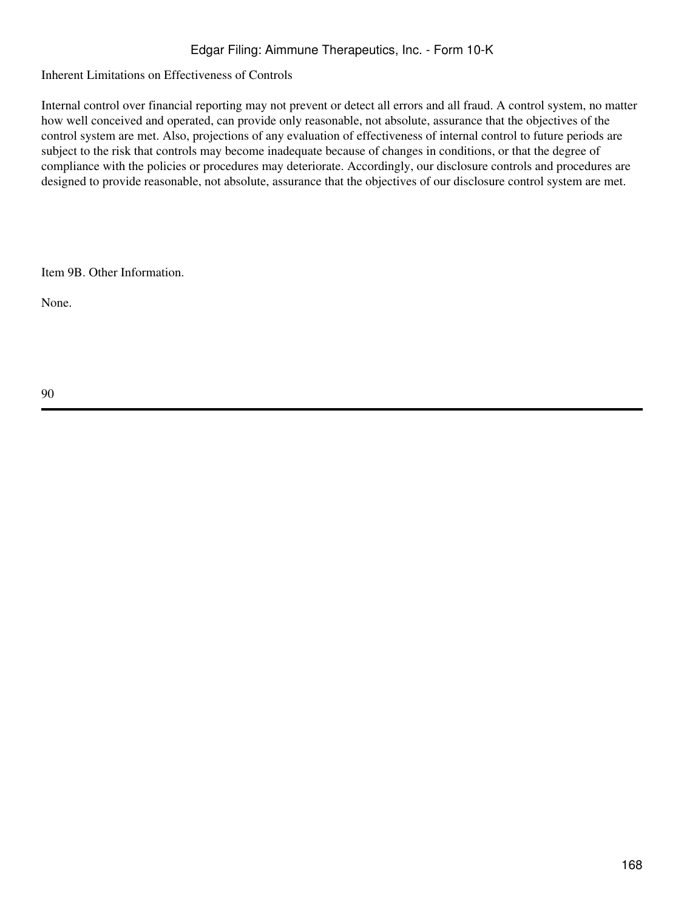### Inherent Limitations on Effectiveness of Controls

Internal control over financial reporting may not prevent or detect all errors and all fraud. A control system, no matter how well conceived and operated, can provide only reasonable, not absolute, assurance that the objectives of the control system are met. Also, projections of any evaluation of effectiveness of internal control to future periods are subject to the risk that controls may become inadequate because of changes in conditions, or that the degree of compliance with the policies or procedures may deteriorate. Accordingly, our disclosure controls and procedures are designed to provide reasonable, not absolute, assurance that the objectives of our disclosure control system are met.

## Item 9B. Other Information.

None.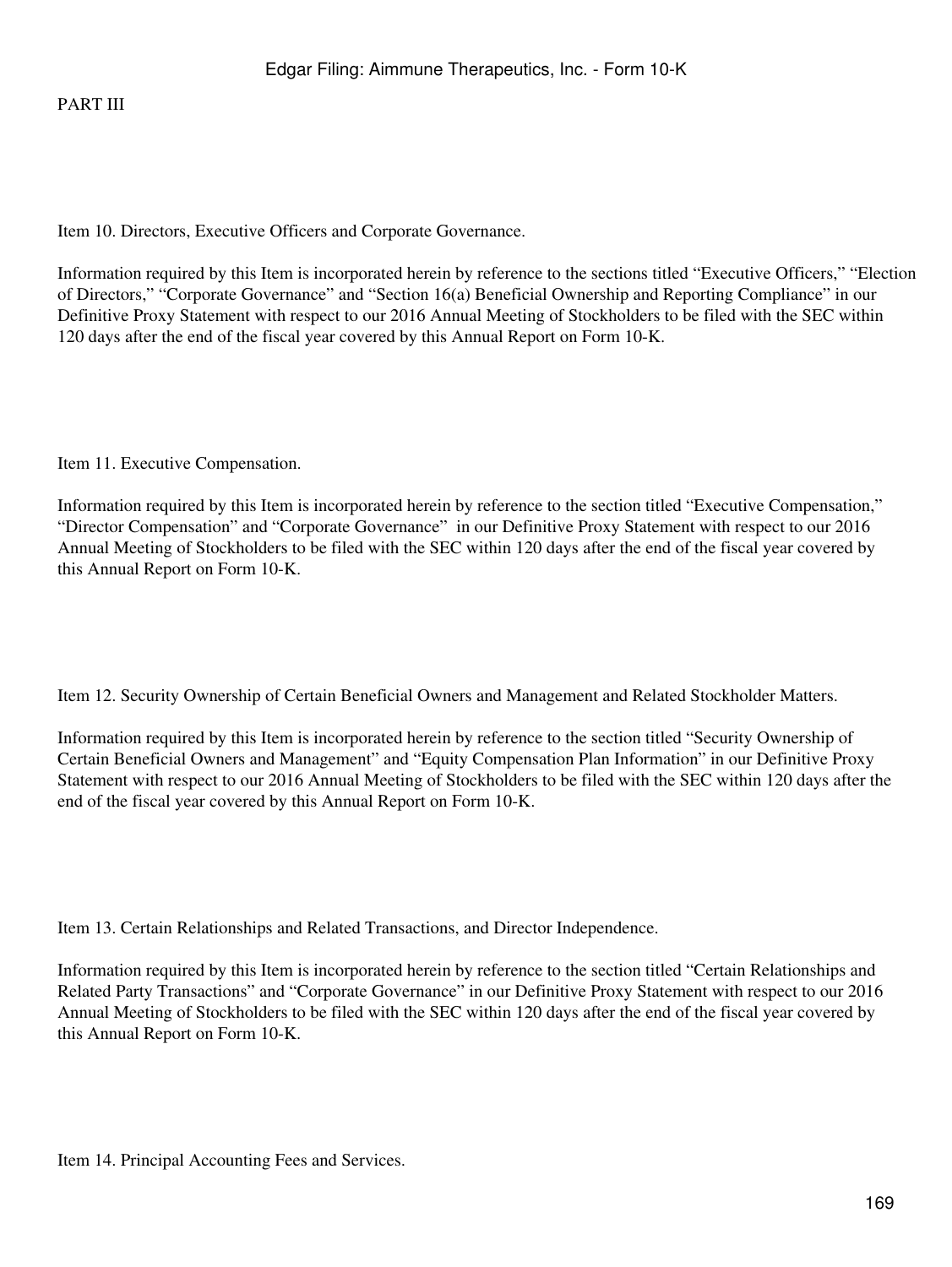# PART III

## Item 10. Directors, Executive Officers and Corporate Governance.

Information required by this Item is incorporated herein by reference to the sections titled “Executive Officers,” “Election of Directors,” “Corporate Governance” and “Section 16(a) Beneficial Ownership and Reporting Compliance” in our Definitive Proxy Statement with respect to our 2016 Annual Meeting of Stockholders to be filed with the SEC within 120 days after the end of the fiscal year covered by this Annual Report on Form 10-K.

## Item 11. Executive Compensation.

Information required by this Item is incorporated herein by reference to the section titled “Executive Compensation,” “Director Compensation” and “Corporate Governance” in our Definitive Proxy Statement with respect to our 2016 Annual Meeting of Stockholders to be filed with the SEC within 120 days after the end of the fiscal year covered by this Annual Report on Form 10-K.

## Item 12. Security Ownership of Certain Beneficial Owners and Management and Related Stockholder Matters.

Information required by this Item is incorporated herein by reference to the section titled “Security Ownership of Certain Beneficial Owners and Management” and “Equity Compensation Plan Information” in our Definitive Proxy Statement with respect to our 2016 Annual Meeting of Stockholders to be filed with the SEC within 120 days after the end of the fiscal year covered by this Annual Report on Form 10-K.

## Item 13. Certain Relationships and Related Transactions, and Director Independence.

Information required by this Item is incorporated herein by reference to the section titled “Certain Relationships and Related Party Transactions” and “Corporate Governance” in our Definitive Proxy Statement with respect to our 2016 Annual Meeting of Stockholders to be filed with the SEC within 120 days after the end of the fiscal year covered by this Annual Report on Form 10-K.

## Item 14. Principal Accounting Fees and Services.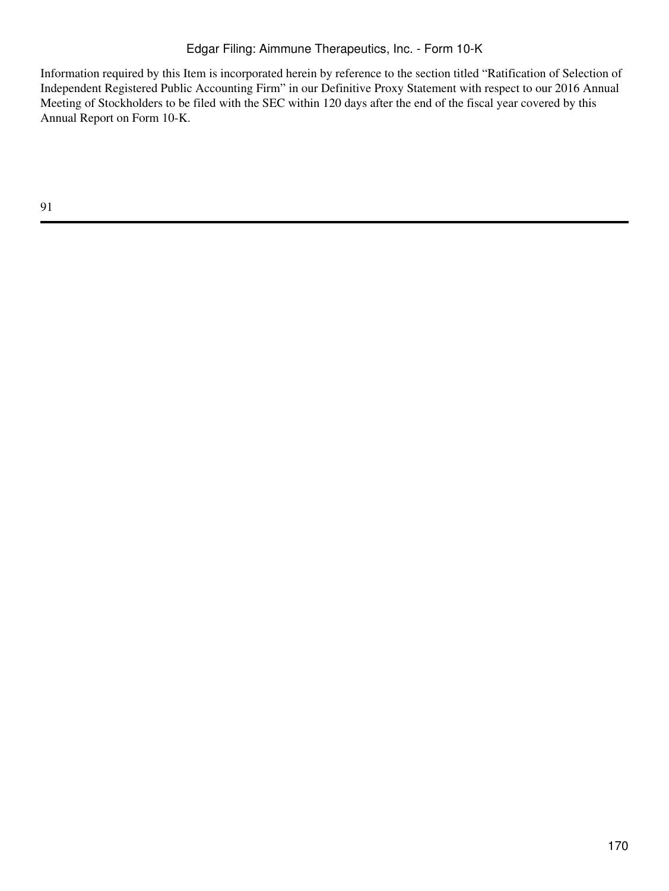Information required by this Item is incorporated herein by reference to the section titled "Ratification of Selection of Independent Registered Public Accounting Firm" in our Definitive Proxy Statement with respect to our 2016 Annual Meeting of Stockholders to be filed with the SEC within 120 days after the end of the fiscal year covered by this Annual Report on Form 10-K.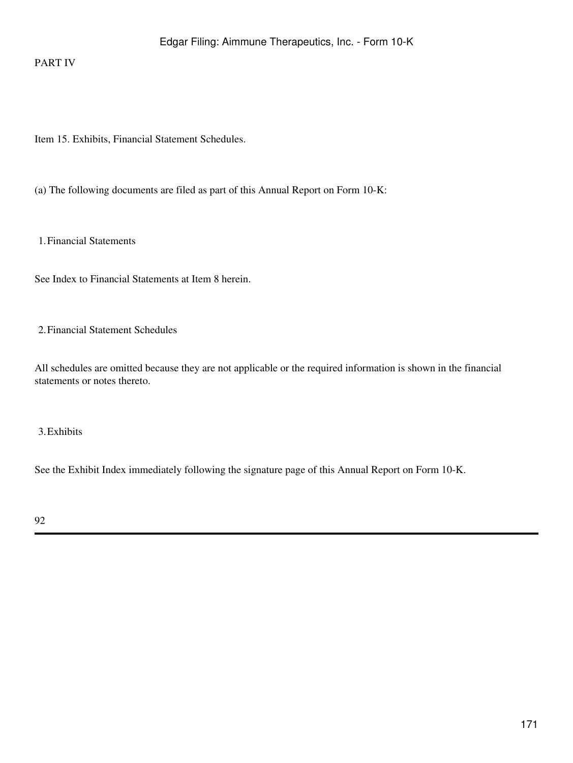# PART IV

## Item 15. Exhibits, Financial Statement Schedules.

(a) The following documents are filed as part of this Annual Report on Form 10-K:

1. Financial Statements

See Index to Financial Statements at Item 8 herein.

2. Financial Statement Schedules

All schedules are omitted because they are not applicable or the required information is shown in the financial statements or notes thereto.

3. Exhibits

See the Exhibit Index immediately following the signature page of this Annual Report on Form 10-K.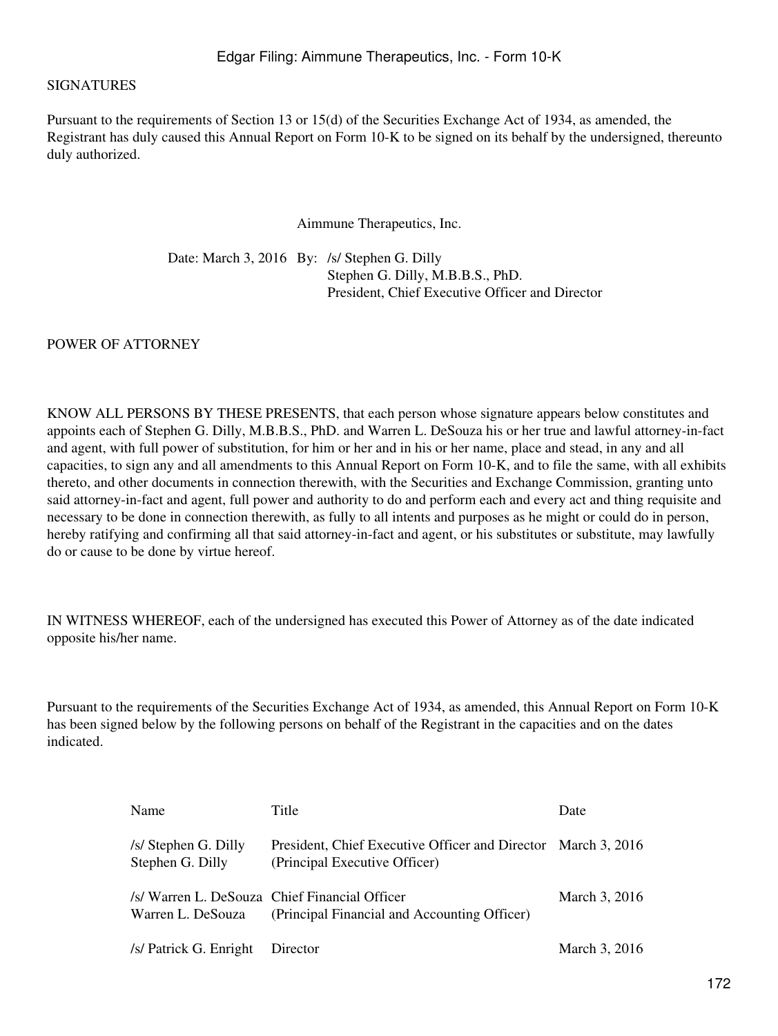SIGNATURES

Pursuant to the requirements of Section 13 or 15(d) of the Securities Exchange Act of 1934, as amended, the Registrant has duly caused this Annual Report on Form 10-K to be signed on its behalf by the undersigned, thereunto duly authorized.

Aimmune Therapeutics, Inc.

Date: March 3, 2016 By: /s/ Stephen G. Dilly
Stephen G. Dilly, M.B.B.S., PhD.
President, Chief Executive Officer and Director

POWER OF ATTORNEY

KNOW ALL PERSONS BY THESE PRESENTS, that each person whose signature appears below constitutes and appoints each of Stephen G. Dilly, M.B.B.S., PhD. and Warren L. DeSouza his or her true and lawful attorney-in-fact and agent, with full power of substitution, for him or her and in his or her name, place and stead, in any and all capacities, to sign any and all amendments to this Annual Report on Form 10-K, and to file the same, with all exhibits thereto, and other documents in connection therewith, with the Securities and Exchange Commission, granting unto said attorney-in-fact and agent, full power and authority to do and perform each and every act and thing requisite and necessary to be done in connection therewith, as fully to all intents and purposes as he might or could do in person, hereby ratifying and confirming all that said attorney-in-fact and agent, or his substitutes or substitute, may lawfully do or cause to be done by virtue hereof.

IN WITNESS WHEREOF, each of the undersigned has executed this Power of Attorney as of the date indicated opposite his/her name.

Pursuant to the requirements of the Securities Exchange Act of 1934, as amended, this Annual Report on Form 10-K has been signed below by the following persons on behalf of the Registrant in the capacities and on the dates indicated.

| Name | Title | Date |
|---|---|---|
| /s/ Stephen G. Dilly<br>Stephen G. Dilly | President, Chief Executive Officer and Director<br>(Principal Executive Officer) | March 3, 2016 |
| /s/ Warren L. DeSouza<br>Warren L. DeSouza | Chief Financial Officer<br>(Principal Financial and Accounting Officer) | March 3, 2016 |
| /s/ Patrick G. Enright | Director | March 3, 2016 |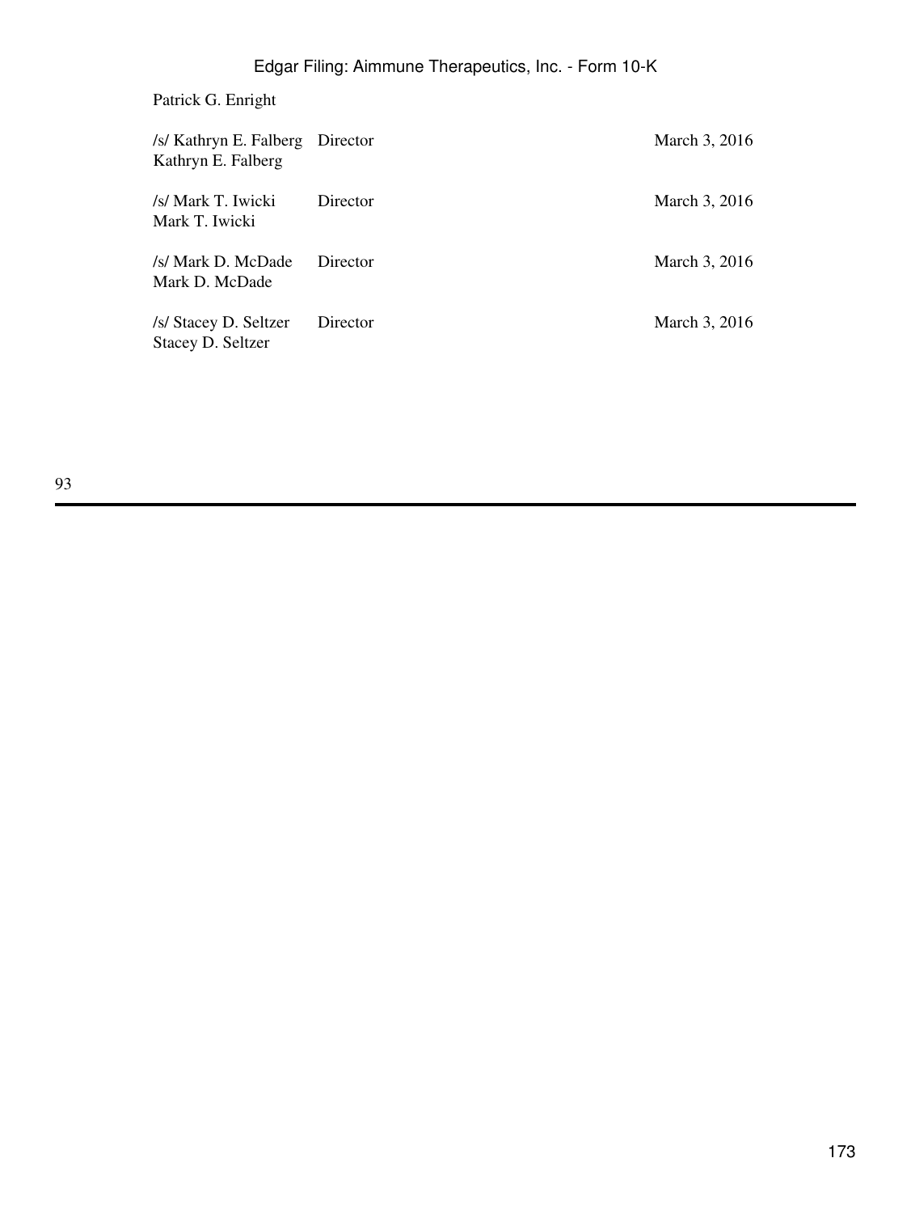Patrick G. Enright

| | | |
|---|---|---|
| /s/ Kathryn E. Falberg<br>Kathryn E. Falberg | Director | March 3, 2016 |
| /s/ Mark T. Iwicki<br>Mark T. Iwicki | Director | March 3, 2016 |
| /s/ Mark D. McDade<br>Mark D. McDade | Director | March 3, 2016 |
| /s/ Stacey D. Seltzer<br>Stacey D. Seltzer | Director | March 3, 2016 |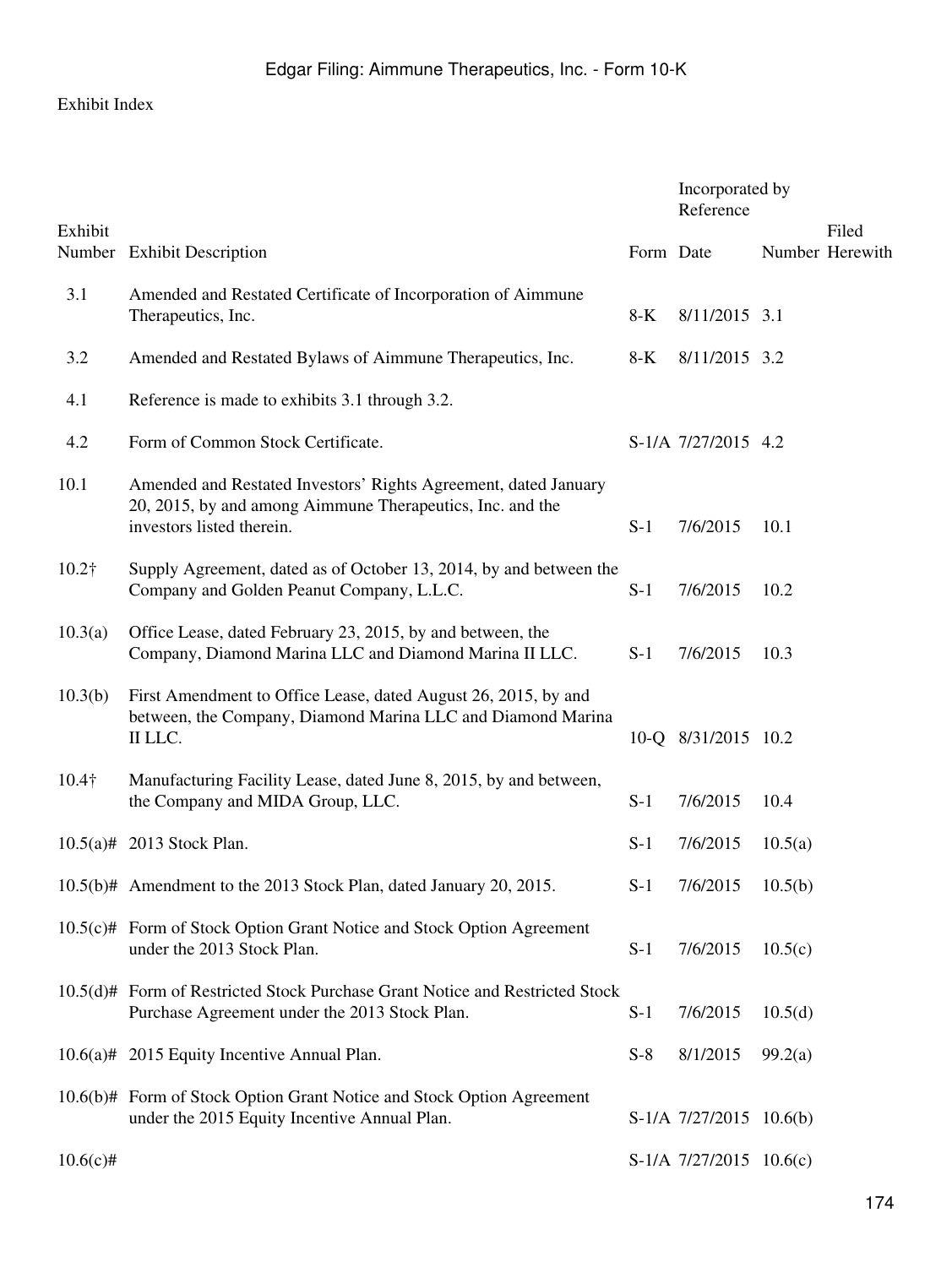Exhibit Index

| Exhibit Number | Exhibit Description | Incorporated by Reference Form | Date | Number | Filed Herewith |
|---|---|---|---|---|---|
| 3.1 | Amended and Restated Certificate of Incorporation of Aimmune Therapeutics, Inc. | 8-K | 8/11/2015 | 3.1 | |
| 3.2 | Amended and Restated Bylaws of Aimmune Therapeutics, Inc. | 8-K | 8/11/2015 | 3.2 | |
| 4.1 | Reference is made to exhibits 3.1 through 3.2. | | | | |
| 4.2 | Form of Common Stock Certificate. | S-1/A | 7/27/2015 | 4.2 | |
| 10.1 | Amended and Restated Investors' Rights Agreement, dated January 20, 2015, by and among Aimmune Therapeutics, Inc. and the investors listed therein. | S-1 | 7/6/2015 | 10.1 | |
| 10.2† | Supply Agreement, dated as of October 13, 2014, by and between the Company and Golden Peanut Company, L.L.C. | S-1 | 7/6/2015 | 10.2 | |
| 10.3(a) | Office Lease, dated February 23, 2015, by and between, the Company, Diamond Marina LLC and Diamond Marina II LLC. | S-1 | 7/6/2015 | 10.3 | |
| 10.3(b) | First Amendment to Office Lease, dated August 26, 2015, by and between, the Company, Diamond Marina LLC and Diamond Marina II LLC. | 10-Q | 8/31/2015 | 10.2 | |
| 10.4† | Manufacturing Facility Lease, dated June 8, 2015, by and between, the Company and MIDA Group, LLC. | S-1 | 7/6/2015 | 10.4 | |
| 10.5(a)# | 2013 Stock Plan. | S-1 | 7/6/2015 | 10.5(a) | |
| 10.5(b)# | Amendment to the 2013 Stock Plan, dated January 20, 2015. | S-1 | 7/6/2015 | 10.5(b) | |
| 10.5(c)# | Form of Stock Option Grant Notice and Stock Option Agreement under the 2013 Stock Plan. | S-1 | 7/6/2015 | 10.5(c) | |
| 10.5(d)# | Form of Restricted Stock Purchase Grant Notice and Restricted Stock Purchase Agreement under the 2013 Stock Plan. | S-1 | 7/6/2015 | 10.5(d) | |
| 10.6(a)# | 2015 Equity Incentive Annual Plan. | S-8 | 8/1/2015 | 99.2(a) | |
| 10.6(b)# | Form of Stock Option Grant Notice and Stock Option Agreement under the 2015 Equity Incentive Annual Plan. | S-1/A | 7/27/2015 | 10.6(b) | |
| 10.6(c)# | | S-1/A | 7/27/2015 | 10.6(c) | |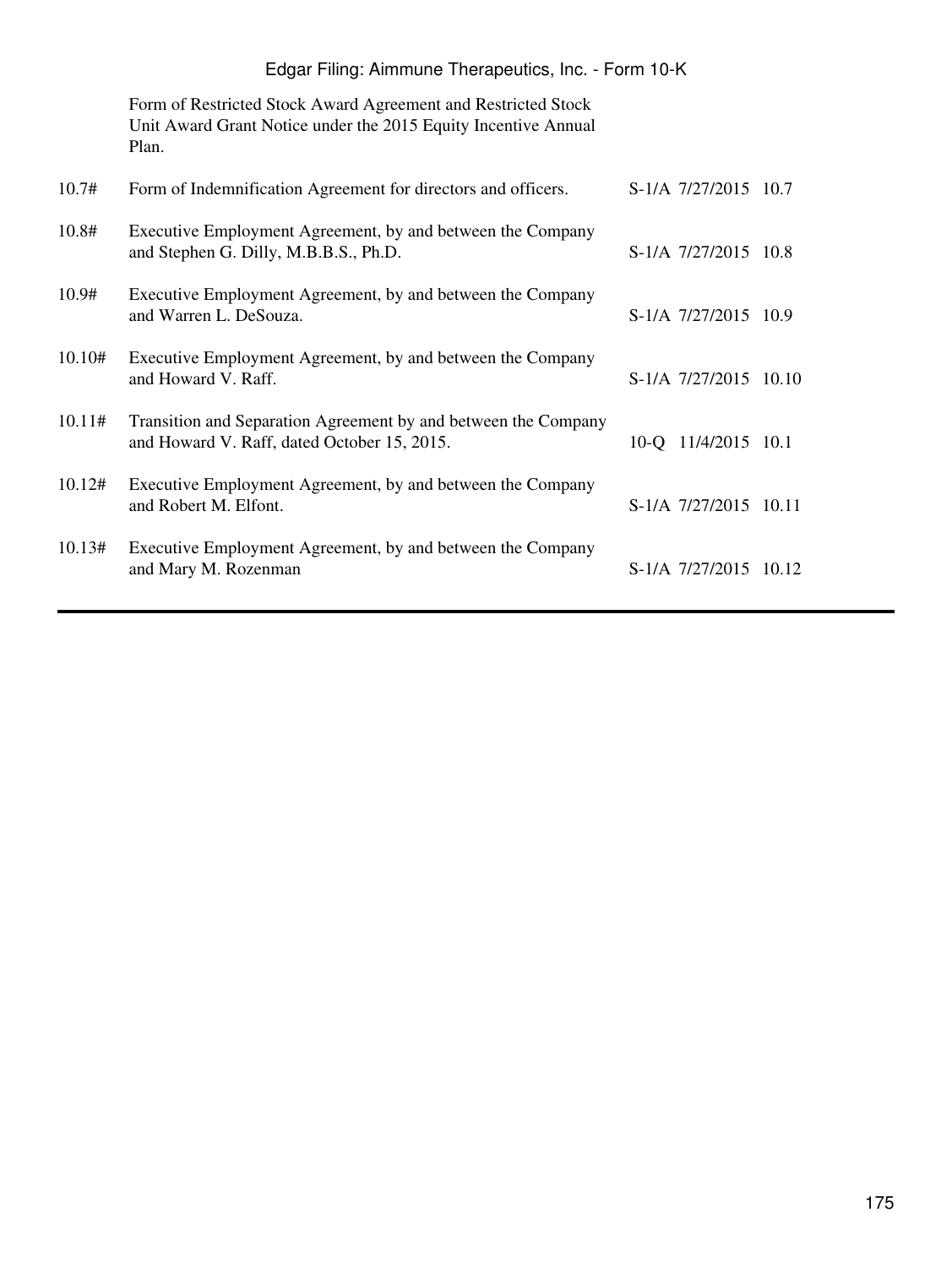| | | | | |
|---|---|---|---|---|
| | Form of Restricted Stock Award Agreement and Restricted Stock Unit Award Grant Notice under the 2015 Equity Incentive Annual Plan. | | | |
| 10.7# | Form of Indemnification Agreement for directors and officers. | S-1/A | 7/27/2015 | 10.7 |
| 10.8# | Executive Employment Agreement, by and between the Company and Stephen G. Dilly, M.B.B.S., Ph.D. | S-1/A | 7/27/2015 | 10.8 |
| 10.9# | Executive Employment Agreement, by and between the Company and Warren L. DeSouza. | S-1/A | 7/27/2015 | 10.9 |
| 10.10# | Executive Employment Agreement, by and between the Company and Howard V. Raff. | S-1/A | 7/27/2015 | 10.10 |
| 10.11# | Transition and Separation Agreement by and between the Company and Howard V. Raff, dated October 15, 2015. | 10-Q | 11/4/2015 | 10.1 |
| 10.12# | Executive Employment Agreement, by and between the Company and Robert M. Elfont. | S-1/A | 7/27/2015 | 10.11 |
| 10.13# | Executive Employment Agreement, by and between the Company and Mary M. Rozenman | S-1/A | 7/27/2015 | 10.12 |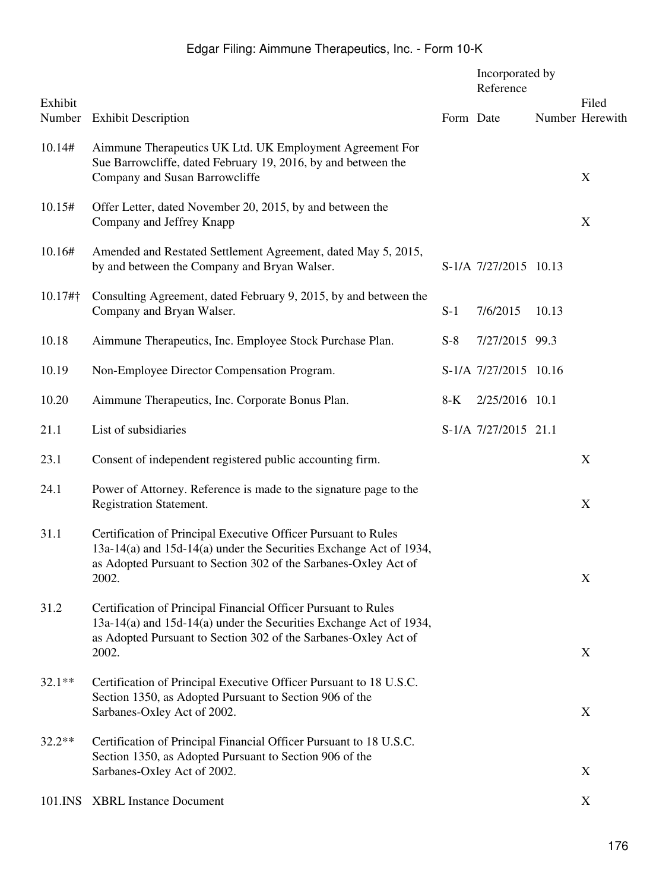| Exhibit Number | Exhibit Description | Incorporated by Reference | | | Filed Herewith |
|---|---|---|---|---|---|
| | | Form | Date | Number | |
| 10.14# | Aimmune Therapeutics UK Ltd. UK Employment Agreement For Sue Barrowcliffe, dated February 19, 2016, by and between the Company and Susan Barrowcliffe | | | | X |
| 10.15# | Offer Letter, dated November 20, 2015, by and between the Company and Jeffrey Knapp | | | | X |
| 10.16# | Amended and Restated Settlement Agreement, dated May 5, 2015, by and between the Company and Bryan Walser. | S-1/A | 7/27/2015 | 10.13 | |
| 10.17#† | Consulting Agreement, dated February 9, 2015, by and between the Company and Bryan Walser. | S-1 | 7/6/2015 | 10.13 | |
| 10.18 | Aimmune Therapeutics, Inc. Employee Stock Purchase Plan. | S-8 | 7/27/2015 | 99.3 | |
| 10.19 | Non-Employee Director Compensation Program. | S-1/A | 7/27/2015 | 10.16 | |
| 10.20 | Aimmune Therapeutics, Inc. Corporate Bonus Plan. | 8-K | 2/25/2016 | 10.1 | |
| 21.1 | List of subsidiaries | S-1/A | 7/27/2015 | 21.1 | |
| 23.1 | Consent of independent registered public accounting firm. | | | | X |
| 24.1 | Power of Attorney. Reference is made to the signature page to the Registration Statement. | | | | X |
| 31.1 | Certification of Principal Executive Officer Pursuant to Rules 13a-14(a) and 15d-14(a) under the Securities Exchange Act of 1934, as Adopted Pursuant to Section 302 of the Sarbanes-Oxley Act of 2002. | | | | X |
| 31.2 | Certification of Principal Financial Officer Pursuant to Rules 13a-14(a) and 15d-14(a) under the Securities Exchange Act of 1934, as Adopted Pursuant to Section 302 of the Sarbanes-Oxley Act of 2002. | | | | X |
| 32.1** | Certification of Principal Executive Officer Pursuant to 18 U.S.C. Section 1350, as Adopted Pursuant to Section 906 of the Sarbanes-Oxley Act of 2002. | | | | X |
| 32.2** | Certification of Principal Financial Officer Pursuant to 18 U.S.C. Section 1350, as Adopted Pursuant to Section 906 of the Sarbanes-Oxley Act of 2002. | | | | X |
| 101.INS | XBRL Instance Document | | | | X |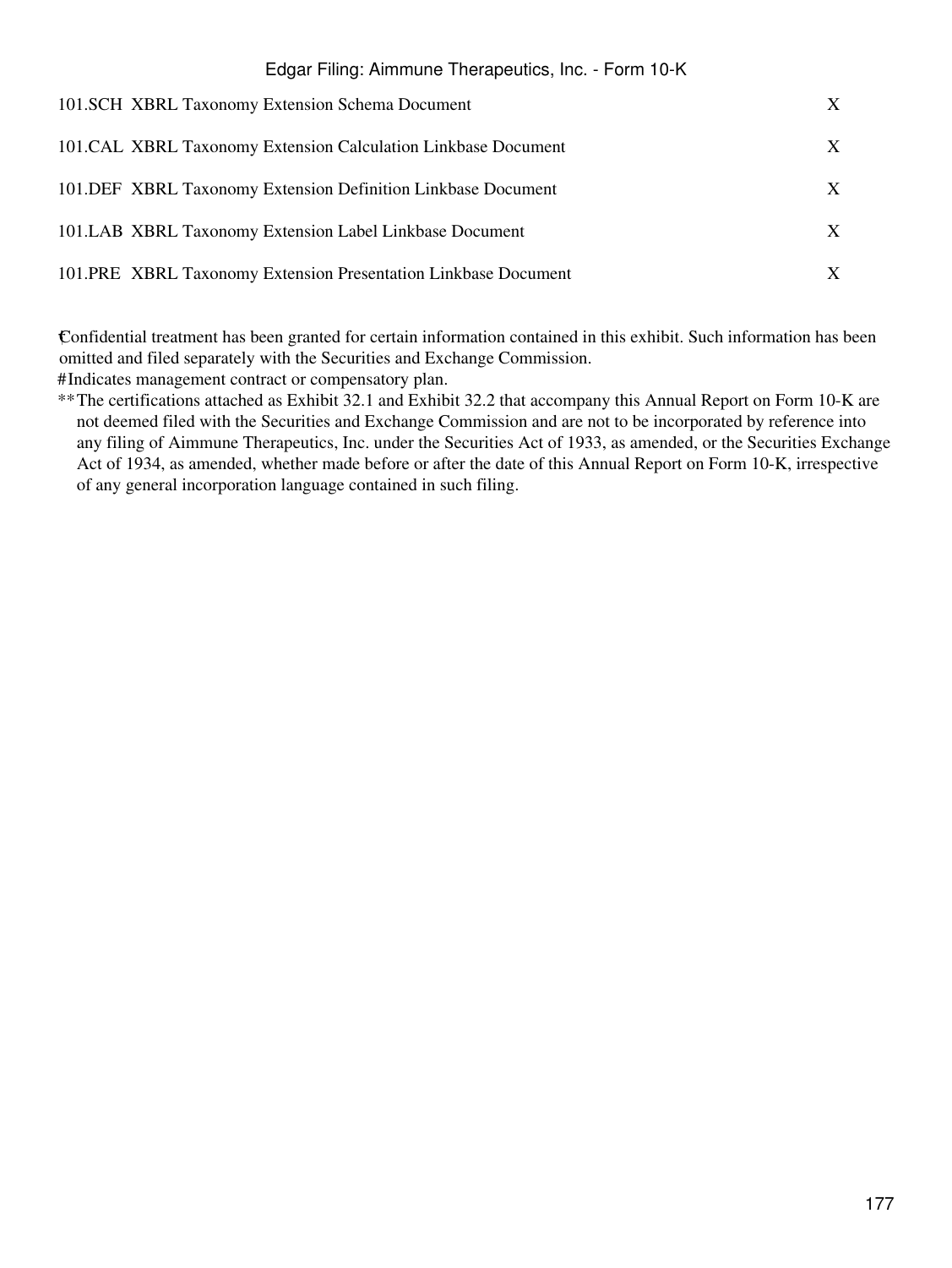| | | |
|---|---|---|
| 101.SCH | XBRL Taxonomy Extension Schema Document | X |
| 101.CAL | XBRL Taxonomy Extension Calculation Linkbase Document | X |
| 101.DEF | XBRL Taxonomy Extension Definition Linkbase Document | X |
| 101.LAB | XBRL Taxonomy Extension Label Linkbase Document | X |
| 101.PRE | XBRL Taxonomy Extension Presentation Linkbase Document | X |

€ Confidential treatment has been granted for certain information contained in this exhibit. Such information has been omitted and filed separately with the Securities and Exchange Commission.

# Indicates management contract or compensatory plan.

** The certifications attached as Exhibit 32.1 and Exhibit 32.2 that accompany this Annual Report on Form 10-K are not deemed filed with the Securities and Exchange Commission and are not to be incorporated by reference into any filing of Aimmune Therapeutics, Inc. under the Securities Act of 1933, as amended, or the Securities Exchange Act of 1934, as amended, whether made before or after the date of this Annual Report on Form 10-K, irrespective of any general incorporation language contained in such filing.